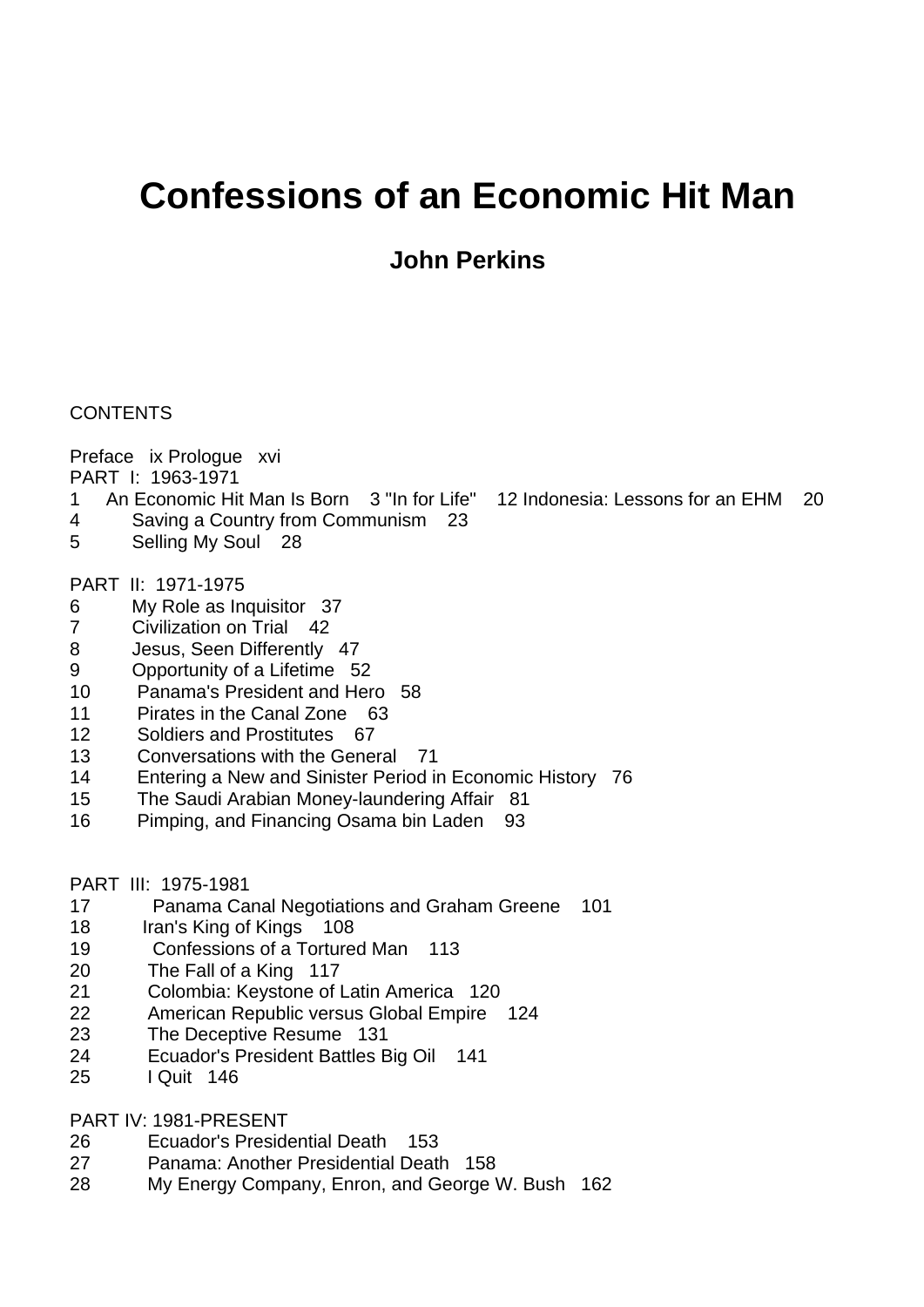# Confessions of an Economic Hit Man

## John Perkins

CONTENTS

Preface ix Prologue xvi

PART I: 1963-1971

1 An Economic Hit Man Is Born 3 "In for Life" 12 Indonesia: Lessons for an EHM 20
4 Saving a Country from Communism 23
5 Selling My Soul 28

PART II: 1971-1975

6 My Role as Inquisitor 37
7 Civilization on Trial 42
8 Jesus, Seen Differently 47
9 Opportunity of a Lifetime 52
10 Panama's President and Hero 58
11 Pirates in the Canal Zone 63
12 Soldiers and Prostitutes 67
13 Conversations with the General 71
14 Entering a New and Sinister Period in Economic History 76
15 The Saudi Arabian Money-laundering Affair 81
16 Pimping, and Financing Osama bin Laden 93

PART III: 1975-1981

17 Panama Canal Negotiations and Graham Greene 101
18 Iran's King of Kings 108
19 Confessions of a Tortured Man 113
20 The Fall of a King 117
21 Colombia: Keystone of Latin America 120
22 American Republic versus Global Empire 124
23 The Deceptive Resume 131
24 Ecuador's President Battles Big Oil 141
25 I Quit 146

PART IV: 1981-PRESENT

26 Ecuador's Presidential Death 153
27 Panama: Another Presidential Death 158
28 My Energy Company, Enron, and George W. Bush 162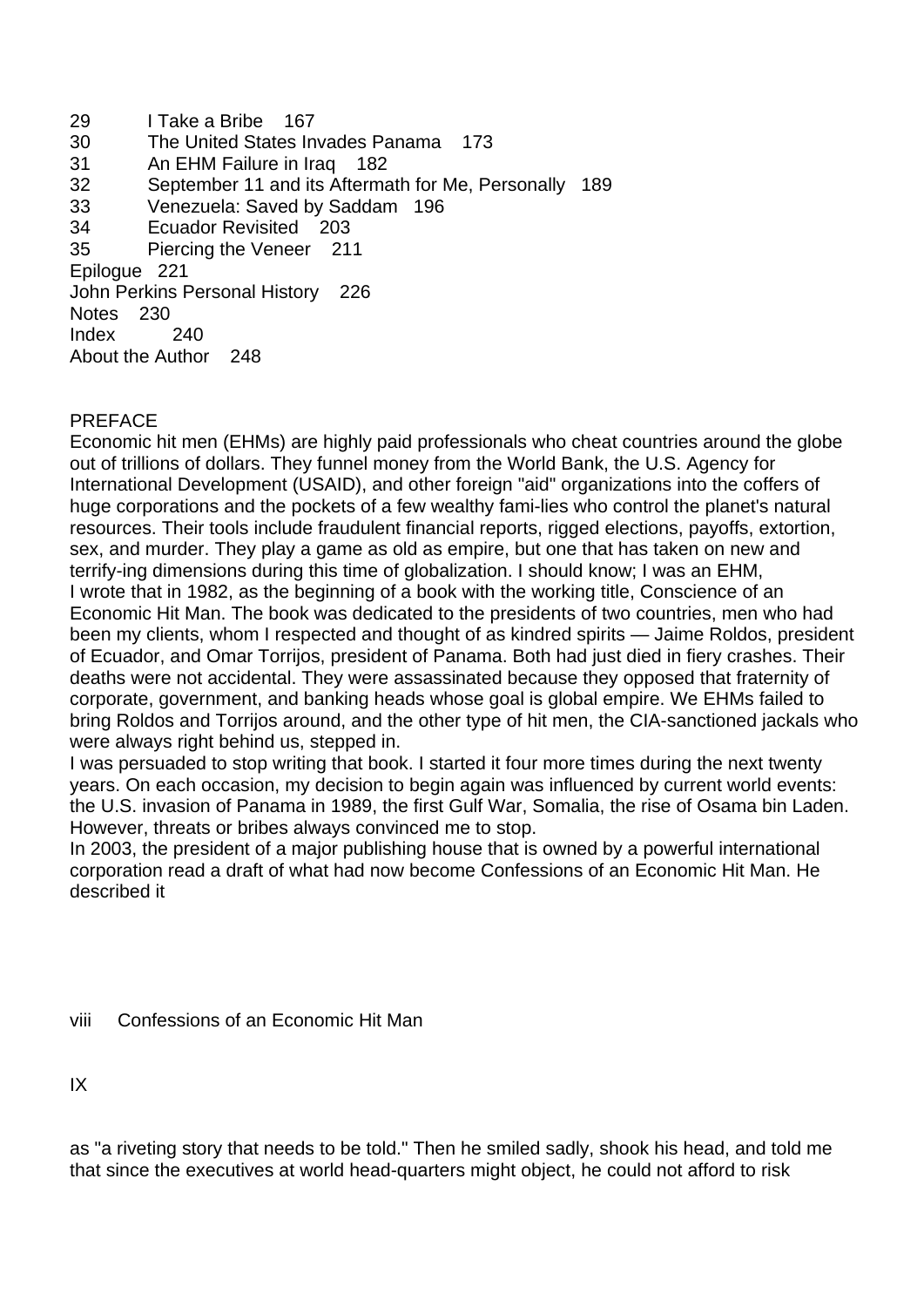29 I Take a Bribe 167
30 The United States Invades Panama 173
31 An EHM Failure in Iraq 182
32 September 11 and its Aftermath for Me, Personally 189
33 Venezuela: Saved by Saddam 196
34 Ecuador Revisited 203
35 Piercing the Veneer 211
Epilogue 221
John Perkins Personal History 226
Notes 230
Index 240
About the Author 248

## PREFACE

Economic hit men (EHMs) are highly paid professionals who cheat countries around the globe out of trillions of dollars. They funnel money from the World Bank, the U.S. Agency for International Development (USAID), and other foreign "aid" organizations into the coffers of huge corporations and the pockets of a few wealthy fami-lies who control the planet's natural resources. Their tools include fraudulent financial reports, rigged elections, payoffs, extortion, sex, and murder. They play a game as old as empire, but one that has taken on new and terrify-ing dimensions during this time of globalization. I should know; I was an EHM,

I wrote that in 1982, as the beginning of a book with the working title, Conscience of an Economic Hit Man. The book was dedicated to the presidents of two countries, men who had been my clients, whom I respected and thought of as kindred spirits — Jaime Roldos, president of Ecuador, and Omar Torrijos, president of Panama. Both had just died in fiery crashes. Their deaths were not accidental. They were assassinated because they opposed that fraternity of corporate, government, and banking heads whose goal is global empire. We EHMs failed to bring Roldos and Torrijos around, and the other type of hit men, the CIA-sanctioned jackals who were always right behind us, stepped in.

I was persuaded to stop writing that book. I started it four more times during the next twenty years. On each occasion, my decision to begin again was influenced by current world events: the U.S. invasion of Panama in 1989, the first Gulf War, Somalia, the rise of Osama bin Laden. However, threats or bribes always convinced me to stop.

In 2003, the president of a major publishing house that is owned by a powerful international corporation read a draft of what had now become Confessions of an Economic Hit Man. He described it as "a riveting story that needs to be told." Then he smiled sadly, shook his head, and told me that since the executives at world head-quarters might object, he could not afford to risk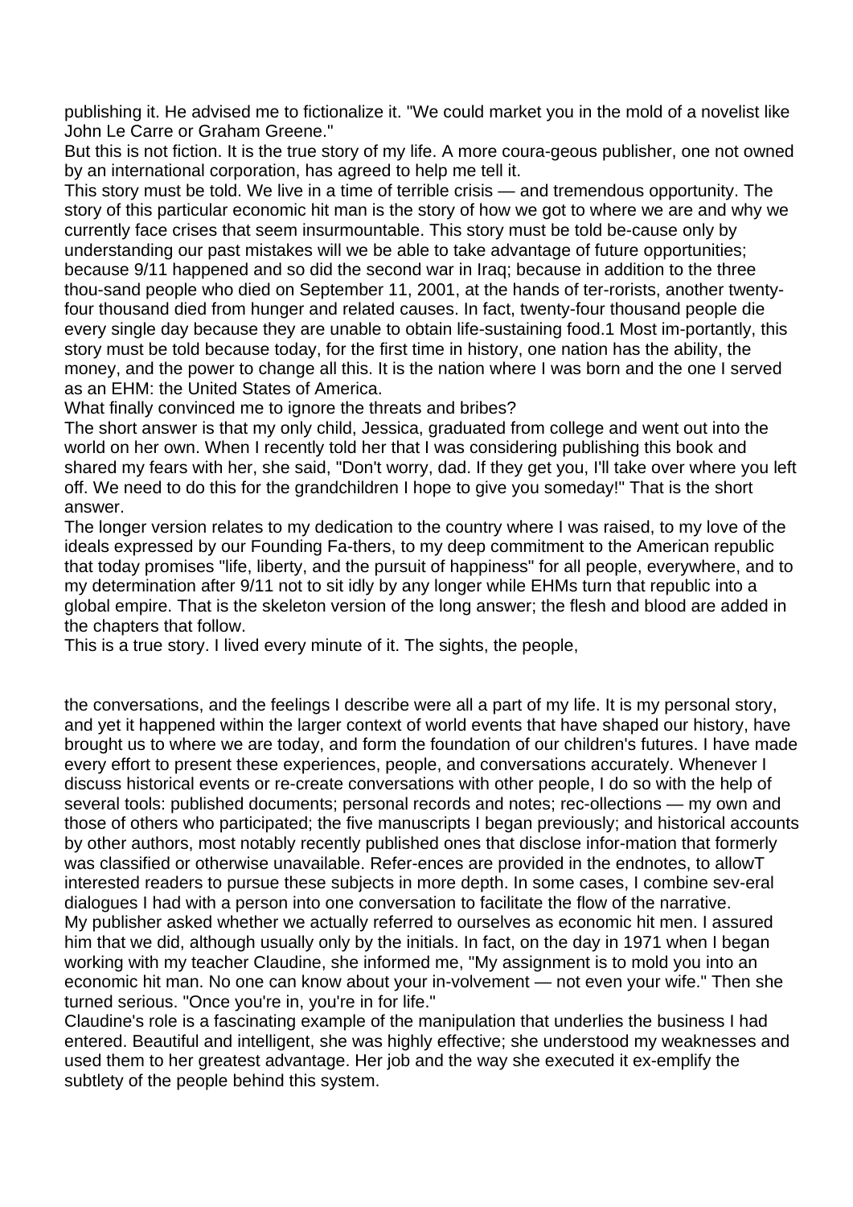publishing it. He advised me to fictionalize it. "We could market you in the mold of a novelist like John Le Carre or Graham Greene."

But this is not fiction. It is the true story of my life. A more coura-geous publisher, one not owned by an international corporation, has agreed to help me tell it.

This story must be told. We live in a time of terrible crisis — and tremendous opportunity. The story of this particular economic hit man is the story of how we got to where we are and why we currently face crises that seem insurmountable. This story must be told be-cause only by understanding our past mistakes will we be able to take advantage of future opportunities; because 9/11 happened and so did the second war in Iraq; because in addition to the three thou-sand people who died on September 11, 2001, at the hands of ter-rorists, another twenty-four thousand died from hunger and related causes. In fact, twenty-four thousand people die every single day because they are unable to obtain life-sustaining food.[1] Most im-portantly, this story must be told because today, for the first time in history, one nation has the ability, the money, and the power to change all this. It is the nation where I was born and the one I served as an EHM: the United States of America.

What finally convinced me to ignore the threats and bribes?

The short answer is that my only child, Jessica, graduated from college and went out into the world on her own. When I recently told her that I was considering publishing this book and shared my fears with her, she said, "Don't worry, dad. If they get you, I'll take over where you left off. We need to do this for the grandchildren I hope to give you someday!" That is the short answer.

The longer version relates to my dedication to the country where I was raised, to my love of the ideals expressed by our Founding Fa-thers, to my deep commitment to the American republic that today promises "life, liberty, and the pursuit of happiness" for all people, everywhere, and to my determination after 9/11 not to sit idly by any longer while EHMs turn that republic into a global empire. That is the skeleton version of the long answer; the flesh and blood are added in the chapters that follow.

This is a true story. I lived every minute of it. The sights, the people, the conversations, and the feelings I describe were all a part of my life. It is my personal story, and yet it happened within the larger context of world events that have shaped our history, have brought us to where we are today, and form the foundation of our children's futures. I have made every effort to present these experiences, people, and conversations accurately. Whenever I discuss historical events or re-create conversations with other people, I do so with the help of several tools: published documents; personal records and notes; rec-ollections — my own and those of others who participated; the five manuscripts I began previously; and historical accounts by other authors, most notably recently published ones that disclose infor-mation that formerly was classified or otherwise unavailable. Refer-ences are provided in the endnotes, to allowT interested readers to pursue these subjects in more depth. In some cases, I combine sev-eral dialogues I had with a person into one conversation to facilitate the flow of the narrative.

My publisher asked whether we actually referred to ourselves as economic hit men. I assured him that we did, although usually only by the initials. In fact, on the day in 1971 when I began working with my teacher Claudine, she informed me, "My assignment is to mold you into an economic hit man. No one can know about your in-volvement — not even your wife." Then she turned serious. "Once you're in, you're in for life."

Claudine's role is a fascinating example of the manipulation that underlies the business I had entered. Beautiful and intelligent, she was highly effective; she understood my weaknesses and used them to her greatest advantage. Her job and the way she executed it ex-emplify the subtlety of the people behind this system.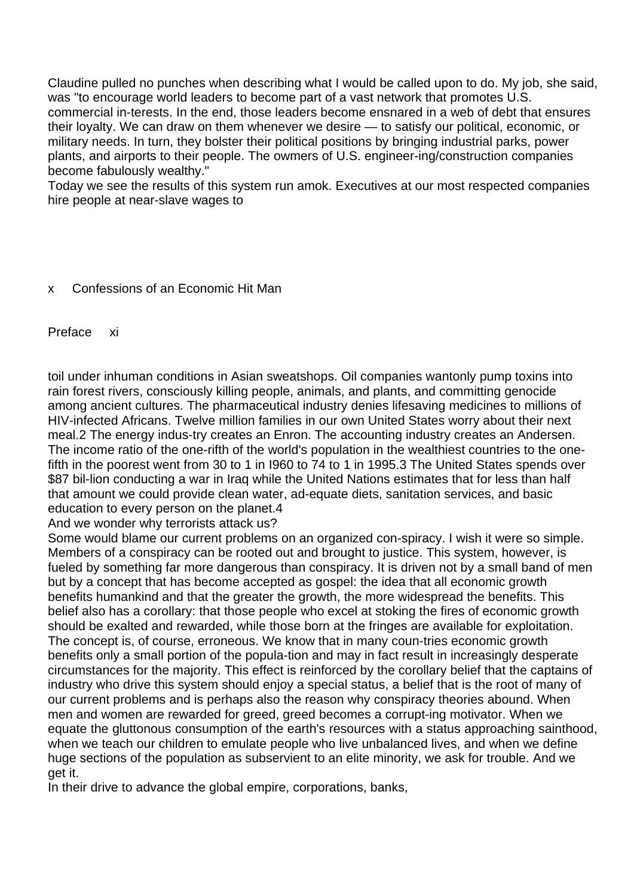Claudine pulled no punches when describing what I would be called upon to do. My job, she said, was "to encourage world leaders to become part of a vast network that promotes U.S. commercial in-terests. In the end, those leaders become ensnared in a web of debt that ensures their loyalty. We can draw on them whenever we desire — to satisfy our political, economic, or military needs. In turn, they bolster their political positions by bringing industrial parks, power plants, and airports to their people. The owmers of U.S. engineer-ing/construction companies become fabulously wealthy."

Today we see the results of this system run amok. Executives at our most respected companies hire people at near-slave wages to toil under inhuman conditions in Asian sweatshops. Oil companies wantonly pump toxins into rain forest rivers, consciously killing people, animals, and plants, and committing genocide among ancient cultures. The pharmaceutical industry denies lifesaving medicines to millions of HIV-infected Africans. Twelve million families in our own United States worry about their next meal.[2] The energy indus-try creates an Enron. The accounting industry creates an Andersen. The income ratio of the one-rifth of the world's population in the wealthiest countries to the one-fifth in the poorest went from 30 to 1 in I960 to 74 to 1 in 1995.[3] The United States spends over $87 bil-lion conducting a war in Iraq while the United Nations estimates that for less than half that amount we could provide clean water, ad-equate diets, sanitation services, and basic education to every person on the planet.[4]

And we wonder why terrorists attack us?

Some would blame our current problems on an organized con-spiracy. I wish it were so simple. Members of a conspiracy can be rooted out and brought to justice. This system, however, is fueled by something far more dangerous than conspiracy. It is driven not by a small band of men but by a concept that has become accepted as gospel: the idea that all economic growth benefits humankind and that the greater the growth, the more widespread the benefits. This belief also has a corollary: that those people who excel at stoking the fires of economic growth should be exalted and rewarded, while those born at the fringes are available for exploitation. The concept is, of course, erroneous. We know that in many coun-tries economic growth benefits only a small portion of the popula-tion and may in fact result in increasingly desperate circumstances for the majority. This effect is reinforced by the corollary belief that the captains of industry who drive this system should enjoy a special status, a belief that is the root of many of our current problems and is perhaps also the reason why conspiracy theories abound. When men and women are rewarded for greed, greed becomes a corrupt-ing motivator. When we equate the gluttonous consumption of the earth's resources with a status approaching sainthood, when we teach our children to emulate people who live unbalanced lives, and when we define huge sections of the population as subservient to an elite minority, we ask for trouble. And we get it.

In their drive to advance the global empire, corporations, banks,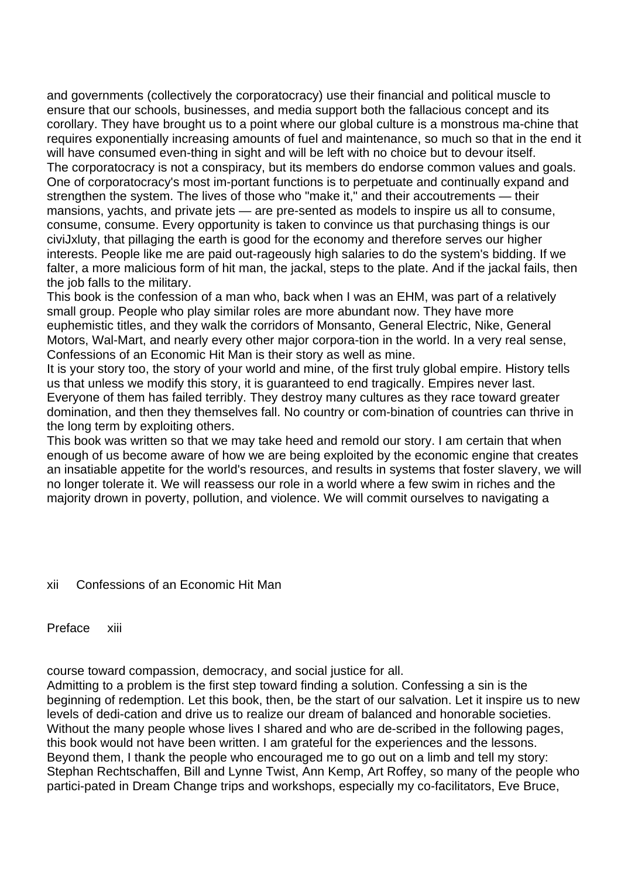and governments (collectively the corporatocracy) use their financial and political muscle to ensure that our schools, businesses, and media support both the fallacious concept and its corollary. They have brought us to a point where our global culture is a monstrous ma-chine that requires exponentially increasing amounts of fuel and maintenance, so much so that in the end it will have consumed even-thing in sight and will be left with no choice but to devour itself.

The corporatocracy is not a conspiracy, but its members do endorse common values and goals. One of corporatocracy's most im-portant functions is to perpetuate and continually expand and strengthen the system. The lives of those who "make it," and their accoutrements — their mansions, yachts, and private jets — are pre-sented as models to inspire us all to consume, consume, consume. Every opportunity is taken to convince us that purchasing things is our civiJxluty, that pillaging the earth is good for the economy and therefore serves our higher interests. People like me are paid out-rageously high salaries to do the system's bidding. If we falter, a more malicious form of hit man, the jackal, steps to the plate. And if the jackal fails, then the job falls to the military.

This book is the confession of a man who, back when I was an EHM, was part of a relatively small group. People who play similar roles are more abundant now. They have more euphemistic titles, and they walk the corridors of Monsanto, General Electric, Nike, General Motors, Wal-Mart, and nearly every other major corpora-tion in the world. In a very real sense, Confessions of an Economic Hit Man is their story as well as mine.

It is your story too, the story of your world and mine, of the first truly global empire. History tells us that unless we modify this story, it is guaranteed to end tragically. Empires never last. Everyone of them has failed terribly. They destroy many cultures as they race toward greater domination, and then they themselves fall. No country or com-bination of countries can thrive in the long term by exploiting others.

This book was written so that we may take heed and remold our story. I am certain that when enough of us become aware of how we are being exploited by the economic engine that creates an insatiable appetite for the world's resources, and results in systems that foster slavery, we will no longer tolerate it. We will reassess our role in a world where a few swim in riches and the majority drown in poverty, pollution, and violence. We will commit ourselves to navigating a course toward compassion, democracy, and social justice for all.

Admitting to a problem is the first step toward finding a solution. Confessing a sin is the beginning of redemption. Let this book, then, be the start of our salvation. Let it inspire us to new levels of dedi-cation and drive us to realize our dream of balanced and honorable societies.

Without the many people whose lives I shared and who are de-scribed in the following pages, this book would not have been written. I am grateful for the experiences and the lessons.

Beyond them, I thank the people who encouraged me to go out on a limb and tell my story: Stephan Rechtschaffen, Bill and Lynne Twist, Ann Kemp, Art Roffey, so many of the people who partici-pated in Dream Change trips and workshops, especially my co-facilitators, Eve Bruce,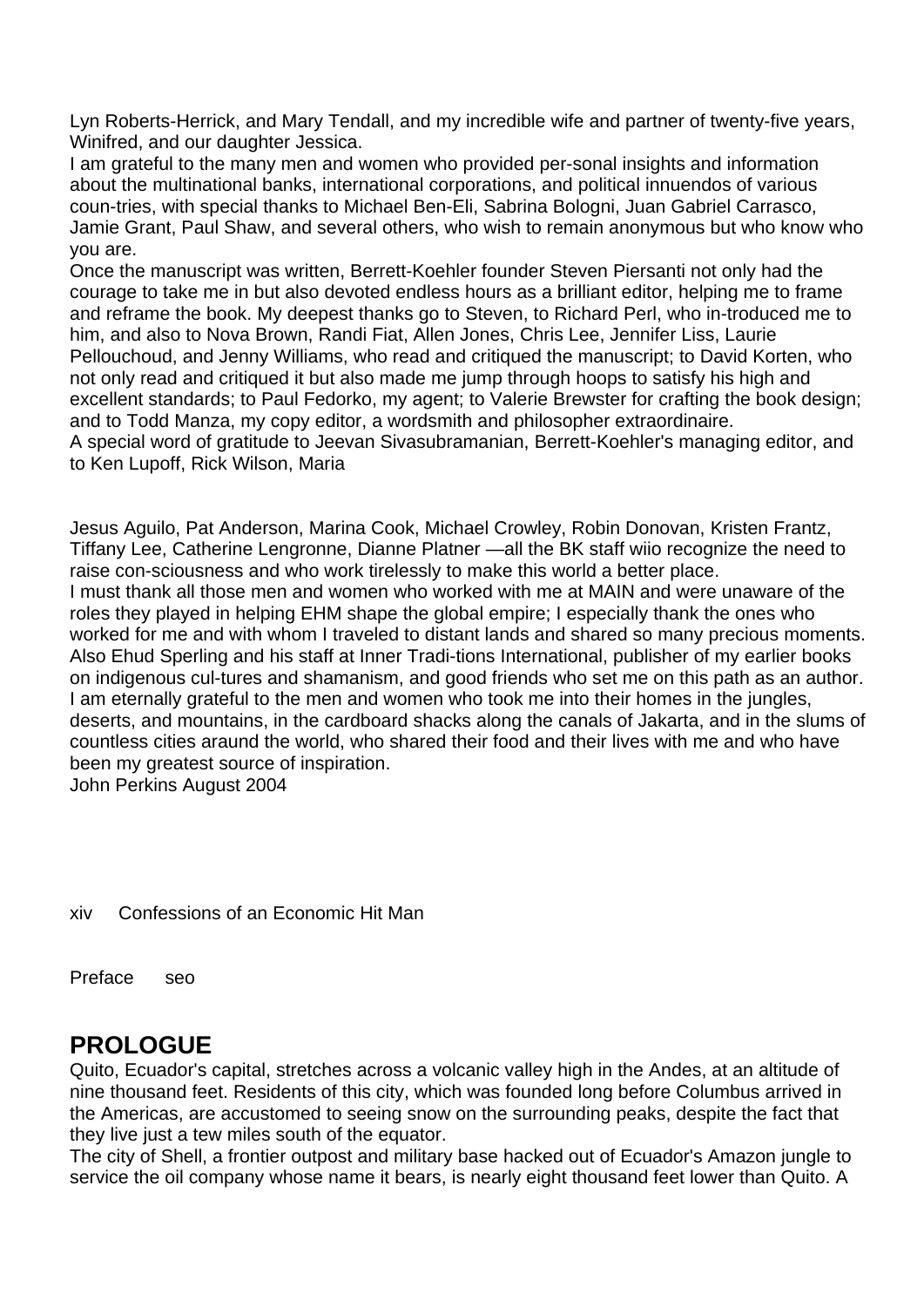Lyn Roberts-Herrick, and Mary Tendall, and my incredible wife and partner of twenty-five years, Winifred, and our daughter Jessica.

I am grateful to the many men and women who provided per-sonal insights and information about the multinational banks, international corporations, and political innuendos of various coun-tries, with special thanks to Michael Ben-Eli, Sabrina Bologni, Juan Gabriel Carrasco, Jamie Grant, Paul Shaw, and several others, who wish to remain anonymous but who know who you are.

Once the manuscript was written, Berrett-Koehler founder Steven Piersanti not only had the courage to take me in but also devoted endless hours as a brilliant editor, helping me to frame and reframe the book. My deepest thanks go to Steven, to Richard Perl, who in-troduced me to him, and also to Nova Brown, Randi Fiat, Allen Jones, Chris Lee, Jennifer Liss, Laurie Pellouchoud, and Jenny Williams, who read and critiqued the manuscript; to David Korten, who not only read and critiqued it but also made me jump through hoops to satisfy his high and excellent standards; to Paul Fedorko, my agent; to Valerie Brewster for crafting the book design; and to Todd Manza, my copy editor, a wordsmith and philosopher extraordinaire.

A special word of gratitude to Jeevan Sivasubramanian, Berrett-Koehler's managing editor, and to Ken Lupoff, Rick Wilson, Maria

Jesus Aguilo, Pat Anderson, Marina Cook, Michael Crowley, Robin Donovan, Kristen Frantz, Tiffany Lee, Catherine Lengronne, Dianne Platner —all the BK staff wiio recognize the need to raise con-sciousness and who work tirelessly to make this world a better place.

I must thank all those men and women who worked with me at MAIN and were unaware of the roles they played in helping EHM shape the global empire; I especially thank the ones who worked for me and with whom I traveled to distant lands and shared so many precious moments. Also Ehud Sperling and his staff at Inner Tradi-tions International, publisher of my earlier books on indigenous cul-tures and shamanism, and good friends who set me on this path as an author.

I am eternally grateful to the men and women who took me into their homes in the jungles, deserts, and mountains, in the cardboard shacks along the canals of Jakarta, and in the slums of countless cities araund the world, who shared their food and their lives with me and who have been my greatest source of inspiration.

John Perkins August 2004

Preface seo

## PROLOGUE

Quito, Ecuador's capital, stretches across a volcanic valley high in the Andes, at an altitude of nine thousand feet. Residents of this city, which was founded long before Columbus arrived in the Americas, are accustomed to seeing snow on the surrounding peaks, despite the fact that they live just a tew miles south of the equator.

The city of Shell, a frontier outpost and military base hacked out of Ecuador's Amazon jungle to service the oil company whose name it bears, is nearly eight thousand feet lower than Quito. A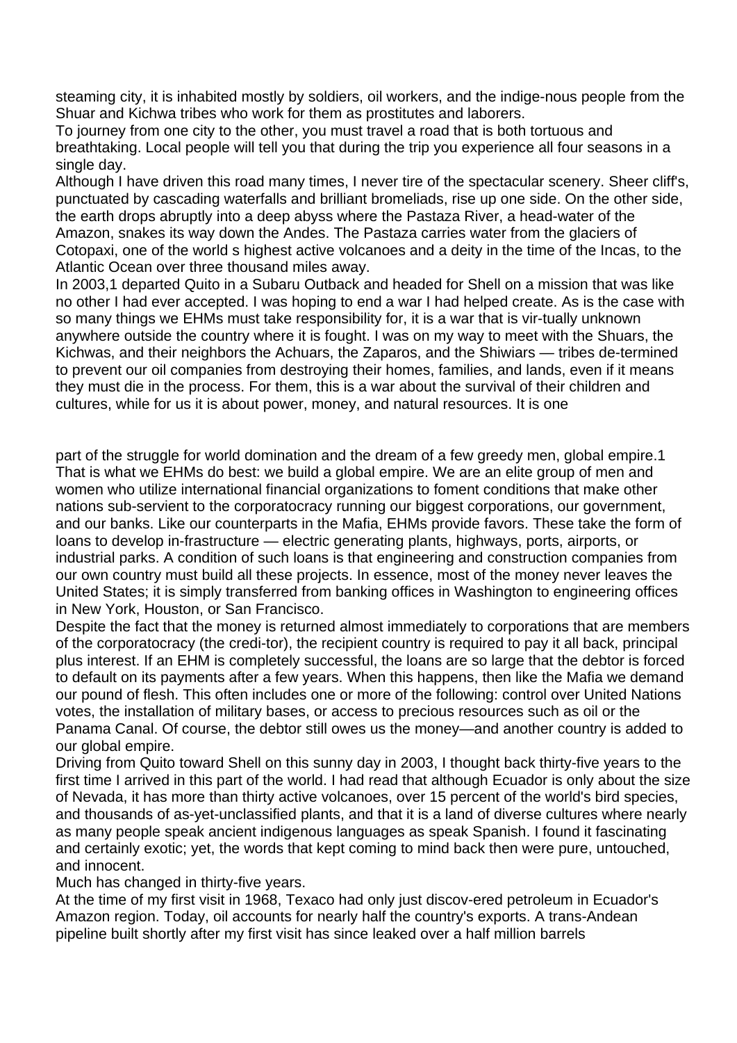steaming city, it is inhabited mostly by soldiers, oil workers, and the indige-nous people from the Shuar and Kichwa tribes who work for them as prostitutes and laborers.

To journey from one city to the other, you must travel a road that is both tortuous and breathtaking. Local people will tell you that during the trip you experience all four seasons in a single day.

Although I have driven this road many times, I never tire of the spectacular scenery. Sheer cliff's, punctuated by cascading waterfalls and brilliant bromeliads, rise up one side. On the other side, the earth drops abruptly into a deep abyss where the Pastaza River, a head-water of the Amazon, snakes its way down the Andes. The Pastaza carries water from the glaciers of Cotopaxi, one of the world s highest active volcanoes and a deity in the time of the Incas, to the Atlantic Ocean over three thousand miles away.

In 2003,1 departed Quito in a Subaru Outback and headed for Shell on a mission that was like no other I had ever accepted. I was hoping to end a war I had helped create. As is the case with so many things we EHMs must take responsibility for, it is a war that is vir-tually unknown anywhere outside the country where it is fought. I was on my way to meet with the Shuars, the Kichwas, and their neighbors the Achuars, the Zaparos, and the Shiwiars — tribes de-termined to prevent our oil companies from destroying their homes, families, and lands, even if it means they must die in the process. For them, this is a war about the survival of their children and cultures, while for us it is about power, money, and natural resources. It is one

part of the struggle for world domination and the dream of a few greedy men, global empire.1

That is what we EHMs do best: we build a global empire. We are an elite group of men and women who utilize international financial organizations to foment conditions that make other nations sub-servient to the corporatocracy running our biggest corporations, our government, and our banks. Like our counterparts in the Mafia, EHMs provide favors. These take the form of loans to develop in-frastructure — electric generating plants, highways, ports, airports, or industrial parks. A condition of such loans is that engineering and construction companies from our own country must build all these projects. In essence, most of the money never leaves the United States; it is simply transferred from banking offices in Washington to engineering offices in New York, Houston, or San Francisco.

Despite the fact that the money is returned almost immediately to corporations that are members of the corporatocracy (the credi-tor), the recipient country is required to pay it all back, principal plus interest. If an EHM is completely successful, the loans are so large that the debtor is forced to default on its payments after a few years. When this happens, then like the Mafia we demand our pound of flesh. This often includes one or more of the following: control over United Nations votes, the installation of military bases, or access to precious resources such as oil or the Panama Canal. Of course, the debtor still owes us the money—and another country is added to our global empire.

Driving from Quito toward Shell on this sunny day in 2003, I thought back thirty-five years to the first time I arrived in this part of the world. I had read that although Ecuador is only about the size of Nevada, it has more than thirty active volcanoes, over 15 percent of the world's bird species, and thousands of as-yet-unclassified plants, and that it is a land of diverse cultures where nearly as many people speak ancient indigenous languages as speak Spanish. I found it fascinating and certainly exotic; yet, the words that kept coming to mind back then were pure, untouched, and innocent.

Much has changed in thirty-five years.

At the time of my first visit in 1968, Texaco had only just discov-ered petroleum in Ecuador's Amazon region. Today, oil accounts for nearly half the country's exports. A trans-Andean pipeline built shortly after my first visit has since leaked over a half million barrels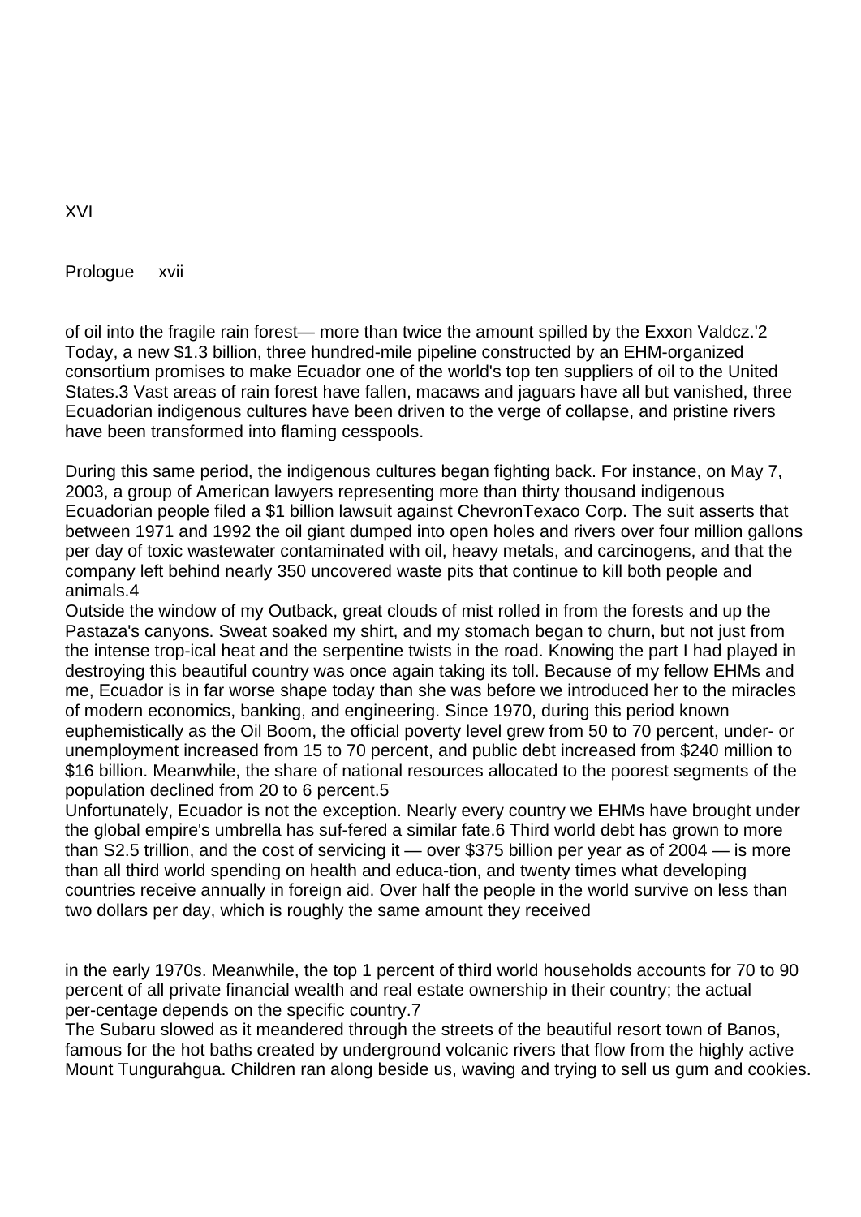of oil into the fragile rain forest— more than twice the amount spilled by the Exxon Valdcz.'2 Today, a new $1.3 billion, three hundred-mile pipeline constructed by an EHM-organized consortium promises to make Ecuador one of the world's top ten suppliers of oil to the United States.3 Vast areas of rain forest have fallen, macaws and jaguars have all but vanished, three Ecuadorian indigenous cultures have been driven to the verge of collapse, and pristine rivers have been transformed into flaming cesspools.

During this same period, the indigenous cultures began fighting back. For instance, on May 7, 2003, a group of American lawyers representing more than thirty thousand indigenous Ecuadorian people filed a $1 billion lawsuit against ChevronTexaco Corp. The suit asserts that between 1971 and 1992 the oil giant dumped into open holes and rivers over four million gallons per day of toxic wastewater contaminated with oil, heavy metals, and carcinogens, and that the company left behind nearly 350 uncovered waste pits that continue to kill both people and animals.4

Outside the window of my Outback, great clouds of mist rolled in from the forests and up the Pastaza's canyons. Sweat soaked my shirt, and my stomach began to churn, but not just from the intense trop-ical heat and the serpentine twists in the road. Knowing the part I had played in destroying this beautiful country was once again taking its toll. Because of my fellow EHMs and me, Ecuador is in far worse shape today than she was before we introduced her to the miracles of modern economics, banking, and engineering. Since 1970, during this period known euphemistically as the Oil Boom, the official poverty level grew from 50 to 70 percent, under- or unemployment increased from 15 to 70 percent, and public debt increased from $240 million to $16 billion. Meanwhile, the share of national resources allocated to the poorest segments of the population declined from 20 to 6 percent.5

Unfortunately, Ecuador is not the exception. Nearly every country we EHMs have brought under the global empire's umbrella has suf-fered a similar fate.6 Third world debt has grown to more than S2.5 trillion, and the cost of servicing it — over $375 billion per year as of 2004 — is more than all third world spending on health and educa-tion, and twenty times what developing countries receive annually in foreign aid. Over half the people in the world survive on less than two dollars per day, which is roughly the same amount they received in the early 1970s. Meanwhile, the top 1 percent of third world households accounts for 70 to 90 percent of all private financial wealth and real estate ownership in their country; the actual per-centage depends on the specific country.7

The Subaru slowed as it meandered through the streets of the beautiful resort town of Banos, famous for the hot baths created by underground volcanic rivers that flow from the highly active Mount Tungurahgua. Children ran along beside us, waving and trying to sell us gum and cookies.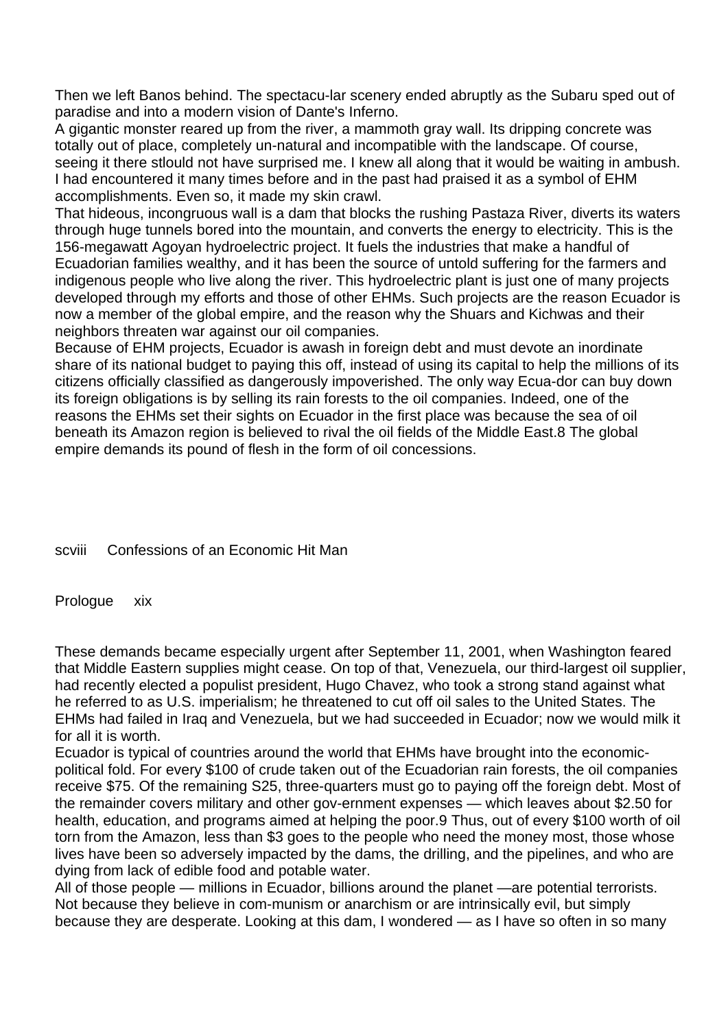Then we left Banos behind. The spectacu-lar scenery ended abruptly as the Subaru sped out of paradise and into a modern vision of Dante's Inferno.

A gigantic monster reared up from the river, a mammoth gray wall. Its dripping concrete was totally out of place, completely un-natural and incompatible with the landscape. Of course, seeing it there stlould not have surprised me. I knew all along that it would be waiting in ambush. I had encountered it many times before and in the past had praised it as a symbol of EHM accomplishments. Even so, it made my skin crawl.

That hideous, incongruous wall is a dam that blocks the rushing Pastaza River, diverts its waters through huge tunnels bored into the mountain, and converts the energy to electricity. This is the 156-megawatt Agoyan hydroelectric project. It fuels the industries that make a handful of Ecuadorian families wealthy, and it has been the source of untold suffering for the farmers and indigenous people who live along the river. This hydroelectric plant is just one of many projects developed through my efforts and those of other EHMs. Such projects are the reason Ecuador is now a member of the global empire, and the reason why the Shuars and Kichwas and their neighbors threaten war against our oil companies.

Because of EHM projects, Ecuador is awash in foreign debt and must devote an inordinate share of its national budget to paying this off, instead of using its capital to help the millions of its citizens officially classified as dangerously impoverished. The only way Ecua-dor can buy down its foreign obligations is by selling its rain forests to the oil companies. Indeed, one of the reasons the EHMs set their sights on Ecuador in the first place was because the sea of oil beneath its Amazon region is believed to rival the oil fields of the Middle East.8 The global empire demands its pound of flesh in the form of oil concessions.

These demands became especially urgent after September 11, 2001, when Washington feared that Middle Eastern supplies might cease. On top of that, Venezuela, our third-largest oil supplier, had recently elected a populist president, Hugo Chavez, who took a strong stand against what he referred to as U.S. imperialism; he threatened to cut off oil sales to the United States. The EHMs had failed in Iraq and Venezuela, but we had succeeded in Ecuador; now we would milk it for all it is worth.

Ecuador is typical of countries around the world that EHMs have brought into the economic-political fold. For every $100 of crude taken out of the Ecuadorian rain forests, the oil companies receive $75. Of the remaining S25, three-quarters must go to paying off the foreign debt. Most of the remainder covers military and other gov-ernment expenses — which leaves about $2.50 for health, education, and programs aimed at helping the poor.9 Thus, out of every $100 worth of oil torn from the Amazon, less than $3 goes to the people who need the money most, those whose lives have been so adversely impacted by the dams, the drilling, and the pipelines, and who are dying from lack of edible food and potable water.

All of those people — millions in Ecuador, billions around the planet —are potential terrorists. Not because they believe in com-munism or anarchism or are intrinsically evil, but simply because they are desperate. Looking at this dam, I wondered — as I have so often in so many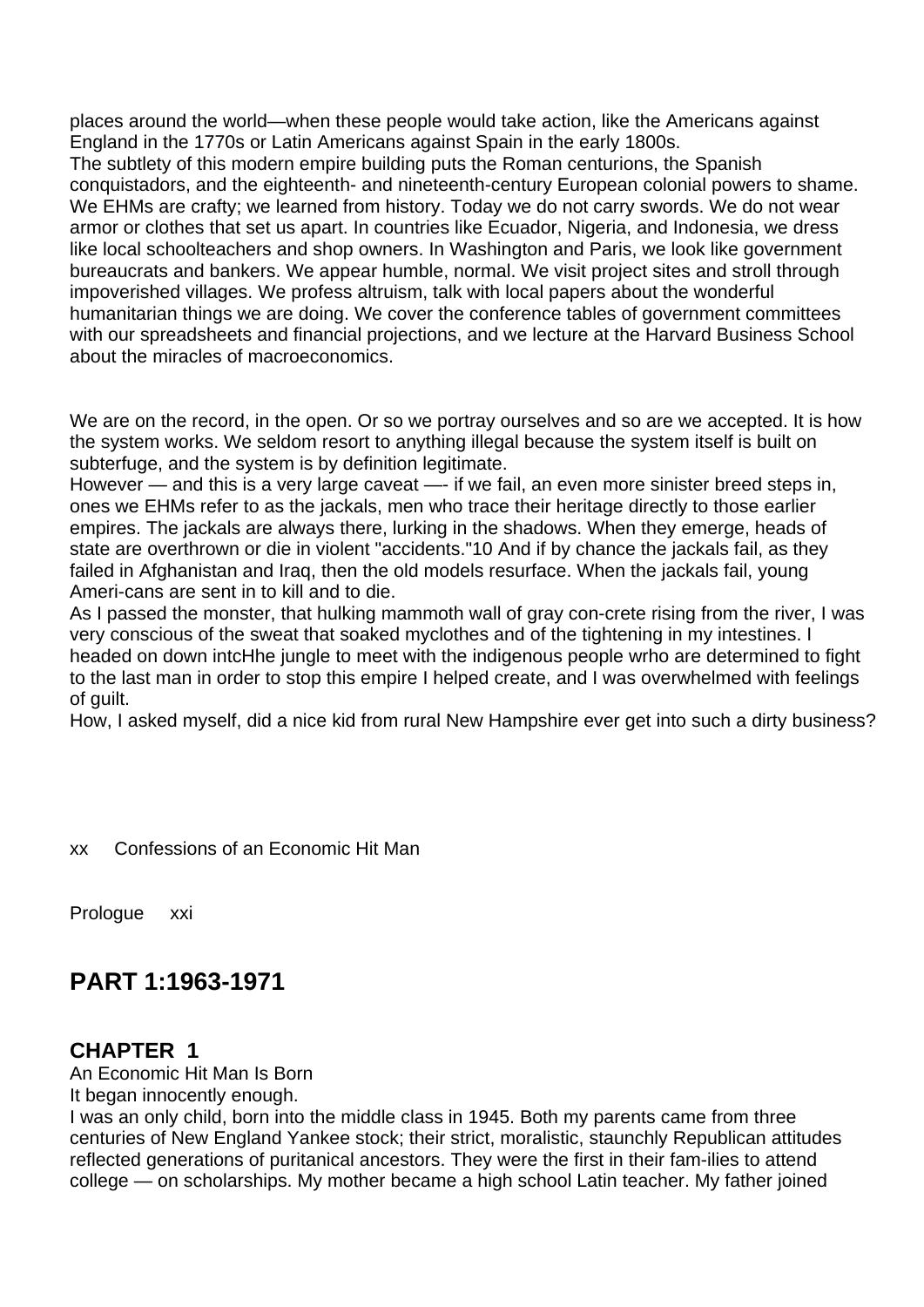places around the world—when these people would take action, like the Americans against England in the 1770s or Latin Americans against Spain in the early 1800s.

The subtlety of this modern empire building puts the Roman centurions, the Spanish conquistadors, and the eighteenth- and nineteenth-century European colonial powers to shame. We EHMs are crafty; we learned from history. Today we do not carry swords. We do not wear armor or clothes that set us apart. In countries like Ecuador, Nigeria, and Indonesia, we dress like local schoolteachers and shop owners. In Washington and Paris, we look like government bureaucrats and bankers. We appear humble, normal. We visit project sites and stroll through impoverished villages. We profess altruism, talk with local papers about the wonderful humanitarian things we are doing. We cover the conference tables of government committees with our spreadsheets and financial projections, and we lecture at the Harvard Business School about the miracles of macroeconomics.

We are on the record, in the open. Or so we portray ourselves and so are we accepted. It is how the system works. We seldom resort to anything illegal because the system itself is built on subterfuge, and the system is by definition legitimate.

However — and this is a very large caveat —- if we fail, an even more sinister breed steps in, ones we EHMs refer to as the jackals, men who trace their heritage directly to those earlier empires. The jackals are always there, lurking in the shadows. When they emerge, heads of state are overthrown or die in violent "accidents."10 And if by chance the jackals fail, as they failed in Afghanistan and Iraq, then the old models resurface. When the jackals fail, young Ameri-cans are sent in to kill and to die.

As I passed the monster, that hulking mammoth wall of gray con-crete rising from the river, I was very conscious of the sweat that soaked myclothes and of the tightening in my intestines. I headed on down intcHhe jungle to meet with the indigenous people wrho are determined to fight to the last man in order to stop this empire I helped create, and I was overwhelmed with feelings of guilt.

How, I asked myself, did a nice kid from rural New Hampshire ever get into such a dirty business?

## PART 1:1963-1971

### CHAPTER 1

An Economic Hit Man Is Born

It began innocently enough.

I was an only child, born into the middle class in 1945. Both my parents came from three centuries of New England Yankee stock; their strict, moralistic, staunchly Republican attitudes reflected generations of puritanical ancestors. They were the first in their fam-ilies to attend college — on scholarships. My mother became a high school Latin teacher. My father joined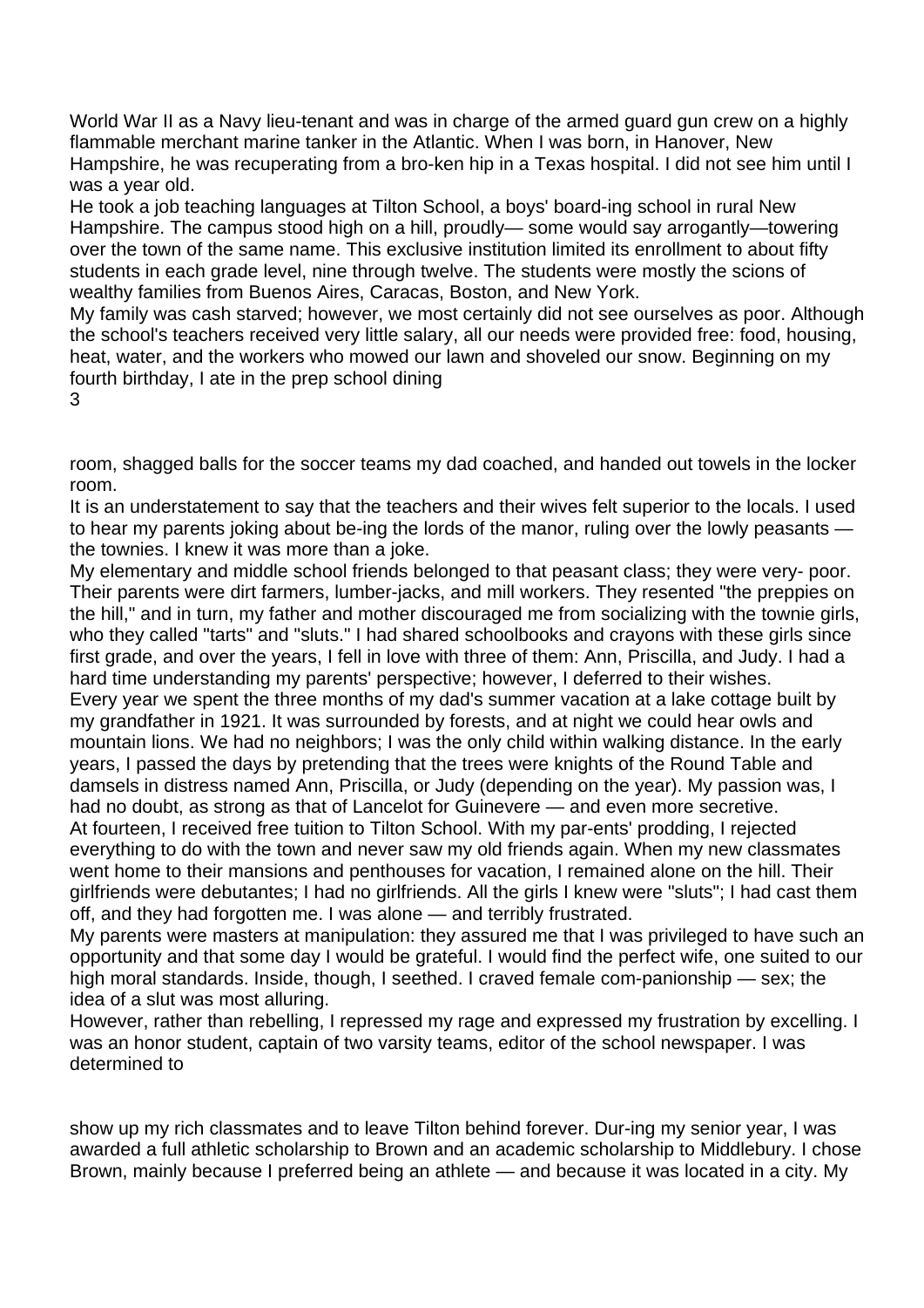World War II as a Navy lieu-tenant and was in charge of the armed guard gun crew on a highly flammable merchant marine tanker in the Atlantic. When I was born, in Hanover, New Hampshire, he was recuperating from a bro-ken hip in a Texas hospital. I did not see him until I was a year old.

He took a job teaching languages at Tilton School, a boys' board-ing school in rural New Hampshire. The campus stood high on a hill, proudly— some would say arrogantly—towering over the town of the same name. This exclusive institution limited its enrollment to about fifty students in each grade level, nine through twelve. The students were mostly the scions of wealthy families from Buenos Aires, Caracas, Boston, and New York.

My family was cash starved; however, we most certainly did not see ourselves as poor. Although the school's teachers received very little salary, all our needs were provided free: food, housing, heat, water, and the workers who mowed our lawn and shoveled our snow. Beginning on my fourth birthday, I ate in the prep school dining room, shagged balls for the soccer teams my dad coached, and handed out towels in the locker room.

It is an understatement to say that the teachers and their wives felt superior to the locals. I used to hear my parents joking about be-ing the lords of the manor, ruling over the lowly peasants — the townies. I knew it was more than a joke.

My elementary and middle school friends belonged to that peasant class; they were very- poor. Their parents were dirt farmers, lumber-jacks, and mill workers. They resented "the preppies on the hill," and in turn, my father and mother discouraged me from socializing with the townie girls, who they called "tarts" and "sluts." I had shared schoolbooks and crayons with these girls since first grade, and over the years, I fell in love with three of them: Ann, Priscilla, and Judy. I had a hard time understanding my parents' perspective; however, I deferred to their wishes.

Every year we spent the three months of my dad's summer vacation at a lake cottage built by my grandfather in 1921. It was surrounded by forests, and at night we could hear owls and mountain lions. We had no neighbors; I was the only child within walking distance. In the early years, I passed the days by pretending that the trees were knights of the Round Table and damsels in distress named Ann, Priscilla, or Judy (depending on the year). My passion was, I had no doubt, as strong as that of Lancelot for Guinevere — and even more secretive.

At fourteen, I received free tuition to Tilton School. With my par-ents' prodding, I rejected everything to do with the town and never saw my old friends again. When my new classmates went home to their mansions and penthouses for vacation, I remained alone on the hill. Their girlfriends were debutantes; I had no girlfriends. All the girls I knew were "sluts"; I had cast them off, and they had forgotten me. I was alone — and terribly frustrated.

My parents were masters at manipulation: they assured me that I was privileged to have such an opportunity and that some day I would be grateful. I would find the perfect wife, one suited to our high moral standards. Inside, though, I seethed. I craved female com-panionship — sex; the idea of a slut was most alluring.

However, rather than rebelling, I repressed my rage and expressed my frustration by excelling. I was an honor student, captain of two varsity teams, editor of the school newspaper. I was determined to show up my rich classmates and to leave Tilton behind forever. Dur-ing my senior year, I was awarded a full athletic scholarship to Brown and an academic scholarship to Middlebury. I chose Brown, mainly because I preferred being an athlete — and because it was located in a city. My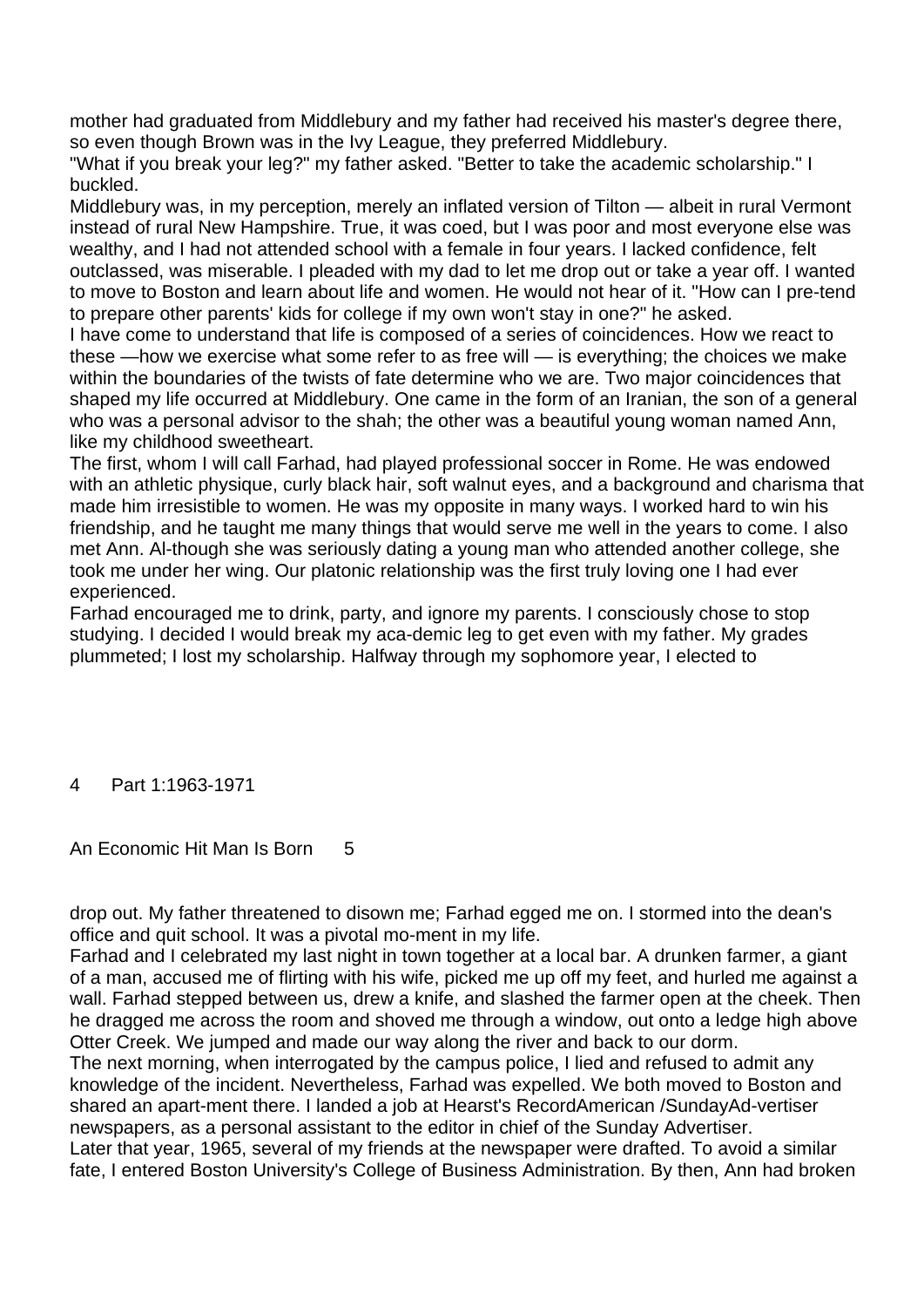mother had graduated from Middlebury and my father had received his master's degree there, so even though Brown was in the Ivy League, they preferred Middlebury.

"What if you break your leg?" my father asked. "Better to take the academic scholarship." I buckled.

Middlebury was, in my perception, merely an inflated version of Tilton — albeit in rural Vermont instead of rural New Hampshire. True, it was coed, but I was poor and most everyone else was wealthy, and I had not attended school with a female in four years. I lacked confidence, felt outclassed, was miserable. I pleaded with my dad to let me drop out or take a year off. I wanted to move to Boston and learn about life and women. He would not hear of it. "How can I pre-tend to prepare other parents' kids for college if my own won't stay in one?" he asked.

I have come to understand that life is composed of a series of coincidences. How we react to these —how we exercise what some refer to as free will — is everything; the choices we make within the boundaries of the twists of fate determine who we are. Two major coincidences that shaped my life occurred at Middlebury. One came in the form of an Iranian, the son of a general who was a personal advisor to the shah; the other was a beautiful young woman named Ann, like my childhood sweetheart.

The first, whom I will call Farhad, had played professional soccer in Rome. He was endowed with an athletic physique, curly black hair, soft walnut eyes, and a background and charisma that made him irresistible to women. He was my opposite in many ways. I worked hard to win his friendship, and he taught me many things that would serve me well in the years to come. I also met Ann. Al-though she was seriously dating a young man who attended another college, she took me under her wing. Our platonic relationship was the first truly loving one I had ever experienced.

Farhad encouraged me to drink, party, and ignore my parents. I consciously chose to stop studying. I decided I would break my aca-demic leg to get even with my father. My grades plummeted; I lost my scholarship. Halfway through my sophomore year, I elected to drop out. My father threatened to disown me; Farhad egged me on. I stormed into the dean's office and quit school. It was a pivotal mo-ment in my life.

Farhad and I celebrated my last night in town together at a local bar. A drunken farmer, a giant of a man, accused me of flirting with his wife, picked me up off my feet, and hurled me against a wall. Farhad stepped between us, drew a knife, and slashed the farmer open at the cheek. Then he dragged me across the room and shoved me through a window, out onto a ledge high above Otter Creek. We jumped and made our way along the river and back to our dorm.

The next morning, when interrogated by the campus police, I lied and refused to admit any knowledge of the incident. Nevertheless, Farhad was expelled. We both moved to Boston and shared an apart-ment there. I landed a job at Hearst's RecordAmerican /SundayAd-vertiser newspapers, as a personal assistant to the editor in chief of the Sunday Advertiser.

Later that year, 1965, several of my friends at the newspaper were drafted. To avoid a similar fate, I entered Boston University's College of Business Administration. By then, Ann had broken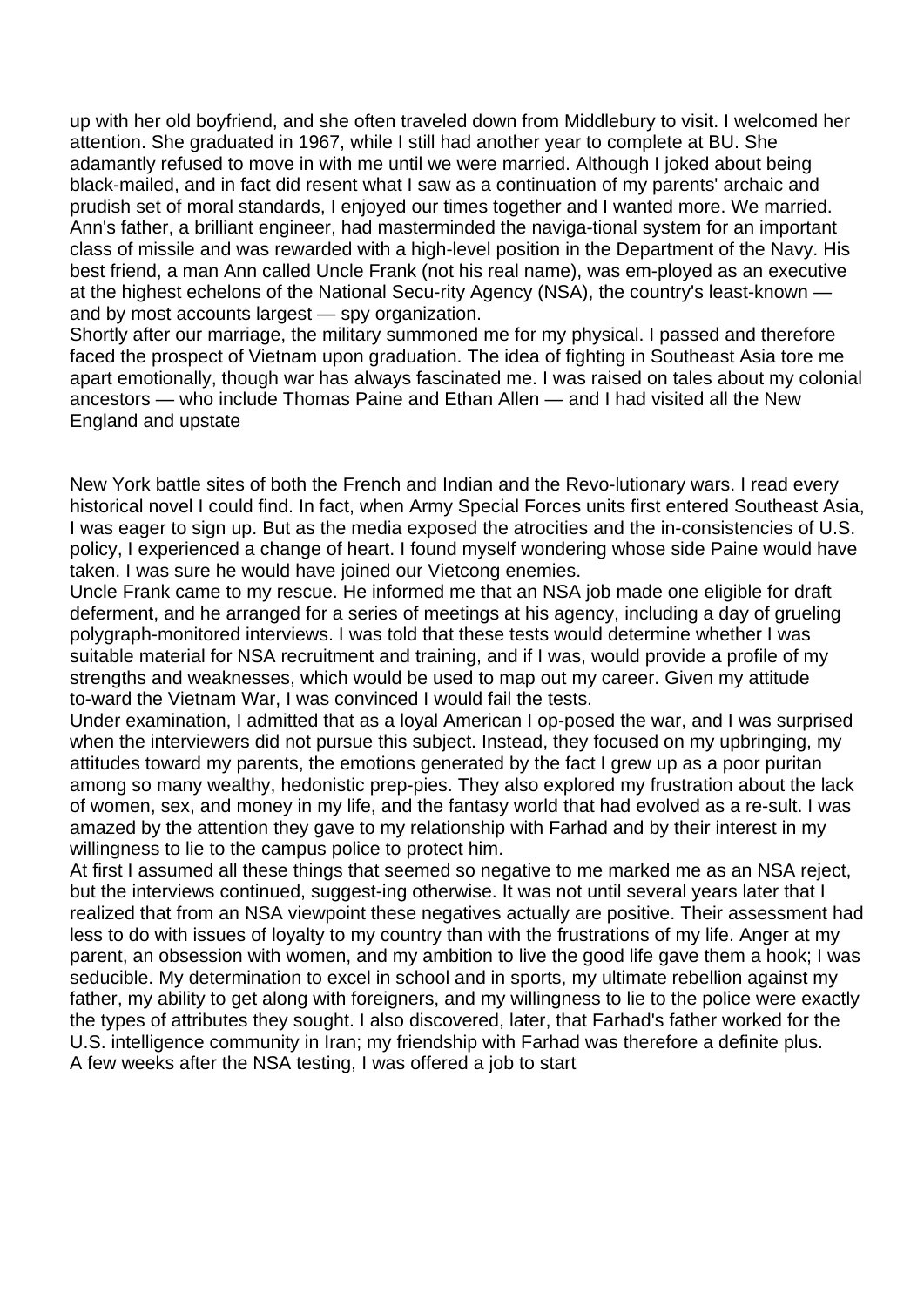up with her old boyfriend, and she often traveled down from Middlebury to visit. I welcomed her attention. She graduated in 1967, while I still had another year to complete at BU. She adamantly refused to move in with me until we were married. Although I joked about being black-mailed, and in fact did resent what I saw as a continuation of my parents' archaic and prudish set of moral standards, I enjoyed our times together and I wanted more. We married. Ann's father, a brilliant engineer, had masterminded the naviga-tional system for an important class of missile and was rewarded with a high-level position in the Department of the Navy. His best friend, a man Ann called Uncle Frank (not his real name), was em-ployed as an executive at the highest echelons of the National Secu-rity Agency (NSA), the country's least-known — and by most accounts largest — spy organization.

Shortly after our marriage, the military summoned me for my physical. I passed and therefore faced the prospect of Vietnam upon graduation. The idea of fighting in Southeast Asia tore me apart emotionally, though war has always fascinated me. I was raised on tales about my colonial ancestors — who include Thomas Paine and Ethan Allen — and I had visited all the New England and upstate New York battle sites of both the French and Indian and the Revo-lutionary wars. I read every historical novel I could find. In fact, when Army Special Forces units first entered Southeast Asia, I was eager to sign up. But as the media exposed the atrocities and the in-consistencies of U.S. policy, I experienced a change of heart. I found myself wondering whose side Paine would have taken. I was sure he would have joined our Vietcong enemies.

Uncle Frank came to my rescue. He informed me that an NSA job made one eligible for draft deferment, and he arranged for a series of meetings at his agency, including a day of grueling polygraph-monitored interviews. I was told that these tests would determine whether I was suitable material for NSA recruitment and training, and if I was, would provide a profile of my strengths and weaknesses, which would be used to map out my career. Given my attitude to-ward the Vietnam War, I was convinced I would fail the tests.

Under examination, I admitted that as a loyal American I op-posed the war, and I was surprised when the interviewers did not pursue this subject. Instead, they focused on my upbringing, my attitudes toward my parents, the emotions generated by the fact I grew up as a poor puritan among so many wealthy, hedonistic prep-pies. They also explored my frustration about the lack of women, sex, and money in my life, and the fantasy world that had evolved as a re-sult. I was amazed by the attention they gave to my relationship with Farhad and by their interest in my willingness to lie to the campus police to protect him.

At first I assumed all these things that seemed so negative to me marked me as an NSA reject, but the interviews continued, suggest-ing otherwise. It was not until several years later that I realized that from an NSA viewpoint these negatives actually are positive. Their assessment had less to do with issues of loyalty to my country than with the frustrations of my life. Anger at my parent, an obsession with women, and my ambition to live the good life gave them a hook; I was seducible. My determination to excel in school and in sports, my ultimate rebellion against my father, my ability to get along with foreigners, and my willingness to lie to the police were exactly the types of attributes they sought. I also discovered, later, that Farhad's father worked for the U.S. intelligence community in Iran; my friendship with Farhad was therefore a definite plus.

A few weeks after the NSA testing, I was offered a job to start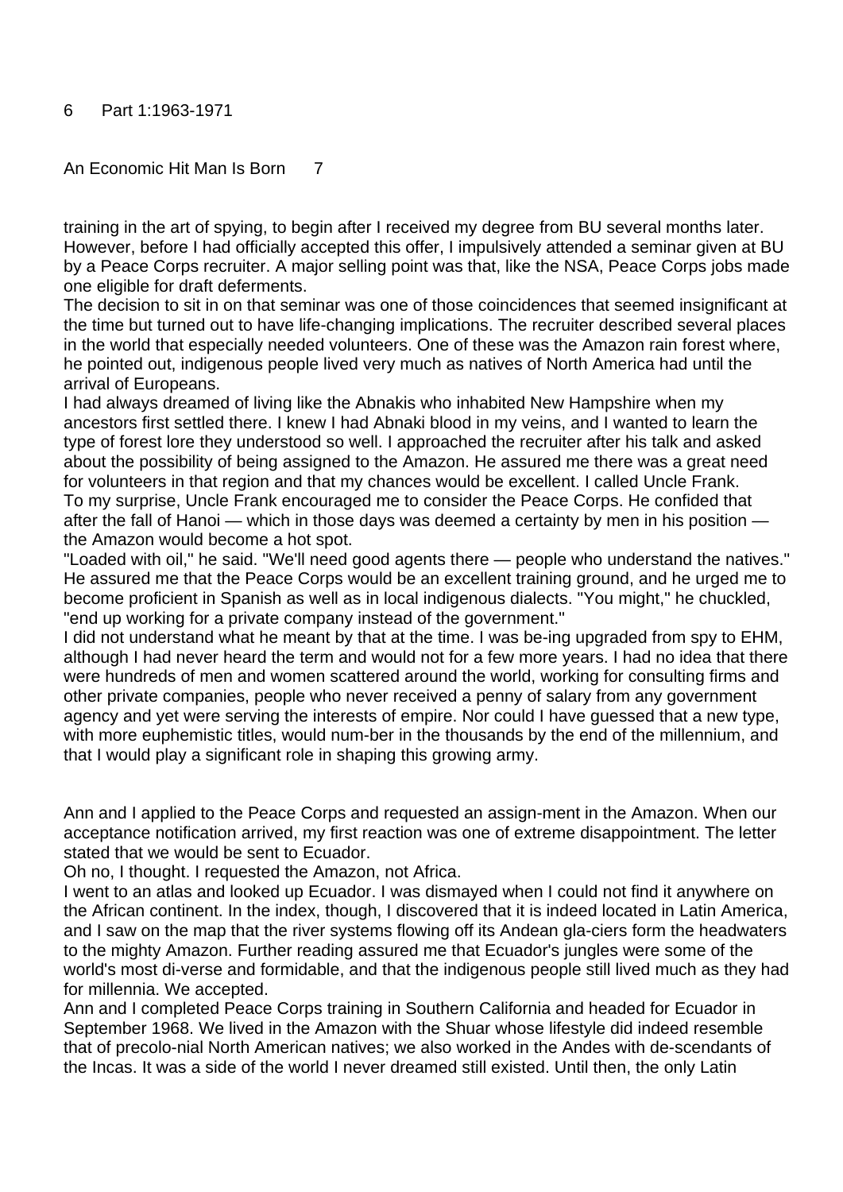training in the art of spying, to begin after I received my degree from BU several months later. However, before I had officially accepted this offer, I impulsively attended a seminar given at BU by a Peace Corps recruiter. A major selling point was that, like the NSA, Peace Corps jobs made one eligible for draft deferments.

The decision to sit in on that seminar was one of those coincidences that seemed insignificant at the time but turned out to have life-changing implications. The recruiter described several places in the world that especially needed volunteers. One of these was the Amazon rain forest where, he pointed out, indigenous people lived very much as natives of North America had until the arrival of Europeans.

I had always dreamed of living like the Abnakis who inhabited New Hampshire when my ancestors first settled there. I knew I had Abnaki blood in my veins, and I wanted to learn the type of forest lore they understood so well. I approached the recruiter after his talk and asked about the possibility of being assigned to the Amazon. He assured me there was a great need for volunteers in that region and that my chances would be excellent. I called Uncle Frank.

To my surprise, Uncle Frank encouraged me to consider the Peace Corps. He confided that after the fall of Hanoi — which in those days was deemed a certainty by men in his position — the Amazon would become a hot spot.

"Loaded with oil," he said. "We'll need good agents there — people who understand the natives." He assured me that the Peace Corps would be an excellent training ground, and he urged me to become proficient in Spanish as well as in local indigenous dialects. "You might," he chuckled, "end up working for a private company instead of the government."

I did not understand what he meant by that at the time. I was be-ing upgraded from spy to EHM, although I had never heard the term and would not for a few more years. I had no idea that there were hundreds of men and women scattered around the world, working for consulting firms and other private companies, people who never received a penny of salary from any government agency and yet were serving the interests of empire. Nor could I have guessed that a new type, with more euphemistic titles, would num-ber in the thousands by the end of the millennium, and that I would play a significant role in shaping this growing army.

Ann and I applied to the Peace Corps and requested an assign-ment in the Amazon. When our acceptance notification arrived, my first reaction was one of extreme disappointment. The letter stated that we would be sent to Ecuador.

Oh no, I thought. I requested the Amazon, not Africa.

I went to an atlas and looked up Ecuador. I was dismayed when I could not find it anywhere on the African continent. In the index, though, I discovered that it is indeed located in Latin America, and I saw on the map that the river systems flowing off its Andean gla-ciers form the headwaters to the mighty Amazon. Further reading assured me that Ecuador's jungles were some of the world's most di-verse and formidable, and that the indigenous people still lived much as they had for millennia. We accepted.

Ann and I completed Peace Corps training in Southern California and headed for Ecuador in September 1968. We lived in the Amazon with the Shuar whose lifestyle did indeed resemble that of precolo-nial North American natives; we also worked in the Andes with de-scendants of the Incas. It was a side of the world I never dreamed still existed. Until then, the only Latin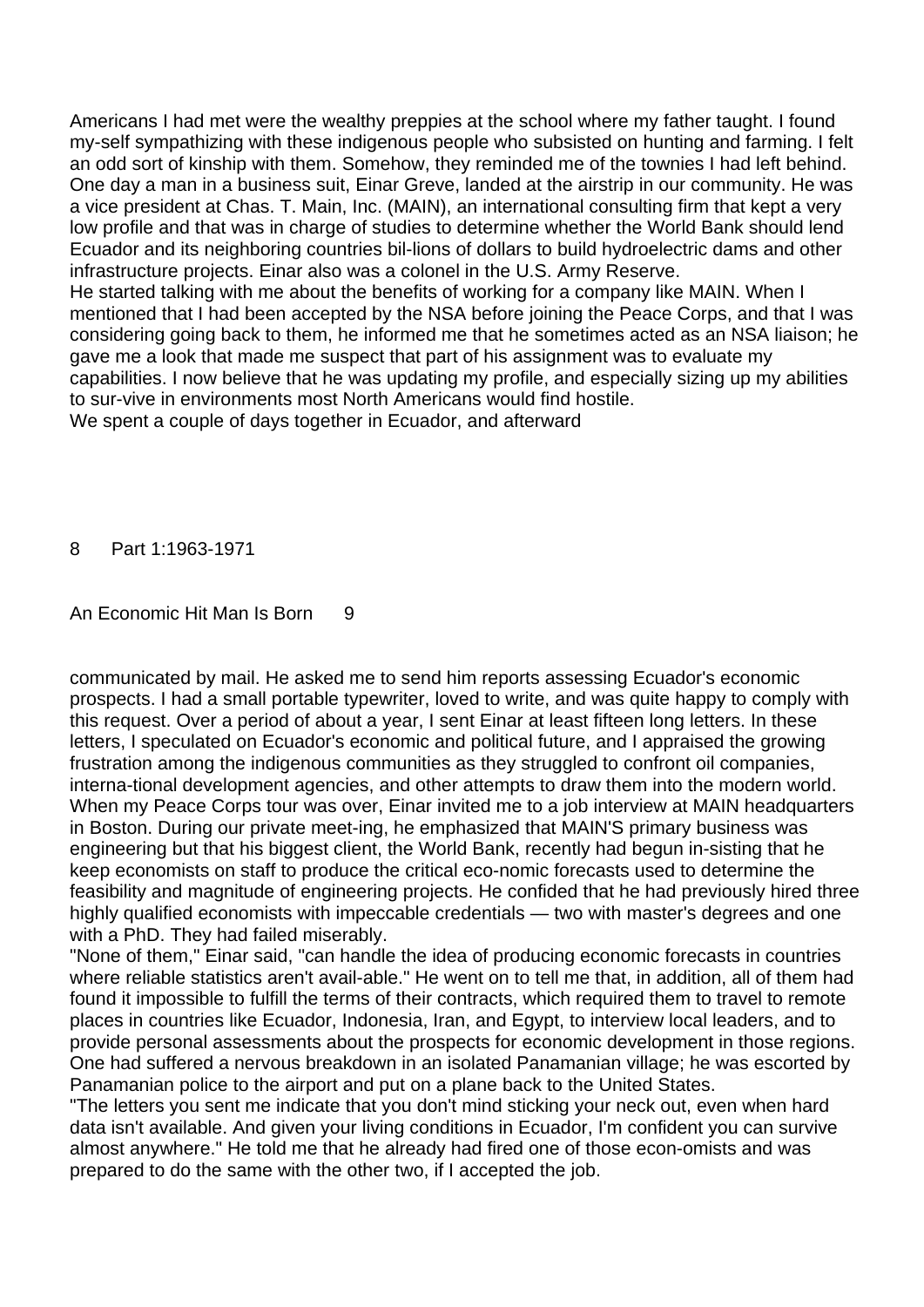Americans I had met were the wealthy preppies at the school where my father taught. I found my-self sympathizing with these indigenous people who subsisted on hunting and farming. I felt an odd sort of kinship with them. Somehow, they reminded me of the townies I had left behind.

One day a man in a business suit, Einar Greve, landed at the airstrip in our community. He was a vice president at Chas. T. Main, Inc. (MAIN), an international consulting firm that kept a very low profile and that was in charge of studies to determine whether the World Bank should lend Ecuador and its neighboring countries bil-lions of dollars to build hydroelectric dams and other infrastructure projects. Einar also was a colonel in the U.S. Army Reserve.

He started talking with me about the benefits of working for a company like MAIN. When I mentioned that I had been accepted by the NSA before joining the Peace Corps, and that I was considering going back to them, he informed me that he sometimes acted as an NSA liaison; he gave me a look that made me suspect that part of his assignment was to evaluate my capabilities. I now believe that he was updating my profile, and especially sizing up my abilities to sur-vive in environments most North Americans would find hostile.

We spent a couple of days together in Ecuador, and afterward communicated by mail. He asked me to send him reports assessing Ecuador's economic prospects. I had a small portable typewriter, loved to write, and was quite happy to comply with this request. Over a period of about a year, I sent Einar at least fifteen long letters. In these letters, I speculated on Ecuador's economic and political future, and I appraised the growing frustration among the indigenous communities as they struggled to confront oil companies, interna-tional development agencies, and other attempts to draw them into the modern world.

When my Peace Corps tour was over, Einar invited me to a job interview at MAIN headquarters in Boston. During our private meet-ing, he emphasized that MAIN'S primary business was engineering but that his biggest client, the World Bank, recently had begun in-sisting that he keep economists on staff to produce the critical eco-nomic forecasts used to determine the feasibility and magnitude of engineering projects. He confided that he had previously hired three highly qualified economists with impeccable credentials — two with master's degrees and one with a PhD. They had failed miserably.

"None of them," Einar said, "can handle the idea of producing economic forecasts in countries where reliable statistics aren't avail-able." He went on to tell me that, in addition, all of them had found it impossible to fulfill the terms of their contracts, which required them to travel to remote places in countries like Ecuador, Indonesia, Iran, and Egypt, to interview local leaders, and to provide personal assessments about the prospects for economic development in those regions. One had suffered a nervous breakdown in an isolated Panamanian village; he was escorted by Panamanian police to the airport and put on a plane back to the United States.

"The letters you sent me indicate that you don't mind sticking your neck out, even when hard data isn't available. And given your living conditions in Ecuador, I'm confident you can survive almost anywhere." He told me that he already had fired one of those econ-omists and was prepared to do the same with the other two, if I accepted the job.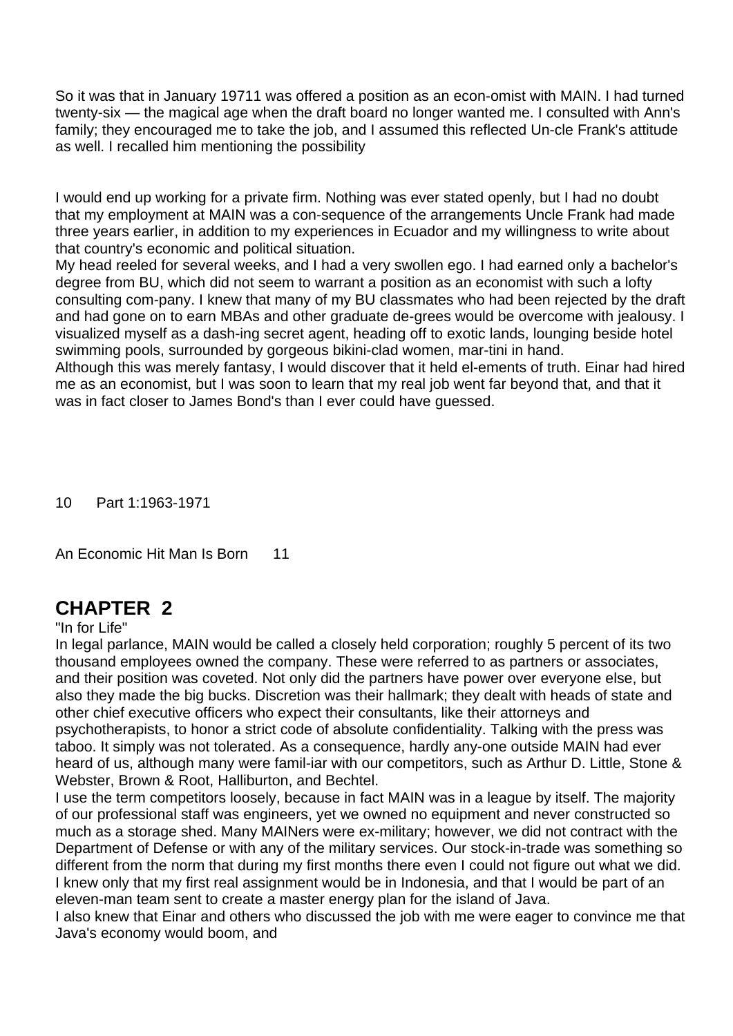So it was that in January 19711 was offered a position as an econ-omist with MAIN. I had turned twenty-six — the magical age when the draft board no longer wanted me. I consulted with Ann's family; they encouraged me to take the job, and I assumed this reflected Un-cle Frank's attitude as well. I recalled him mentioning the possibility

I would end up working for a private firm. Nothing was ever stated openly, but I had no doubt that my employment at MAIN was a con-sequence of the arrangements Uncle Frank had made three years earlier, in addition to my experiences in Ecuador and my willingness to write about that country's economic and political situation.

My head reeled for several weeks, and I had a very swollen ego. I had earned only a bachelor's degree from BU, which did not seem to warrant a position as an economist with such a lofty consulting com-pany. I knew that many of my BU classmates who had been rejected by the draft and had gone on to earn MBAs and other graduate de-grees would be overcome with jealousy. I visualized myself as a dash-ing secret agent, heading off to exotic lands, lounging beside hotel swimming pools, surrounded by gorgeous bikini-clad women, mar-tini in hand.

Although this was merely fantasy, I would discover that it held el-ements of truth. Einar had hired me as an economist, but I was soon to learn that my real job went far beyond that, and that it was in fact closer to James Bond's than I ever could have guessed.

## CHAPTER 2

"In for Life"

In legal parlance, MAIN would be called a closely held corporation; roughly 5 percent of its two thousand employees owned the company. These were referred to as partners or associates, and their position was coveted. Not only did the partners have power over everyone else, but also they made the big bucks. Discretion was their hallmark; they dealt with heads of state and other chief executive officers who expect their consultants, like their attorneys and psychotherapists, to honor a strict code of absolute confidentiality. Talking with the press was taboo. It simply was not tolerated. As a consequence, hardly any-one outside MAIN had ever heard of us, although many were famil-iar with our competitors, such as Arthur D. Little, Stone & Webster, Brown & Root, Halliburton, and Bechtel.

I use the term competitors loosely, because in fact MAIN was in a league by itself. The majority of our professional staff was engineers, yet we owned no equipment and never constructed so much as a storage shed. Many MAINers were ex-military; however, we did not contract with the Department of Defense or with any of the military services. Our stock-in-trade was something so different from the norm that during my first months there even I could not figure out what we did. I knew only that my first real assignment would be in Indonesia, and that I would be part of an eleven-man team sent to create a master energy plan for the island of Java.

I also knew that Einar and others who discussed the job with me were eager to convince me that Java's economy would boom, and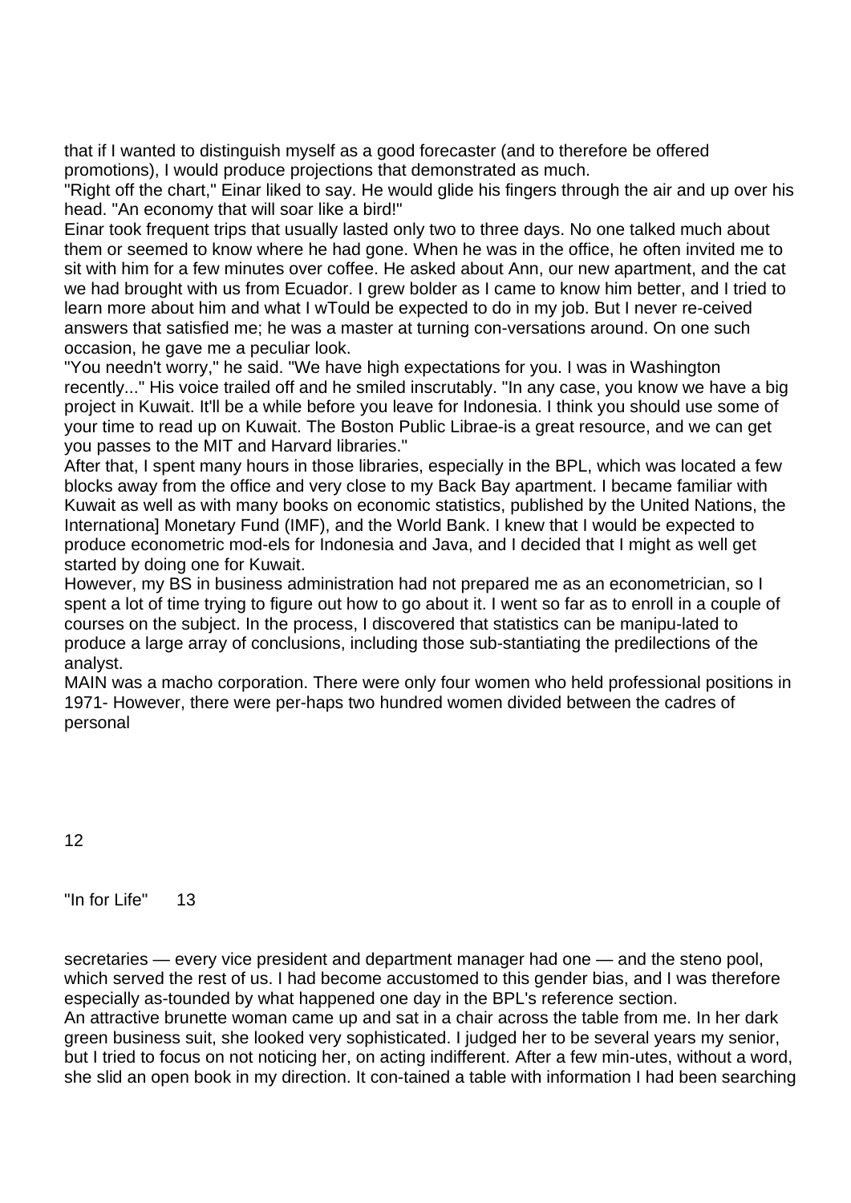that if I wanted to distinguish myself as a good forecaster (and to therefore be offered promotions), I would produce projections that demonstrated as much.

"Right off the chart," Einar liked to say. He would glide his fingers through the air and up over his head. "An economy that will soar like a bird!"

Einar took frequent trips that usually lasted only two to three days. No one talked much about them or seemed to know where he had gone. When he was in the office, he often invited me to sit with him for a few minutes over coffee. He asked about Ann, our new apartment, and the cat we had brought with us from Ecuador. I grew bolder as I came to know him better, and I tried to learn more about him and what I wTould be expected to do in my job. But I never re-ceived answers that satisfied me; he was a master at turning con-versations around. On one such occasion, he gave me a peculiar look.

"You needn't worry," he said. "We have high expectations for you. I was in Washington recently..." His voice trailed off and he smiled inscrutably. "In any case, you know we have a big project in Kuwait. It'll be a while before you leave for Indonesia. I think you should use some of your time to read up on Kuwait. The Boston Public Librae-is a great resource, and we can get you passes to the MIT and Harvard libraries."

After that, I spent many hours in those libraries, especially in the BPL, which was located a few blocks away from the office and very close to my Back Bay apartment. I became familiar with Kuwait as well as with many books on economic statistics, published by the United Nations, the Internationa] Monetary Fund (IMF), and the World Bank. I knew that I would be expected to produce econometric mod-els for Indonesia and Java, and I decided that I might as well get started by doing one for Kuwait.

However, my BS in business administration had not prepared me as an econometrician, so I spent a lot of time trying to figure out how to go about it. I went so far as to enroll in a couple of courses on the subject. In the process, I discovered that statistics can be manipu-lated to produce a large array of conclusions, including those sub-stantiating the predilections of the analyst.

MAIN was a macho corporation. There were only four women who held professional positions in 1971- However, there were per-haps two hundred women divided between the cadres of personal secretaries — every vice president and department manager had one — and the steno pool, which served the rest of us. I had become accustomed to this gender bias, and I was therefore especially as-tounded by what happened one day in the BPL's reference section.

An attractive brunette woman came up and sat in a chair across the table from me. In her dark green business suit, she looked very sophisticated. I judged her to be several years my senior, but I tried to focus on not noticing her, on acting indifferent. After a few min-utes, without a word, she slid an open book in my direction. It con-tained a table with information I had been searching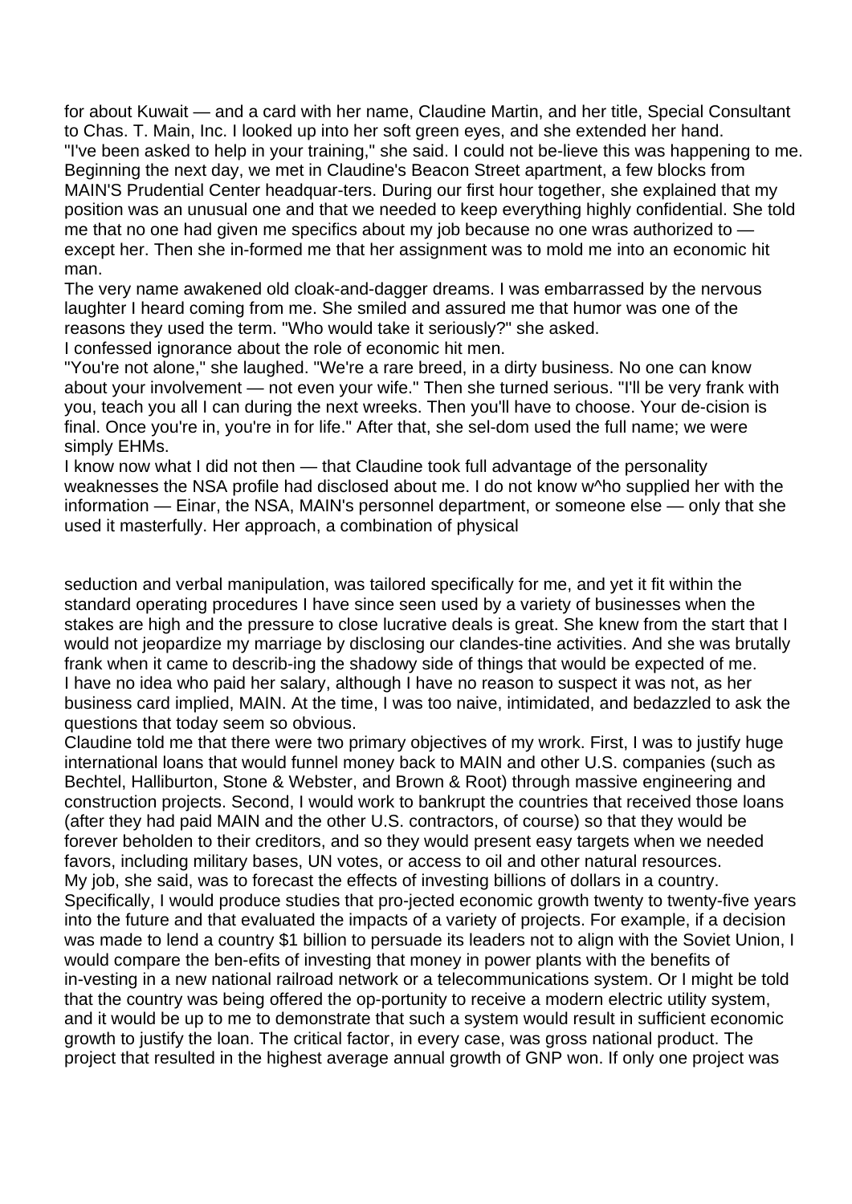for about Kuwait — and a card with her name, Claudine Martin, and her title, Special Consultant to Chas. T. Main, Inc. I looked up into her soft green eyes, and she extended her hand.
"I've been asked to help in your training," she said. I could not be-lieve this was happening to me. Beginning the next day, we met in Claudine's Beacon Street apartment, a few blocks from MAIN'S Prudential Center headquar-ters. During our first hour together, she explained that my position was an unusual one and that we needed to keep everything highly confidential. She told me that no one had given me specifics about my job because no one wras authorized to — except her. Then she in-formed me that her assignment was to mold me into an economic hit man.
The very name awakened old cloak-and-dagger dreams. I was embarrassed by the nervous laughter I heard coming from me. She smiled and assured me that humor was one of the reasons they used the term. "Who would take it seriously?" she asked.
I confessed ignorance about the role of economic hit men.
"You're not alone," she laughed. "We're a rare breed, in a dirty business. No one can know about your involvement — not even your wife." Then she turned serious. "I'll be very frank with you, teach you all I can during the next wreeks. Then you'll have to choose. Your de-cision is final. Once you're in, you're in for life." After that, she sel-dom used the full name; we were simply EHMs.
I know now what I did not then — that Claudine took full advantage of the personality weaknesses the NSA profile had disclosed about me. I do not know w^ho supplied her with the information — Einar, the NSA, MAIN's personnel department, or someone else — only that she used it masterfully. Her approach, a combination of physical seduction and verbal manipulation, was tailored specifically for me, and yet it fit within the standard operating procedures I have since seen used by a variety of businesses when the stakes are high and the pressure to close lucrative deals is great. She knew from the start that I would not jeopardize my marriage by disclosing our clandes-tine activities. And she was brutally frank when it came to describ-ing the shadowy side of things that would be expected of me.
I have no idea who paid her salary, although I have no reason to suspect it was not, as her business card implied, MAIN. At the time, I was too naive, intimidated, and bedazzled to ask the questions that today seem so obvious.
Claudine told me that there were two primary objectives of my wrork. First, I was to justify huge international loans that would funnel money back to MAIN and other U.S. companies (such as Bechtel, Halliburton, Stone & Webster, and Brown & Root) through massive engineering and construction projects. Second, I would work to bankrupt the countries that received those loans (after they had paid MAIN and the other U.S. contractors, of course) so that they would be forever beholden to their creditors, and so they would present easy targets when we needed favors, including military bases, UN votes, or access to oil and other natural resources.
My job, she said, was to forecast the effects of investing billions of dollars in a country. Specifically, I would produce studies that pro-jected economic growth twenty to twenty-five years into the future and that evaluated the impacts of a variety of projects. For example, if a decision was made to lend a country $1 billion to persuade its leaders not to align with the Soviet Union, I would compare the ben-efits of investing that money in power plants with the benefits of in-vesting in a new national railroad network or a telecommunications system. Or I might be told that the country was being offered the op-portunity to receive a modern electric utility system, and it would be up to me to demonstrate that such a system would result in sufficient economic growth to justify the loan. The critical factor, in every case, was gross national product. The project that resulted in the highest average annual growth of GNP won. If only one project was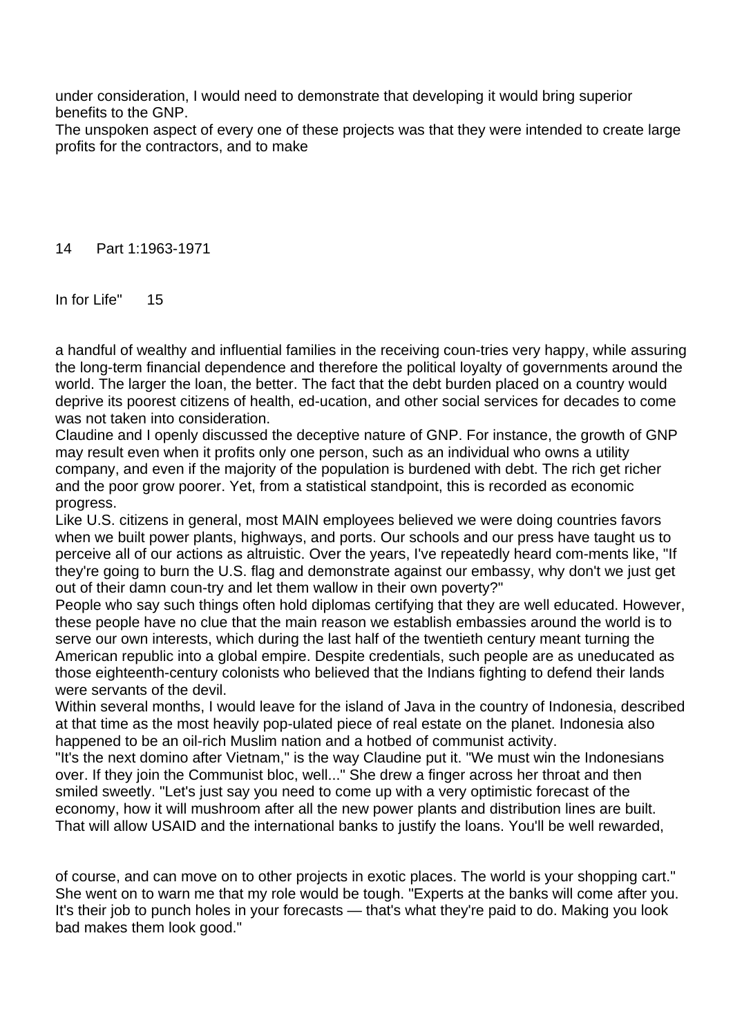under consideration, I would need to demonstrate that developing it would bring superior benefits to the GNP.

The unspoken aspect of every one of these projects was that they were intended to create large profits for the contractors, and to make a handful of wealthy and influential families in the receiving coun-tries very happy, while assuring the long-term financial dependence and therefore the political loyalty of governments around the world. The larger the loan, the better. The fact that the debt burden placed on a country would deprive its poorest citizens of health, ed-ucation, and other social services for decades to come was not taken into consideration.

Claudine and I openly discussed the deceptive nature of GNP. For instance, the growth of GNP may result even when it profits only one person, such as an individual who owns a utility company, and even if the majority of the population is burdened with debt. The rich get richer and the poor grow poorer. Yet, from a statistical standpoint, this is recorded as economic progress.

Like U.S. citizens in general, most MAIN employees believed we were doing countries favors when we built power plants, highways, and ports. Our schools and our press have taught us to perceive all of our actions as altruistic. Over the years, I've repeatedly heard com-ments like, "If they're going to burn the U.S. flag and demonstrate against our embassy, why don't we just get out of their damn coun-try and let them wallow in their own poverty?"

People who say such things often hold diplomas certifying that they are well educated. However, these people have no clue that the main reason we establish embassies around the world is to serve our own interests, which during the last half of the twentieth century meant turning the American republic into a global empire. Despite credentials, such people are as uneducated as those eighteenth-century colonists who believed that the Indians fighting to defend their lands were servants of the devil.

Within several months, I would leave for the island of Java in the country of Indonesia, described at that time as the most heavily pop-ulated piece of real estate on the planet. Indonesia also happened to be an oil-rich Muslim nation and a hotbed of communist activity.

"It's the next domino after Vietnam," is the way Claudine put it. "We must win the Indonesians over. If they join the Communist bloc, well..." She drew a finger across her throat and then smiled sweetly. "Let's just say you need to come up with a very optimistic forecast of the economy, how it will mushroom after all the new power plants and distribution lines are built. That will allow USAID and the international banks to justify the loans. You'll be well rewarded, of course, and can move on to other projects in exotic places. The world is your shopping cart." She went on to warn me that my role would be tough. "Experts at the banks will come after you. It's their job to punch holes in your forecasts — that's what they're paid to do. Making you look bad makes them look good."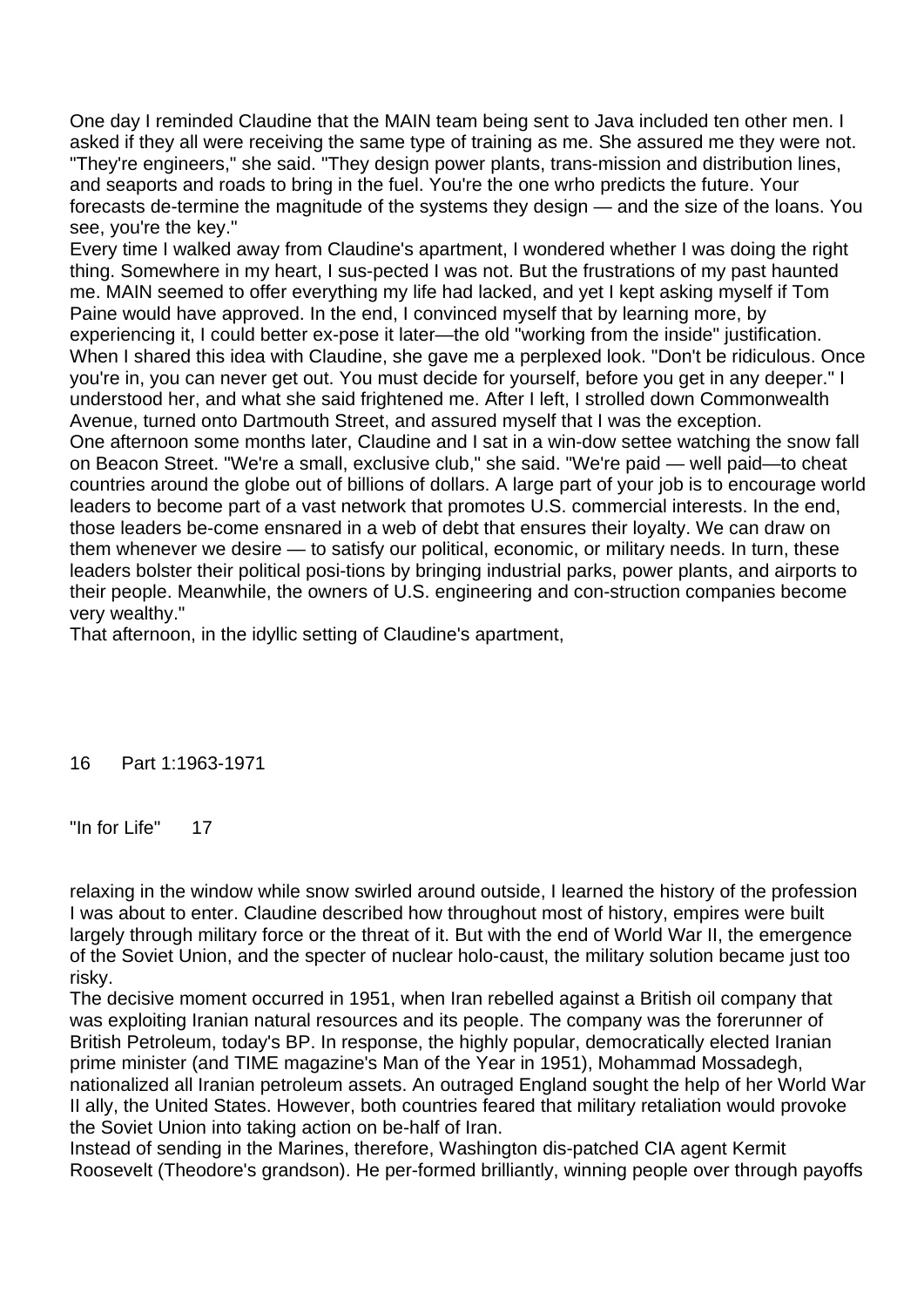One day I reminded Claudine that the MAIN team being sent to Java included ten other men. I asked if they all were receiving the same type of training as me. She assured me they were not. "They're engineers," she said. "They design power plants, trans-mission and distribution lines, and seaports and roads to bring in the fuel. You're the one wrho predicts the future. Your forecasts de-termine the magnitude of the systems they design — and the size of the loans. You see, you're the key."

Every time I walked away from Claudine's apartment, I wondered whether I was doing the right thing. Somewhere in my heart, I sus-pected I was not. But the frustrations of my past haunted me. MAIN seemed to offer everything my life had lacked, and yet I kept asking myself if Tom Paine would have approved. In the end, I convinced myself that by learning more, by experiencing it, I could better ex-pose it later—the old "working from the inside" justification. When I shared this idea with Claudine, she gave me a perplexed look. "Don't be ridiculous. Once you're in, you can never get out. You must decide for yourself, before you get in any deeper." I understood her, and what she said frightened me. After I left, I strolled down Commonwealth Avenue, turned onto Dartmouth Street, and assured myself that I was the exception.

One afternoon some months later, Claudine and I sat in a win-dow settee watching the snow fall on Beacon Street. "We're a small, exclusive club," she said. "We're paid — well paid—to cheat countries around the globe out of billions of dollars. A large part of your job is to encourage world leaders to become part of a vast network that promotes U.S. commercial interests. In the end, those leaders be-come ensnared in a web of debt that ensures their loyalty. We can draw on them whenever we desire — to satisfy our political, economic, or military needs. In turn, these leaders bolster their political posi-tions by bringing industrial parks, power plants, and airports to their people. Meanwhile, the owners of U.S. engineering and con-struction companies become very wealthy."

That afternoon, in the idyllic setting of Claudine's apartment, relaxing in the window while snow swirled around outside, I learned the history of the profession I was about to enter. Claudine described how throughout most of history, empires were built largely through military force or the threat of it. But with the end of World War II, the emergence of the Soviet Union, and the specter of nuclear holo-caust, the military solution became just too risky.

The decisive moment occurred in 1951, when Iran rebelled against a British oil company that was exploiting Iranian natural resources and its people. The company was the forerunner of British Petroleum, today's BP. In response, the highly popular, democratically elected Iranian prime minister (and TIME magazine's Man of the Year in 1951), Mohammad Mossadegh, nationalized all Iranian petroleum assets. An outraged England sought the help of her World War II ally, the United States. However, both countries feared that military retaliation would provoke the Soviet Union into taking action on be-half of Iran.

Instead of sending in the Marines, therefore, Washington dis-patched CIA agent Kermit Roosevelt (Theodore's grandson). He per-formed brilliantly, winning people over through payoffs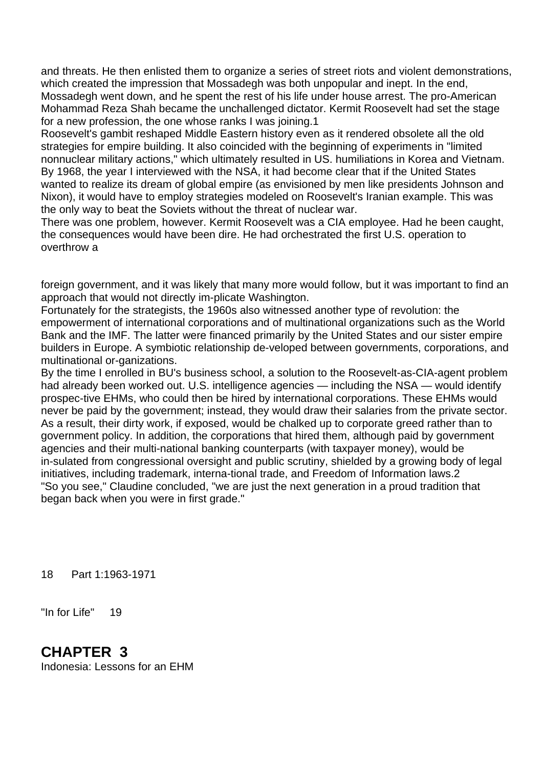and threats. He then enlisted them to organize a series of street riots and violent demonstrations, which created the impression that Mossadegh was both unpopular and inept. In the end, Mossadegh went down, and he spent the rest of his life under house arrest. The pro-American Mohammad Reza Shah became the unchallenged dictator. Kermit Roosevelt had set the stage for a new profession, the one whose ranks I was joining.[1]

Roosevelt's gambit reshaped Middle Eastern history even as it rendered obsolete all the old strategies for empire building. It also coincided with the beginning of experiments in "limited nonnuclear military actions," which ultimately resulted in US. humiliations in Korea and Vietnam. By 1968, the year I interviewed with the NSA, it had become clear that if the United States wanted to realize its dream of global empire (as envisioned by men like presidents Johnson and Nixon), it would have to employ strategies modeled on Roosevelt's Iranian example. This was the only way to beat the Soviets without the threat of nuclear war.

There was one problem, however. Kermit Roosevelt was a CIA employee. Had he been caught, the consequences would have been dire. He had orchestrated the first U.S. operation to overthrow a foreign government, and it was likely that many more would follow, but it was important to find an approach that would not directly im-plicate Washington.

Fortunately for the strategists, the 1960s also witnessed another type of revolution: the empowerment of international corporations and of multinational organizations such as the World Bank and the IMF. The latter were financed primarily by the United States and our sister empire builders in Europe. A symbiotic relationship de-veloped between governments, corporations, and multinational or-ganizations.

By the time I enrolled in BU's business school, a solution to the Roosevelt-as-CIA-agent problem had already been worked out. U.S. intelligence agencies — including the NSA — would identify prospec-tive EHMs, who could then be hired by international corporations. These EHMs would never be paid by the government; instead, they would draw their salaries from the private sector. As a result, their dirty work, if exposed, would be chalked up to corporate greed rather than to government policy. In addition, the corporations that hired them, although paid by government agencies and their multi-national banking counterparts (with taxpayer money), would be in-sulated from congressional oversight and public scrutiny, shielded by a growing body of legal initiatives, including trademark, interna-tional trade, and Freedom of Information laws.[2]

"So you see," Claudine concluded, "we are just the next generation in a proud tradition that began back when you were in first grade."

## CHAPTER 3

Indonesia: Lessons for an EHM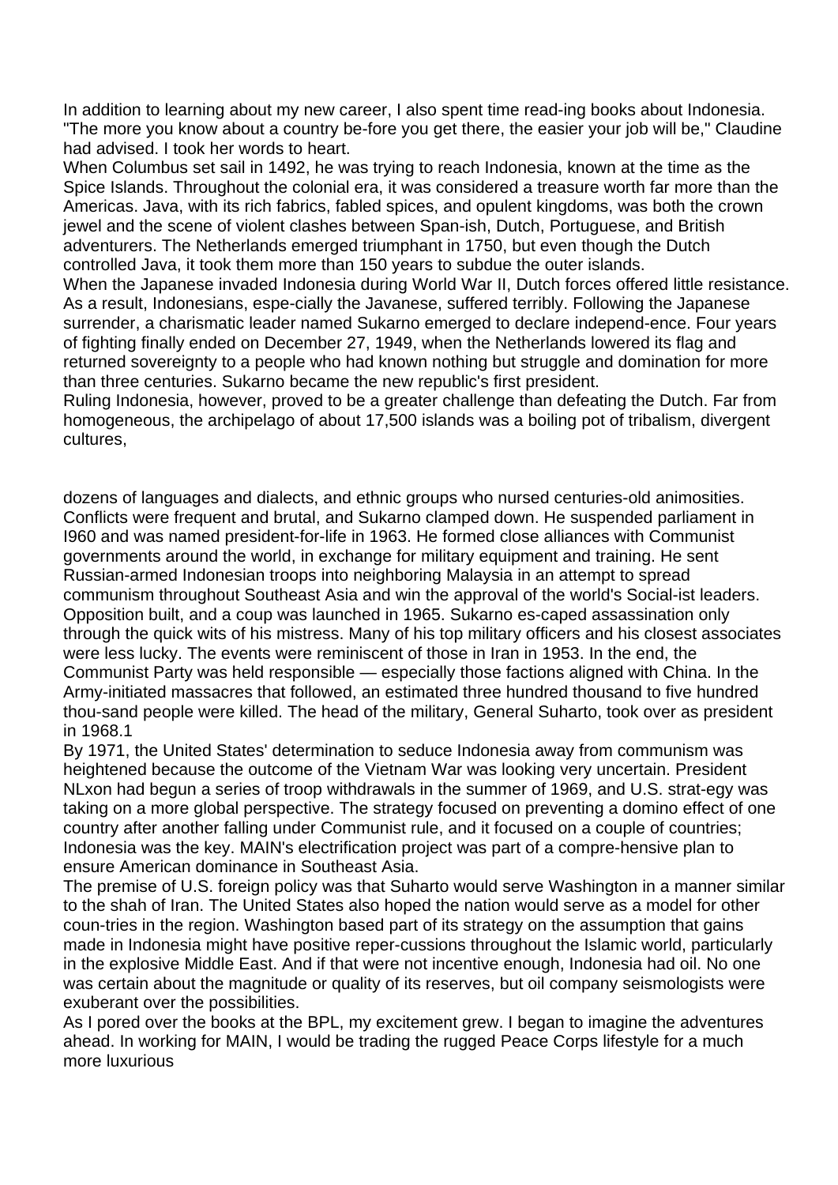In addition to learning about my new career, I also spent time read-ing books about Indonesia. "The more you know about a country be-fore you get there, the easier your job will be," Claudine had advised. I took her words to heart.

When Columbus set sail in 1492, he was trying to reach Indonesia, known at the time as the Spice Islands. Throughout the colonial era, it was considered a treasure worth far more than the Americas. Java, with its rich fabrics, fabled spices, and opulent kingdoms, was both the crown jewel and the scene of violent clashes between Span-ish, Dutch, Portuguese, and British adventurers. The Netherlands emerged triumphant in 1750, but even though the Dutch controlled Java, it took them more than 150 years to subdue the outer islands.

When the Japanese invaded Indonesia during World War II, Dutch forces offered little resistance. As a result, Indonesians, espe-cially the Javanese, suffered terribly. Following the Japanese surrender, a charismatic leader named Sukarno emerged to declare independ-ence. Four years of fighting finally ended on December 27, 1949, when the Netherlands lowered its flag and returned sovereignty to a people who had known nothing but struggle and domination for more than three centuries. Sukarno became the new republic's first president.

Ruling Indonesia, however, proved to be a greater challenge than defeating the Dutch. Far from homogeneous, the archipelago of about 17,500 islands was a boiling pot of tribalism, divergent cultures, dozens of languages and dialects, and ethnic groups who nursed centuries-old animosities. Conflicts were frequent and brutal, and Sukarno clamped down. He suspended parliament in I960 and was named president-for-life in 1963. He formed close alliances with Communist governments around the world, in exchange for military equipment and training. He sent Russian-armed Indonesian troops into neighboring Malaysia in an attempt to spread communism throughout Southeast Asia and win the approval of the world's Social-ist leaders. Opposition built, and a coup was launched in 1965. Sukarno es-caped assassination only through the quick wits of his mistress. Many of his top military officers and his closest associates were less lucky. The events were reminiscent of those in Iran in 1953. In the end, the Communist Party was held responsible — especially those factions aligned with China. In the Army-initiated massacres that followed, an estimated three hundred thousand to five hundred thou-sand people were killed. The head of the military, General Suharto, took over as president in 1968.[1]

By 1971, the United States' determination to seduce Indonesia away from communism was heightened because the outcome of the Vietnam War was looking very uncertain. President NLxon had begun a series of troop withdrawals in the summer of 1969, and U.S. strat-egy was taking on a more global perspective. The strategy focused on preventing a domino effect of one country after another falling under Communist rule, and it focused on a couple of countries; Indonesia was the key. MAIN's electrification project was part of a compre-hensive plan to ensure American dominance in Southeast Asia.

The premise of U.S. foreign policy was that Suharto would serve Washington in a manner similar to the shah of Iran. The United States also hoped the nation would serve as a model for other coun-tries in the region. Washington based part of its strategy on the assumption that gains made in Indonesia might have positive reper-cussions throughout the Islamic world, particularly in the explosive Middle East. And if that were not incentive enough, Indonesia had oil. No one was certain about the magnitude or quality of its reserves, but oil company seismologists were exuberant over the possibilities.

As I pored over the books at the BPL, my excitement grew. I began to imagine the adventures ahead. In working for MAIN, I would be trading the rugged Peace Corps lifestyle for a much more luxurious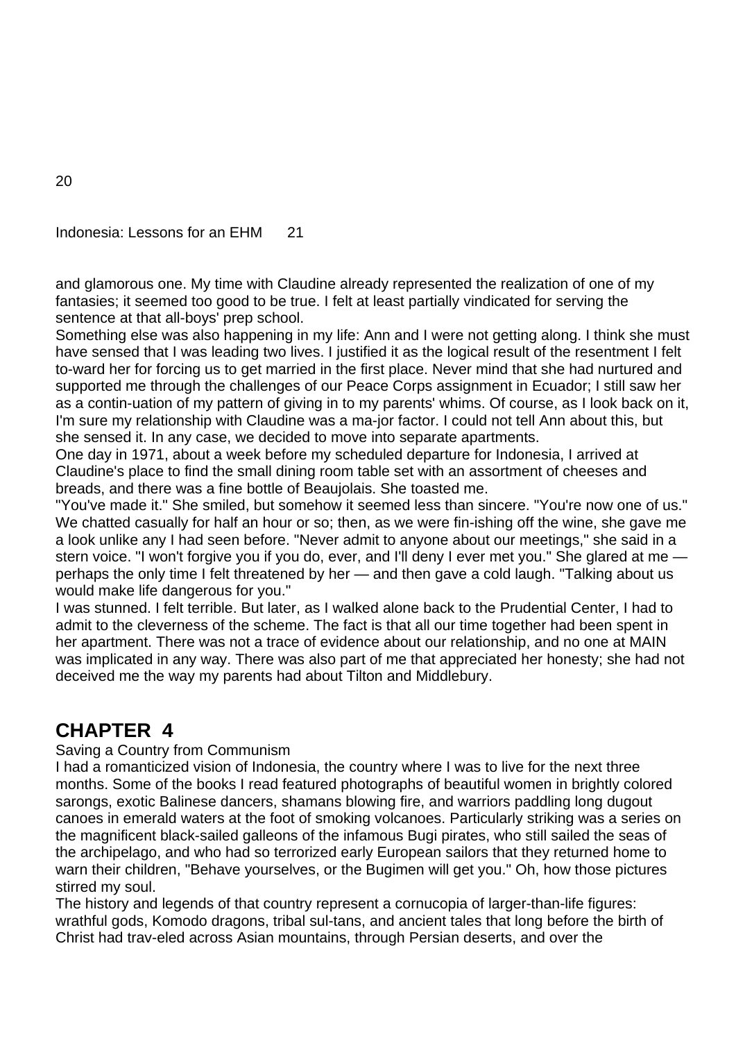and glamorous one. My time with Claudine already represented the realization of one of my fantasies; it seemed too good to be true. I felt at least partially vindicated for serving the sentence at that all-boys' prep school.

Something else was also happening in my life: Ann and I were not getting along. I think she must have sensed that I was leading two lives. I justified it as the logical result of the resentment I felt to-ward her for forcing us to get married in the first place. Never mind that she had nurtured and supported me through the challenges of our Peace Corps assignment in Ecuador; I still saw her as a contin-uation of my pattern of giving in to my parents' whims. Of course, as I look back on it, I'm sure my relationship with Claudine was a ma-jor factor. I could not tell Ann about this, but she sensed it. In any case, we decided to move into separate apartments.

One day in 1971, about a week before my scheduled departure for Indonesia, I arrived at Claudine's place to find the small dining room table set with an assortment of cheeses and breads, and there was a fine bottle of Beaujolais. She toasted me.

"You've made it." She smiled, but somehow it seemed less than sincere. "You're now one of us." We chatted casually for half an hour or so; then, as we were fin-ishing off the wine, she gave me a look unlike any I had seen before. "Never admit to anyone about our meetings," she said in a stern voice. "I won't forgive you if you do, ever, and I'll deny I ever met you." She glared at me — perhaps the only time I felt threatened by her — and then gave a cold laugh. "Talking about us would make life dangerous for you."

I was stunned. I felt terrible. But later, as I walked alone back to the Prudential Center, I had to admit to the cleverness of the scheme. The fact is that all our time together had been spent in her apartment. There was not a trace of evidence about our relationship, and no one at MAIN was implicated in any way. There was also part of me that appreciated her honesty; she had not deceived me the way my parents had about Tilton and Middlebury.

## CHAPTER 4

Saving a Country from Communism

I had a romanticized vision of Indonesia, the country where I was to live for the next three months. Some of the books I read featured photographs of beautiful women in brightly colored sarongs, exotic Balinese dancers, shamans blowing fire, and warriors paddling long dugout canoes in emerald waters at the foot of smoking volcanoes. Particularly striking was a series on the magnificent black-sailed galleons of the infamous Bugi pirates, who still sailed the seas of the archipelago, and who had so terrorized early European sailors that they returned home to warn their children, "Behave yourselves, or the Bugimen will get you." Oh, how those pictures stirred my soul.

The history and legends of that country represent a cornucopia of larger-than-life figures: wrathful gods, Komodo dragons, tribal sul-tans, and ancient tales that long before the birth of Christ had trav-eled across Asian mountains, through Persian deserts, and over the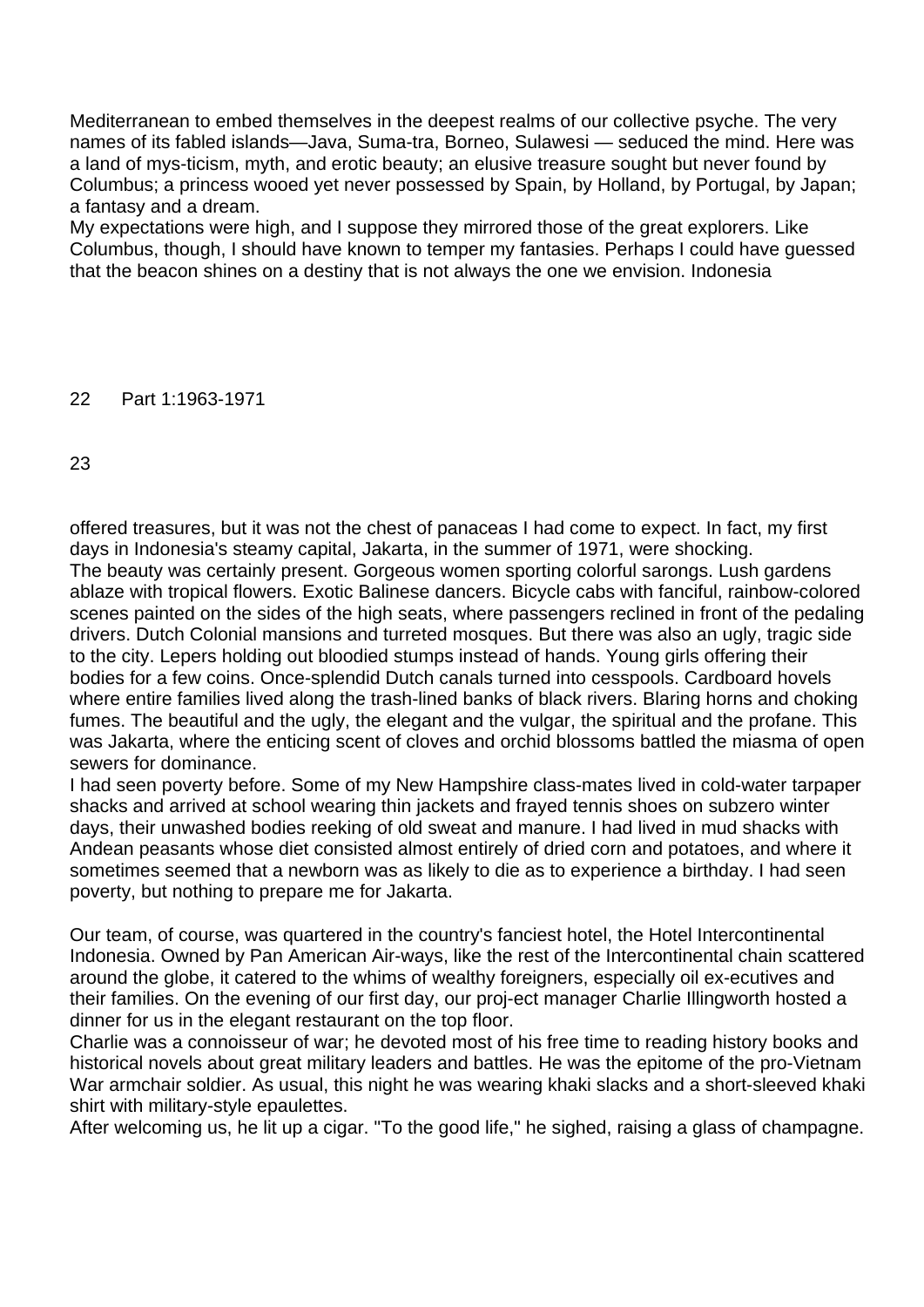Mediterranean to embed themselves in the deepest realms of our collective psyche. The very names of its fabled islands—Java, Suma-tra, Borneo, Sulawesi — seduced the mind. Here was a land of mys-ticism, myth, and erotic beauty; an elusive treasure sought but never found by Columbus; a princess wooed yet never possessed by Spain, by Holland, by Portugal, by Japan; a fantasy and a dream.

My expectations were high, and I suppose they mirrored those of the great explorers. Like Columbus, though, I should have known to temper my fantasies. Perhaps I could have guessed that the beacon shines on a destiny that is not always the one we envision. Indonesia offered treasures, but it was not the chest of panaceas I had come to expect. In fact, my first days in Indonesia's steamy capital, Jakarta, in the summer of 1971, were shocking.

The beauty was certainly present. Gorgeous women sporting colorful sarongs. Lush gardens ablaze with tropical flowers. Exotic Balinese dancers. Bicycle cabs with fanciful, rainbow-colored scenes painted on the sides of the high seats, where passengers reclined in front of the pedaling drivers. Dutch Colonial mansions and turreted mosques. But there was also an ugly, tragic side to the city. Lepers holding out bloodied stumps instead of hands. Young girls offering their bodies for a few coins. Once-splendid Dutch canals turned into cesspools. Cardboard hovels where entire families lived along the trash-lined banks of black rivers. Blaring horns and choking fumes. The beautiful and the ugly, the elegant and the vulgar, the spiritual and the profane. This was Jakarta, where the enticing scent of cloves and orchid blossoms battled the miasma of open sewers for dominance.

I had seen poverty before. Some of my New Hampshire class-mates lived in cold-water tarpaper shacks and arrived at school wearing thin jackets and frayed tennis shoes on subzero winter days, their unwashed bodies reeking of old sweat and manure. I had lived in mud shacks with Andean peasants whose diet consisted almost entirely of dried corn and potatoes, and where it sometimes seemed that a newborn was as likely to die as to experience a birthday. I had seen poverty, but nothing to prepare me for Jakarta.

Our team, of course, was quartered in the country's fanciest hotel, the Hotel Intercontinental Indonesia. Owned by Pan American Air-ways, like the rest of the Intercontinental chain scattered around the globe, it catered to the whims of wealthy foreigners, especially oil ex-ecutives and their families. On the evening of our first day, our proj-ect manager Charlie Illingworth hosted a dinner for us in the elegant restaurant on the top floor.

Charlie was a connoisseur of war; he devoted most of his free time to reading history books and historical novels about great military leaders and battles. He was the epitome of the pro-Vietnam War armchair soldier. As usual, this night he was wearing khaki slacks and a short-sleeved khaki shirt with military-style epaulettes.

After welcoming us, he lit up a cigar. "To the good life," he sighed, raising a glass of champagne.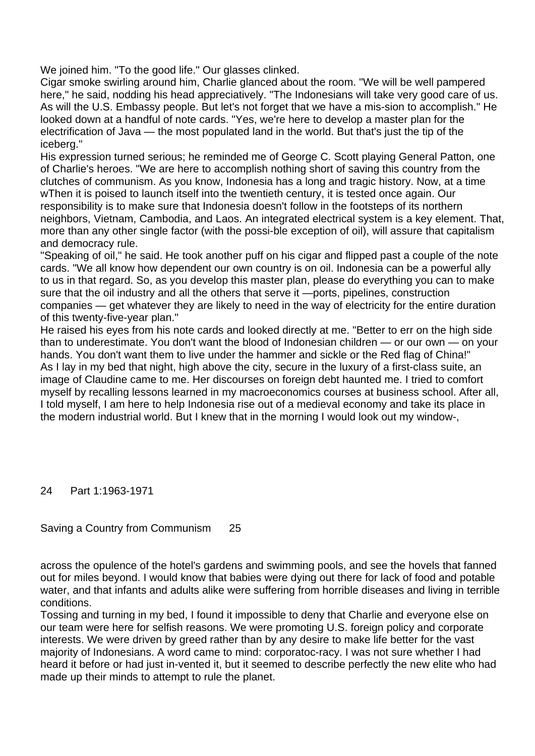We joined him. "To the good life." Our glasses clinked.

Cigar smoke swirling around him, Charlie glanced about the room. "We will be well pampered here," he said, nodding his head appreciatively. "The Indonesians will take very good care of us. As will the U.S. Embassy people. But let's not forget that we have a mis-sion to accomplish." He looked down at a handful of note cards. "Yes, we're here to develop a master plan for the electrification of Java — the most populated land in the world. But that's just the tip of the iceberg."

His expression turned serious; he reminded me of George C. Scott playing General Patton, one of Charlie's heroes. "We are here to accomplish nothing short of saving this country from the clutches of communism. As you know, Indonesia has a long and tragic history. Now, at a time wThen it is poised to launch itself into the twentieth century, it is tested once again. Our responsibility is to make sure that Indonesia doesn't follow in the footsteps of its northern neighbors, Vietnam, Cambodia, and Laos. An integrated electrical system is a key element. That, more than any other single factor (with the possi-ble exception of oil), will assure that capitalism and democracy rule.

"Speaking of oil," he said. He took another puff on his cigar and flipped past a couple of the note cards. "We all know how dependent our own country is on oil. Indonesia can be a powerful ally to us in that regard. So, as you develop this master plan, please do everything you can to make sure that the oil industry and all the others that serve it —ports, pipelines, construction companies — get whatever they are likely to need in the way of electricity for the entire duration of this twenty-five-year plan."

He raised his eyes from his note cards and looked directly at me. "Better to err on the high side than to underestimate. You don't want the blood of Indonesian children — or our own — on your hands. You don't want them to live under the hammer and sickle or the Red flag of China!"

As I lay in my bed that night, high above the city, secure in the luxury of a first-class suite, an image of Claudine came to me. Her discourses on foreign debt haunted me. I tried to comfort myself by recalling lessons learned in my macroeconomics courses at business school. After all, I told myself, I am here to help Indonesia rise out of a medieval economy and take its place in the modern industrial world. But I knew that in the morning I would look out my window-, across the opulence of the hotel's gardens and swimming pools, and see the hovels that fanned out for miles beyond. I would know that babies were dying out there for lack of food and potable water, and that infants and adults alike were suffering from horrible diseases and living in terrible conditions.

Tossing and turning in my bed, I found it impossible to deny that Charlie and everyone else on our team were here for selfish reasons. We were promoting U.S. foreign policy and corporate interests. We were driven by greed rather than by any desire to make life better for the vast majority of Indonesians. A word came to mind: corporatoc-racy. I was not sure whether I had heard it before or had just in-vented it, but it seemed to describe perfectly the new elite who had made up their minds to attempt to rule the planet.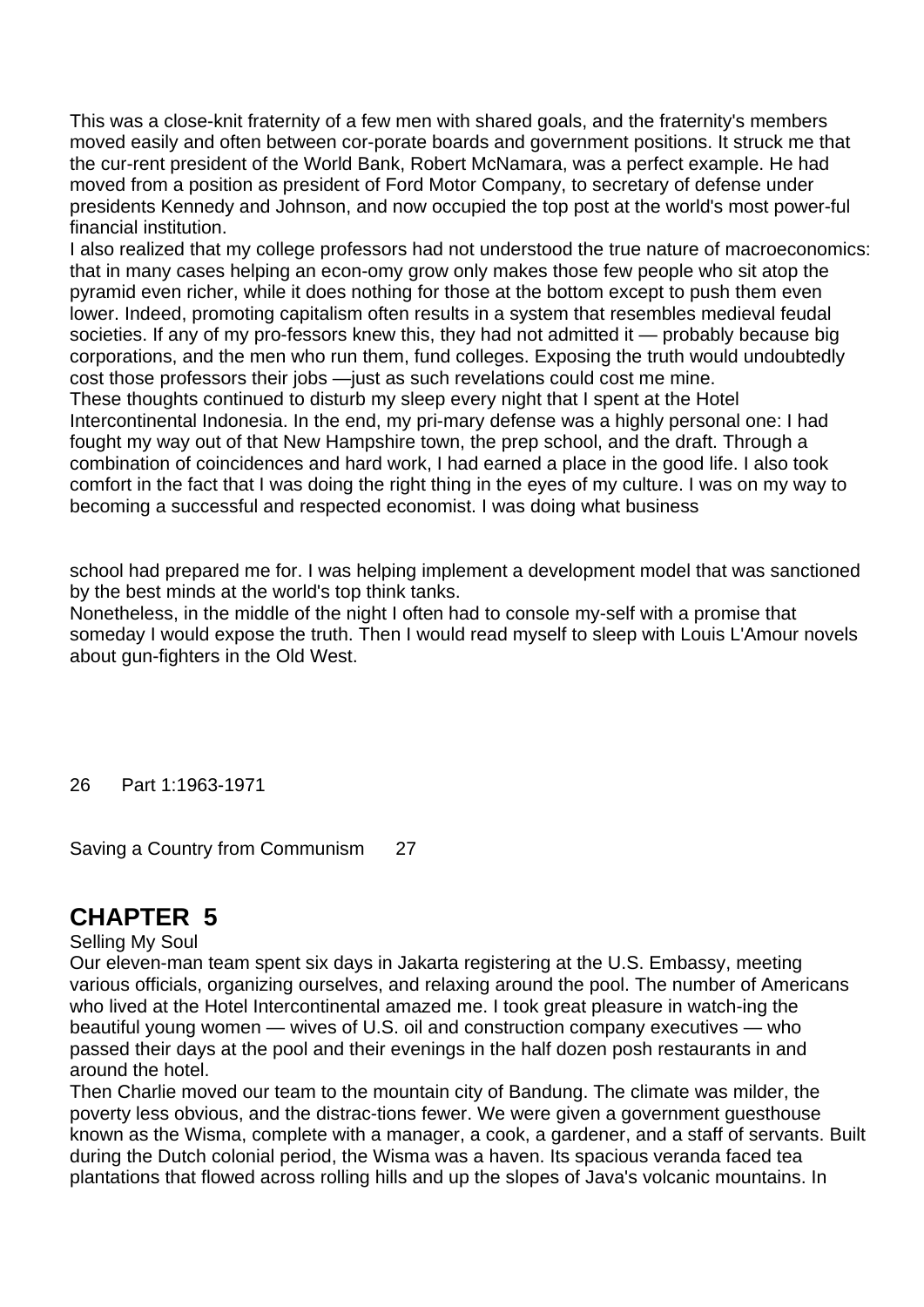This was a close-knit fraternity of a few men with shared goals, and the fraternity's members moved easily and often between cor-porate boards and government positions. It struck me that the cur-rent president of the World Bank, Robert McNamara, was a perfect example. He had moved from a position as president of Ford Motor Company, to secretary of defense under presidents Kennedy and Johnson, and now occupied the top post at the world's most power-ful financial institution.

I also realized that my college professors had not understood the true nature of macroeconomics: that in many cases helping an econ-omy grow only makes those few people who sit atop the pyramid even richer, while it does nothing for those at the bottom except to push them even lower. Indeed, promoting capitalism often results in a system that resembles medieval feudal societies. If any of my pro-fessors knew this, they had not admitted it — probably because big corporations, and the men who run them, fund colleges. Exposing the truth would undoubtedly cost those professors their jobs —just as such revelations could cost me mine.

These thoughts continued to disturb my sleep every night that I spent at the Hotel Intercontinental Indonesia. In the end, my pri-mary defense was a highly personal one: I had fought my way out of that New Hampshire town, the prep school, and the draft. Through a combination of coincidences and hard work, I had earned a place in the good life. I also took comfort in the fact that I was doing the right thing in the eyes of my culture. I was on my way to becoming a successful and respected economist. I was doing what business school had prepared me for. I was helping implement a development model that was sanctioned by the best minds at the world's top think tanks.

Nonetheless, in the middle of the night I often had to console my-self with a promise that someday I would expose the truth. Then I would read myself to sleep with Louis L'Amour novels about gun-fighters in the Old West.

## CHAPTER 5

Selling My Soul

Our eleven-man team spent six days in Jakarta registering at the U.S. Embassy, meeting various officials, organizing ourselves, and relaxing around the pool. The number of Americans who lived at the Hotel Intercontinental amazed me. I took great pleasure in watch-ing the beautiful young women — wives of U.S. oil and construction company executives — who passed their days at the pool and their evenings in the half dozen posh restaurants in and around the hotel.

Then Charlie moved our team to the mountain city of Bandung. The climate was milder, the poverty less obvious, and the distrac-tions fewer. We were given a government guesthouse known as the Wisma, complete with a manager, a cook, a gardener, and a staff of servants. Built during the Dutch colonial period, the Wisma was a haven. Its spacious veranda faced tea plantations that flowed across rolling hills and up the slopes of Java's volcanic mountains. In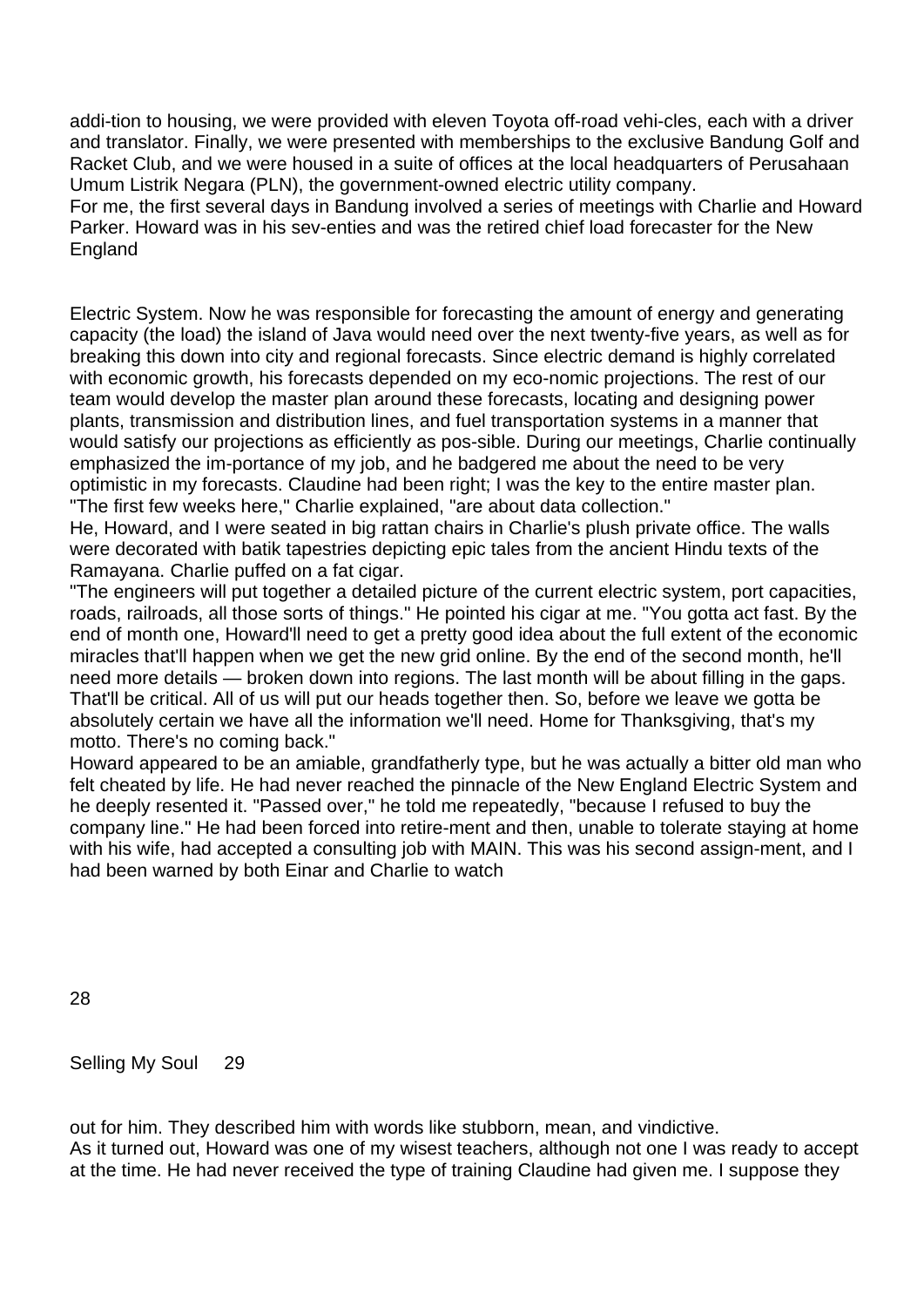addi-tion to housing, we were provided with eleven Toyota off-road vehi-cles, each with a driver and translator. Finally, we were presented with memberships to the exclusive Bandung Golf and Racket Club, and we were housed in a suite of offices at the local headquarters of Perusahaan Umum Listrik Negara (PLN), the government-owned electric utility company.

For me, the first several days in Bandung involved a series of meetings with Charlie and Howard Parker. Howard was in his sev-enties and was the retired chief load forecaster for the New England Electric System. Now he was responsible for forecasting the amount of energy and generating capacity (the load) the island of Java would need over the next twenty-five years, as well as for breaking this down into city and regional forecasts. Since electric demand is highly correlated with economic growth, his forecasts depended on my eco-nomic projections. The rest of our team would develop the master plan around these forecasts, locating and designing power plants, transmission and distribution lines, and fuel transportation systems in a manner that would satisfy our projections as efficiently as pos-sible. During our meetings, Charlie continually emphasized the im-portance of my job, and he badgered me about the need to be very optimistic in my forecasts. Claudine had been right; I was the key to the entire master plan.

"The first few weeks here," Charlie explained, "are about data collection."

He, Howard, and I were seated in big rattan chairs in Charlie's plush private office. The walls were decorated with batik tapestries depicting epic tales from the ancient Hindu texts of the Ramayana. Charlie puffed on a fat cigar.

"The engineers will put together a detailed picture of the current electric system, port capacities, roads, railroads, all those sorts of things." He pointed his cigar at me. "You gotta act fast. By the end of month one, Howard'll need to get a pretty good idea about the full extent of the economic miracles that'll happen when we get the new grid online. By the end of the second month, he'll need more details — broken down into regions. The last month will be about filling in the gaps. That'll be critical. All of us will put our heads together then. So, before we leave we gotta be absolutely certain we have all the information we'll need. Home for Thanksgiving, that's my motto. There's no coming back."

Howard appeared to be an amiable, grandfatherly type, but he was actually a bitter old man who felt cheated by life. He had never reached the pinnacle of the New England Electric System and he deeply resented it. "Passed over," he told me repeatedly, "because I refused to buy the company line." He had been forced into retire-ment and then, unable to tolerate staying at home with his wife, had accepted a consulting job with MAIN. This was his second assign-ment, and I had been warned by both Einar and Charlie to watch out for him. They described him with words like stubborn, mean, and vindictive.

As it turned out, Howard was one of my wisest teachers, although not one I was ready to accept at the time. He had never received the type of training Claudine had given me. I suppose they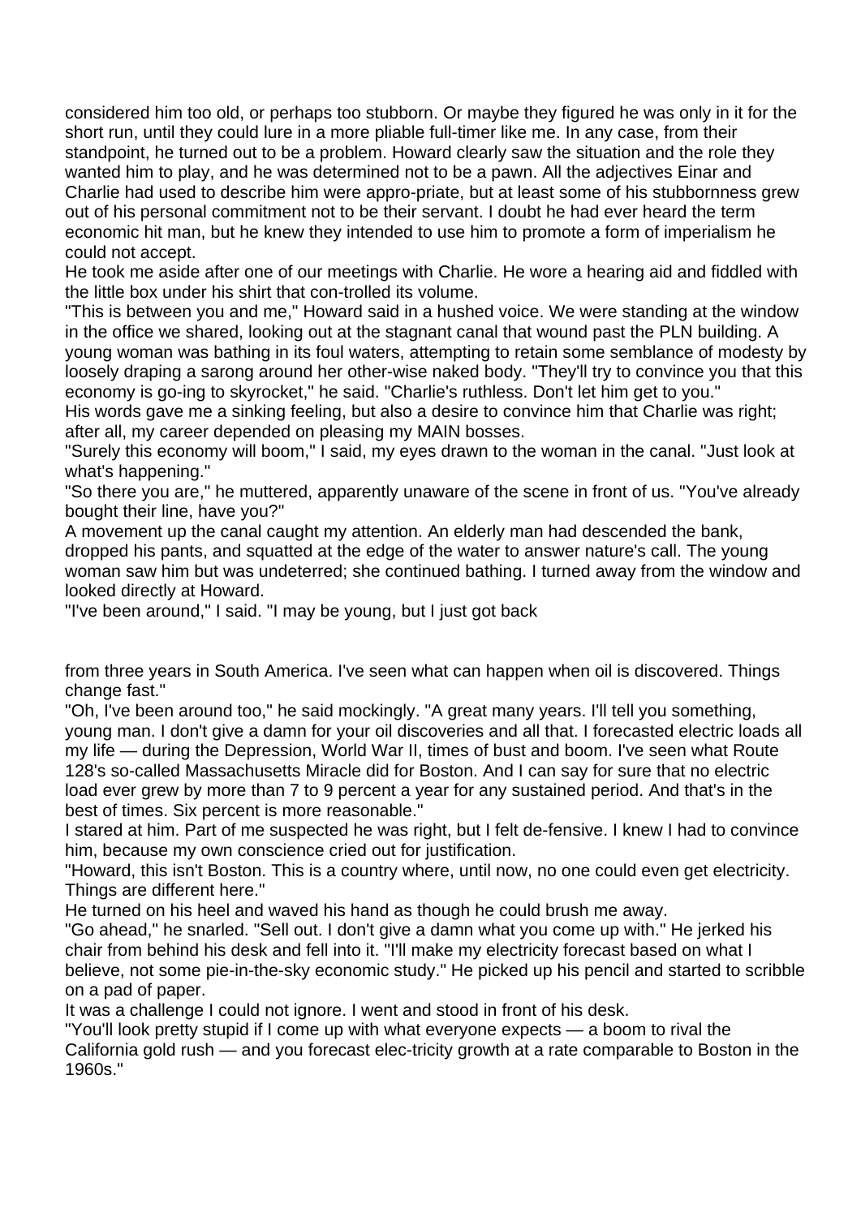considered him too old, or perhaps too stubborn. Or maybe they figured he was only in it for the short run, until they could lure in a more pliable full-timer like me. In any case, from their standpoint, he turned out to be a problem. Howard clearly saw the situation and the role they wanted him to play, and he was determined not to be a pawn. All the adjectives Einar and Charlie had used to describe him were appro-priate, but at least some of his stubbornness grew out of his personal commitment not to be their servant. I doubt he had ever heard the term economic hit man, but he knew they intended to use him to promote a form of imperialism he could not accept.

He took me aside after one of our meetings with Charlie. He wore a hearing aid and fiddled with the little box under his shirt that con-trolled its volume.

"This is between you and me," Howard said in a hushed voice. We were standing at the window in the office we shared, looking out at the stagnant canal that wound past the PLN building. A young woman was bathing in its foul waters, attempting to retain some semblance of modesty by loosely draping a sarong around her other-wise naked body. "They'll try to convince you that this economy is go-ing to skyrocket," he said. "Charlie's ruthless. Don't let him get to you."

His words gave me a sinking feeling, but also a desire to convince him that Charlie was right; after all, my career depended on pleasing my MAIN bosses.

"Surely this economy will boom," I said, my eyes drawn to the woman in the canal. "Just look at what's happening."

"So there you are," he muttered, apparently unaware of the scene in front of us. "You've already bought their line, have you?"

A movement up the canal caught my attention. An elderly man had descended the bank, dropped his pants, and squatted at the edge of the water to answer nature's call. The young woman saw him but was undeterred; she continued bathing. I turned away from the window and looked directly at Howard.

"I've been around," I said. "I may be young, but I just got back from three years in South America. I've seen what can happen when oil is discovered. Things change fast."

"Oh, I've been around too," he said mockingly. "A great many years. I'll tell you something, young man. I don't give a damn for your oil discoveries and all that. I forecasted electric loads all my life — during the Depression, World War II, times of bust and boom. I've seen what Route 128's so-called Massachusetts Miracle did for Boston. And I can say for sure that no electric load ever grew by more than 7 to 9 percent a year for any sustained period. And that's in the best of times. Six percent is more reasonable."

I stared at him. Part of me suspected he was right, but I felt de-fensive. I knew I had to convince him, because my own conscience cried out for justification.

"Howard, this isn't Boston. This is a country where, until now, no one could even get electricity. Things are different here."

He turned on his heel and waved his hand as though he could brush me away.

"Go ahead," he snarled. "Sell out. I don't give a damn what you come up with." He jerked his chair from behind his desk and fell into it. "I'll make my electricity forecast based on what I believe, not some pie-in-the-sky economic study." He picked up his pencil and started to scribble on a pad of paper.

It was a challenge I could not ignore. I went and stood in front of his desk.

"You'll look pretty stupid if I come up with what everyone expects — a boom to rival the California gold rush — and you forecast elec-tricity growth at a rate comparable to Boston in the 1960s."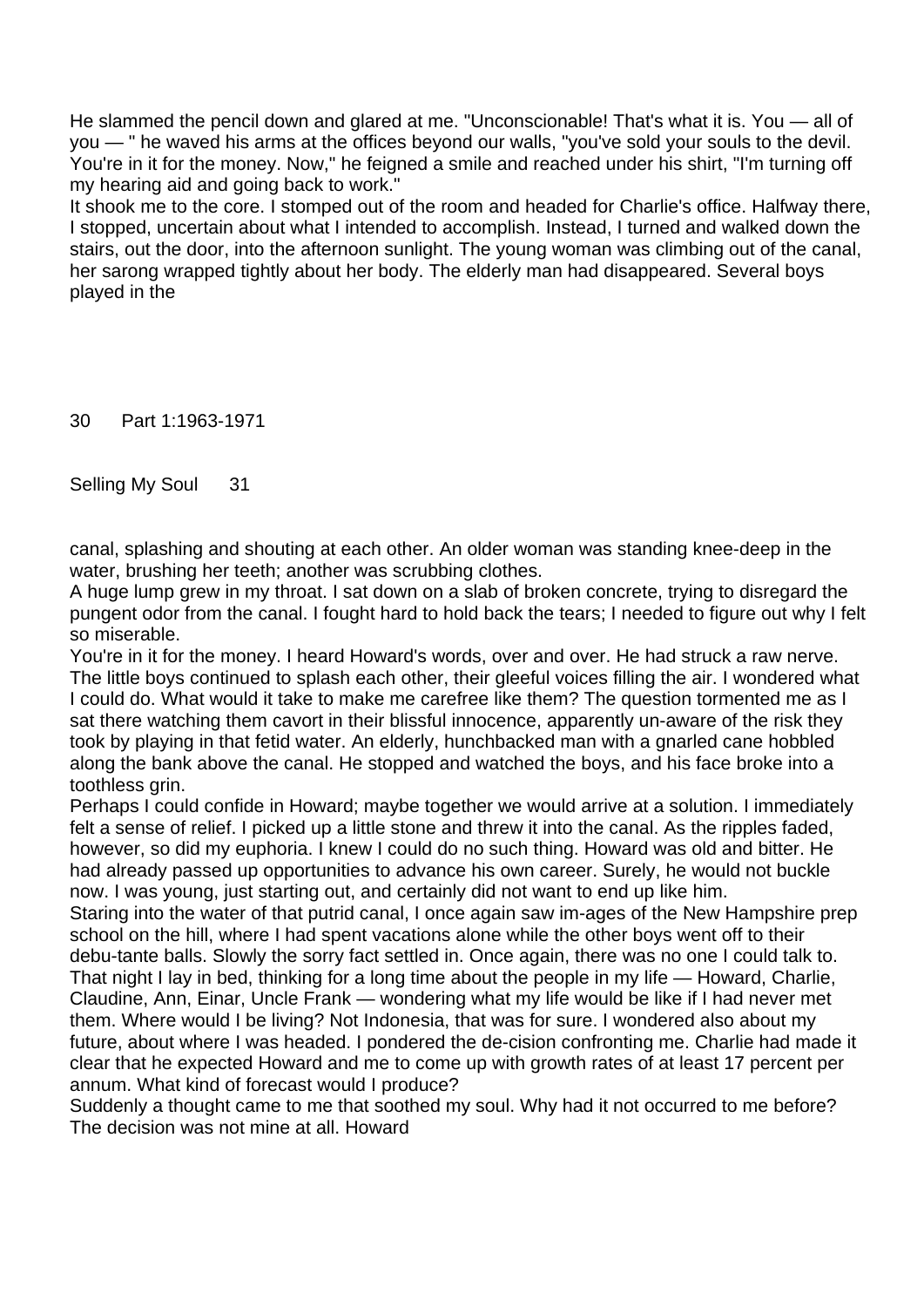He slammed the pencil down and glared at me. "Unconscionable! That's what it is. You — all of you — " he waved his arms at the offices beyond our walls, "you've sold your souls to the devil. You're in it for the money. Now," he feigned a smile and reached under his shirt, "I'm turning off my hearing aid and going back to work."

It shook me to the core. I stomped out of the room and headed for Charlie's office. Halfway there, I stopped, uncertain about what I intended to accomplish. Instead, I turned and walked down the stairs, out the door, into the afternoon sunlight. The young woman was climbing out of the canal, her sarong wrapped tightly about her body. The elderly man had disappeared. Several boys played in the canal, splashing and shouting at each other. An older woman was standing knee-deep in the water, brushing her teeth; another was scrubbing clothes.

A huge lump grew in my throat. I sat down on a slab of broken concrete, trying to disregard the pungent odor from the canal. I fought hard to hold back the tears; I needed to figure out why I felt so miserable.

*You're in it for the money.* I heard Howard's words, over and over. He had struck a raw nerve. The little boys continued to splash each other, their gleeful voices filling the air. I wondered what I could do. What would it take to make me carefree like them? The question tormented me as I sat there watching them cavort in their blissful innocence, apparently un-aware of the risk they took by playing in that fetid water. An elderly, hunchbacked man with a gnarled cane hobbled along the bank above the canal. He stopped and watched the boys, and his face broke into a toothless grin.

Perhaps I could confide in Howard; maybe together we would arrive at a solution. I immediately felt a sense of relief. I picked up a little stone and threw it into the canal. As the ripples faded, however, so did my euphoria. I knew I could do no such thing. Howard was old and bitter. He had already passed up opportunities to advance his own career. Surely, he would not buckle now. I was young, just starting out, and certainly did not want to end up like him.

Staring into the water of that putrid canal, I once again saw im-ages of the New Hampshire prep school on the hill, where I had spent vacations alone while the other boys went off to their debu-tante balls. Slowly the sorry fact settled in. Once again, there was no one I could talk to.

That night I lay in bed, thinking for a long time about the people in my life — Howard, Charlie, Claudine, Ann, Einar, Uncle Frank — wondering what my life would be like if I had never met them. Where would I be living? Not Indonesia, that was for sure. I wondered also about my future, about where I was headed. I pondered the de-cision confronting me. Charlie had made it clear that he expected Howard and me to come up with growth rates of at least 17 percent per annum. What kind of forecast would I produce?

Suddenly a thought came to me that soothed my soul. Why had it not occurred to me before? The decision was not mine at all. Howard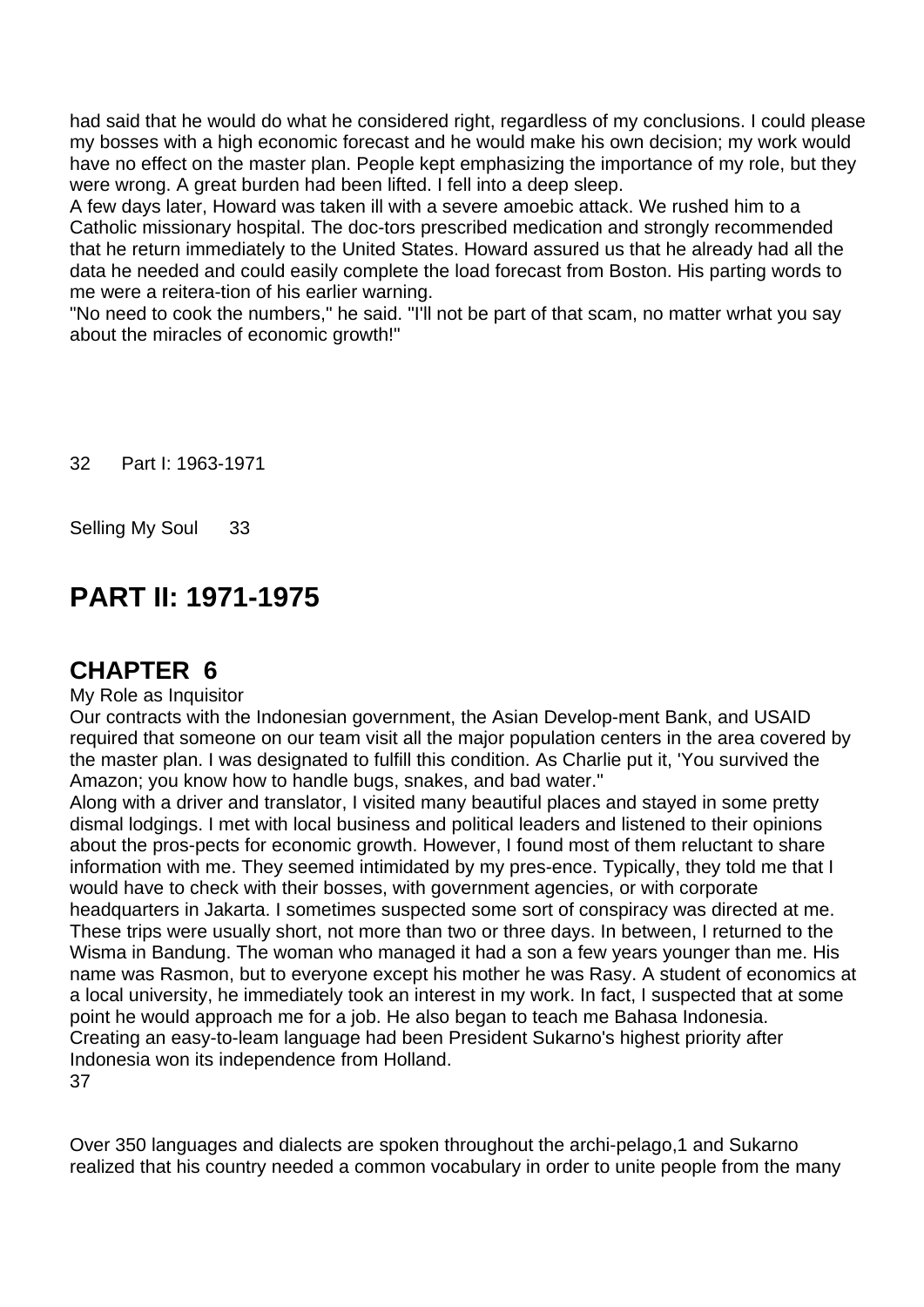had said that he would do what he considered right, regardless of my conclusions. I could please my bosses with a high economic forecast and he would make his own decision; my work would have no effect on the master plan. People kept emphasizing the importance of my role, but they were wrong. A great burden had been lifted. I fell into a deep sleep.

A few days later, Howard was taken ill with a severe amoebic attack. We rushed him to a Catholic missionary hospital. The doc-tors prescribed medication and strongly recommended that he return immediately to the United States. Howard assured us that he already had all the data he needed and could easily complete the load forecast from Boston. His parting words to me were a reitera-tion of his earlier warning.

"No need to cook the numbers," he said. "I'll not be part of that scam, no matter wrhat you say about the miracles of economic growth!"

# PART II: 1971-1975

## CHAPTER 6

My Role as Inquisitor

Our contracts with the Indonesian government, the Asian Develop-ment Bank, and USAID required that someone on our team visit all the major population centers in the area covered by the master plan. I was designated to fulfill this condition. As Charlie put it, 'You survived the Amazon; you know how to handle bugs, snakes, and bad water."

Along with a driver and translator, I visited many beautiful places and stayed in some pretty dismal lodgings. I met with local business and political leaders and listened to their opinions about the pros-pects for economic growth. However, I found most of them reluctant to share information with me. They seemed intimidated by my pres-ence. Typically, they told me that I would have to check with their bosses, with government agencies, or with corporate headquarters in Jakarta. I sometimes suspected some sort of conspiracy was directed at me. These trips were usually short, not more than two or three days. In between, I returned to the Wisma in Bandung. The woman who managed it had a son a few years younger than me. His name was Rasmon, but to everyone except his mother he was Rasy. A student of economics at a local university, he immediately took an interest in my work. In fact, I suspected that at some point he would approach me for a job. He also began to teach me Bahasa Indonesia. Creating an easy-to-leam language had been President Sukarno's highest priority after Indonesia won its independence from Holland.

Over 350 languages and dialects are spoken throughout the archi-pelago,1 and Sukarno realized that his country needed a common vocabulary in order to unite people from the many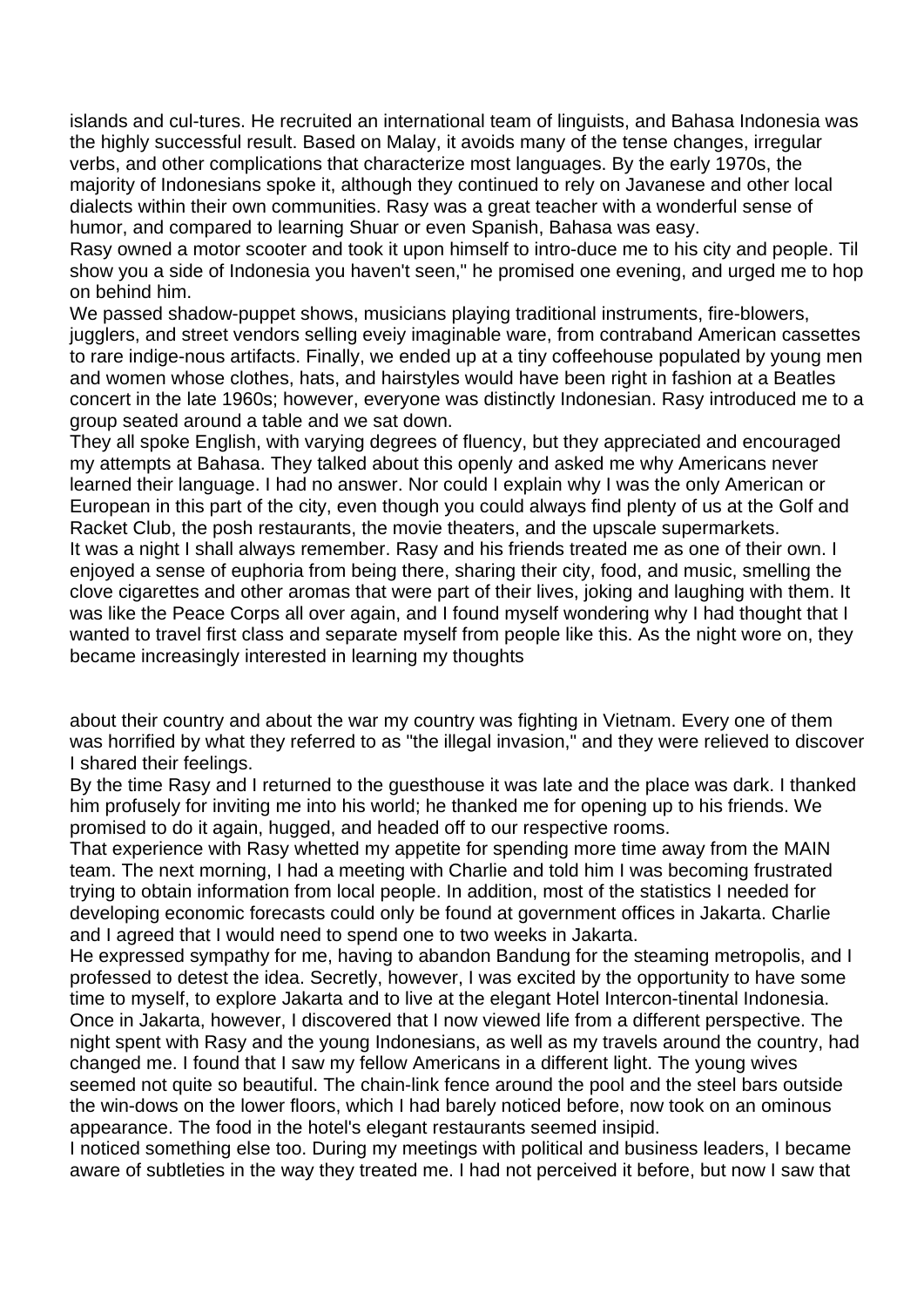islands and cul-tures. He recruited an international team of linguists, and Bahasa Indonesia was the highly successful result. Based on Malay, it avoids many of the tense changes, irregular verbs, and other complications that characterize most languages. By the early 1970s, the majority of Indonesians spoke it, although they continued to rely on Javanese and other local dialects within their own communities. Rasy was a great teacher with a wonderful sense of humor, and compared to learning Shuar or even Spanish, Bahasa was easy.

Rasy owned a motor scooter and took it upon himself to intro-duce me to his city and people. Til show you a side of Indonesia you haven't seen," he promised one evening, and urged me to hop on behind him.

We passed shadow-puppet shows, musicians playing traditional instruments, fire-blowers, jugglers, and street vendors selling eveiy imaginable ware, from contraband American cassettes to rare indige-nous artifacts. Finally, we ended up at a tiny coffeehouse populated by young men and women whose clothes, hats, and hairstyles would have been right in fashion at a Beatles concert in the late 1960s; however, everyone was distinctly Indonesian. Rasy introduced me to a group seated around a table and we sat down.

They all spoke English, with varying degrees of fluency, but they appreciated and encouraged my attempts at Bahasa. They talked about this openly and asked me why Americans never learned their language. I had no answer. Nor could I explain why I was the only American or European in this part of the city, even though you could always find plenty of us at the Golf and Racket Club, the posh restaurants, the movie theaters, and the upscale supermarkets.

It was a night I shall always remember. Rasy and his friends treated me as one of their own. I enjoyed a sense of euphoria from being there, sharing their city, food, and music, smelling the clove cigarettes and other aromas that were part of their lives, joking and laughing with them. It was like the Peace Corps all over again, and I found myself wondering why I had thought that I wanted to travel first class and separate myself from people like this. As the night wore on, they became increasingly interested in learning my thoughts about their country and about the war my country was fighting in Vietnam. Every one of them was horrified by what they referred to as "the illegal invasion," and they were relieved to discover I shared their feelings.

By the time Rasy and I returned to the guesthouse it was late and the place was dark. I thanked him profusely for inviting me into his world; he thanked me for opening up to his friends. We promised to do it again, hugged, and headed off to our respective rooms.

That experience with Rasy whetted my appetite for spending more time away from the MAIN team. The next morning, I had a meeting with Charlie and told him I was becoming frustrated trying to obtain information from local people. In addition, most of the statistics I needed for developing economic forecasts could only be found at government offices in Jakarta. Charlie and I agreed that I would need to spend one to two weeks in Jakarta.

He expressed sympathy for me, having to abandon Bandung for the steaming metropolis, and I professed to detest the idea. Secretly, however, I was excited by the opportunity to have some time to myself, to explore Jakarta and to live at the elegant Hotel Intercon-tinental Indonesia. Once in Jakarta, however, I discovered that I now viewed life from a different perspective. The night spent with Rasy and the young Indonesians, as well as my travels around the country, had changed me. I found that I saw my fellow Americans in a different light. The young wives seemed not quite so beautiful. The chain-link fence around the pool and the steel bars outside the win-dows on the lower floors, which I had barely noticed before, now took on an ominous appearance. The food in the hotel's elegant restaurants seemed insipid.

I noticed something else too. During my meetings with political and business leaders, I became aware of subtleties in the way they treated me. I had not perceived it before, but now I saw that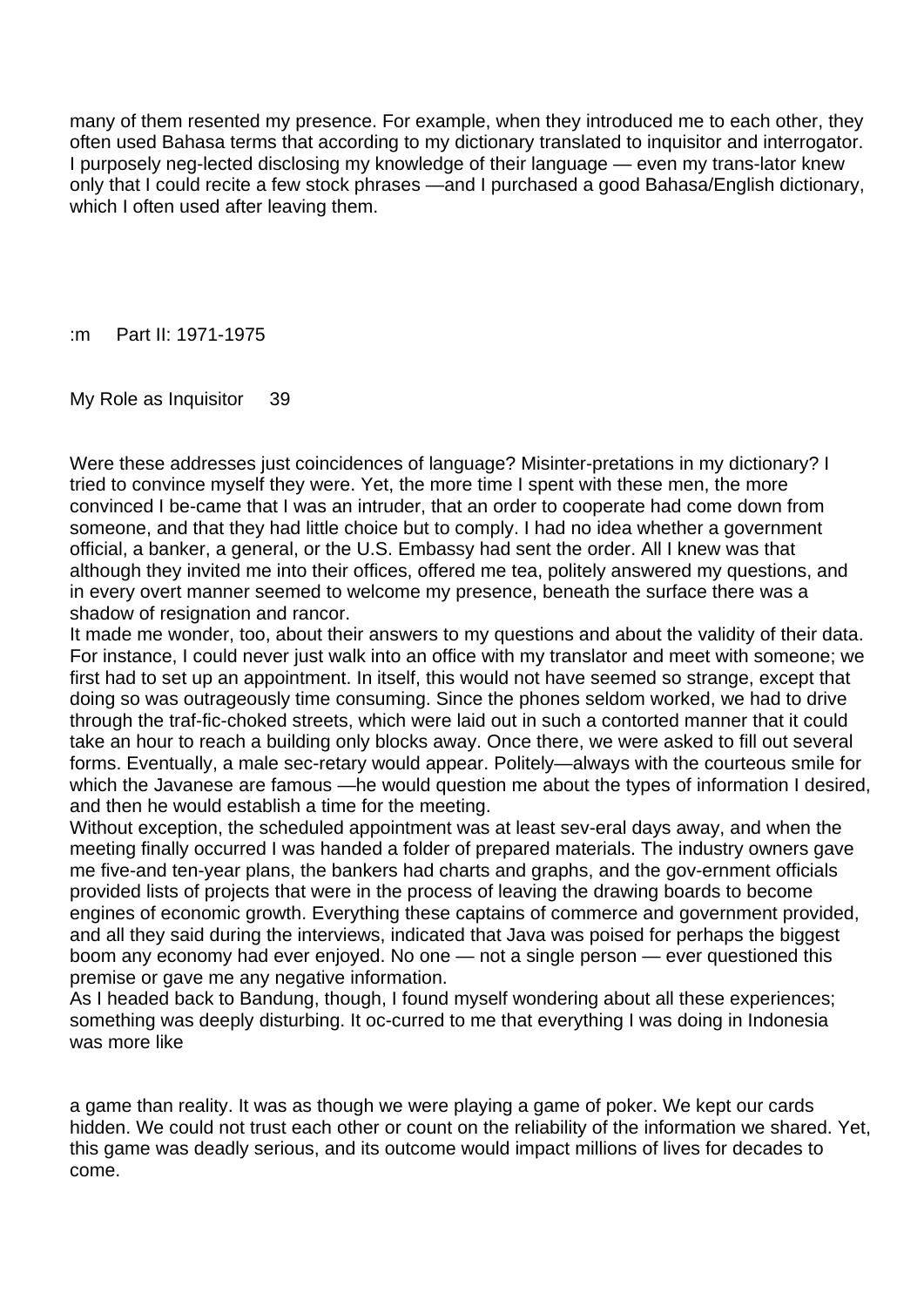many of them resented my presence. For example, when they introduced me to each other, they often used Bahasa terms that according to my dictionary translated to inquisitor and interrogator. I purposely neg-lected disclosing my knowledge of their language — even my trans-lator knew only that I could recite a few stock phrases —and I purchased a good Bahasa/English dictionary, which I often used after leaving them.

Were these addresses just coincidences of language? Misinter-pretations in my dictionary? I tried to convince myself they were. Yet, the more time I spent with these men, the more convinced I be-came that I was an intruder, that an order to cooperate had come down from someone, and that they had little choice but to comply. I had no idea whether a government official, a banker, a general, or the U.S. Embassy had sent the order. All I knew was that although they invited me into their offices, offered me tea, politely answered my questions, and in every overt manner seemed to welcome my presence, beneath the surface there was a shadow of resignation and rancor.

It made me wonder, too, about their answers to my questions and about the validity of their data. For instance, I could never just walk into an office with my translator and meet with someone; we first had to set up an appointment. In itself, this would not have seemed so strange, except that doing so was outrageously time consuming. Since the phones seldom worked, we had to drive through the traf-fic-choked streets, which were laid out in such a contorted manner that it could take an hour to reach a building only blocks away. Once there, we were asked to fill out several forms. Eventually, a male sec-retary would appear. Politely—always with the courteous smile for which the Javanese are famous —he would question me about the types of information I desired, and then he would establish a time for the meeting.

Without exception, the scheduled appointment was at least sev-eral days away, and when the meeting finally occurred I was handed a folder of prepared materials. The industry owners gave me five-and ten-year plans, the bankers had charts and graphs, and the gov-ernment officials provided lists of projects that were in the process of leaving the drawing boards to become engines of economic growth. Everything these captains of commerce and government provided, and all they said during the interviews, indicated that Java was poised for perhaps the biggest boom any economy had ever enjoyed. No one — not a single person — ever questioned this premise or gave me any negative information.

As I headed back to Bandung, though, I found myself wondering about all these experiences; something was deeply disturbing. It oc-curred to me that everything I was doing in Indonesia was more like a game than reality. It was as though we were playing a game of poker. We kept our cards hidden. We could not trust each other or count on the reliability of the information we shared. Yet, this game was deadly serious, and its outcome would impact millions of lives for decades to come.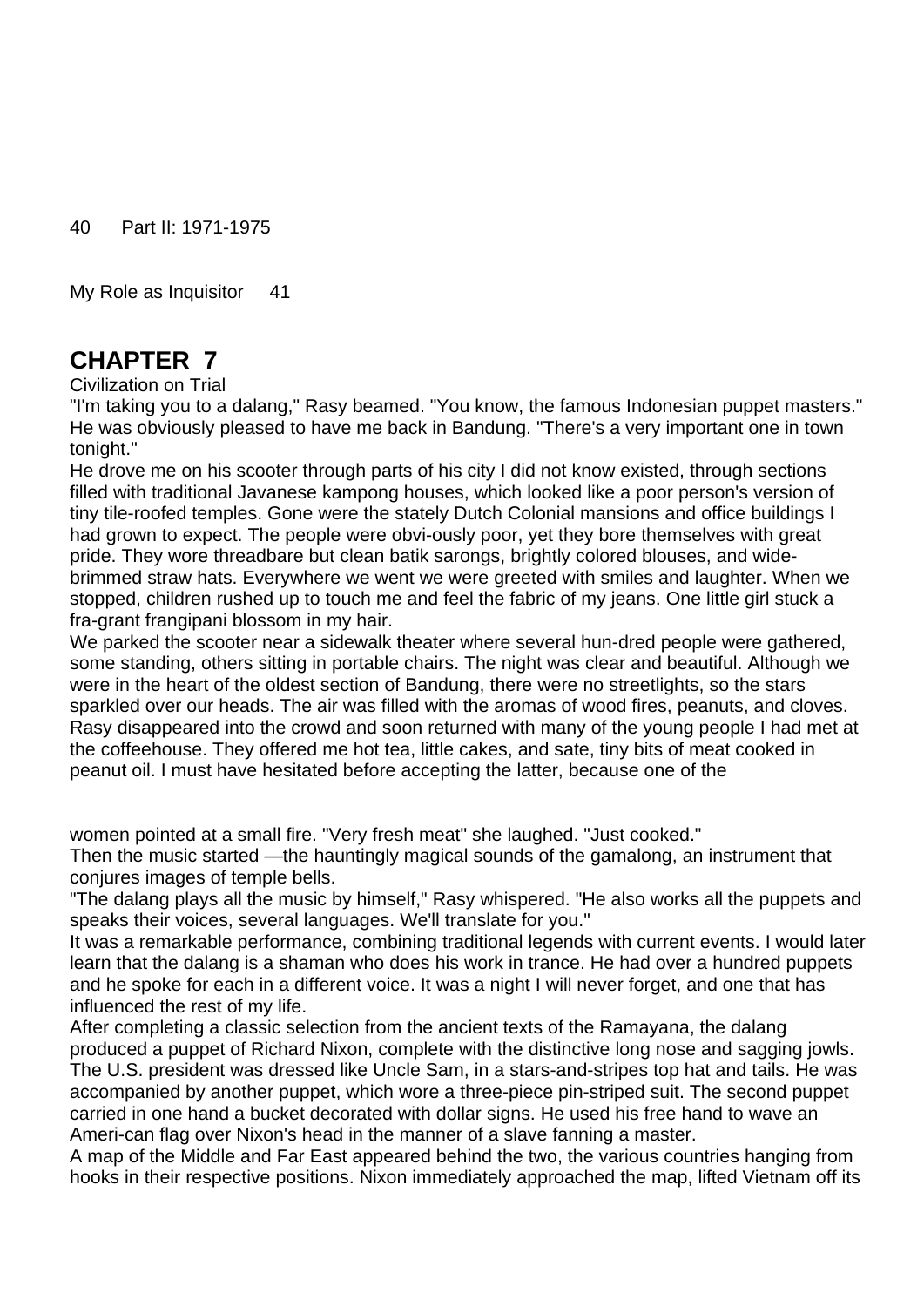# CHAPTER 7

Civilization on Trial

"I'm taking you to a dalang," Rasy beamed. "You know, the famous Indonesian puppet masters." He was obviously pleased to have me back in Bandung. "There's a very important one in town tonight."

He drove me on his scooter through parts of his city I did not know existed, through sections filled with traditional Javanese kampong houses, which looked like a poor person's version of tiny tile-roofed temples. Gone were the stately Dutch Colonial mansions and office buildings I had grown to expect. The people were obvi-ously poor, yet they bore themselves with great pride. They wore threadbare but clean batik sarongs, brightly colored blouses, and wide-brimmed straw hats. Everywhere we went we were greeted with smiles and laughter. When we stopped, children rushed up to touch me and feel the fabric of my jeans. One little girl stuck a fra-grant frangipani blossom in my hair.

We parked the scooter near a sidewalk theater where several hun-dred people were gathered, some standing, others sitting in portable chairs. The night was clear and beautiful. Although we were in the heart of the oldest section of Bandung, there were no streetlights, so the stars sparkled over our heads. The air was filled with the aromas of wood fires, peanuts, and cloves. Rasy disappeared into the crowd and soon returned with many of the young people I had met at the coffeehouse. They offered me hot tea, little cakes, and sate, tiny bits of meat cooked in peanut oil. I must have hesitated before accepting the latter, because one of the women pointed at a small fire. "Very fresh meat" she laughed. "Just cooked."

Then the music started —the hauntingly magical sounds of the gamalong, an instrument that conjures images of temple bells.

"The dalang plays all the music by himself," Rasy whispered. "He also works all the puppets and speaks their voices, several languages. We'll translate for you."

It was a remarkable performance, combining traditional legends with current events. I would later learn that the dalang is a shaman who does his work in trance. He had over a hundred puppets and he spoke for each in a different voice. It was a night I will never forget, and one that has influenced the rest of my life.

After completing a classic selection from the ancient texts of the Ramayana, the dalang produced a puppet of Richard Nixon, complete with the distinctive long nose and sagging jowls. The U.S. president was dressed like Uncle Sam, in a stars-and-stripes top hat and tails. He was accompanied by another puppet, which wore a three-piece pin-striped suit. The second puppet carried in one hand a bucket decorated with dollar signs. He used his free hand to wave an Ameri-can flag over Nixon's head in the manner of a slave fanning a master.

A map of the Middle and Far East appeared behind the two, the various countries hanging from hooks in their respective positions. Nixon immediately approached the map, lifted Vietnam off its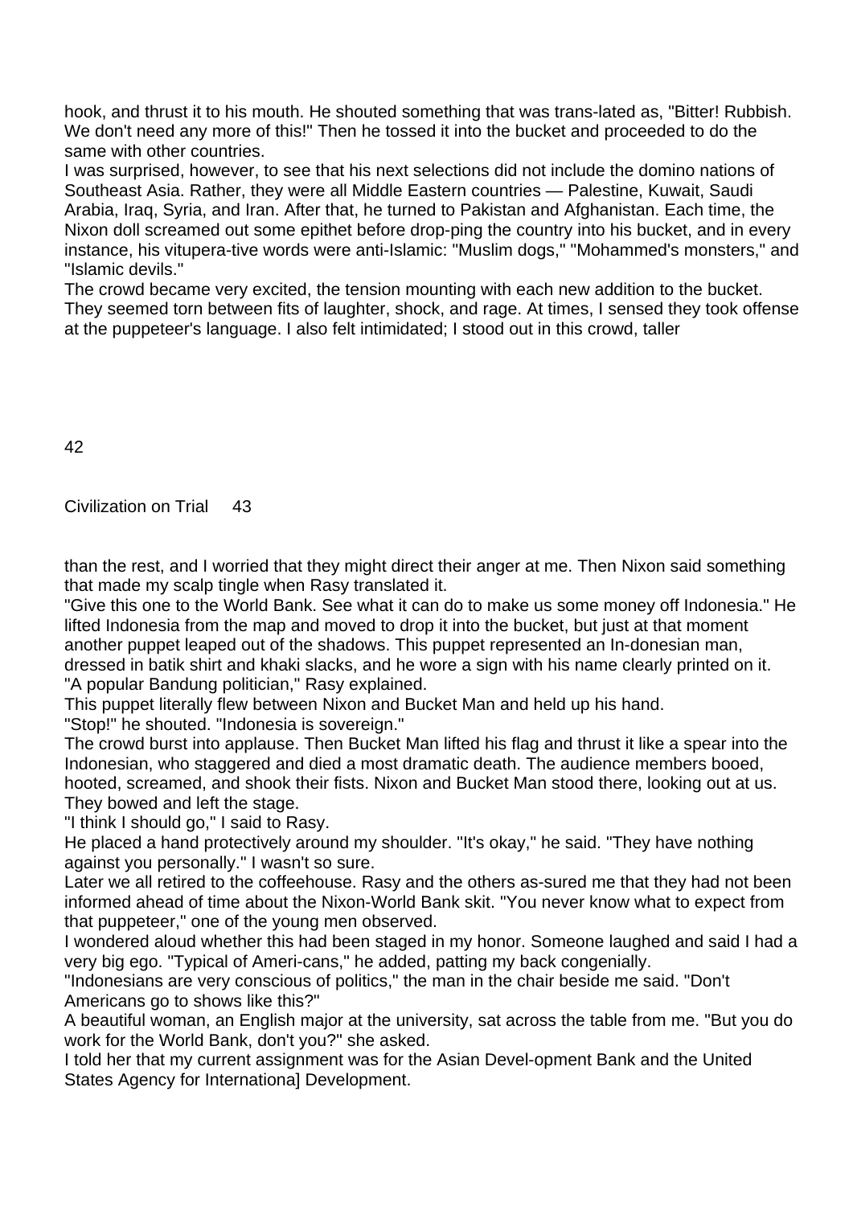hook, and thrust it to his mouth. He shouted something that was trans-lated as, "Bitter! Rubbish. We don't need any more of this!" Then he tossed it into the bucket and proceeded to do the same with other countries.

I was surprised, however, to see that his next selections did not include the domino nations of Southeast Asia. Rather, they were all Middle Eastern countries — Palestine, Kuwait, Saudi Arabia, Iraq, Syria, and Iran. After that, he turned to Pakistan and Afghanistan. Each time, the Nixon doll screamed out some epithet before drop-ping the country into his bucket, and in every instance, his vitupera-tive words were anti-Islamic: "Muslim dogs," "Mohammed's monsters," and "Islamic devils."

The crowd became very excited, the tension mounting with each new addition to the bucket. They seemed torn between fits of laughter, shock, and rage. At times, I sensed they took offense at the puppeteer's language. I also felt intimidated; I stood out in this crowd, taller than the rest, and I worried that they might direct their anger at me. Then Nixon said something that made my scalp tingle when Rasy translated it.

"Give this one to the World Bank. See what it can do to make us some money off Indonesia." He lifted Indonesia from the map and moved to drop it into the bucket, but just at that moment another puppet leaped out of the shadows. This puppet represented an In-donesian man, dressed in batik shirt and khaki slacks, and he wore a sign with his name clearly printed on it.

"A popular Bandung politician," Rasy explained.

This puppet literally flew between Nixon and Bucket Man and held up his hand.

"Stop!" he shouted. "Indonesia is sovereign."

The crowd burst into applause. Then Bucket Man lifted his flag and thrust it like a spear into the Indonesian, who staggered and died a most dramatic death. The audience members booed, hooted, screamed, and shook their fists. Nixon and Bucket Man stood there, looking out at us. They bowed and left the stage.

"I think I should go," I said to Rasy.

He placed a hand protectively around my shoulder. "It's okay," he said. "They have nothing against you personally." I wasn't so sure.

Later we all retired to the coffeehouse. Rasy and the others as-sured me that they had not been informed ahead of time about the Nixon-World Bank skit. "You never know what to expect from that puppeteer," one of the young men observed.

I wondered aloud whether this had been staged in my honor. Someone laughed and said I had a very big ego. "Typical of Ameri-cans," he added, patting my back congenially.

"Indonesians are very conscious of politics," the man in the chair beside me said. "Don't Americans go to shows like this?"

A beautiful woman, an English major at the university, sat across the table from me. "But you do work for the World Bank, don't you?" she asked.

I told her that my current assignment was for the Asian Devel-opment Bank and the United States Agency for Internationa] Development.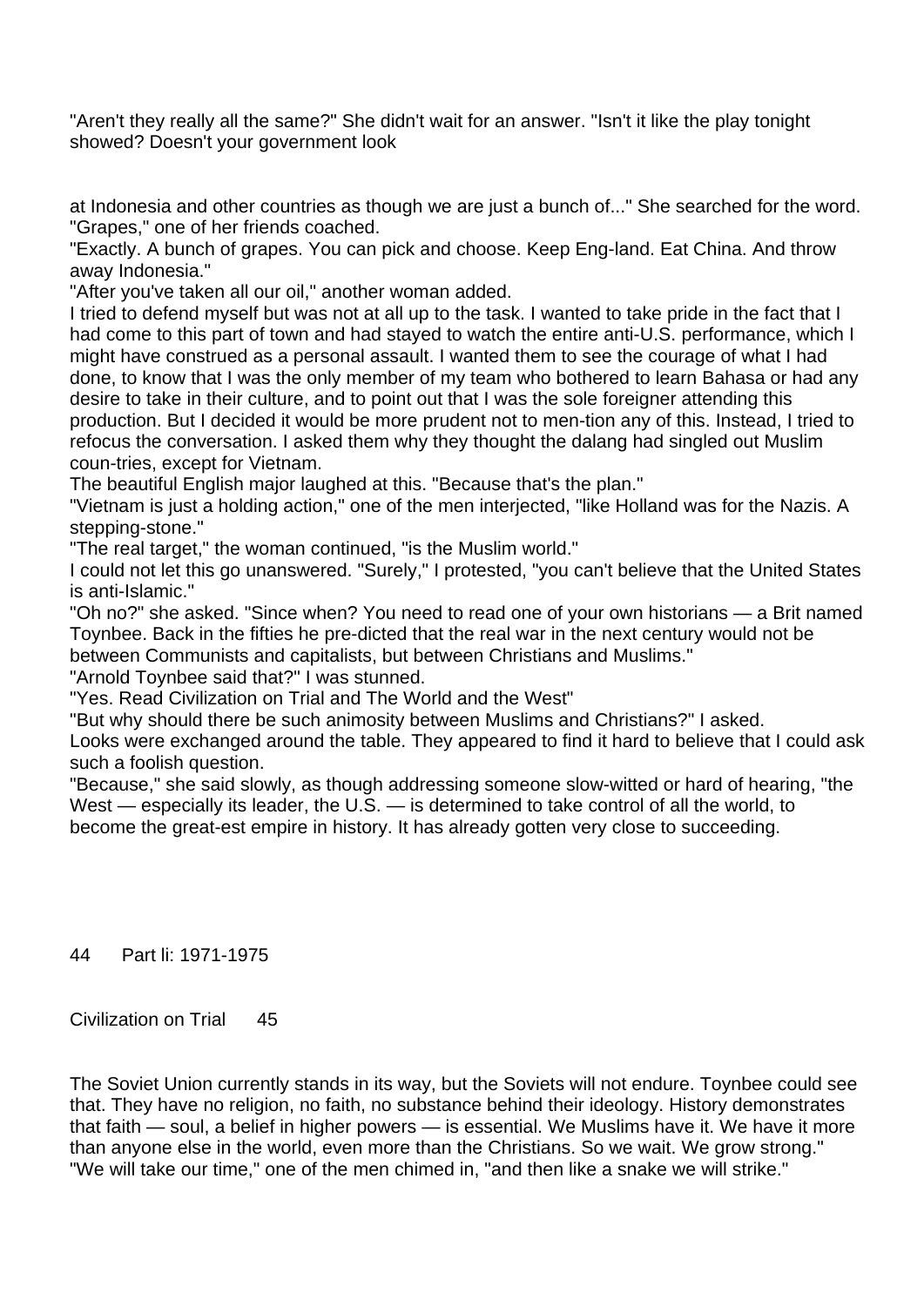"Aren't they really all the same?" She didn't wait for an answer. "Isn't it like the play tonight showed? Doesn't your government look

at Indonesia and other countries as though we are just a bunch of..." She searched for the word.
"Grapes," one of her friends coached.
"Exactly. A bunch of grapes. You can pick and choose. Keep Eng-land. Eat China. And throw away Indonesia."
"After you've taken all our oil," another woman added.
I tried to defend myself but was not at all up to the task. I wanted to take pride in the fact that I had come to this part of town and had stayed to watch the entire anti-U.S. performance, which I might have construed as a personal assault. I wanted them to see the courage of what I had done, to know that I was the only member of my team who bothered to learn Bahasa or had any desire to take in their culture, and to point out that I was the sole foreigner attending this production. But I decided it would be more prudent not to men-tion any of this. Instead, I tried to refocus the conversation. I asked them why they thought the dalang had singled out Muslim coun-tries, except for Vietnam.
The beautiful English major laughed at this. "Because that's the plan."
"Vietnam is just a holding action," one of the men interjected, "like Holland was for the Nazis. A stepping-stone."
"The real target," the woman continued, "is the Muslim world."
I could not let this go unanswered. "Surely," I protested, "you can't believe that the United States is anti-Islamic."
"Oh no?" she asked. "Since when? You need to read one of your own historians — a Brit named Toynbee. Back in the fifties he pre-dicted that the real war in the next century would not be between Communists and capitalists, but between Christians and Muslims."
"Arnold Toynbee said that?" I was stunned.
"Yes. Read Civilization on Trial and The World and the West"
"But why should there be such animosity between Muslims and Christians?" I asked.
Looks were exchanged around the table. They appeared to find it hard to believe that I could ask such a foolish question.
"Because," she said slowly, as though addressing someone slow-witted or hard of hearing, "the West — especially its leader, the U.S. — is determined to take control of all the world, to become the great-est empire in history. It has already gotten very close to succeeding.

The Soviet Union currently stands in its way, but the Soviets will not endure. Toynbee could see that. They have no religion, no faith, no substance behind their ideology. History demonstrates that faith — soul, a belief in higher powers — is essential. We Muslims have it. We have it more than anyone else in the world, even more than the Christians. So we wait. We grow strong."
"We will take our time," one of the men chimed in, "and then like a snake we will strike."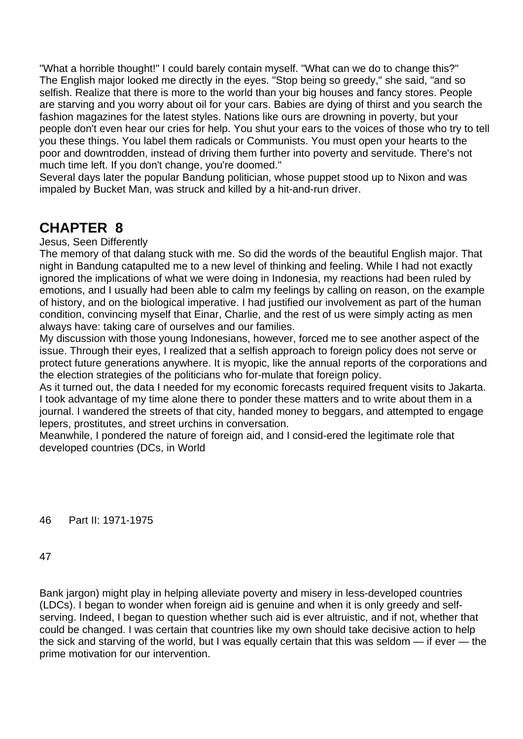"What a horrible thought!" I could barely contain myself. "What can we do to change this?"
The English major looked me directly in the eyes. "Stop being so greedy," she said, "and so selfish. Realize that there is more to the world than your big houses and fancy stores. People are starving and you worry about oil for your cars. Babies are dying of thirst and you search the fashion magazines for the latest styles. Nations like ours are drowning in poverty, but your people don't even hear our cries for help. You shut your ears to the voices of those who try to tell you these things. You label them radicals or Communists. You must open your hearts to the poor and downtrodden, instead of driving them further into poverty and servitude. There's not much time left. If you don't change, you're doomed."
Several days later the popular Bandung politician, whose puppet stood up to Nixon and was impaled by Bucket Man, was struck and killed by a hit-and-run driver.

## CHAPTER 8

Jesus, Seen Differently

The memory of that dalang stuck with me. So did the words of the beautiful English major. That night in Bandung catapulted me to a new level of thinking and feeling. While I had not exactly ignored the implications of what we were doing in Indonesia, my reactions had been ruled by emotions, and I usually had been able to calm my feelings by calling on reason, on the example of history, and on the biological imperative. I had justified our involvement as part of the human condition, convincing myself that Einar, Charlie, and the rest of us were simply acting as men always have: taking care of ourselves and our families.
My discussion with those young Indonesians, however, forced me to see another aspect of the issue. Through their eyes, I realized that a selfish approach to foreign policy does not serve or protect future generations anywhere. It is myopic, like the annual reports of the corporations and the election strategies of the politicians who for-mulate that foreign policy.
As it turned out, the data I needed for my economic forecasts required frequent visits to Jakarta. I took advantage of my time alone there to ponder these matters and to write about them in a journal. I wandered the streets of that city, handed money to beggars, and attempted to engage lepers, prostitutes, and street urchins in conversation.
Meanwhile, I pondered the nature of foreign aid, and I consid-ered the legitimate role that developed countries (DCs, in World Bank jargon) might play in helping alleviate poverty and misery in less-developed countries (LDCs). I began to wonder when foreign aid is genuine and when it is only greedy and self-serving. Indeed, I began to question whether such aid is ever altruistic, and if not, whether that could be changed. I was certain that countries like my own should take decisive action to help the sick and starving of the world, but I was equally certain that this was seldom — if ever — the prime motivation for our intervention.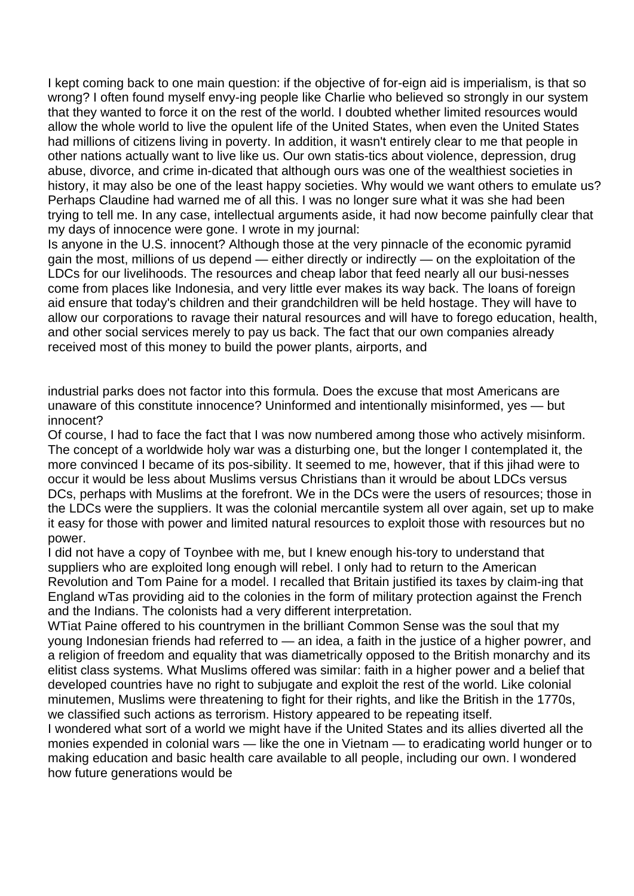I kept coming back to one main question: if the objective of for-eign aid is imperialism, is that so wrong? I often found myself envy-ing people like Charlie who believed so strongly in our system that they wanted to force it on the rest of the world. I doubted whether limited resources would allow the whole world to live the opulent life of the United States, when even the United States had millions of citizens living in poverty. In addition, it wasn't entirely clear to me that people in other nations actually want to live like us. Our own statis-tics about violence, depression, drug abuse, divorce, and crime in-dicated that although ours was one of the wealthiest societies in history, it may also be one of the least happy societies. Why would we want others to emulate us? Perhaps Claudine had warned me of all this. I was no longer sure what it was she had been trying to tell me. In any case, intellectual arguments aside, it had now become painfully clear that my days of innocence were gone. I wrote in my journal:

Is anyone in the U.S. innocent? Although those at the very pinnacle of the economic pyramid gain the most, millions of us depend — either directly or indirectly — on the exploitation of the LDCs for our livelihoods. The resources and cheap labor that feed nearly all our busi-nesses come from places like Indonesia, and very little ever makes its way back. The loans of foreign aid ensure that today's children and their grandchildren will be held hostage. They will have to allow our corporations to ravage their natural resources and will have to forego education, health, and other social services merely to pay us back. The fact that our own companies already received most of this money to build the power plants, airports, and industrial parks does not factor into this formula. Does the excuse that most Americans are unaware of this constitute innocence? Uninformed and intentionally misinformed, yes — but innocent?

Of course, I had to face the fact that I was now numbered among those who actively misinform. The concept of a worldwide holy war was a disturbing one, but the longer I contemplated it, the more convinced I became of its pos-sibility. It seemed to me, however, that if this jihad were to occur it would be less about Muslims versus Christians than it wrould be about LDCs versus DCs, perhaps with Muslims at the forefront. We in the DCs were the users of resources; those in the LDCs were the suppliers. It was the colonial mercantile system all over again, set up to make it easy for those with power and limited natural resources to exploit those with resources but no power.

I did not have a copy of Toynbee with me, but I knew enough his-tory to understand that suppliers who are exploited long enough will rebel. I only had to return to the American Revolution and Tom Paine for a model. I recalled that Britain justified its taxes by claim-ing that England wTas providing aid to the colonies in the form of military protection against the French and the Indians. The colonists had a very different interpretation.

WTiat Paine offered to his countrymen in the brilliant Common Sense was the soul that my young Indonesian friends had referred to — an idea, a faith in the justice of a higher powrer, and a religion of freedom and equality that was diametrically opposed to the British monarchy and its elitist class systems. What Muslims offered was similar: faith in a higher power and a belief that developed countries have no right to subjugate and exploit the rest of the world. Like colonial minutemen, Muslims were threatening to fight for their rights, and like the British in the 1770s, we classified such actions as terrorism. History appeared to be repeating itself.

I wondered what sort of a world we might have if the United States and its allies diverted all the monies expended in colonial wars — like the one in Vietnam — to eradicating world hunger or to making education and basic health care available to all people, including our own. I wondered how future generations would be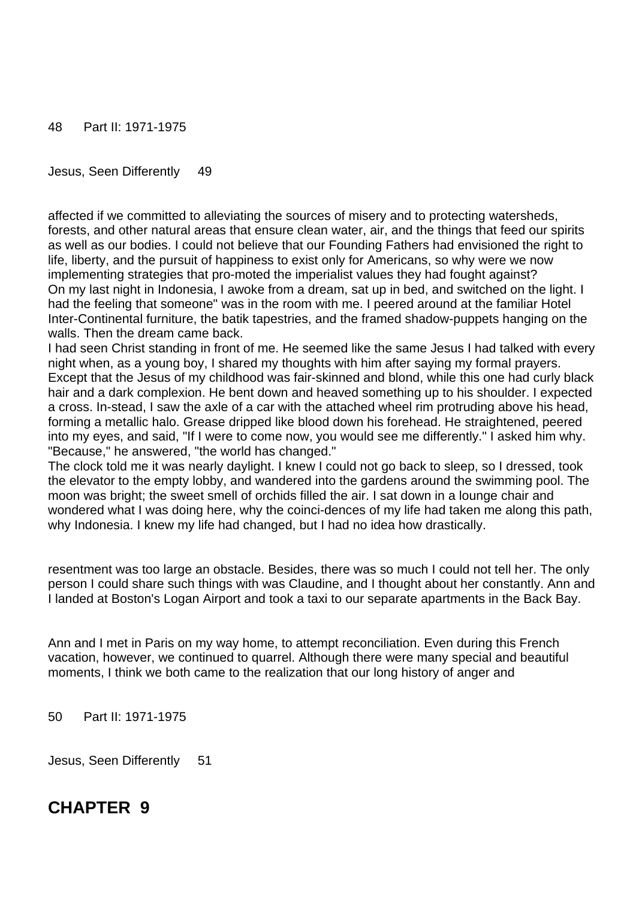affected if we committed to alleviating the sources of misery and to protecting watersheds, forests, and other natural areas that ensure clean water, air, and the things that feed our spirits as well as our bodies. I could not believe that our Founding Fathers had envisioned the right to life, liberty, and the pursuit of happiness to exist only for Americans, so why were we now implementing strategies that pro-moted the imperialist values they had fought against?

On my last night in Indonesia, I awoke from a dream, sat up in bed, and switched on the light. I had the feeling that someone" was in the room with me. I peered around at the familiar Hotel Inter-Continental furniture, the batik tapestries, and the framed shadow-puppets hanging on the walls. Then the dream came back.

I had seen Christ standing in front of me. He seemed like the same Jesus I had talked with every night when, as a young boy, I shared my thoughts with him after saying my formal prayers. Except that the Jesus of my childhood was fair-skinned and blond, while this one had curly black hair and a dark complexion. He bent down and heaved something up to his shoulder. I expected a cross. In-stead, I saw the axle of a car with the attached wheel rim protruding above his head, forming a metallic halo. Grease dripped like blood down his forehead. He straightened, peered into my eyes, and said, "If I were to come now, you would see me differently." I asked him why. "Because," he answered, "the world has changed."

The clock told me it was nearly daylight. I knew I could not go back to sleep, so I dressed, took the elevator to the empty lobby, and wandered into the gardens around the swimming pool. The moon was bright; the sweet smell of orchids filled the air. I sat down in a lounge chair and wondered what I was doing here, why the coinci-dences of my life had taken me along this path, why Indonesia. I knew my life had changed, but I had no idea how drastically.

Ann and I met in Paris on my way home, to attempt reconciliation. Even during this French vacation, however, we continued to quarrel. Although there were many special and beautiful moments, I think we both came to the realization that our long history of anger and resentment was too large an obstacle. Besides, there was so much I could not tell her. The only person I could share such things with was Claudine, and I thought about her constantly. Ann and I landed at Boston's Logan Airport and took a taxi to our separate apartments in the Back Bay.

## CHAPTER 9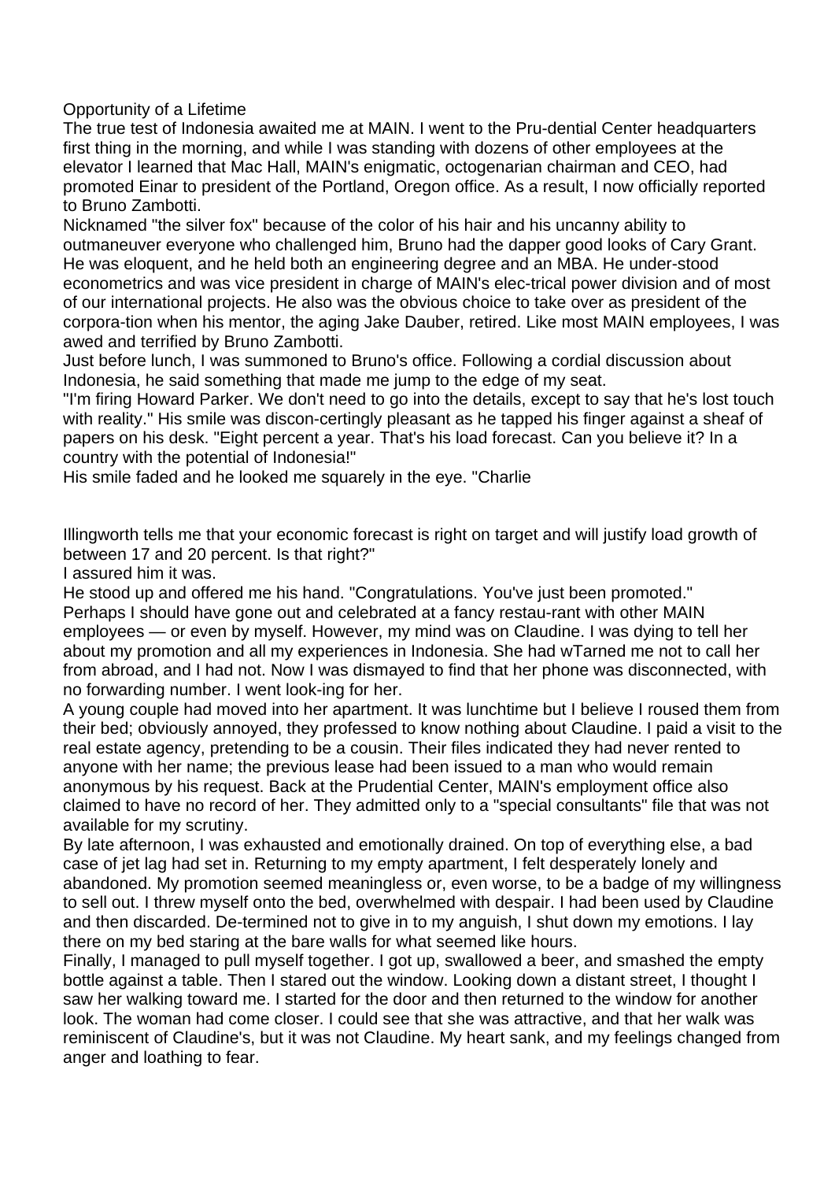# Opportunity of a Lifetime

The true test of Indonesia awaited me at MAIN. I went to the Pru-dential Center headquarters first thing in the morning, and while I was standing with dozens of other employees at the elevator I learned that Mac Hall, MAIN's enigmatic, octogenarian chairman and CEO, had promoted Einar to president of the Portland, Oregon office. As a result, I now officially reported to Bruno Zambotti.

Nicknamed "the silver fox" because of the color of his hair and his uncanny ability to outmaneuver everyone who challenged him, Bruno had the dapper good looks of Cary Grant. He was eloquent, and he held both an engineering degree and an MBA. He under-stood econometrics and was vice president in charge of MAIN's elec-trical power division and of most of our international projects. He also was the obvious choice to take over as president of the corpora-tion when his mentor, the aging Jake Dauber, retired. Like most MAIN employees, I was awed and terrified by Bruno Zambotti.

Just before lunch, I was summoned to Bruno's office. Following a cordial discussion about Indonesia, he said something that made me jump to the edge of my seat.

"I'm firing Howard Parker. We don't need to go into the details, except to say that he's lost touch with reality." His smile was discon-certingly pleasant as he tapped his finger against a sheaf of papers on his desk. "Eight percent a year. That's his load forecast. Can you believe it? In a country with the potential of Indonesia!"

His smile faded and he looked me squarely in the eye. "Charlie Illingworth tells me that your economic forecast is right on target and will justify load growth of between 17 and 20 percent. Is that right?"

I assured him it was.

He stood up and offered me his hand. "Congratulations. You've just been promoted."

Perhaps I should have gone out and celebrated at a fancy restau-rant with other MAIN employees — or even by myself. However, my mind was on Claudine. I was dying to tell her about my promotion and all my experiences in Indonesia. She had wTarned me not to call her from abroad, and I had not. Now I was dismayed to find that her phone was disconnected, with no forwarding number. I went look-ing for her.

A young couple had moved into her apartment. It was lunchtime but I believe I roused them from their bed; obviously annoyed, they professed to know nothing about Claudine. I paid a visit to the real estate agency, pretending to be a cousin. Their files indicated they had never rented to anyone with her name; the previous lease had been issued to a man who would remain anonymous by his request. Back at the Prudential Center, MAIN's employment office also claimed to have no record of her. They admitted only to a "special consultants" file that was not available for my scrutiny.

By late afternoon, I was exhausted and emotionally drained. On top of everything else, a bad case of jet lag had set in. Returning to my empty apartment, I felt desperately lonely and abandoned. My promotion seemed meaningless or, even worse, to be a badge of my willingness to sell out. I threw myself onto the bed, overwhelmed with despair. I had been used by Claudine and then discarded. De-termined not to give in to my anguish, I shut down my emotions. I lay there on my bed staring at the bare walls for what seemed like hours.

Finally, I managed to pull myself together. I got up, swallowed a beer, and smashed the empty bottle against a table. Then I stared out the window. Looking down a distant street, I thought I saw her walking toward me. I started for the door and then returned to the window for another look. The woman had come closer. I could see that she was attractive, and that her walk was reminiscent of Claudine's, but it was not Claudine. My heart sank, and my feelings changed from anger and loathing to fear.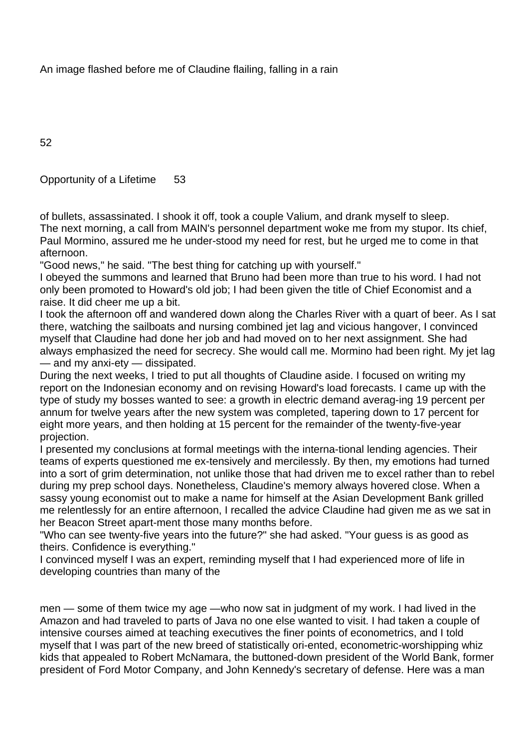An image flashed before me of Claudine flailing, falling in a rain

of bullets, assassinated. I shook it off, took a couple Valium, and drank myself to sleep.
The next morning, a call from MAIN's personnel department woke me from my stupor. Its chief, Paul Mormino, assured me he under-stood my need for rest, but he urged me to come in that afternoon.

"Good news," he said. "The best thing for catching up with yourself."

I obeyed the summons and learned that Bruno had been more than true to his word. I had not only been promoted to Howard's old job; I had been given the title of Chief Economist and a raise. It did cheer me up a bit.

I took the afternoon off and wandered down along the Charles River with a quart of beer. As I sat there, watching the sailboats and nursing combined jet lag and vicious hangover, I convinced myself that Claudine had done her job and had moved on to her next assignment. She had always emphasized the need for secrecy. She would call me. Mormino had been right. My jet lag — and my anxi-ety — dissipated.

During the next weeks, I tried to put all thoughts of Claudine aside. I focused on writing my report on the Indonesian economy and on revising Howard's load forecasts. I came up with the type of study my bosses wanted to see: a growth in electric demand averag-ing 19 percent per annum for twelve years after the new system was completed, tapering down to 17 percent for eight more years, and then holding at 15 percent for the remainder of the twenty-five-year projection.

I presented my conclusions at formal meetings with the interna-tional lending agencies. Their teams of experts questioned me ex-tensively and mercilessly. By then, my emotions had turned into a sort of grim determination, not unlike those that had driven me to excel rather than to rebel during my prep school days. Nonetheless, Claudine's memory always hovered close. When a sassy young economist out to make a name for himself at the Asian Development Bank grilled me relentlessly for an entire afternoon, I recalled the advice Claudine had given me as we sat in her Beacon Street apart-ment those many months before.

"Who can see twenty-five years into the future?" she had asked. "Your guess is as good as theirs. Confidence is everything."

I convinced myself I was an expert, reminding myself that I had experienced more of life in developing countries than many of the men — some of them twice my age —who now sat in judgment of my work. I had lived in the Amazon and had traveled to parts of Java no one else wanted to visit. I had taken a couple of intensive courses aimed at teaching executives the finer points of econometrics, and I told myself that I was part of the new breed of statistically ori-ented, econometric-worshipping whiz kids that appealed to Robert McNamara, the buttoned-down president of the World Bank, former president of Ford Motor Company, and John Kennedy's secretary of defense. Here was a man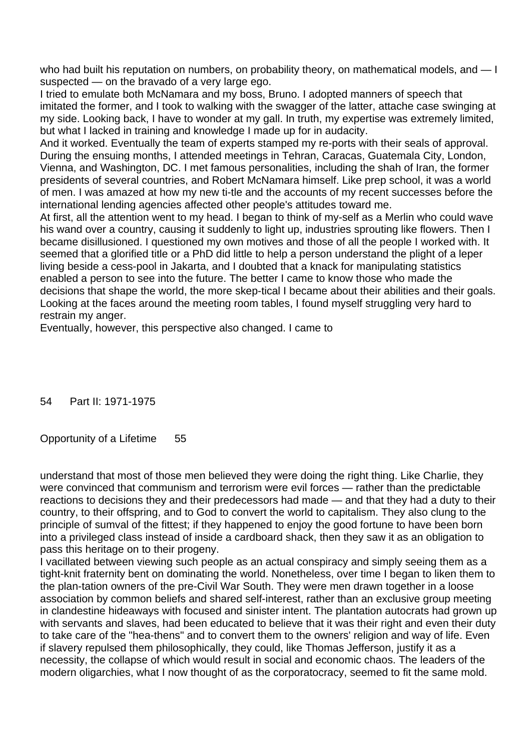who had built his reputation on numbers, on probability theory, on mathematical models, and — I suspected — on the bravado of a very large ego.

I tried to emulate both McNamara and my boss, Bruno. I adopted manners of speech that imitated the former, and I took to walking with the swagger of the latter, attache case swinging at my side. Looking back, I have to wonder at my gall. In truth, my expertise was extremely limited, but what I lacked in training and knowledge I made up for in audacity.

And it worked. Eventually the team of experts stamped my re-ports with their seals of approval. During the ensuing months, I attended meetings in Tehran, Caracas, Guatemala City, London, Vienna, and Washington, DC. I met famous personalities, including the shah of Iran, the former presidents of several countries, and Robert McNamara himself. Like prep school, it was a world of men. I was amazed at how my new ti-tle and the accounts of my recent successes before the international lending agencies affected other people's attitudes toward me.

At first, all the attention went to my head. I began to think of my-self as a Merlin who could wave his wand over a country, causing it suddenly to light up, industries sprouting like flowers. Then I became disillusioned. I questioned my own motives and those of all the people I worked with. It seemed that a glorified title or a PhD did little to help a person understand the plight of a leper living beside a cess-pool in Jakarta, and I doubted that a knack for manipulating statistics enabled a person to see into the future. The better I came to know those who made the decisions that shape the world, the more skep-tical I became about their abilities and their goals. Looking at the faces around the meeting room tables, I found myself struggling very hard to restrain my anger.

Eventually, however, this perspective also changed. I came to understand that most of those men believed they were doing the right thing. Like Charlie, they were convinced that communism and terrorism were evil forces — rather than the predictable reactions to decisions they and their predecessors had made — and that they had a duty to their country, to their offspring, and to God to convert the world to capitalism. They also clung to the principle of sumval of the fittest; if they happened to enjoy the good fortune to have been born into a privileged class instead of inside a cardboard shack, then they saw it as an obligation to pass this heritage on to their progeny.

I vacillated between viewing such people as an actual conspiracy and simply seeing them as a tight-knit fraternity bent on dominating the world. Nonetheless, over time I began to liken them to the plan-tation owners of the pre-Civil War South. They were men drawn together in a loose association by common beliefs and shared self-interest, rather than an exclusive group meeting in clandestine hideaways with focused and sinister intent. The plantation autocrats had grown up with servants and slaves, had been educated to believe that it was their right and even their duty to take care of the "hea-thens" and to convert them to the owners' religion and way of life. Even if slavery repulsed them philosophically, they could, like Thomas Jefferson, justify it as a necessity, the collapse of which would result in social and economic chaos. The leaders of the modern oligarchies, what I now thought of as the corporatocracy, seemed to fit the same mold.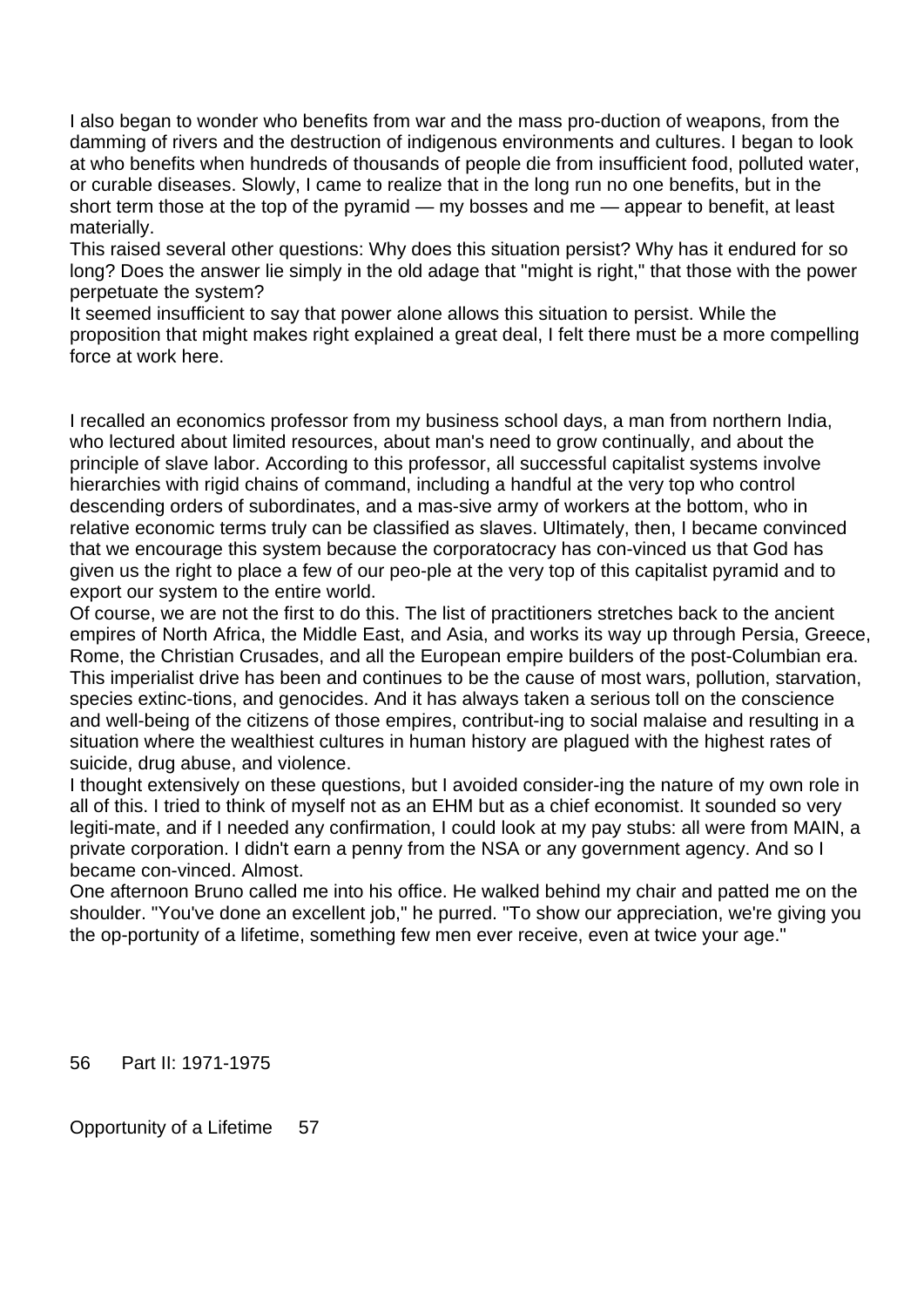I also began to wonder who benefits from war and the mass pro-duction of weapons, from the damming of rivers and the destruction of indigenous environments and cultures. I began to look at who benefits when hundreds of thousands of people die from insufficient food, polluted water, or curable diseases. Slowly, I came to realize that in the long run no one benefits, but in the short term those at the top of the pyramid — my bosses and me — appear to benefit, at least materially.

This raised several other questions: Why does this situation persist? Why has it endured for so long? Does the answer lie simply in the old adage that "might is right," that those with the power perpetuate the system?

It seemed insufficient to say that power alone allows this situation to persist. While the proposition that might makes right explained a great deal, I felt there must be a more compelling force at work here.

I recalled an economics professor from my business school days, a man from northern India, who lectured about limited resources, about man's need to grow continually, and about the principle of slave labor. According to this professor, all successful capitalist systems involve hierarchies with rigid chains of command, including a handful at the very top who control descending orders of subordinates, and a mas-sive army of workers at the bottom, who in relative economic terms truly can be classified as slaves. Ultimately, then, I became convinced that we encourage this system because the corporatocracy has con-vinced us that God has given us the right to place a few of our peo-ple at the very top of this capitalist pyramid and to export our system to the entire world.

Of course, we are not the first to do this. The list of practitioners stretches back to the ancient empires of North Africa, the Middle East, and Asia, and works its way up through Persia, Greece, Rome, the Christian Crusades, and all the European empire builders of the post-Columbian era. This imperialist drive has been and continues to be the cause of most wars, pollution, starvation, species extinc-tions, and genocides. And it has always taken a serious toll on the conscience and well-being of the citizens of those empires, contribut-ing to social malaise and resulting in a situation where the wealthiest cultures in human history are plagued with the highest rates of suicide, drug abuse, and violence.

I thought extensively on these questions, but I avoided consider-ing the nature of my own role in all of this. I tried to think of myself not as an EHM but as a chief economist. It sounded so very legiti-mate, and if I needed any confirmation, I could look at my pay stubs: all were from MAIN, a private corporation. I didn't earn a penny from the NSA or any government agency. And so I became con-vinced. Almost.

One afternoon Bruno called me into his office. He walked behind my chair and patted me on the shoulder. "You've done an excellent job," he purred. "To show our appreciation, we're giving you the op-portunity of a lifetime, something few men ever receive, even at twice your age."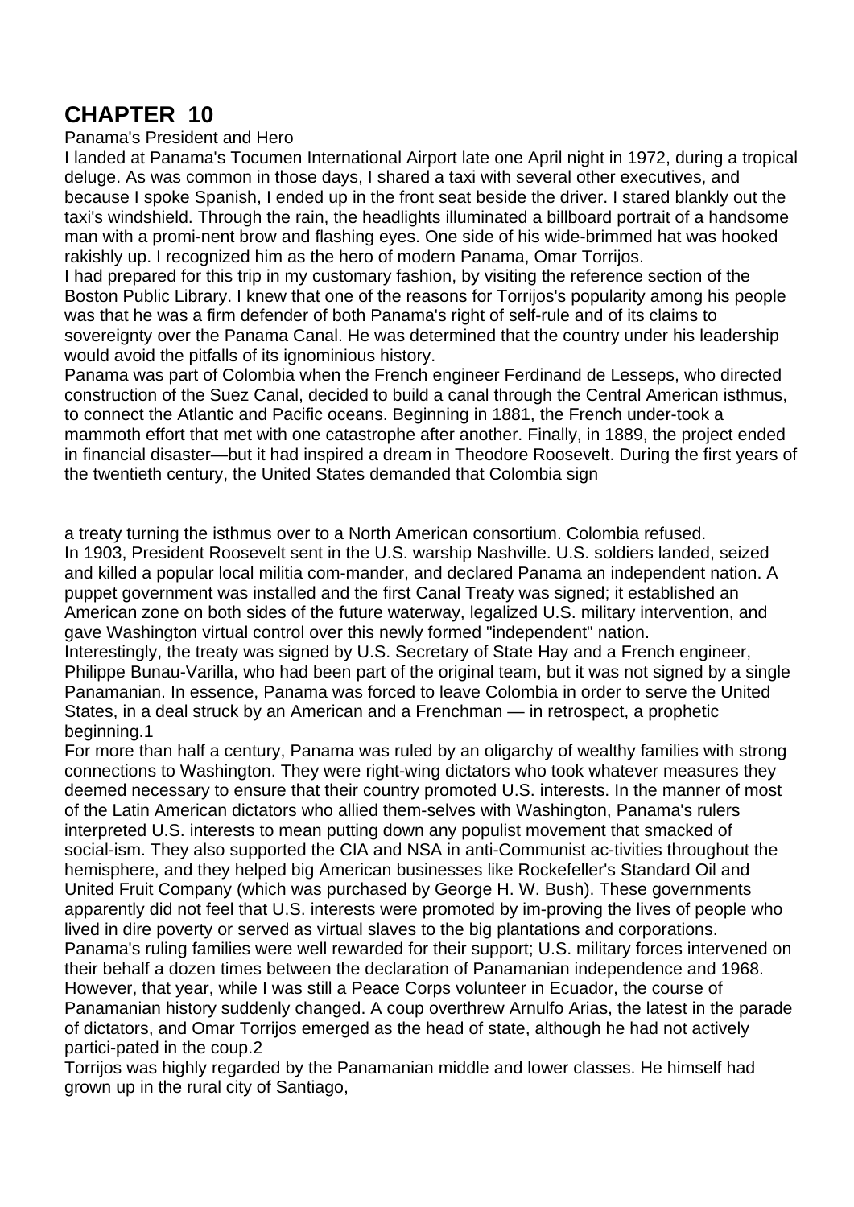# CHAPTER 10

Panama's President and Hero

I landed at Panama's Tocumen International Airport late one April night in 1972, during a tropical deluge. As was common in those days, I shared a taxi with several other executives, and because I spoke Spanish, I ended up in the front seat beside the driver. I stared blankly out the taxi's windshield. Through the rain, the headlights illuminated a billboard portrait of a handsome man with a promi-nent brow and flashing eyes. One side of his wide-brimmed hat was hooked rakishly up. I recognized him as the hero of modern Panama, Omar Torrijos.

I had prepared for this trip in my customary fashion, by visiting the reference section of the Boston Public Library. I knew that one of the reasons for Torrijos's popularity among his people was that he was a firm defender of both Panama's right of self-rule and of its claims to sovereignty over the Panama Canal. He was determined that the country under his leadership would avoid the pitfalls of its ignominious history.

Panama was part of Colombia when the French engineer Ferdinand de Lesseps, who directed construction of the Suez Canal, decided to build a canal through the Central American isthmus, to connect the Atlantic and Pacific oceans. Beginning in 1881, the French under-took a mammoth effort that met with one catastrophe after another. Finally, in 1889, the project ended in financial disaster—but it had inspired a dream in Theodore Roosevelt. During the first years of the twentieth century, the United States demanded that Colombia sign a treaty turning the isthmus over to a North American consortium. Colombia refused.

In 1903, President Roosevelt sent in the U.S. warship Nashville. U.S. soldiers landed, seized and killed a popular local militia com-mander, and declared Panama an independent nation. A puppet government was installed and the first Canal Treaty was signed; it established an American zone on both sides of the future waterway, legalized U.S. military intervention, and gave Washington virtual control over this newly formed "independent" nation.

Interestingly, the treaty was signed by U.S. Secretary of State Hay and a French engineer, Philippe Bunau-Varilla, who had been part of the original team, but it was not signed by a single Panamanian. In essence, Panama was forced to leave Colombia in order to serve the United States, in a deal struck by an American and a Frenchman — in retrospect, a prophetic beginning.[1]

For more than half a century, Panama was ruled by an oligarchy of wealthy families with strong connections to Washington. They were right-wing dictators who took whatever measures they deemed necessary to ensure that their country promoted U.S. interests. In the manner of most of the Latin American dictators who allied them-selves with Washington, Panama's rulers interpreted U.S. interests to mean putting down any populist movement that smacked of social-ism. They also supported the CIA and NSA in anti-Communist ac-tivities throughout the hemisphere, and they helped big American businesses like Rockefeller's Standard Oil and United Fruit Company (which was purchased by George H. W. Bush). These governments apparently did not feel that U.S. interests were promoted by im-proving the lives of people who lived in dire poverty or served as virtual slaves to the big plantations and corporations.

Panama's ruling families were well rewarded for their support; U.S. military forces intervened on their behalf a dozen times between the declaration of Panamanian independence and 1968. However, that year, while I was still a Peace Corps volunteer in Ecuador, the course of Panamanian history suddenly changed. A coup overthrew Arnulfo Arias, the latest in the parade of dictators, and Omar Torrijos emerged as the head of state, although he had not actively partici-pated in the coup.[2]

Torrijos was highly regarded by the Panamanian middle and lower classes. He himself had grown up in the rural city of Santiago,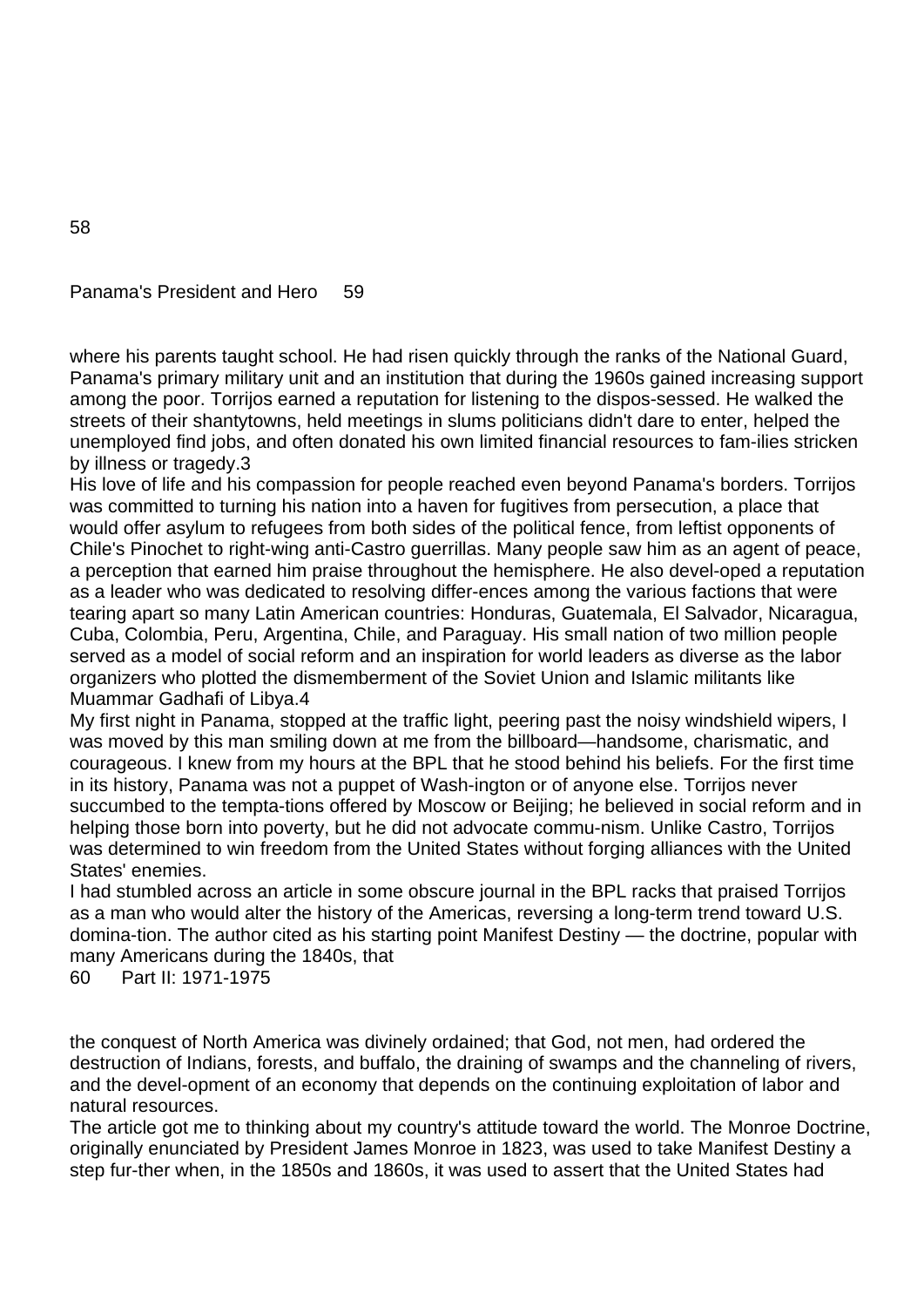where his parents taught school. He had risen quickly through the ranks of the National Guard, Panama's primary military unit and an institution that during the 1960s gained increasing support among the poor. Torrijos earned a reputation for listening to the dispos-sessed. He walked the streets of their shantytowns, held meetings in slums politicians didn't dare to enter, helped the unemployed find jobs, and often donated his own limited financial resources to fam-ilies stricken by illness or tragedy.[3]

His love of life and his compassion for people reached even beyond Panama's borders. Torrijos was committed to turning his nation into a haven for fugitives from persecution, a place that would offer asylum to refugees from both sides of the political fence, from leftist opponents of Chile's Pinochet to right-wing anti-Castro guerrillas. Many people saw him as an agent of peace, a perception that earned him praise throughout the hemisphere. He also devel-oped a reputation as a leader who was dedicated to resolving differ-ences among the various factions that were tearing apart so many Latin American countries: Honduras, Guatemala, El Salvador, Nicaragua, Cuba, Colombia, Peru, Argentina, Chile, and Paraguay. His small nation of two million people served as a model of social reform and an inspiration for world leaders as diverse as the labor organizers who plotted the dismemberment of the Soviet Union and Islamic militants like Muammar Gadhafi of Libya.[4]

My first night in Panama, stopped at the traffic light, peering past the noisy windshield wipers, I was moved by this man smiling down at me from the billboard—handsome, charismatic, and courageous. I knew from my hours at the BPL that he stood behind his beliefs. For the first time in its history, Panama was not a puppet of Wash-ington or of anyone else. Torrijos never succumbed to the tempta-tions offered by Moscow or Beijing; he believed in social reform and in helping those born into poverty, but he did not advocate commu-nism. Unlike Castro, Torrijos was determined to win freedom from the United States without forging alliances with the United States' enemies.

I had stumbled across an article in some obscure journal in the BPL racks that praised Torrijos as a man who would alter the history of the Americas, reversing a long-term trend toward U.S. domina-tion. The author cited as his starting point Manifest Destiny — the doctrine, popular with many Americans during the 1840s, that the conquest of North America was divinely ordained; that God, not men, had ordered the destruction of Indians, forests, and buffalo, the draining of swamps and the channeling of rivers, and the devel-opment of an economy that depends on the continuing exploitation of labor and natural resources.

The article got me to thinking about my country's attitude toward the world. The Monroe Doctrine, originally enunciated by President James Monroe in 1823, was used to take Manifest Destiny a step fur-ther when, in the 1850s and 1860s, it was used to assert that the United States had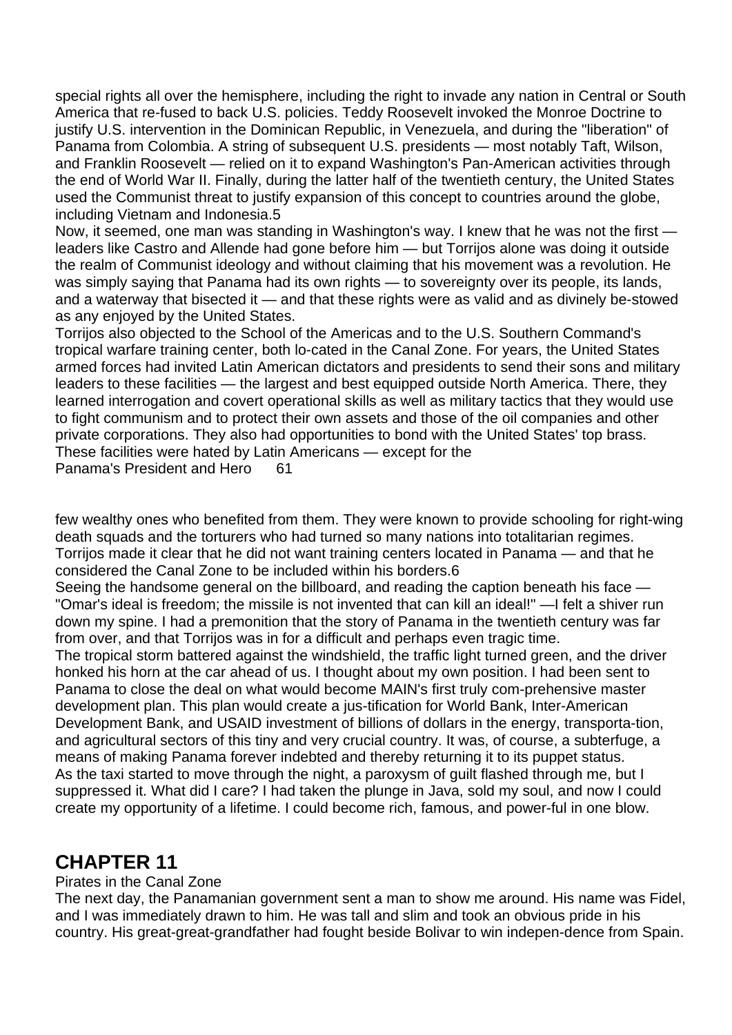special rights all over the hemisphere, including the right to invade any nation in Central or South America that re-fused to back U.S. policies. Teddy Roosevelt invoked the Monroe Doctrine to justify U.S. intervention in the Dominican Republic, in Venezuela, and during the "liberation" of Panama from Colombia. A string of subsequent U.S. presidents — most notably Taft, Wilson, and Franklin Roosevelt — relied on it to expand Washington's Pan-American activities through the end of World War II. Finally, during the latter half of the twentieth century, the United States used the Communist threat to justify expansion of this concept to countries around the globe, including Vietnam and Indonesia.5

Now, it seemed, one man was standing in Washington's way. I knew that he was not the first — leaders like Castro and Allende had gone before him — but Torrijos alone was doing it outside the realm of Communist ideology and without claiming that his movement was a revolution. He was simply saying that Panama had its own rights — to sovereignty over its people, its lands, and a waterway that bisected it — and that these rights were as valid and as divinely be-stowed as any enjoyed by the United States.

Torrijos also objected to the School of the Americas and to the U.S. Southern Command's tropical warfare training center, both lo-cated in the Canal Zone. For years, the United States armed forces had invited Latin American dictators and presidents to send their sons and military leaders to these facilities — the largest and best equipped outside North America. There, they learned interrogation and covert operational skills as well as military tactics that they would use to fight communism and to protect their own assets and those of the oil companies and other private corporations. They also had opportunities to bond with the United States' top brass. These facilities were hated by Latin Americans — except for the few wealthy ones who benefited from them. They were known to provide schooling for right-wing death squads and the torturers who had turned so many nations into totalitarian regimes. Torrijos made it clear that he did not want training centers located in Panama — and that he considered the Canal Zone to be included within his borders.6

Seeing the handsome general on the billboard, and reading the caption beneath his face — "Omar's ideal is freedom; the missile is not invented that can kill an ideal!" —I felt a shiver run down my spine. I had a premonition that the story of Panama in the twentieth century was far from over, and that Torrijos was in for a difficult and perhaps even tragic time.

The tropical storm battered against the windshield, the traffic light turned green, and the driver honked his horn at the car ahead of us. I thought about my own position. I had been sent to Panama to close the deal on what would become MAIN's first truly com-prehensive master development plan. This plan would create a jus-tification for World Bank, Inter-American Development Bank, and USAID investment of billions of dollars in the energy, transporta-tion, and agricultural sectors of this tiny and very crucial country. It was, of course, a subterfuge, a means of making Panama forever indebted and thereby returning it to its puppet status.

As the taxi started to move through the night, a paroxysm of guilt flashed through me, but I suppressed it. What did I care? I had taken the plunge in Java, sold my soul, and now I could create my opportunity of a lifetime. I could become rich, famous, and power-ful in one blow.

## CHAPTER 11

Pirates in the Canal Zone

The next day, the Panamanian government sent a man to show me around. His name was Fidel, and I was immediately drawn to him. He was tall and slim and took an obvious pride in his country. His great-great-grandfather had fought beside Bolivar to win indepen-dence from Spain.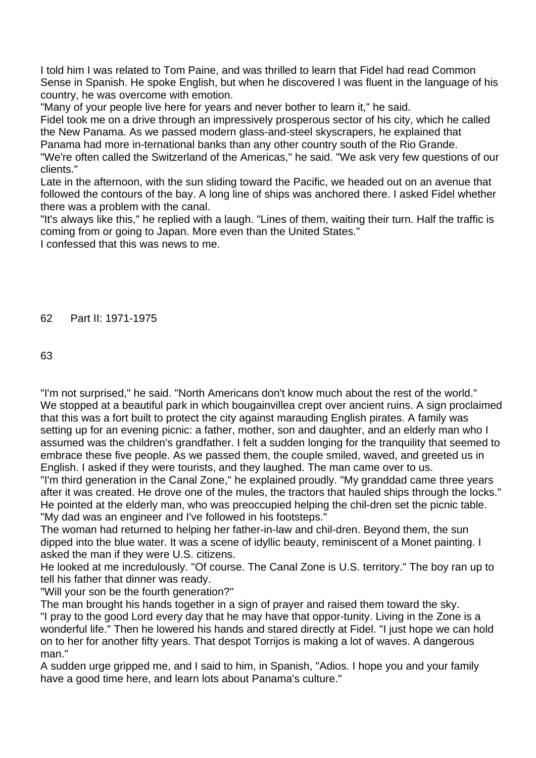I told him I was related to Tom Paine, and was thrilled to learn that Fidel had read Common Sense in Spanish. He spoke English, but when he discovered I was fluent in the language of his country, he was overcome with emotion.

"Many of your people live here for years and never bother to learn it," he said.

Fidel took me on a drive through an impressively prosperous sector of his city, which he called the New Panama. As we passed modern glass-and-steel skyscrapers, he explained that Panama had more in-ternational banks than any other country south of the Rio Grande.

"We're often called the Switzerland of the Americas," he said. "We ask very few questions of our clients."

Late in the afternoon, with the sun sliding toward the Pacific, we headed out on an avenue that followed the contours of the bay. A long line of ships was anchored there. I asked Fidel whether there was a problem with the canal.

"It's always like this," he replied with a laugh. "Lines of them, waiting their turn. Half the traffic is coming from or going to Japan. More even than the United States."

I confessed that this was news to me.

"I'm not surprised," he said. "North Americans don't know much about the rest of the world."

We stopped at a beautiful park in which bougainvillea crept over ancient ruins. A sign proclaimed that this was a fort built to protect the city against marauding English pirates. A family was setting up for an evening picnic: a father, mother, son and daughter, and an elderly man who I assumed was the children's grandfather. I felt a sudden longing for the tranquility that seemed to embrace these five people. As we passed them, the couple smiled, waved, and greeted us in English. I asked if they were tourists, and they laughed. The man came over to us.

"I'm third generation in the Canal Zone," he explained proudly. "My granddad came three years after it was created. He drove one of the mules, the tractors that hauled ships through the locks." He pointed at the elderly man, who was preoccupied helping the chil-dren set the picnic table. "My dad was an engineer and I've followed in his footsteps."

The woman had returned to helping her father-in-law and chil-dren. Beyond them, the sun dipped into the blue water. It was a scene of idyllic beauty, reminiscent of a Monet painting. I asked the man if they were U.S. citizens.

He looked at me incredulously. "Of course. The Canal Zone is U.S. territory." The boy ran up to tell his father that dinner was ready.

"Will your son be the fourth generation?"

The man brought his hands together in a sign of prayer and raised them toward the sky.

"I pray to the good Lord every day that he may have that oppor-tunity. Living in the Zone is a wonderful life." Then he lowered his hands and stared directly at Fidel. "I just hope we can hold on to her for another fifty years. That despot Torrijos is making a lot of waves. A dangerous man."

A sudden urge gripped me, and I said to him, in Spanish, "Adios. I hope you and your family have a good time here, and learn lots about Panama's culture."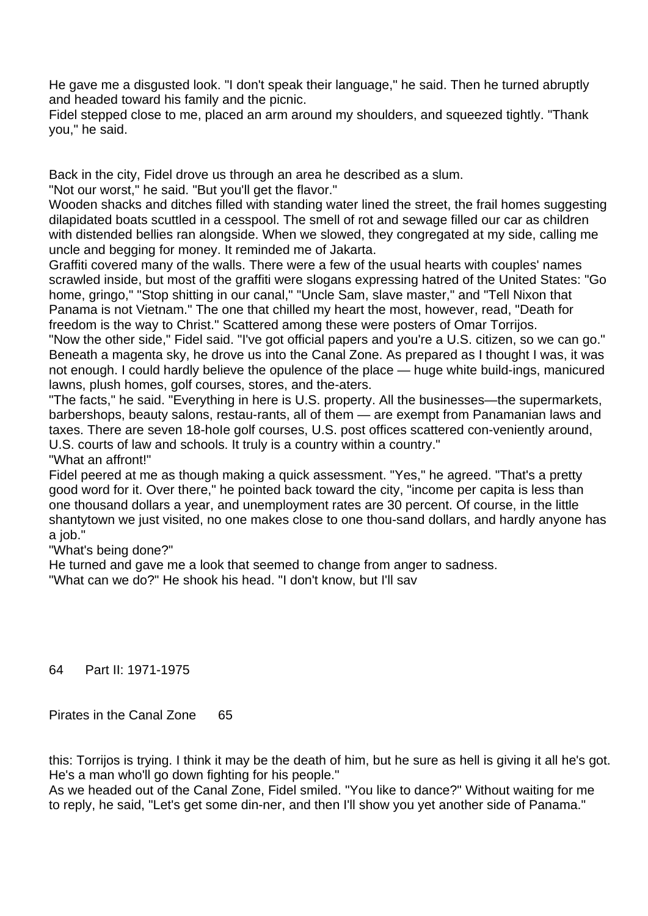He gave me a disgusted look. "I don't speak their language," he said. Then he turned abruptly and headed toward his family and the picnic.

Fidel stepped close to me, placed an arm around my shoulders, and squeezed tightly. "Thank you," he said.

Back in the city, Fidel drove us through an area he described as a slum.

"Not our worst," he said. "But you'll get the flavor."

Wooden shacks and ditches filled with standing water lined the street, the frail homes suggesting dilapidated boats scuttled in a cesspool. The smell of rot and sewage filled our car as children with distended bellies ran alongside. When we slowed, they congregated at my side, calling me uncle and begging for money. It reminded me of Jakarta.

Graffiti covered many of the walls. There were a few of the usual hearts with couples' names scrawled inside, but most of the graffiti were slogans expressing hatred of the United States: "Go home, gringo," "Stop shitting in our canal," "Uncle Sam, slave master," and "Tell Nixon that Panama is not Vietnam." The one that chilled my heart the most, however, read, "Death for freedom is the way to Christ." Scattered among these were posters of Omar Torrijos.

"Now the other side," Fidel said. "I've got official papers and you're a U.S. citizen, so we can go." Beneath a magenta sky, he drove us into the Canal Zone. As prepared as I thought I was, it was not enough. I could hardly believe the opulence of the place — huge white build-ings, manicured lawns, plush homes, golf courses, stores, and the-aters.

"The facts," he said. "Everything in here is U.S. property. All the businesses—the supermarkets, barbershops, beauty salons, restau-rants, all of them — are exempt from Panamanian laws and taxes. There are seven 18-hoIe golf courses, U.S. post offices scattered con-veniently around, U.S. courts of law and schools. It truly is a country within a country."

"What an affront!"

Fidel peered at me as though making a quick assessment. "Yes," he agreed. "That's a pretty good word for it. Over there," he pointed back toward the city, "income per capita is less than one thousand dollars a year, and unemployment rates are 30 percent. Of course, in the little shantytown we just visited, no one makes close to one thou-sand dollars, and hardly anyone has a job."

"What's being done?"

He turned and gave me a look that seemed to change from anger to sadness.

"What can we do?" He shook his head. "I don't know, but I'll sav this: Torrijos is trying. I think it may be the death of him, but he sure as hell is giving it all he's got. He's a man who'll go down fighting for his people."

As we headed out of the Canal Zone, Fidel smiled. "You like to dance?" Without waiting for me to reply, he said, "Let's get some din-ner, and then I'll show you yet another side of Panama."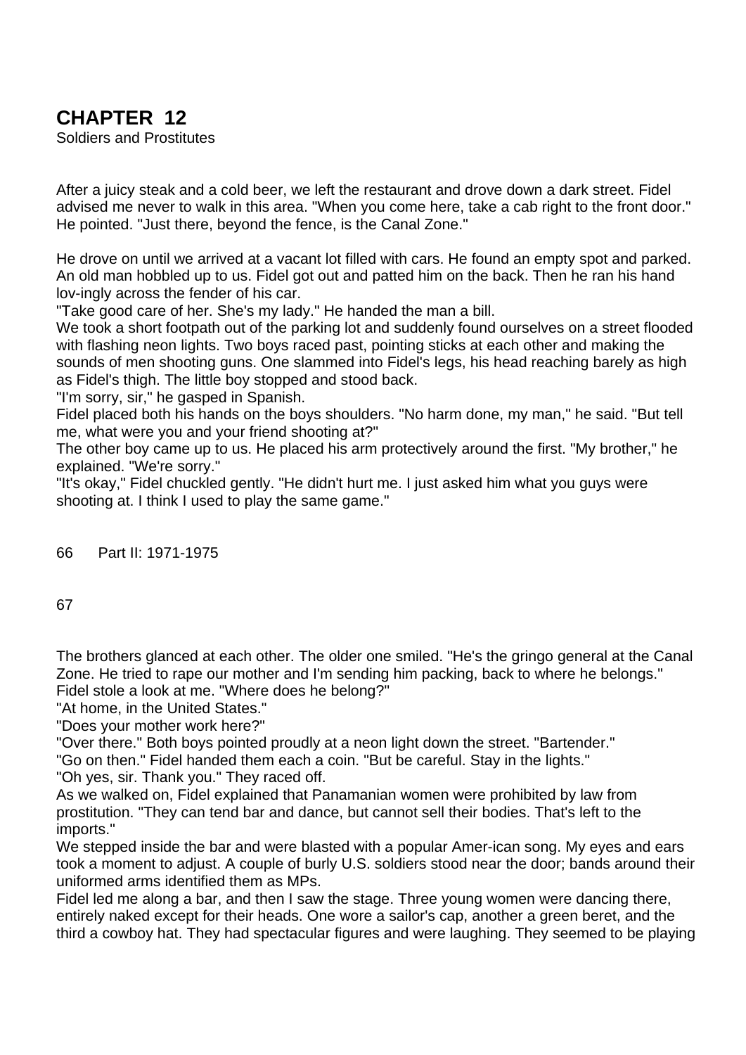# CHAPTER 12

Soldiers and Prostitutes

After a juicy steak and a cold beer, we left the restaurant and drove down a dark street. Fidel advised me never to walk in this area. "When you come here, take a cab right to the front door." He pointed. "Just there, beyond the fence, is the Canal Zone."

He drove on until we arrived at a vacant lot filled with cars. He found an empty spot and parked. An old man hobbled up to us. Fidel got out and patted him on the back. Then he ran his hand lov-ingly across the fender of his car.

"Take good care of her. She's my lady." He handed the man a bill.

We took a short footpath out of the parking lot and suddenly found ourselves on a street flooded with flashing neon lights. Two boys raced past, pointing sticks at each other and making the sounds of men shooting guns. One slammed into Fidel's legs, his head reaching barely as high as Fidel's thigh. The little boy stopped and stood back.

"I'm sorry, sir," he gasped in Spanish.

Fidel placed both his hands on the boys shoulders. "No harm done, my man," he said. "But tell me, what were you and your friend shooting at?"

The other boy came up to us. He placed his arm protectively around the first. "My brother," he explained. "We're sorry."

"It's okay," Fidel chuckled gently. "He didn't hurt me. I just asked him what you guys were shooting at. I think I used to play the same game."

The brothers glanced at each other. The older one smiled. "He's the gringo general at the Canal Zone. He tried to rape our mother and I'm sending him packing, back to where he belongs."

Fidel stole a look at me. "Where does he belong?"

"At home, in the United States."

"Does your mother work here?"

"Over there." Both boys pointed proudly at a neon light down the street. "Bartender."

"Go on then." Fidel handed them each a coin. "But be careful. Stay in the lights."

"Oh yes, sir. Thank you." They raced off.

As we walked on, Fidel explained that Panamanian women were prohibited by law from prostitution. "They can tend bar and dance, but cannot sell their bodies. That's left to the imports."

We stepped inside the bar and were blasted with a popular Amer-ican song. My eyes and ears took a moment to adjust. A couple of burly U.S. soldiers stood near the door; bands around their uniformed arms identified them as MPs.

Fidel led me along a bar, and then I saw the stage. Three young women were dancing there, entirely naked except for their heads. One wore a sailor's cap, another a green beret, and the third a cowboy hat. They had spectacular figures and were laughing. They seemed to be playing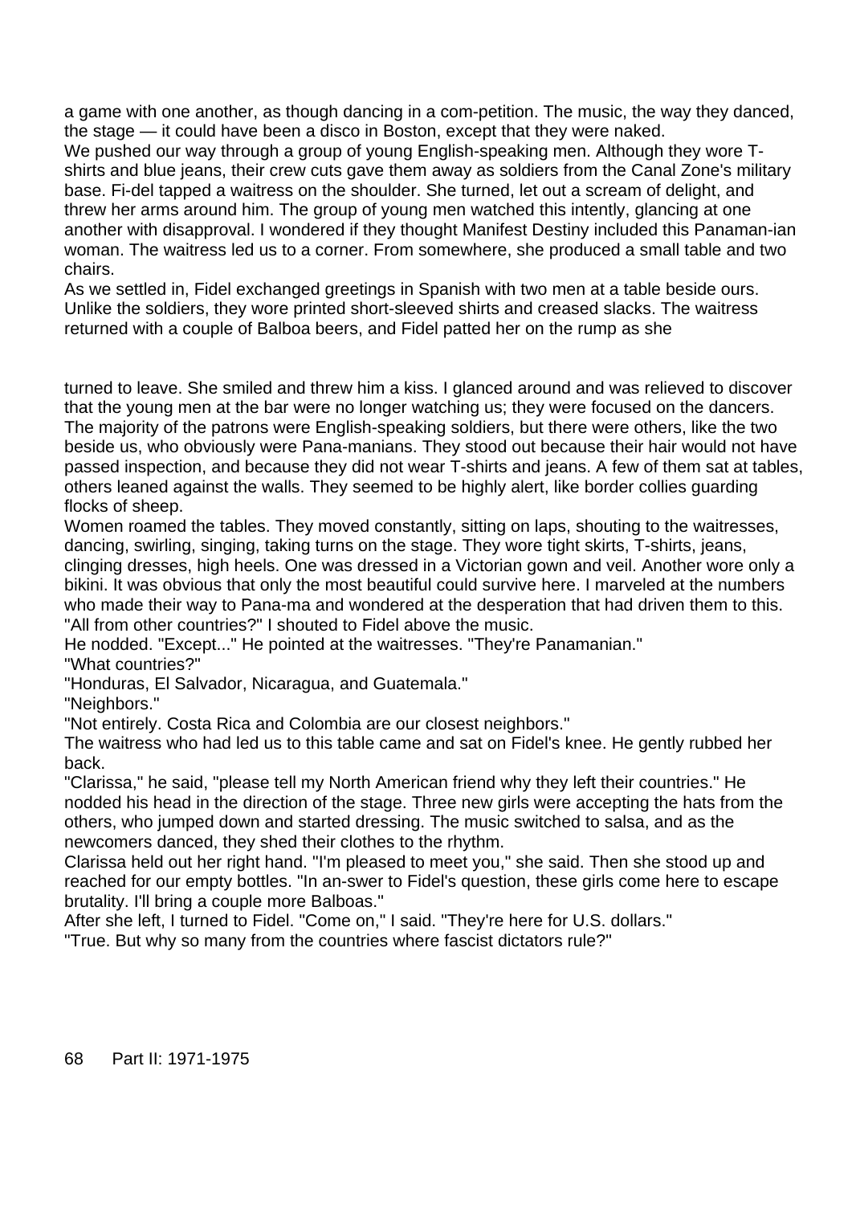a game with one another, as though dancing in a com-petition. The music, the way they danced, the stage — it could have been a disco in Boston, except that they were naked.

We pushed our way through a group of young English-speaking men. Although they wore T-shirts and blue jeans, their crew cuts gave them away as soldiers from the Canal Zone's military base. Fi-del tapped a waitress on the shoulder. She turned, let out a scream of delight, and threw her arms around him. The group of young men watched this intently, glancing at one another with disapproval. I wondered if they thought Manifest Destiny included this Panaman-ian woman. The waitress led us to a corner. From somewhere, she produced a small table and two chairs.

As we settled in, Fidel exchanged greetings in Spanish with two men at a table beside ours. Unlike the soldiers, they wore printed short-sleeved shirts and creased slacks. The waitress returned with a couple of Balboa beers, and Fidel patted her on the rump as she turned to leave. She smiled and threw him a kiss. I glanced around and was relieved to discover that the young men at the bar were no longer watching us; they were focused on the dancers.

The majority of the patrons were English-speaking soldiers, but there were others, like the two beside us, who obviously were Pana-manians. They stood out because their hair would not have passed inspection, and because they did not wear T-shirts and jeans. A few of them sat at tables, others leaned against the walls. They seemed to be highly alert, like border collies guarding flocks of sheep.

Women roamed the tables. They moved constantly, sitting on laps, shouting to the waitresses, dancing, swirling, singing, taking turns on the stage. They wore tight skirts, T-shirts, jeans, clinging dresses, high heels. One was dressed in a Victorian gown and veil. Another wore only a bikini. It was obvious that only the most beautiful could survive here. I marveled at the numbers who made their way to Pana-ma and wondered at the desperation that had driven them to this.

"All from other countries?" I shouted to Fidel above the music.

He nodded. "Except..." He pointed at the waitresses. "They're Panamanian."

"What countries?"

"Honduras, El Salvador, Nicaragua, and Guatemala."

"Neighbors."

"Not entirely. Costa Rica and Colombia are our closest neighbors."

The waitress who had led us to this table came and sat on Fidel's knee. He gently rubbed her back.

"Clarissa," he said, "please tell my North American friend why they left their countries." He nodded his head in the direction of the stage. Three new girls were accepting the hats from the others, who jumped down and started dressing. The music switched to salsa, and as the newcomers danced, they shed their clothes to the rhythm.

Clarissa held out her right hand. "I'm pleased to meet you," she said. Then she stood up and reached for our empty bottles. "In an-swer to Fidel's question, these girls come here to escape brutality. I'll bring a couple more Balboas."

After she left, I turned to Fidel. "Come on," I said. "They're here for U.S. dollars."

"True. But why so many from the countries where fascist dictators rule?"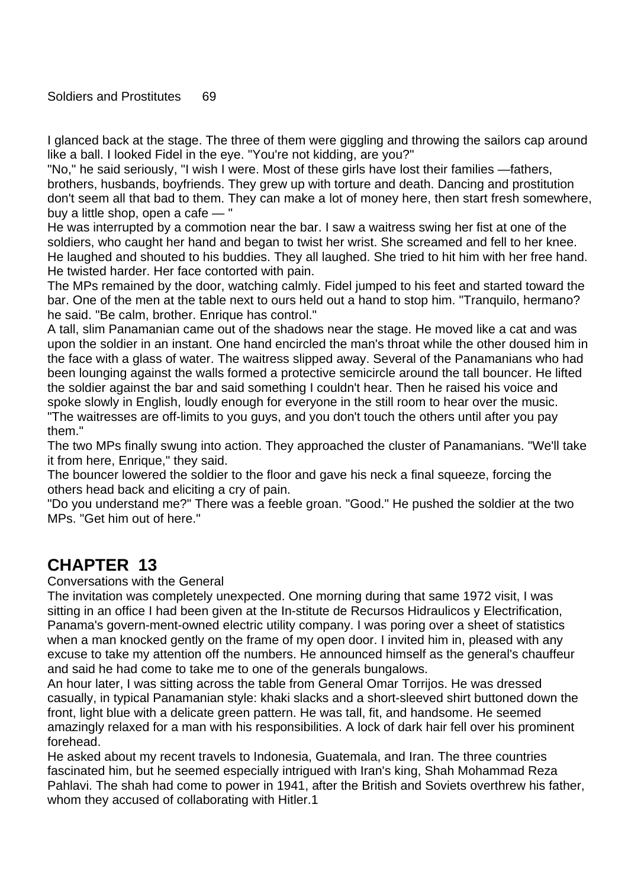I glanced back at the stage. The three of them were giggling and throwing the sailors cap around like a ball. I looked Fidel in the eye. "You're not kidding, are you?"

"No," he said seriously, "I wish I were. Most of these girls have lost their families —fathers, brothers, husbands, boyfriends. They grew up with torture and death. Dancing and prostitution don't seem all that bad to them. They can make a lot of money here, then start fresh somewhere, buy a little shop, open a cafe — "

He was interrupted by a commotion near the bar. I saw a waitress swing her fist at one of the soldiers, who caught her hand and began to twist her wrist. She screamed and fell to her knee. He laughed and shouted to his buddies. They all laughed. She tried to hit him with her free hand. He twisted harder. Her face contorted with pain.

The MPs remained by the door, watching calmly. Fidel jumped to his feet and started toward the bar. One of the men at the table next to ours held out a hand to stop him. "Tranquilo, hermano? he said. "Be calm, brother. Enrique has control."

A tall, slim Panamanian came out of the shadows near the stage. He moved like a cat and was upon the soldier in an instant. One hand encircled the man's throat while the other doused him in the face with a glass of water. The waitress slipped away. Several of the Panamanians who had been lounging against the walls formed a protective semicircle around the tall bouncer. He lifted the soldier against the bar and said something I couldn't hear. Then he raised his voice and spoke slowly in English, loudly enough for everyone in the still room to hear over the music. "The waitresses are off-limits to you guys, and you don't touch the others until after you pay them."

The two MPs finally swung into action. They approached the cluster of Panamanians. "We'll take it from here, Enrique," they said.

The bouncer lowered the soldier to the floor and gave his neck a final squeeze, forcing the others head back and eliciting a cry of pain.

"Do you understand me?" There was a feeble groan. "Good." He pushed the soldier at the two MPs. "Get him out of here."

# CHAPTER 13

Conversations with the General

The invitation was completely unexpected. One morning during that same 1972 visit, I was sitting in an office I had been given at the In-stitute de Recursos Hidraulicos y Electrification, Panama's govern-ment-owned electric utility company. I was poring over a sheet of statistics when a man knocked gently on the frame of my open door. I invited him in, pleased with any excuse to take my attention off the numbers. He announced himself as the general's chauffeur and said he had come to take me to one of the generals bungalows.

An hour later, I was sitting across the table from General Omar Torrijos. He was dressed casually, in typical Panamanian style: khaki slacks and a short-sleeved shirt buttoned down the front, light blue with a delicate green pattern. He was tall, fit, and handsome. He seemed amazingly relaxed for a man with his responsibilities. A lock of dark hair fell over his prominent forehead.

He asked about my recent travels to Indonesia, Guatemala, and Iran. The three countries fascinated him, but he seemed especially intrigued with Iran's king, Shah Mohammad Reza Pahlavi. The shah had come to power in 1941, after the British and Soviets overthrew his father, whom they accused of collaborating with Hitler.[1]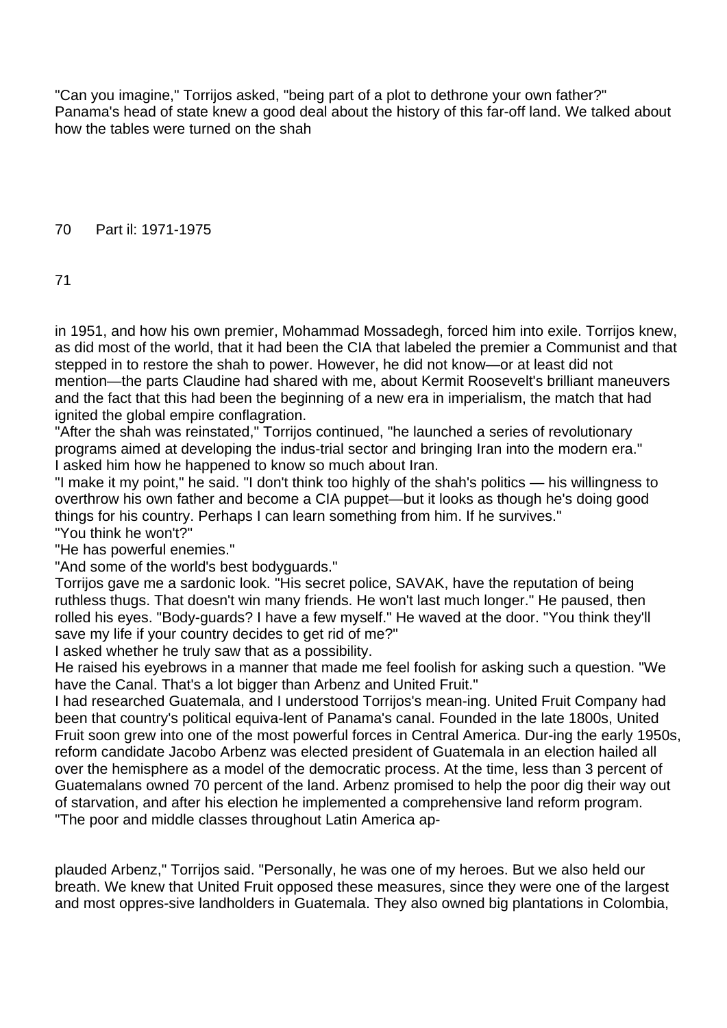"Can you imagine," Torrijos asked, "being part of a plot to dethrone your own father?" Panama's head of state knew a good deal about the history of this far-off land. We talked about how the tables were turned on the shah

in 1951, and how his own premier, Mohammad Mossadegh, forced him into exile. Torrijos knew, as did most of the world, that it had been the CIA that labeled the premier a Communist and that stepped in to restore the shah to power. However, he did not know—or at least did not mention—the parts Claudine had shared with me, about Kermit Roosevelt's brilliant maneuvers and the fact that this had been the beginning of a new era in imperialism, the match that had ignited the global empire conflagration.

"After the shah was reinstated," Torrijos continued, "he launched a series of revolutionary programs aimed at developing the indus-trial sector and bringing Iran into the modern era."

I asked him how he happened to know so much about Iran.

"I make it my point," he said. "I don't think too highly of the shah's politics — his willingness to overthrow his own father and become a CIA puppet—but it looks as though he's doing good things for his country. Perhaps I can learn something from him. If he survives."

"You think he won't?"

"He has powerful enemies."

"And some of the world's best bodyguards."

Torrijos gave me a sardonic look. "His secret police, SAVAK, have the reputation of being ruthless thugs. That doesn't win many friends. He won't last much longer." He paused, then rolled his eyes. "Body-guards? I have a few myself." He waved at the door. "You think they'll save my life if your country decides to get rid of me?"

I asked whether he truly saw that as a possibility.

He raised his eyebrows in a manner that made me feel foolish for asking such a question. "We have the Canal. That's a lot bigger than Arbenz and United Fruit."

I had researched Guatemala, and I understood Torrijos's mean-ing. United Fruit Company had been that country's political equiva-lent of Panama's canal. Founded in the late 1800s, United Fruit soon grew into one of the most powerful forces in Central America. Dur-ing the early 1950s, reform candidate Jacobo Arbenz was elected president of Guatemala in an election hailed all over the hemisphere as a model of the democratic process. At the time, less than 3 percent of Guatemalans owned 70 percent of the land. Arbenz promised to help the poor dig their way out of starvation, and after his election he implemented a comprehensive land reform program.

"The poor and middle classes throughout Latin America ap-plauded Arbenz," Torrijos said. "Personally, he was one of my heroes. But we also held our breath. We knew that United Fruit opposed these measures, since they were one of the largest and most oppres-sive landholders in Guatemala. They also owned big plantations in Colombia,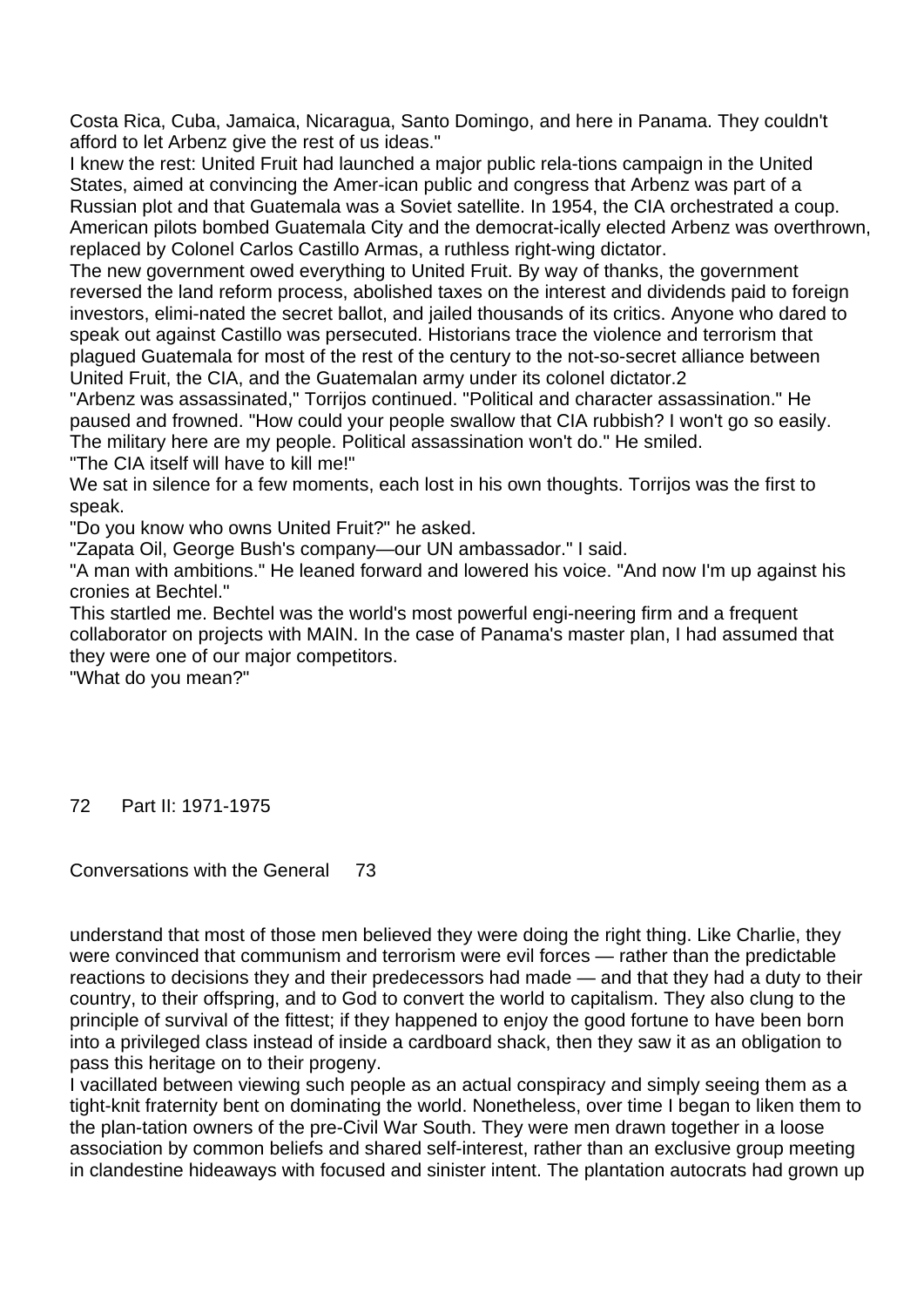Costa Rica, Cuba, Jamaica, Nicaragua, Santo Domingo, and here in Panama. They couldn't afford to let Arbenz give the rest of us ideas."

I knew the rest: United Fruit had launched a major public rela-tions campaign in the United States, aimed at convincing the Amer-ican public and congress that Arbenz was part of a Russian plot and that Guatemala was a Soviet satellite. In 1954, the CIA orchestrated a coup. American pilots bombed Guatemala City and the democrat-ically elected Arbenz was overthrown, replaced by Colonel Carlos Castillo Armas, a ruthless right-wing dictator.

The new government owed everything to United Fruit. By way of thanks, the government reversed the land reform process, abolished taxes on the interest and dividends paid to foreign investors, elimi-nated the secret ballot, and jailed thousands of its critics. Anyone who dared to speak out against Castillo was persecuted. Historians trace the violence and terrorism that plagued Guatemala for most of the rest of the century to the not-so-secret alliance between United Fruit, the CIA, and the Guatemalan army under its colonel dictator.2

"Arbenz was assassinated," Torrijos continued. "Political and character assassination." He paused and frowned. "How could your people swallow that CIA rubbish? I won't go so easily. The military here are my people. Political assassination won't do." He smiled.

"The CIA itself will have to kill me!"

We sat in silence for a few moments, each lost in his own thoughts. Torrijos was the first to speak.

"Do you know who owns United Fruit?" he asked.

"Zapata Oil, George Bush's company—our UN ambassador." I said.

"A man with ambitions." He leaned forward and lowered his voice. "And now I'm up against his cronies at Bechtel."

This startled me. Bechtel was the world's most powerful engi-neering firm and a frequent collaborator on projects with MAIN. In the case of Panama's master plan, I had assumed that they were one of our major competitors.

"What do you mean?"

understand that most of those men believed they were doing the right thing. Like Charlie, they were convinced that communism and terrorism were evil forces — rather than the predictable reactions to decisions they and their predecessors had made — and that they had a duty to their country, to their offspring, and to God to convert the world to capitalism. They also clung to the principle of survival of the fittest; if they happened to enjoy the good fortune to have been born into a privileged class instead of inside a cardboard shack, then they saw it as an obligation to pass this heritage on to their progeny.

I vacillated between viewing such people as an actual conspiracy and simply seeing them as a tight-knit fraternity bent on dominating the world. Nonetheless, over time I began to liken them to the plan-tation owners of the pre-Civil War South. They were men drawn together in a loose association by common beliefs and shared self-interest, rather than an exclusive group meeting in clandestine hideaways with focused and sinister intent. The plantation autocrats had grown up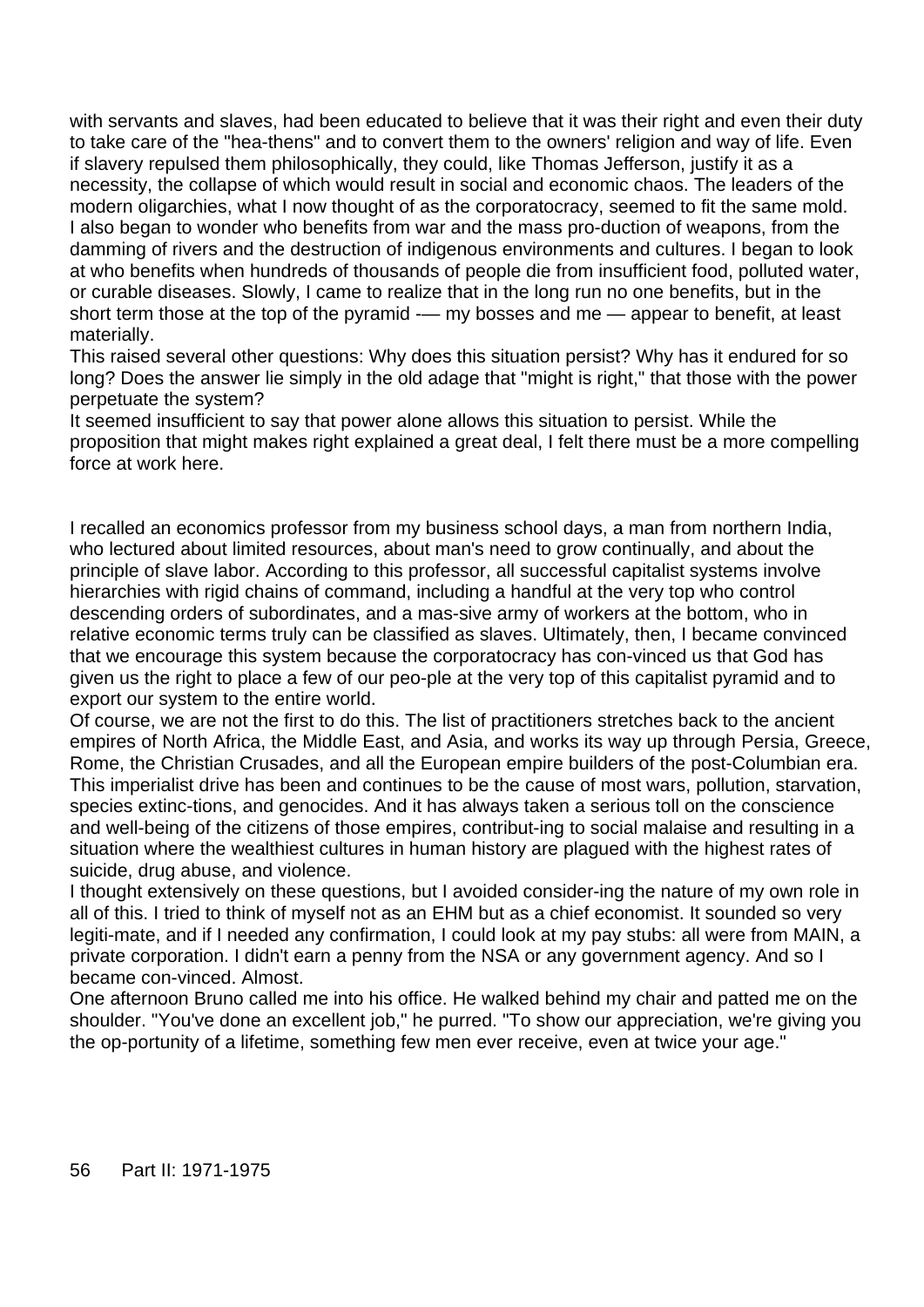with servants and slaves, had been educated to believe that it was their right and even their duty to take care of the "hea-thens" and to convert them to the owners' religion and way of life. Even if slavery repulsed them philosophically, they could, like Thomas Jefferson, justify it as a necessity, the collapse of which would result in social and economic chaos. The leaders of the modern oligarchies, what I now thought of as the corporatocracy, seemed to fit the same mold.

I also began to wonder who benefits from war and the mass pro-duction of weapons, from the damming of rivers and the destruction of indigenous environments and cultures. I began to look at who benefits when hundreds of thousands of people die from insufficient food, polluted water, or curable diseases. Slowly, I came to realize that in the long run no one benefits, but in the short term those at the top of the pyramid -— my bosses and me — appear to benefit, at least materially.

This raised several other questions: Why does this situation persist? Why has it endured for so long? Does the answer lie simply in the old adage that "might is right," that those with the power perpetuate the system?

It seemed insufficient to say that power alone allows this situation to persist. While the proposition that might makes right explained a great deal, I felt there must be a more compelling force at work here.

I recalled an economics professor from my business school days, a man from northern India, who lectured about limited resources, about man's need to grow continually, and about the principle of slave labor. According to this professor, all successful capitalist systems involve hierarchies with rigid chains of command, including a handful at the very top who control descending orders of subordinates, and a mas-sive army of workers at the bottom, who in relative economic terms truly can be classified as slaves. Ultimately, then, I became convinced that we encourage this system because the corporatocracy has con-vinced us that God has given us the right to place a few of our peo-ple at the very top of this capitalist pyramid and to export our system to the entire world.

Of course, we are not the first to do this. The list of practitioners stretches back to the ancient empires of North Africa, the Middle East, and Asia, and works its way up through Persia, Greece, Rome, the Christian Crusades, and all the European empire builders of the post-Columbian era. This imperialist drive has been and continues to be the cause of most wars, pollution, starvation, species extinc-tions, and genocides. And it has always taken a serious toll on the conscience and well-being of the citizens of those empires, contribut-ing to social malaise and resulting in a situation where the wealthiest cultures in human history are plagued with the highest rates of suicide, drug abuse, and violence.

I thought extensively on these questions, but I avoided consider-ing the nature of my own role in all of this. I tried to think of myself not as an EHM but as a chief economist. It sounded so very legiti-mate, and if I needed any confirmation, I could look at my pay stubs: all were from MAIN, a private corporation. I didn't earn a penny from the NSA or any government agency. And so I became con-vinced. Almost.

One afternoon Bruno called me into his office. He walked behind my chair and patted me on the shoulder. "You've done an excellent job," he purred. "To show our appreciation, we're giving you the op-portunity of a lifetime, something few men ever receive, even at twice your age."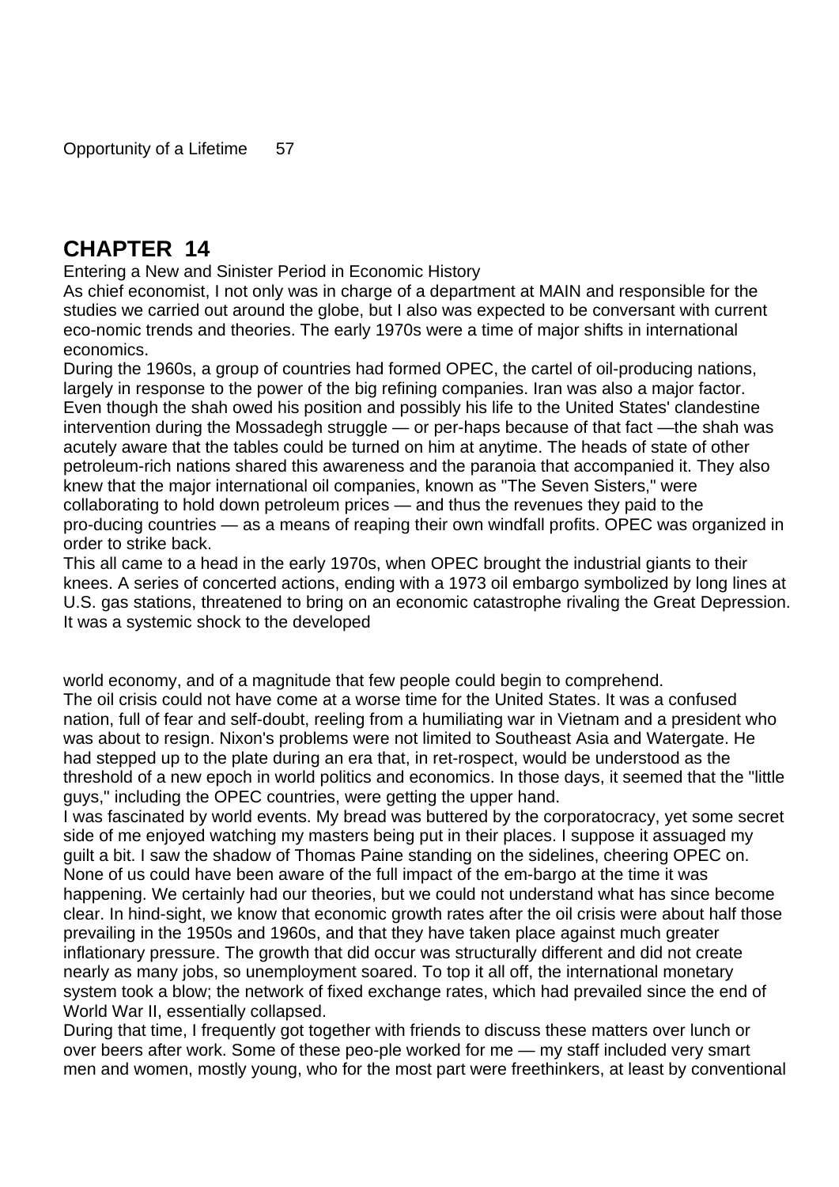# CHAPTER 14

Entering a New and Sinister Period in Economic History

As chief economist, I not only was in charge of a department at MAIN and responsible for the studies we carried out around the globe, but I also was expected to be conversant with current eco-nomic trends and theories. The early 1970s were a time of major shifts in international economics.

During the 1960s, a group of countries had formed OPEC, the cartel of oil-producing nations, largely in response to the power of the big refining companies. Iran was also a major factor. Even though the shah owed his position and possibly his life to the United States' clandestine intervention during the Mossadegh struggle — or per-haps because of that fact —the shah was acutely aware that the tables could be turned on him at anytime. The heads of state of other petroleum-rich nations shared this awareness and the paranoia that accompanied it. They also knew that the major international oil companies, known as "The Seven Sisters," were collaborating to hold down petroleum prices — and thus the revenues they paid to the pro-ducing countries — as a means of reaping their own windfall profits. OPEC was organized in order to strike back.

This all came to a head in the early 1970s, when OPEC brought the industrial giants to their knees. A series of concerted actions, ending with a 1973 oil embargo symbolized by long lines at U.S. gas stations, threatened to bring on an economic catastrophe rivaling the Great Depression. It was a systemic shock to the developed world economy, and of a magnitude that few people could begin to comprehend.

The oil crisis could not have come at a worse time for the United States. It was a confused nation, full of fear and self-doubt, reeling from a humiliating war in Vietnam and a president who was about to resign. Nixon's problems were not limited to Southeast Asia and Watergate. He had stepped up to the plate during an era that, in ret-rospect, would be understood as the threshold of a new epoch in world politics and economics. In those days, it seemed that the "little guys," including the OPEC countries, were getting the upper hand.

I was fascinated by world events. My bread was buttered by the corporatocracy, yet some secret side of me enjoyed watching my masters being put in their places. I suppose it assuaged my guilt a bit. I saw the shadow of Thomas Paine standing on the sidelines, cheering OPEC on.

None of us could have been aware of the full impact of the em-bargo at the time it was happening. We certainly had our theories, but we could not understand what has since become clear. In hind-sight, we know that economic growth rates after the oil crisis were about half those prevailing in the 1950s and 1960s, and that they have taken place against much greater inflationary pressure. The growth that did occur was structurally different and did not create nearly as many jobs, so unemployment soared. To top it all off, the international monetary system took a blow; the network of fixed exchange rates, which had prevailed since the end of World War II, essentially collapsed.

During that time, I frequently got together with friends to discuss these matters over lunch or over beers after work. Some of these peo-ple worked for me — my staff included very smart men and women, mostly young, who for the most part were freethinkers, at least by conventional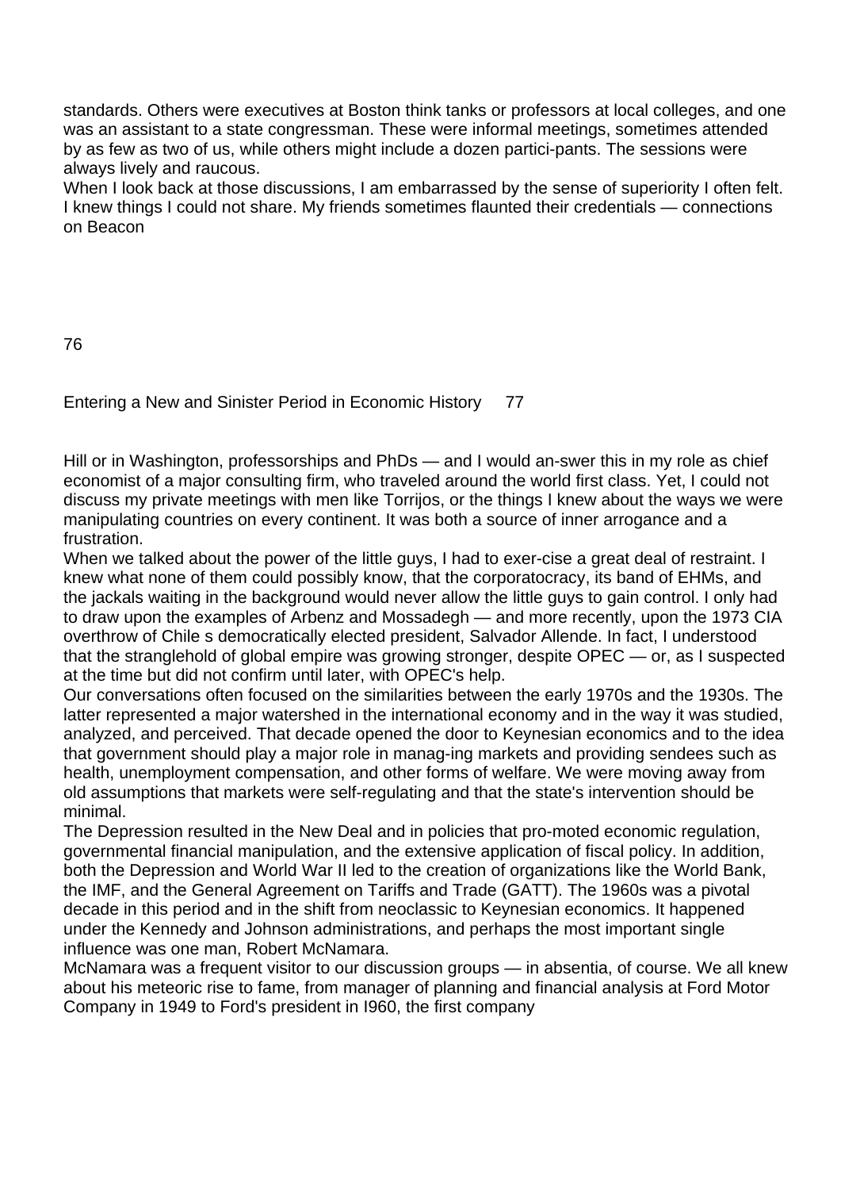standards. Others were executives at Boston think tanks or professors at local colleges, and one was an assistant to a state congressman. These were informal meetings, sometimes attended by as few as two of us, while others might include a dozen partici-pants. The sessions were always lively and raucous.

When I look back at those discussions, I am embarrassed by the sense of superiority I often felt. I knew things I could not share. My friends sometimes flaunted their credentials — connections on Beacon Hill or in Washington, professorships and PhDs — and I would an-swer this in my role as chief economist of a major consulting firm, who traveled around the world first class. Yet, I could not discuss my private meetings with men like Torrijos, or the things I knew about the ways we were manipulating countries on every continent. It was both a source of inner arrogance and a frustration.

When we talked about the power of the little guys, I had to exer-cise a great deal of restraint. I knew what none of them could possibly know, that the corporatocracy, its band of EHMs, and the jackals waiting in the background would never allow the little guys to gain control. I only had to draw upon the examples of Arbenz and Mossadegh — and more recently, upon the 1973 CIA overthrow of Chile s democratically elected president, Salvador Allende. In fact, I understood that the stranglehold of global empire was growing stronger, despite OPEC — or, as I suspected at the time but did not confirm until later, with OPEC's help.

Our conversations often focused on the similarities between the early 1970s and the 1930s. The latter represented a major watershed in the international economy and in the way it was studied, analyzed, and perceived. That decade opened the door to Keynesian economics and to the idea that government should play a major role in manag-ing markets and providing sendees such as health, unemployment compensation, and other forms of welfare. We were moving away from old assumptions that markets were self-regulating and that the state's intervention should be minimal.

The Depression resulted in the New Deal and in policies that pro-moted economic regulation, governmental financial manipulation, and the extensive application of fiscal policy. In addition, both the Depression and World War II led to the creation of organizations like the World Bank, the IMF, and the General Agreement on Tariffs and Trade (GATT). The 1960s was a pivotal decade in this period and in the shift from neoclassic to Keynesian economics. It happened under the Kennedy and Johnson administrations, and perhaps the most important single influence was one man, Robert McNamara.

McNamara was a frequent visitor to our discussion groups — in absentia, of course. We all knew about his meteoric rise to fame, from manager of planning and financial analysis at Ford Motor Company in 1949 to Ford's president in I960, the first company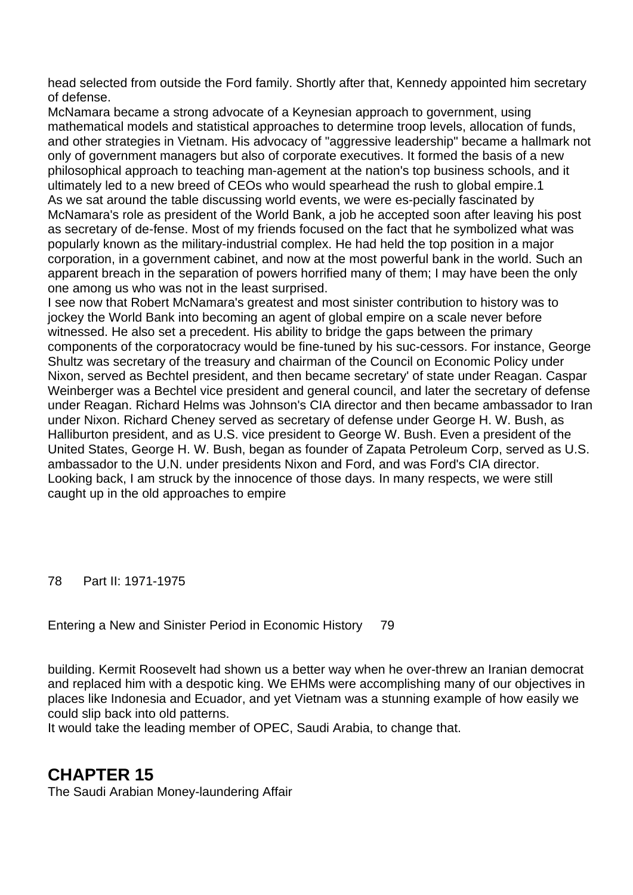head selected from outside the Ford family. Shortly after that, Kennedy appointed him secretary of defense.

McNamara became a strong advocate of a Keynesian approach to government, using mathematical models and statistical approaches to determine troop levels, allocation of funds, and other strategies in Vietnam. His advocacy of "aggressive leadership" became a hallmark not only of government managers but also of corporate executives. It formed the basis of a new philosophical approach to teaching man-agement at the nation's top business schools, and it ultimately led to a new breed of CEOs who would spearhead the rush to global empire.1

As we sat around the table discussing world events, we were es-pecially fascinated by McNamara's role as president of the World Bank, a job he accepted soon after leaving his post as secretary of de-fense. Most of my friends focused on the fact that he symbolized what was popularly known as the military-industrial complex. He had held the top position in a major corporation, in a government cabinet, and now at the most powerful bank in the world. Such an apparent breach in the separation of powers horrified many of them; I may have been the only one among us who was not in the least surprised.

I see now that Robert McNamara's greatest and most sinister contribution to history was to jockey the World Bank into becoming an agent of global empire on a scale never before witnessed. He also set a precedent. His ability to bridge the gaps between the primary components of the corporatocracy would be fine-tuned by his suc-cessors. For instance, George Shultz was secretary of the treasury and chairman of the Council on Economic Policy under Nixon, served as Bechtel president, and then became secretary' of state under Reagan. Caspar Weinberger was a Bechtel vice president and general council, and later the secretary of defense under Reagan. Richard Helms was Johnson's CIA director and then became ambassador to Iran under Nixon. Richard Cheney served as secretary of defense under George H. W. Bush, as Halliburton president, and as U.S. vice president to George W. Bush. Even a president of the United States, George H. W. Bush, began as founder of Zapata Petroleum Corp, served as U.S. ambassador to the U.N. under presidents Nixon and Ford, and was Ford's CIA director.

Looking back, I am struck by the innocence of those days. In many respects, we were still caught up in the old approaches to empire building. Kermit Roosevelt had shown us a better way when he over-threw an Iranian democrat and replaced him with a despotic king. We EHMs were accomplishing many of our objectives in places like Indonesia and Ecuador, and yet Vietnam was a stunning example of how easily we could slip back into old patterns.

It would take the leading member of OPEC, Saudi Arabia, to change that.

## CHAPTER 15

The Saudi Arabian Money-laundering Affair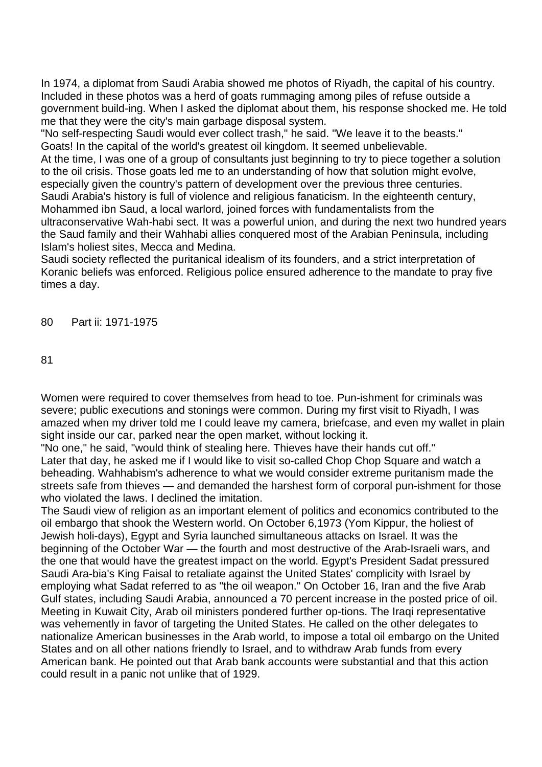In 1974, a diplomat from Saudi Arabia showed me photos of Riyadh, the capital of his country. Included in these photos was a herd of goats rummaging among piles of refuse outside a government build-ing. When I asked the diplomat about them, his response shocked me. He told me that they were the city's main garbage disposal system.

"No self-respecting Saudi would ever collect trash," he said. "We leave it to the beasts."

Goats! In the capital of the world's greatest oil kingdom. It seemed unbelievable.

At the time, I was one of a group of consultants just beginning to try to piece together a solution to the oil crisis. Those goats led me to an understanding of how that solution might evolve, especially given the country's pattern of development over the previous three centuries.

Saudi Arabia's history is full of violence and religious fanaticism. In the eighteenth century, Mohammed ibn Saud, a local warlord, joined forces with fundamentalists from the ultraconservative Wah-habi sect. It was a powerful union, and during the next two hundred years the Saud family and their Wahhabi allies conquered most of the Arabian Peninsula, including Islam's holiest sites, Mecca and Medina.

Saudi society reflected the puritanical idealism of its founders, and a strict interpretation of Koranic beliefs was enforced. Religious police ensured adherence to the mandate to pray five times a day.

Women were required to cover themselves from head to toe. Pun-ishment for criminals was severe; public executions and stonings were common. During my first visit to Riyadh, I was amazed when my driver told me I could leave my camera, briefcase, and even my wallet in plain sight inside our car, parked near the open market, without locking it.

"No one," he said, "would think of stealing here. Thieves have their hands cut off."

Later that day, he asked me if I would like to visit so-called Chop Chop Square and watch a beheading. Wahhabism's adherence to what we would consider extreme puritanism made the streets safe from thieves — and demanded the harshest form of corporal pun-ishment for those who violated the laws. I declined the imitation.

The Saudi view of religion as an important element of politics and economics contributed to the oil embargo that shook the Western world. On October 6,1973 (Yom Kippur, the holiest of Jewish holi-days), Egypt and Syria launched simultaneous attacks on Israel. It was the beginning of the October War — the fourth and most destructive of the Arab-Israeli wars, and the one that would have the greatest impact on the world. Egypt's President Sadat pressured Saudi Ara-bia's King Faisal to retaliate against the United States' complicity with Israel by employing what Sadat referred to as "the oil weapon." On October 16, Iran and the five Arab Gulf states, including Saudi Arabia, announced a 70 percent increase in the posted price of oil. Meeting in Kuwait City, Arab oil ministers pondered further op-tions. The Iraqi representative was vehemently in favor of targeting the United States. He called on the other delegates to nationalize American businesses in the Arab world, to impose a total oil embargo on the United States and on all other nations friendly to Israel, and to withdraw Arab funds from every American bank. He pointed out that Arab bank accounts were substantial and that this action could result in a panic not unlike that of 1929.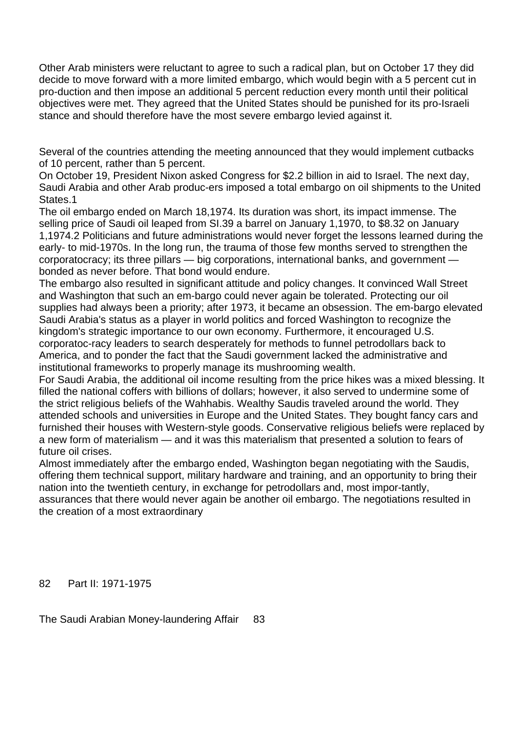Other Arab ministers were reluctant to agree to such a radical plan, but on October 17 they did decide to move forward with a more limited embargo, which would begin with a 5 percent cut in pro-duction and then impose an additional 5 percent reduction every month until their political objectives were met. They agreed that the United States should be punished for its pro-Israeli stance and should therefore have the most severe embargo levied against it.

Several of the countries attending the meeting announced that they would implement cutbacks of 10 percent, rather than 5 percent.

On October 19, President Nixon asked Congress for $2.2 billion in aid to Israel. The next day, Saudi Arabia and other Arab produc-ers imposed a total embargo on oil shipments to the United States.1

The oil embargo ended on March 18,1974. Its duration was short, its impact immense. The selling price of Saudi oil leaped from SI.39 a barrel on January 1,1970, to $8.32 on January 1,1974.2 Politicians and future administrations would never forget the lessons learned during the early- to mid-1970s. In the long run, the trauma of those few months served to strengthen the corporatocracy; its three pillars — big corporations, international banks, and government — bonded as never before. That bond would endure.

The embargo also resulted in significant attitude and policy changes. It convinced Wall Street and Washington that such an em-bargo could never again be tolerated. Protecting our oil supplies had always been a priority; after 1973, it became an obsession. The em-bargo elevated Saudi Arabia's status as a player in world politics and forced Washington to recognize the kingdom's strategic importance to our own economy. Furthermore, it encouraged U.S. corporatoc-racy leaders to search desperately for methods to funnel petrodollars back to America, and to ponder the fact that the Saudi government lacked the administrative and institutional frameworks to properly manage its mushrooming wealth.

For Saudi Arabia, the additional oil income resulting from the price hikes was a mixed blessing. It filled the national coffers with billions of dollars; however, it also served to undermine some of the strict religious beliefs of the Wahhabis. Wealthy Saudis traveled around the world. They attended schools and universities in Europe and the United States. They bought fancy cars and furnished their houses with Western-style goods. Conservative religious beliefs were replaced by a new form of materialism — and it was this materialism that presented a solution to fears of future oil crises.

Almost immediately after the embargo ended, Washington began negotiating with the Saudis, offering them technical support, military hardware and training, and an opportunity to bring their nation into the twentieth century, in exchange for petrodollars and, most impor-tantly, assurances that there would never again be another oil embargo. The negotiations resulted in the creation of a most extraordinary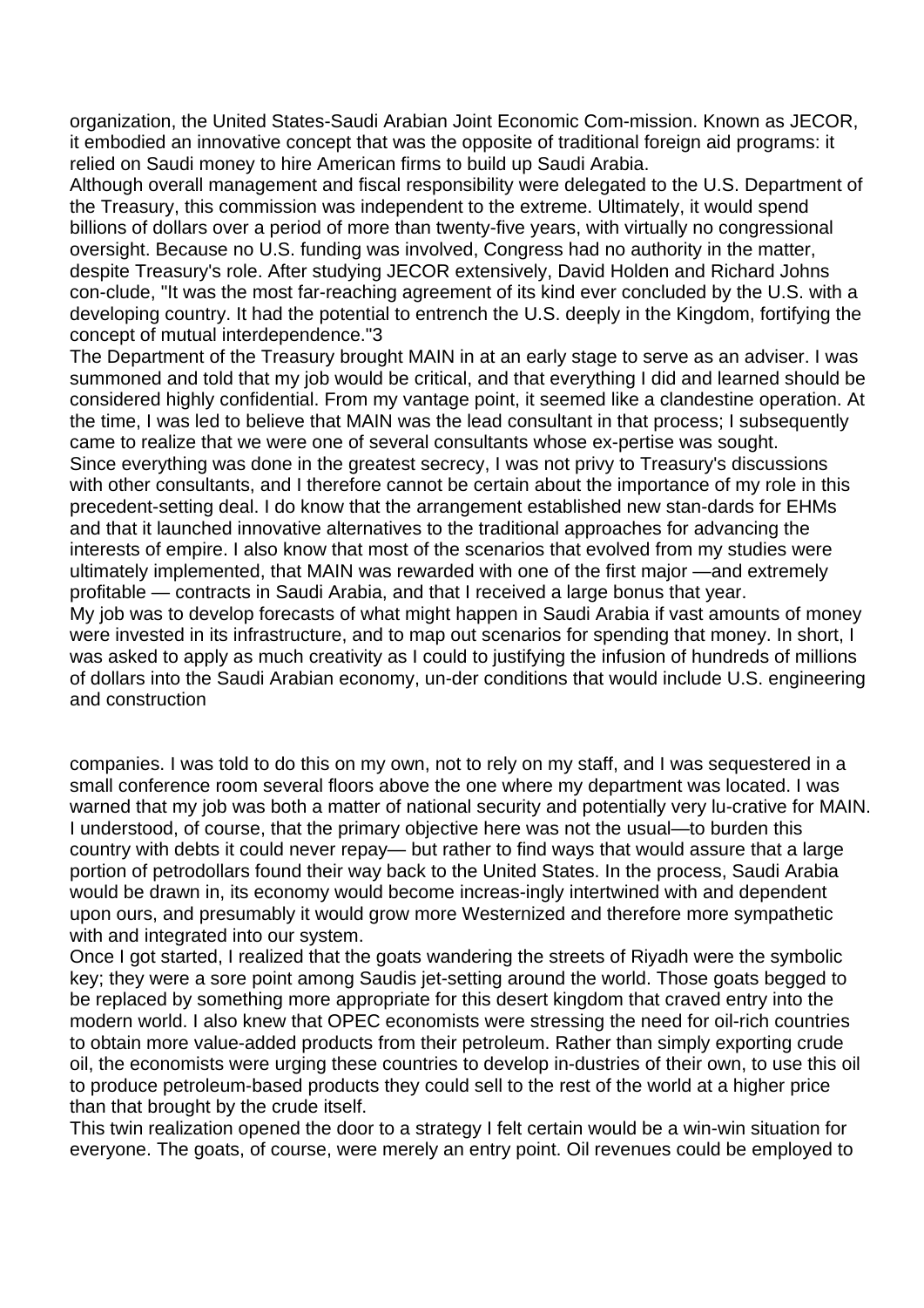organization, the United States-Saudi Arabian Joint Economic Com-mission. Known as JECOR, it embodied an innovative concept that was the opposite of traditional foreign aid programs: it relied on Saudi money to hire American firms to build up Saudi Arabia.

Although overall management and fiscal responsibility were delegated to the U.S. Department of the Treasury, this commission was independent to the extreme. Ultimately, it would spend billions of dollars over a period of more than twenty-five years, with virtually no congressional oversight. Because no U.S. funding was involved, Congress had no authority in the matter, despite Treasury's role. After studying JECOR extensively, David Holden and Richard Johns con-clude, "It was the most far-reaching agreement of its kind ever concluded by the U.S. with a developing country. It had the potential to entrench the U.S. deeply in the Kingdom, fortifying the concept of mutual interdependence."3

The Department of the Treasury brought MAIN in at an early stage to serve as an adviser. I was summoned and told that my job would be critical, and that everything I did and learned should be considered highly confidential. From my vantage point, it seemed like a clandestine operation. At the time, I was led to believe that MAIN was the lead consultant in that process; I subsequently came to realize that we were one of several consultants whose ex-pertise was sought.

Since everything was done in the greatest secrecy, I was not privy to Treasury's discussions with other consultants, and I therefore cannot be certain about the importance of my role in this precedent-setting deal. I do know that the arrangement established new stan-dards for EHMs and that it launched innovative alternatives to the traditional approaches for advancing the interests of empire. I also know that most of the scenarios that evolved from my studies were ultimately implemented, that MAIN was rewarded with one of the first major —and extremely profitable — contracts in Saudi Arabia, and that I received a large bonus that year.

My job was to develop forecasts of what might happen in Saudi Arabia if vast amounts of money were invested in its infrastructure, and to map out scenarios for spending that money. In short, I was asked to apply as much creativity as I could to justifying the infusion of hundreds of millions of dollars into the Saudi Arabian economy, un-der conditions that would include U.S. engineering and construction companies. I was told to do this on my own, not to rely on my staff, and I was sequestered in a small conference room several floors above the one where my department was located. I was warned that my job was both a matter of national security and potentially very lu-crative for MAIN.

I understood, of course, that the primary objective here was not the usual—to burden this country with debts it could never repay— but rather to find ways that would assure that a large portion of petrodollars found their way back to the United States. In the process, Saudi Arabia would be drawn in, its economy would become increas-ingly intertwined with and dependent upon ours, and presumably it would grow more Westernized and therefore more sympathetic with and integrated into our system.

Once I got started, I realized that the goats wandering the streets of Riyadh were the symbolic key; they were a sore point among Saudis jet-setting around the world. Those goats begged to be replaced by something more appropriate for this desert kingdom that craved entry into the modern world. I also knew that OPEC economists were stressing the need for oil-rich countries to obtain more value-added products from their petroleum. Rather than simply exporting crude oil, the economists were urging these countries to develop in-dustries of their own, to use this oil to produce petroleum-based products they could sell to the rest of the world at a higher price than that brought by the crude itself.

This twin realization opened the door to a strategy I felt certain would be a win-win situation for everyone. The goats, of course, were merely an entry point. Oil revenues could be employed to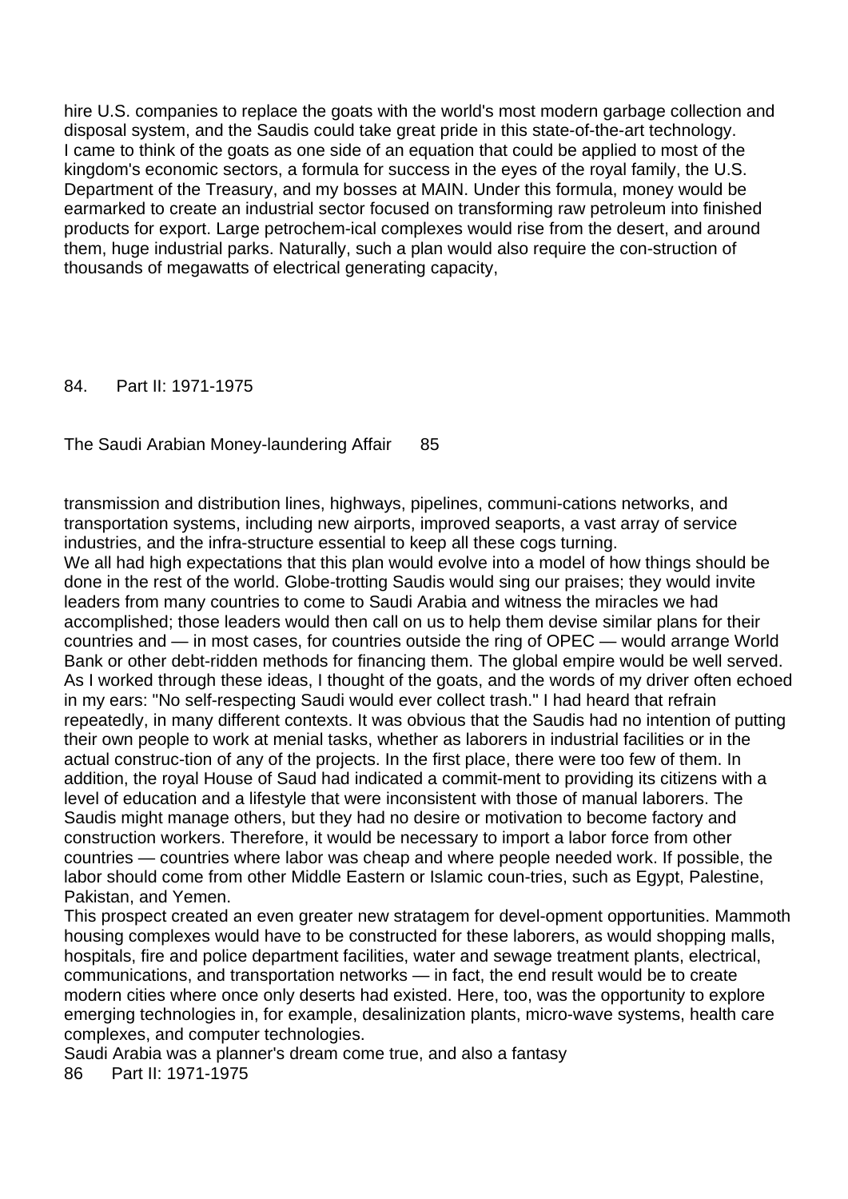hire U.S. companies to replace the goats with the world's most modern garbage collection and disposal system, and the Saudis could take great pride in this state-of-the-art technology.

I came to think of the goats as one side of an equation that could be applied to most of the kingdom's economic sectors, a formula for success in the eyes of the royal family, the U.S. Department of the Treasury, and my bosses at MAIN. Under this formula, money would be earmarked to create an industrial sector focused on transforming raw petroleum into finished products for export. Large petrochem-ical complexes would rise from the desert, and around them, huge industrial parks. Naturally, such a plan would also require the con-struction of thousands of megawatts of electrical generating capacity, transmission and distribution lines, highways, pipelines, communi-cations networks, and transportation systems, including new airports, improved seaports, a vast array of service industries, and the infra-structure essential to keep all these cogs turning.

We all had high expectations that this plan would evolve into a model of how things should be done in the rest of the world. Globe-trotting Saudis would sing our praises; they would invite leaders from many countries to come to Saudi Arabia and witness the miracles we had accomplished; those leaders would then call on us to help them devise similar plans for their countries and — in most cases, for countries outside the ring of OPEC — would arrange World Bank or other debt-ridden methods for financing them. The global empire would be well served.

As I worked through these ideas, I thought of the goats, and the words of my driver often echoed in my ears: "No self-respecting Saudi would ever collect trash." I had heard that refrain repeatedly, in many different contexts. It was obvious that the Saudis had no intention of putting their own people to work at menial tasks, whether as laborers in industrial facilities or in the actual construc-tion of any of the projects. In the first place, there were too few of them. In addition, the royal House of Saud had indicated a commit-ment to providing its citizens with a level of education and a lifestyle that were inconsistent with those of manual laborers. The Saudis might manage others, but they had no desire or motivation to become factory and construction workers. Therefore, it would be necessary to import a labor force from other countries — countries where labor was cheap and where people needed work. If possible, the labor should come from other Middle Eastern or Islamic coun-tries, such as Egypt, Palestine, Pakistan, and Yemen.

This prospect created an even greater new stratagem for devel-opment opportunities. Mammoth housing complexes would have to be constructed for these laborers, as would shopping malls, hospitals, fire and police department facilities, water and sewage treatment plants, electrical, communications, and transportation networks — in fact, the end result would be to create modern cities where once only deserts had existed. Here, too, was the opportunity to explore emerging technologies in, for example, desalinization plants, micro-wave systems, health care complexes, and computer technologies.

Saudi Arabia was a planner's dream come true, and also a fantasy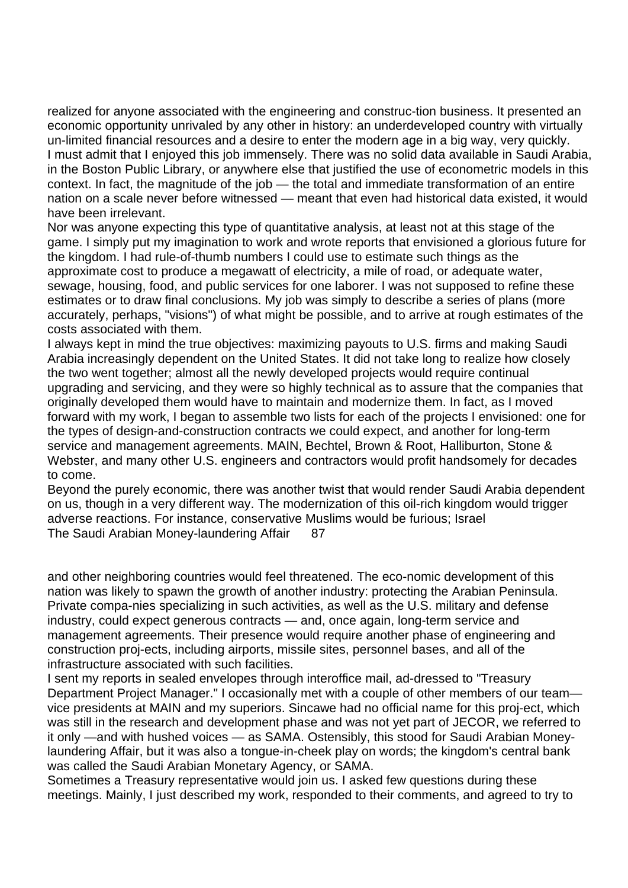realized for anyone associated with the engineering and construc-tion business. It presented an economic opportunity unrivaled by any other in history: an underdeveloped country with virtually un-limited financial resources and a desire to enter the modern age in a big way, very quickly.

I must admit that I enjoyed this job immensely. There was no solid data available in Saudi Arabia, in the Boston Public Library, or anywhere else that justified the use of econometric models in this context. In fact, the magnitude of the job — the total and immediate transformation of an entire nation on a scale never before witnessed — meant that even had historical data existed, it would have been irrelevant.

Nor was anyone expecting this type of quantitative analysis, at least not at this stage of the game. I simply put my imagination to work and wrote reports that envisioned a glorious future for the kingdom. I had rule-of-thumb numbers I could use to estimate such things as the approximate cost to produce a megawatt of electricity, a mile of road, or adequate water, sewage, housing, food, and public services for one laborer. I was not supposed to refine these estimates or to draw final conclusions. My job was simply to describe a series of plans (more accurately, perhaps, "visions") of what might be possible, and to arrive at rough estimates of the costs associated with them.

I always kept in mind the true objectives: maximizing payouts to U.S. firms and making Saudi Arabia increasingly dependent on the United States. It did not take long to realize how closely the two went together; almost all the newly developed projects would require continual upgrading and servicing, and they were so highly technical as to assure that the companies that originally developed them would have to maintain and modernize them. In fact, as I moved forward with my work, I began to assemble two lists for each of the projects I envisioned: one for the types of design-and-construction contracts we could expect, and another for long-term service and management agreements. MAIN, Bechtel, Brown & Root, Halliburton, Stone & Webster, and many other U.S. engineers and contractors would profit handsomely for decades to come.

Beyond the purely economic, there was another twist that would render Saudi Arabia dependent on us, though in a very different way. The modernization of this oil-rich kingdom would trigger adverse reactions. For instance, conservative Muslims would be furious; Israel and other neighboring countries would feel threatened. The eco-nomic development of this nation was likely to spawn the growth of another industry: protecting the Arabian Peninsula. Private compa-nies specializing in such activities, as well as the U.S. military and defense industry, could expect generous contracts — and, once again, long-term service and management agreements. Their presence would require another phase of engineering and construction proj-ects, including airports, missile sites, personnel bases, and all of the infrastructure associated with such facilities.

I sent my reports in sealed envelopes through interoffice mail, ad-dressed to "Treasury Department Project Manager." I occasionally met with a couple of other members of our team— vice presidents at MAIN and my superiors. Sincawe had no official name for this proj-ect, which was still in the research and development phase and was not yet part of JECOR, we referred to it only —and with hushed voices — as SAMA. Ostensibly, this stood for Saudi Arabian Money-laundering Affair, but it was also a tongue-in-cheek play on words; the kingdom's central bank was called the Saudi Arabian Monetary Agency, or SAMA.

Sometimes a Treasury representative would join us. I asked few questions during these meetings. Mainly, I just described my work, responded to their comments, and agreed to try to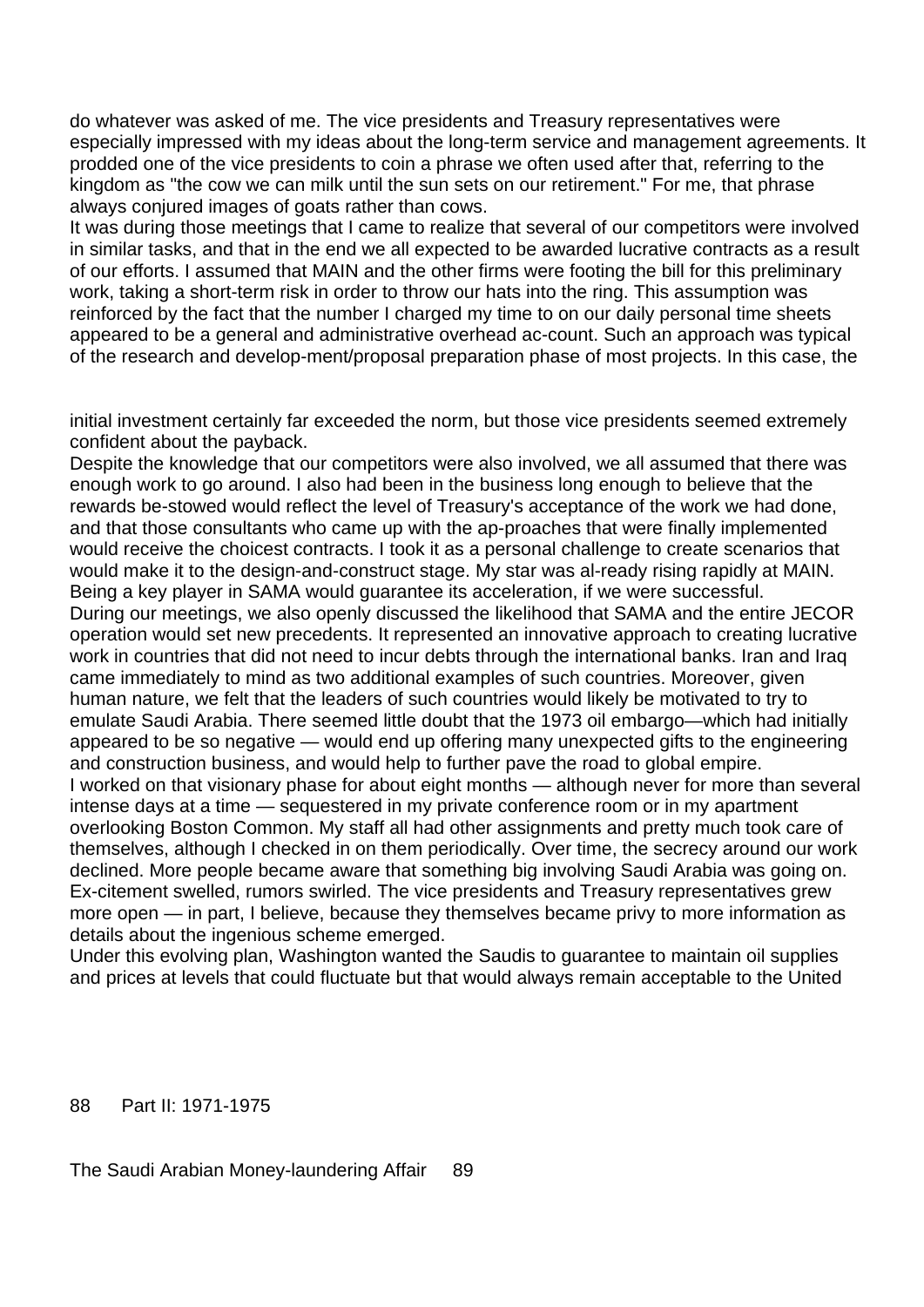do whatever was asked of me. The vice presidents and Treasury representatives were especially impressed with my ideas about the long-term service and management agreements. It prodded one of the vice presidents to coin a phrase we often used after that, referring to the kingdom as "the cow we can milk until the sun sets on our retirement." For me, that phrase always conjured images of goats rather than cows.

It was during those meetings that I came to realize that several of our competitors were involved in similar tasks, and that in the end we all expected to be awarded lucrative contracts as a result of our efforts. I assumed that MAIN and the other firms were footing the bill for this preliminary work, taking a short-term risk in order to throw our hats into the ring. This assumption was reinforced by the fact that the number I charged my time to on our daily personal time sheets appeared to be a general and administrative overhead ac-count. Such an approach was typical of the research and develop-ment/proposal preparation phase of most projects. In this case, the initial investment certainly far exceeded the norm, but those vice presidents seemed extremely confident about the payback.

Despite the knowledge that our competitors were also involved, we all assumed that there was enough work to go around. I also had been in the business long enough to believe that the rewards be-stowed would reflect the level of Treasury's acceptance of the work we had done, and that those consultants who came up with the ap-proaches that were finally implemented would receive the choicest contracts. I took it as a personal challenge to create scenarios that would make it to the design-and-construct stage. My star was al-ready rising rapidly at MAIN. Being a key player in SAMA would guarantee its acceleration, if we were successful.

During our meetings, we also openly discussed the likelihood that SAMA and the entire JECOR operation would set new precedents. It represented an innovative approach to creating lucrative work in countries that did not need to incur debts through the international banks. Iran and Iraq came immediately to mind as two additional examples of such countries. Moreover, given human nature, we felt that the leaders of such countries would likely be motivated to try to emulate Saudi Arabia. There seemed little doubt that the 1973 oil embargo—which had initially appeared to be so negative — would end up offering many unexpected gifts to the engineering and construction business, and would help to further pave the road to global empire.

I worked on that visionary phase for about eight months — although never for more than several intense days at a time — sequestered in my private conference room or in my apartment overlooking Boston Common. My staff all had other assignments and pretty much took care of themselves, although I checked in on them periodically. Over time, the secrecy around our work declined. More people became aware that something big involving Saudi Arabia was going on. Ex-citement swelled, rumors swirled. The vice presidents and Treasury representatives grew more open — in part, I believe, because they themselves became privy to more information as details about the ingenious scheme emerged.

Under this evolving plan, Washington wanted the Saudis to guarantee to maintain oil supplies and prices at levels that could fluctuate but that would always remain acceptable to the United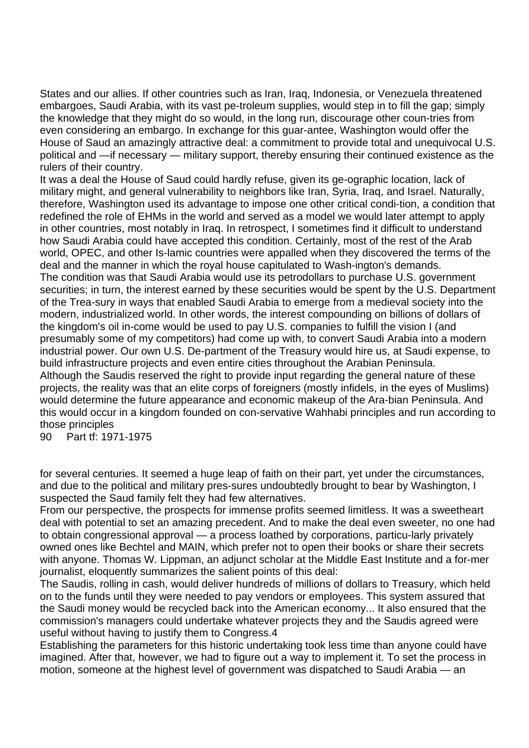States and our allies. If other countries such as Iran, Iraq, Indonesia, or Venezuela threatened embargoes, Saudi Arabia, with its vast pe-troleum supplies, would step in to fill the gap; simply the knowledge that they might do so would, in the long run, discourage other coun-tries from even considering an embargo. In exchange for this guar-antee, Washington would offer the House of Saud an amazingly attractive deal: a commitment to provide total and unequivocal U.S. political and —if necessary — military support, thereby ensuring their continued existence as the rulers of their country.

It was a deal the House of Saud could hardly refuse, given its ge-ographic location, lack of military might, and general vulnerability to neighbors like Iran, Syria, Iraq, and Israel. Naturally, therefore, Washington used its advantage to impose one other critical condi-tion, a condition that redefined the role of EHMs in the world and served as a model we would later attempt to apply in other countries, most notably in Iraq. In retrospect, I sometimes find it difficult to understand how Saudi Arabia could have accepted this condition. Certainly, most of the rest of the Arab world, OPEC, and other Is-lamic countries were appalled when they discovered the terms of the deal and the manner in which the royal house capitulated to Wash-ington's demands.

The condition was that Saudi Arabia would use its petrodollars to purchase U.S. government securities; in turn, the interest earned by these securities would be spent by the U.S. Department of the Trea-sury in ways that enabled Saudi Arabia to emerge from a medieval society into the modern, industrialized world. In other words, the interest compounding on billions of dollars of the kingdom's oil in-come would be used to pay U.S. companies to fulfill the vision I (and presumably some of my competitors) had come up with, to convert Saudi Arabia into a modern industrial power. Our own U.S. De-partment of the Treasury would hire us, at Saudi expense, to build infrastructure projects and even entire cities throughout the Arabian Peninsula.

Although the Saudis reserved the right to provide input regarding the general nature of these projects, the reality was that an elite corps of foreigners (mostly infidels, in the eyes of Muslims) would determine the future appearance and economic makeup of the Ara-bian Peninsula. And this would occur in a kingdom founded on con-servative Wahhabi principles and run according to those principles for several centuries. It seemed a huge leap of faith on their part, yet under the circumstances, and due to the political and military pres-sures undoubtedly brought to bear by Washington, I suspected the Saud family felt they had few alternatives.

From our perspective, the prospects for immense profits seemed limitless. It was a sweetheart deal with potential to set an amazing precedent. And to make the deal even sweeter, no one had to obtain congressional approval — a process loathed by corporations, particu-larly privately owned ones like Bechtel and MAIN, which prefer not to open their books or share their secrets with anyone. Thomas W. Lippman, an adjunct scholar at the Middle East Institute and a for-mer journalist, eloquently summarizes the salient points of this deal:

The Saudis, rolling in cash, would deliver hundreds of millions of dollars to Treasury, which held on to the funds until they were needed to pay vendors or employees. This system assured that the Saudi money would be recycled back into the American economy... It also ensured that the commission's managers could undertake whatever projects they and the Saudis agreed were useful without having to justify them to Congress.[4]

Establishing the parameters for this historic undertaking took less time than anyone could have imagined. After that, however, we had to figure out a way to implement it. To set the process in motion, someone at the highest level of government was dispatched to Saudi Arabia — an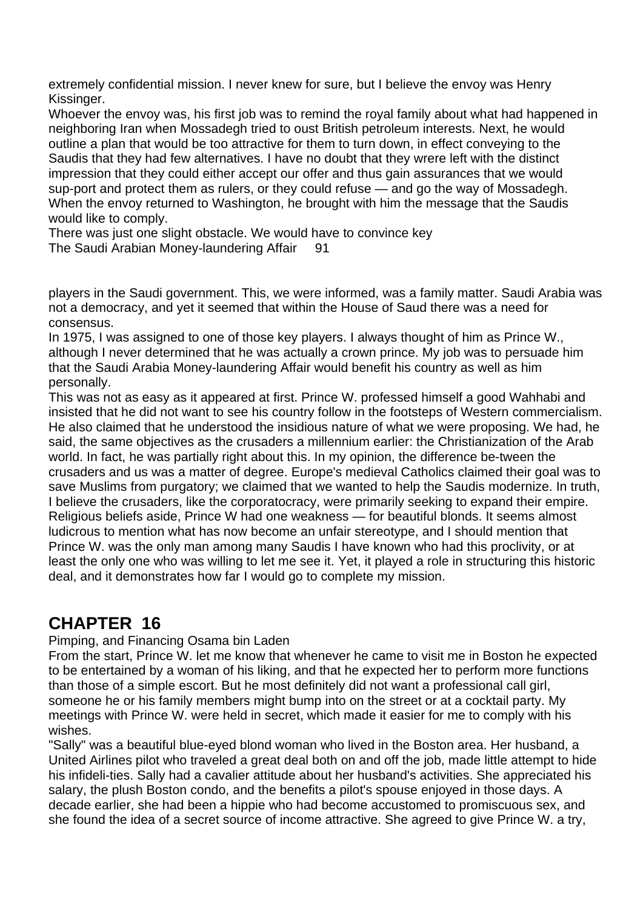extremely confidential mission. I never knew for sure, but I believe the envoy was Henry Kissinger.

Whoever the envoy was, his first job was to remind the royal family about what had happened in neighboring Iran when Mossadegh tried to oust British petroleum interests. Next, he would outline a plan that would be too attractive for them to turn down, in effect conveying to the Saudis that they had few alternatives. I have no doubt that they wrere left with the distinct impression that they could either accept our offer and thus gain assurances that we would sup-port and protect them as rulers, or they could refuse — and go the way of Mossadegh. When the envoy returned to Washington, he brought with him the message that the Saudis would like to comply.

There was just one slight obstacle. We would have to convince key players in the Saudi government. This, we were informed, was a family matter. Saudi Arabia was not a democracy, and yet it seemed that within the House of Saud there was a need for consensus.

In 1975, I was assigned to one of those key players. I always thought of him as Prince W., although I never determined that he was actually a crown prince. My job was to persuade him that the Saudi Arabia Money-laundering Affair would benefit his country as well as him personally.

This was not as easy as it appeared at first. Prince W. professed himself a good Wahhabi and insisted that he did not want to see his country follow in the footsteps of Western commercialism. He also claimed that he understood the insidious nature of what we were proposing. We had, he said, the same objectives as the crusaders a millennium earlier: the Christianization of the Arab world. In fact, he was partially right about this. In my opinion, the difference be-tween the crusaders and us was a matter of degree. Europe's medieval Catholics claimed their goal was to save Muslims from purgatory; we claimed that we wanted to help the Saudis modernize. In truth, I believe the crusaders, like the corporatocracy, were primarily seeking to expand their empire.

Religious beliefs aside, Prince W had one weakness — for beautiful blonds. It seems almost ludicrous to mention what has now become an unfair stereotype, and I should mention that Prince W. was the only man among many Saudis I have known who had this proclivity, or at least the only one who was willing to let me see it. Yet, it played a role in structuring this historic deal, and it demonstrates how far I would go to complete my mission.

## CHAPTER 16

Pimping, and Financing Osama bin Laden

From the start, Prince W. let me know that whenever he came to visit me in Boston he expected to be entertained by a woman of his liking, and that he expected her to perform more functions than those of a simple escort. But he most definitely did not want a professional call girl, someone he or his family members might bump into on the street or at a cocktail party. My meetings with Prince W. were held in secret, which made it easier for me to comply with his wishes.

"Sally" was a beautiful blue-eyed blond woman who lived in the Boston area. Her husband, a United Airlines pilot who traveled a great deal both on and off the job, made little attempt to hide his infideli-ties. Sally had a cavalier attitude about her husband's activities. She appreciated his salary, the plush Boston condo, and the benefits a pilot's spouse enjoyed in those days. A decade earlier, she had been a hippie who had become accustomed to promiscuous sex, and she found the idea of a secret source of income attractive. She agreed to give Prince W. a try,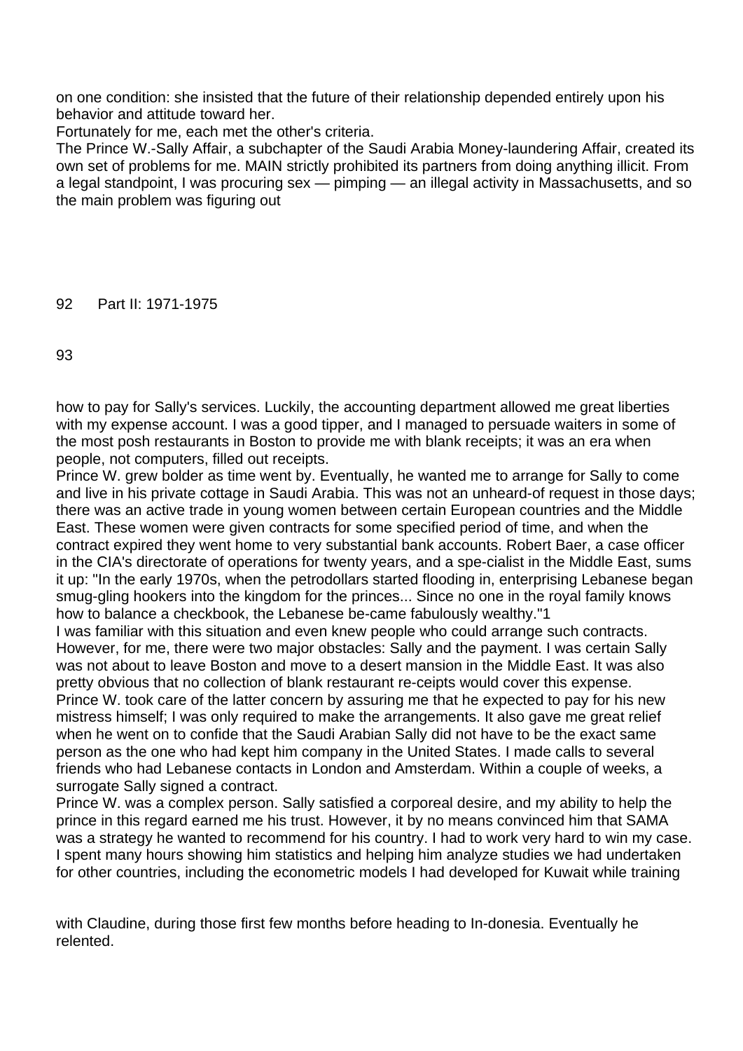on one condition: she insisted that the future of their relationship depended entirely upon his behavior and attitude toward her.

Fortunately for me, each met the other's criteria.

The Prince W.-Sally Affair, a subchapter of the Saudi Arabia Money-laundering Affair, created its own set of problems for me. MAIN strictly prohibited its partners from doing anything illicit. From a legal standpoint, I was procuring sex — pimping — an illegal activity in Massachusetts, and so the main problem was figuring out

how to pay for Sally's services. Luckily, the accounting department allowed me great liberties with my expense account. I was a good tipper, and I managed to persuade waiters in some of the most posh restaurants in Boston to provide me with blank receipts; it was an era when people, not computers, filled out receipts.

Prince W. grew bolder as time went by. Eventually, he wanted me to arrange for Sally to come and live in his private cottage in Saudi Arabia. This was not an unheard-of request in those days; there was an active trade in young women between certain European countries and the Middle East. These women were given contracts for some specified period of time, and when the contract expired they went home to very substantial bank accounts. Robert Baer, a case officer in the CIA's directorate of operations for twenty years, and a spe-cialist in the Middle East, sums it up: "In the early 1970s, when the petrodollars started flooding in, enterprising Lebanese began smug-gling hookers into the kingdom for the princes... Since no one in the royal family knows how to balance a checkbook, the Lebanese be-came fabulously wealthy."[1]

I was familiar with this situation and even knew people who could arrange such contracts. However, for me, there were two major obstacles: Sally and the payment. I was certain Sally was not about to leave Boston and move to a desert mansion in the Middle East. It was also pretty obvious that no collection of blank restaurant re-ceipts would cover this expense.

Prince W. took care of the latter concern by assuring me that he expected to pay for his new mistress himself; I was only required to make the arrangements. It also gave me great relief when he went on to confide that the Saudi Arabian Sally did not have to be the exact same person as the one who had kept him company in the United States. I made calls to several friends who had Lebanese contacts in London and Amsterdam. Within a couple of weeks, a surrogate Sally signed a contract.

Prince W. was a complex person. Sally satisfied a corporeal desire, and my ability to help the prince in this regard earned me his trust. However, it by no means convinced him that SAMA was a strategy he wanted to recommend for his country. I had to work very hard to win my case. I spent many hours showing him statistics and helping him analyze studies we had undertaken for other countries, including the econometric models I had developed for Kuwait while training with Claudine, during those first few months before heading to In-donesia. Eventually he relented.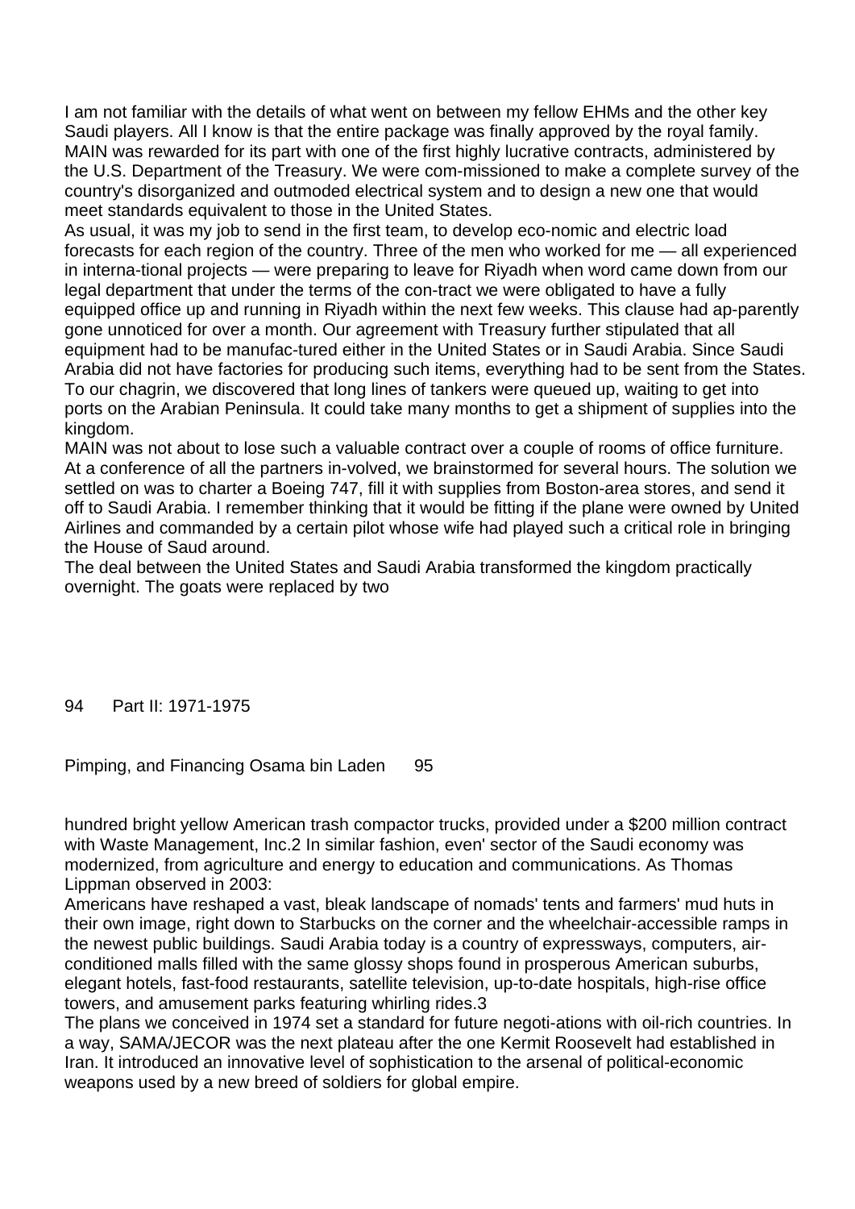I am not familiar with the details of what went on between my fellow EHMs and the other key Saudi players. All I know is that the entire package was finally approved by the royal family. MAIN was rewarded for its part with one of the first highly lucrative contracts, administered by the U.S. Department of the Treasury. We were com-missioned to make a complete survey of the country's disorganized and outmoded electrical system and to design a new one that would meet standards equivalent to those in the United States.

As usual, it was my job to send in the first team, to develop eco-nomic and electric load forecasts for each region of the country. Three of the men who worked for me — all experienced in interna-tional projects — were preparing to leave for Riyadh when word came down from our legal department that under the terms of the con-tract we were obligated to have a fully equipped office up and running in Riyadh within the next few weeks. This clause had ap-parently gone unnoticed for over a month. Our agreement with Treasury further stipulated that all equipment had to be manufac-tured either in the United States or in Saudi Arabia. Since Saudi Arabia did not have factories for producing such items, everything had to be sent from the States. To our chagrin, we discovered that long lines of tankers were queued up, waiting to get into ports on the Arabian Peninsula. It could take many months to get a shipment of supplies into the kingdom.

MAIN was not about to lose such a valuable contract over a couple of rooms of office furniture. At a conference of all the partners in-volved, we brainstormed for several hours. The solution we settled on was to charter a Boeing 747, fill it with supplies from Boston-area stores, and send it off to Saudi Arabia. I remember thinking that it would be fitting if the plane were owned by United Airlines and commanded by a certain pilot whose wife had played such a critical role in bringing the House of Saud around.

The deal between the United States and Saudi Arabia transformed the kingdom practically overnight. The goats were replaced by two hundred bright yellow American trash compactor trucks, provided under a $200 million contract with Waste Management, Inc.2 In similar fashion, even' sector of the Saudi economy was modernized, from agriculture and energy to education and communications. As Thomas Lippman observed in 2003:

> Americans have reshaped a vast, bleak landscape of nomads' tents and farmers' mud huts in their own image, right down to Starbucks on the corner and the wheelchair-accessible ramps in the newest public buildings. Saudi Arabia today is a country of expressways, computers, air-conditioned malls filled with the same glossy shops found in prosperous American suburbs, elegant hotels, fast-food restaurants, satellite television, up-to-date hospitals, high-rise office towers, and amusement parks featuring whirling rides.3

The plans we conceived in 1974 set a standard for future negoti-ations with oil-rich countries. In a way, SAMA/JECOR was the next plateau after the one Kermit Roosevelt had established in Iran. It introduced an innovative level of sophistication to the arsenal of political-economic weapons used by a new breed of soldiers for global empire.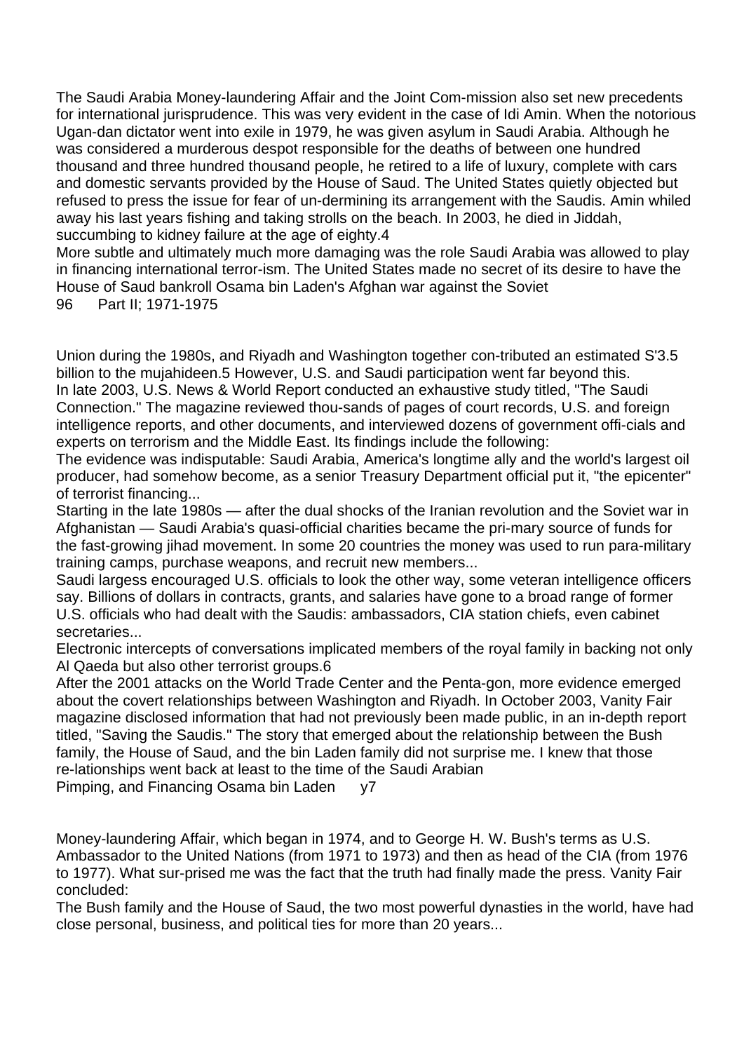The Saudi Arabia Money-laundering Affair and the Joint Com-mission also set new precedents for international jurisprudence. This was very evident in the case of Idi Amin. When the notorious Ugan-dan dictator went into exile in 1979, he was given asylum in Saudi Arabia. Although he was considered a murderous despot responsible for the deaths of between one hundred thousand and three hundred thousand people, he retired to a life of luxury, complete with cars and domestic servants provided by the House of Saud. The United States quietly objected but refused to press the issue for fear of un-dermining its arrangement with the Saudis. Amin whiled away his last years fishing and taking strolls on the beach. In 2003, he died in Jiddah, succumbing to kidney failure at the age of eighty.4

More subtle and ultimately much more damaging was the role Saudi Arabia was allowed to play in financing international terror-ism. The United States made no secret of its desire to have the House of Saud bankroll Osama bin Laden's Afghan war against the Soviet Union during the 1980s, and Riyadh and Washington together con-tributed an estimated S'3.5 billion to the mujahideen.5 However, U.S. and Saudi participation went far beyond this.

In late 2003, U.S. News & World Report conducted an exhaustive study titled, "The Saudi Connection." The magazine reviewed thou-sands of pages of court records, U.S. and foreign intelligence reports, and other documents, and interviewed dozens of government offi-cials and experts on terrorism and the Middle East. Its findings include the following:

The evidence was indisputable: Saudi Arabia, America's longtime ally and the world's largest oil producer, had somehow become, as a senior Treasury Department official put it, "the epicenter" of terrorist financing...

Starting in the late 1980s — after the dual shocks of the Iranian revolution and the Soviet war in Afghanistan — Saudi Arabia's quasi-official charities became the pri-mary source of funds for the fast-growing jihad movement. In some 20 countries the money was used to run para-military training camps, purchase weapons, and recruit new members...

Saudi largess encouraged U.S. officials to look the other way, some veteran intelligence officers say. Billions of dollars in contracts, grants, and salaries have gone to a broad range of former U.S. officials who had dealt with the Saudis: ambassadors, CIA station chiefs, even cabinet secretaries...

Electronic intercepts of conversations implicated members of the royal family in backing not only Al Qaeda but also other terrorist groups.6

After the 2001 attacks on the World Trade Center and the Penta-gon, more evidence emerged about the covert relationships between Washington and Riyadh. In October 2003, Vanity Fair magazine disclosed information that had not previously been made public, in an in-depth report titled, "Saving the Saudis." The story that emerged about the relationship between the Bush family, the House of Saud, and the bin Laden family did not surprise me. I knew that those re-lationships went back at least to the time of the Saudi Arabian Money-laundering Affair, which began in 1974, and to George H. W. Bush's terms as U.S. Ambassador to the United Nations (from 1971 to 1973) and then as head of the CIA (from 1976 to 1977). What sur-prised me was the fact that the truth had finally made the press. Vanity Fair concluded:

The Bush family and the House of Saud, the two most powerful dynasties in the world, have had close personal, business, and political ties for more than 20 years...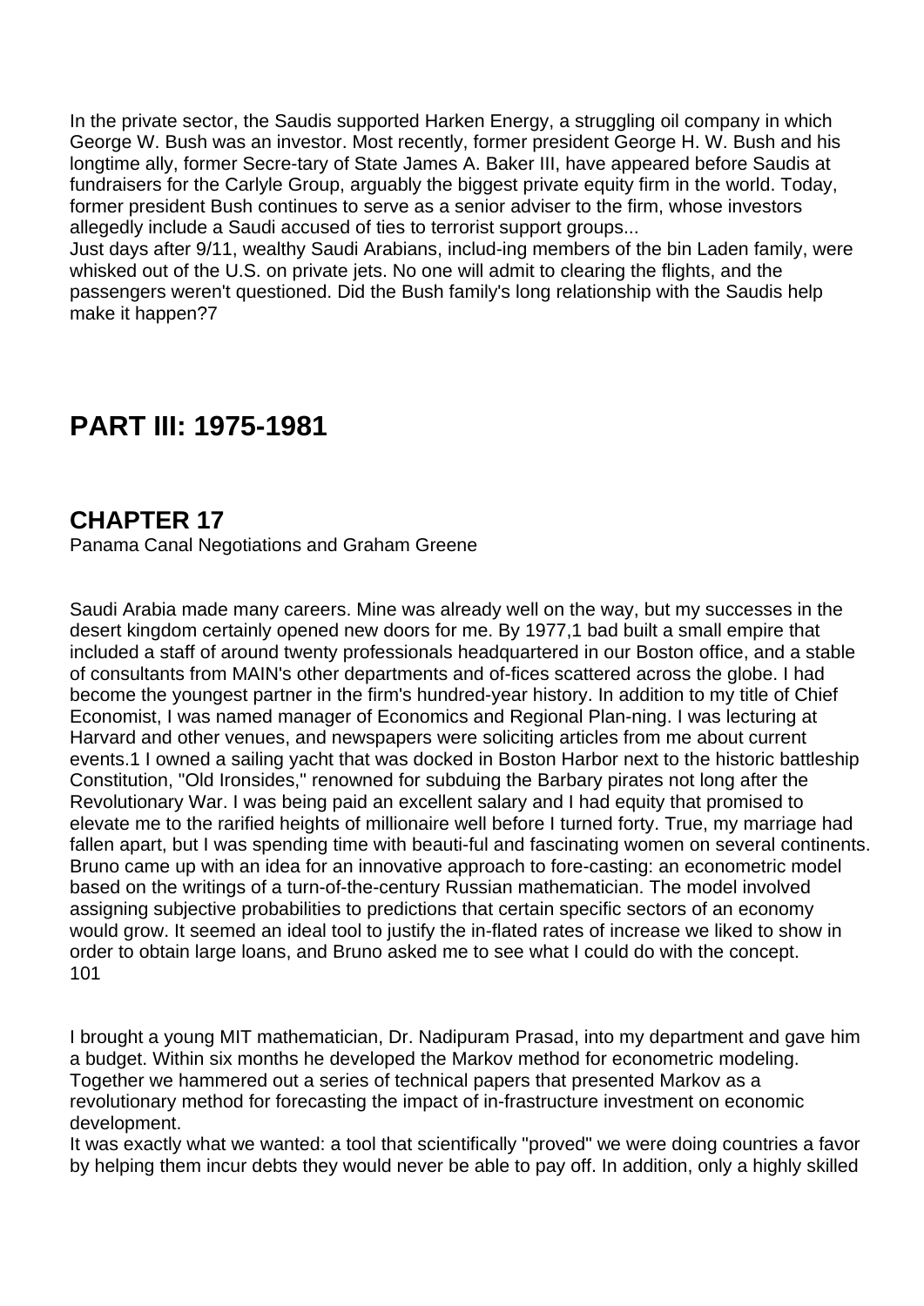In the private sector, the Saudis supported Harken Energy, a struggling oil company in which George W. Bush was an investor. Most recently, former president George H. W. Bush and his longtime ally, former Secre-tary of State James A. Baker III, have appeared before Saudis at fundraisers for the Carlyle Group, arguably the biggest private equity firm in the world. Today, former president Bush continues to serve as a senior adviser to the firm, whose investors allegedly include a Saudi accused of ties to terrorist support groups...

Just days after 9/11, wealthy Saudi Arabians, includ-ing members of the bin Laden family, were whisked out of the U.S. on private jets. No one will admit to clearing the flights, and the passengers weren't questioned. Did the Bush family's long relationship with the Saudis help make it happen?[7]

# PART III: 1975-1981

## CHAPTER 17

Panama Canal Negotiations and Graham Greene

Saudi Arabia made many careers. Mine was already well on the way, but my successes in the desert kingdom certainly opened new doors for me. By 1977,1 bad built a small empire that included a staff of around twenty professionals headquartered in our Boston office, and a stable of consultants from MAIN's other departments and of-fices scattered across the globe. I had become the youngest partner in the firm's hundred-year history. In addition to my title of Chief Economist, I was named manager of Economics and Regional Plan-ning. I was lecturing at Harvard and other venues, and newspapers were soliciting articles from me about current events.[1] I owned a sailing yacht that was docked in Boston Harbor next to the historic battleship Constitution, "Old Ironsides," renowned for subduing the Barbary pirates not long after the Revolutionary War. I was being paid an excellent salary and I had equity that promised to elevate me to the rarified heights of millionaire well before I turned forty. True, my marriage had fallen apart, but I was spending time with beauti-ful and fascinating women on several continents.

Bruno came up with an idea for an innovative approach to fore-casting: an econometric model based on the writings of a turn-of-the-century Russian mathematician. The model involved assigning subjective probabilities to predictions that certain specific sectors of an economy would grow. It seemed an ideal tool to justify the in-flated rates of increase we liked to show in order to obtain large loans, and Bruno asked me to see what I could do with the concept.

I brought a young MIT mathematician, Dr. Nadipuram Prasad, into my department and gave him a budget. Within six months he developed the Markov method for econometric modeling. Together we hammered out a series of technical papers that presented Markov as a revolutionary method for forecasting the impact of in-frastructure investment on economic development.

It was exactly what we wanted: a tool that scientifically "proved" we were doing countries a favor by helping them incur debts they would never be able to pay off. In addition, only a highly skilled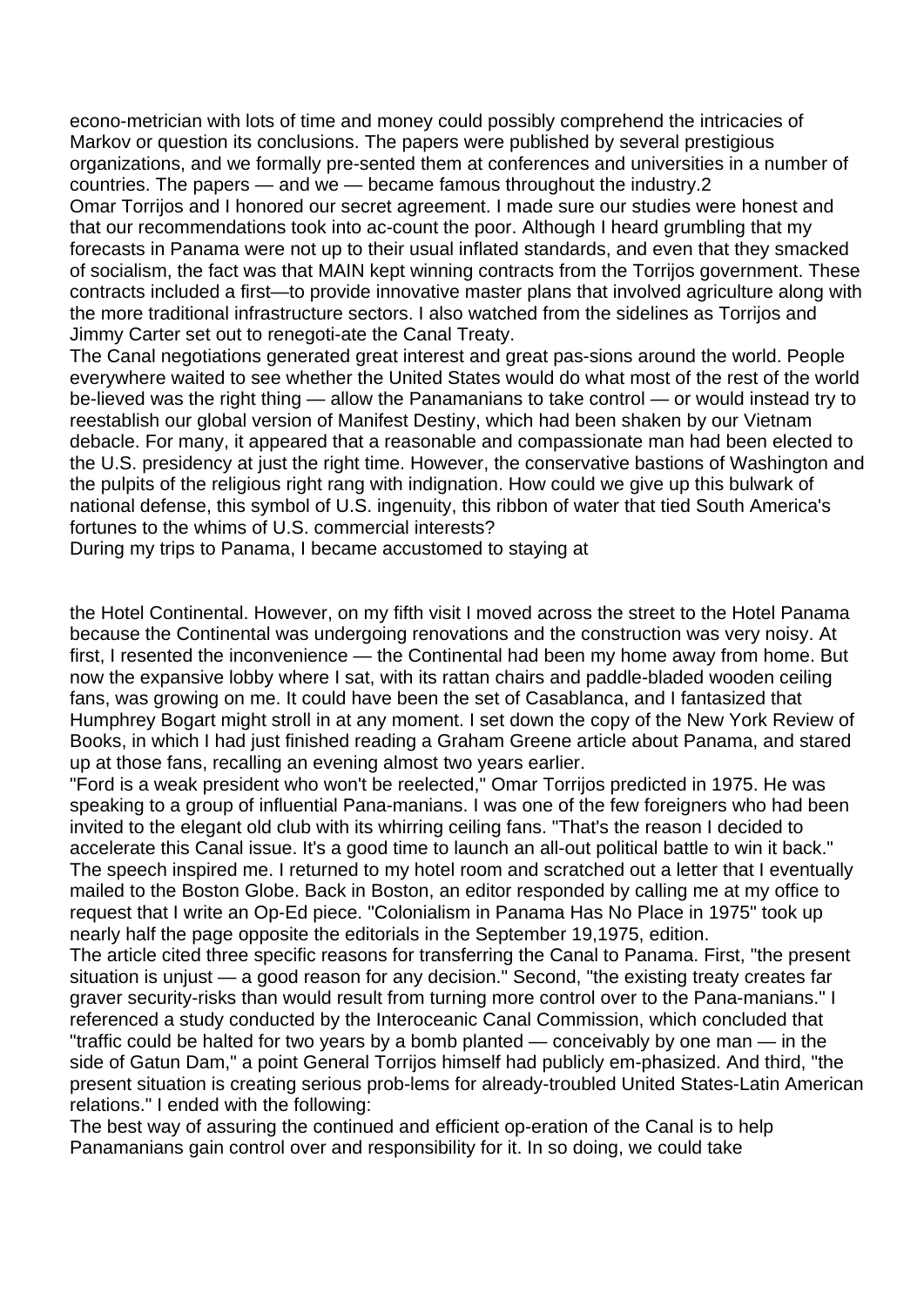econo-metrician with lots of time and money could possibly comprehend the intricacies of Markov or question its conclusions. The papers were published by several prestigious organizations, and we formally pre-sented them at conferences and universities in a number of countries. The papers — and we — became famous throughout the industry.2

Omar Torrijos and I honored our secret agreement. I made sure our studies were honest and that our recommendations took into ac-count the poor. Although I heard grumbling that my forecasts in Panama were not up to their usual inflated standards, and even that they smacked of socialism, the fact was that MAIN kept winning contracts from the Torrijos government. These contracts included a first—to provide innovative master plans that involved agriculture along with the more traditional infrastructure sectors. I also watched from the sidelines as Torrijos and Jimmy Carter set out to renegoti-ate the Canal Treaty.

The Canal negotiations generated great interest and great pas-sions around the world. People everywhere waited to see whether the United States would do what most of the rest of the world be-lieved was the right thing — allow the Panamanians to take control — or would instead try to reestablish our global version of Manifest Destiny, which had been shaken by our Vietnam debacle. For many, it appeared that a reasonable and compassionate man had been elected to the U.S. presidency at just the right time. However, the conservative bastions of Washington and the pulpits of the religious right rang with indignation. How could we give up this bulwark of national defense, this symbol of U.S. ingenuity, this ribbon of water that tied South America's fortunes to the whims of U.S. commercial interests?

During my trips to Panama, I became accustomed to staying at the Hotel Continental. However, on my fifth visit I moved across the street to the Hotel Panama because the Continental was undergoing renovations and the construction was very noisy. At first, I resented the inconvenience — the Continental had been my home away from home. But now the expansive lobby where I sat, with its rattan chairs and paddle-bladed wooden ceiling fans, was growing on me. It could have been the set of Casablanca, and I fantasized that Humphrey Bogart might stroll in at any moment. I set down the copy of the New York Review of Books, in which I had just finished reading a Graham Greene article about Panama, and stared up at those fans, recalling an evening almost two years earlier.

"Ford is a weak president who won't be reelected," Omar Torrijos predicted in 1975. He was speaking to a group of influential Pana-manians. I was one of the few foreigners who had been invited to the elegant old club with its whirring ceiling fans. "That's the reason I decided to accelerate this Canal issue. It's a good time to launch an all-out political battle to win it back."

The speech inspired me. I returned to my hotel room and scratched out a letter that I eventually mailed to the Boston Globe. Back in Boston, an editor responded by calling me at my office to request that I write an Op-Ed piece. "Colonialism in Panama Has No Place in 1975" took up nearly half the page opposite the editorials in the September 19,1975, edition.

The article cited three specific reasons for transferring the Canal to Panama. First, "the present situation is unjust — a good reason for any decision." Second, "the existing treaty creates far graver security-risks than would result from turning more control over to the Pana-manians." I referenced a study conducted by the Interoceanic Canal Commission, which concluded that "traffic could be halted for two years by a bomb planted — conceivably by one man — in the side of Gatun Dam," a point General Torrijos himself had publicly em-phasized. And third, "the present situation is creating serious prob-lems for already-troubled United States-Latin American relations." I ended with the following:

The best way of assuring the continued and efficient op-eration of the Canal is to help Panamanians gain control over and responsibility for it. In so doing, we could take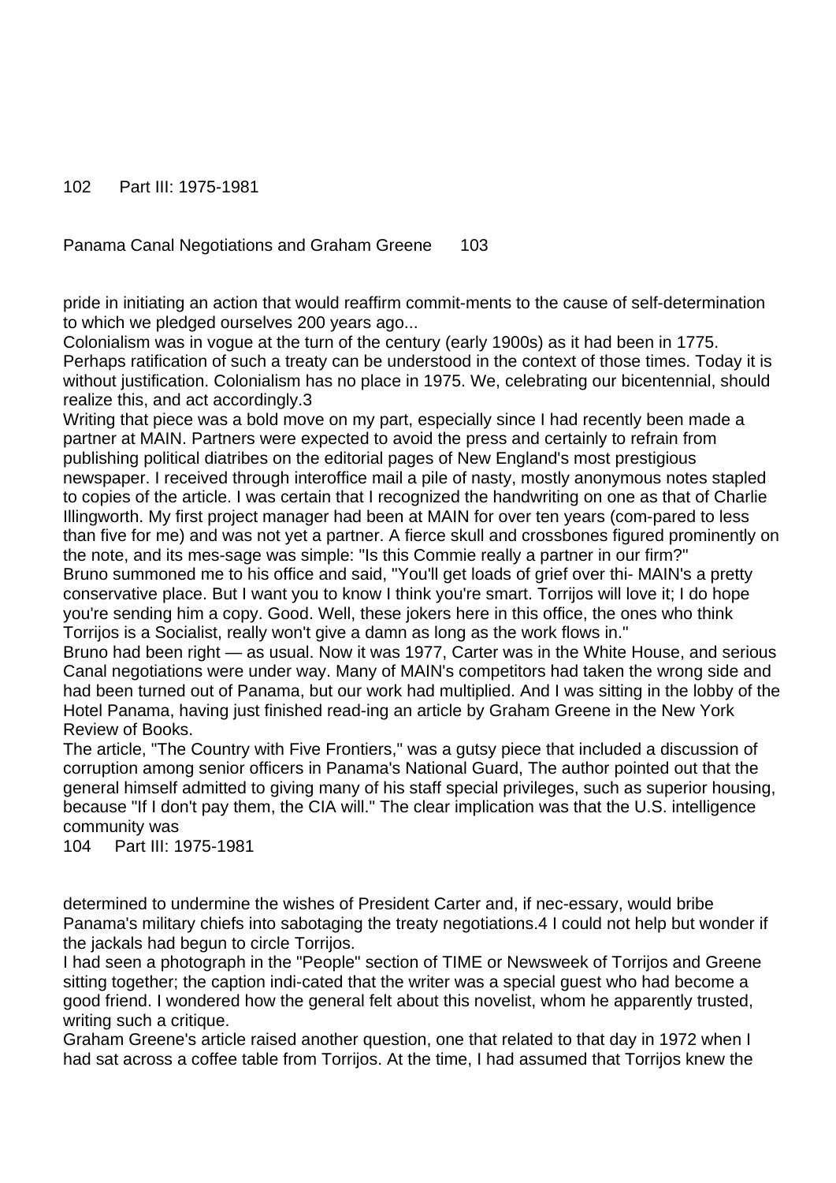pride in initiating an action that would reaffirm commit-ments to the cause of self-determination to which we pledged ourselves 200 years ago...

Colonialism was in vogue at the turn of the century (early 1900s) as it had been in 1775. Perhaps ratification of such a treaty can be understood in the context of those times. Today it is without justification. Colonialism has no place in 1975. We, celebrating our bicentennial, should realize this, and act accordingly.3

Writing that piece was a bold move on my part, especially since I had recently been made a partner at MAIN. Partners were expected to avoid the press and certainly to refrain from publishing political diatribes on the editorial pages of New England's most prestigious newspaper. I received through interoffice mail a pile of nasty, mostly anonymous notes stapled to copies of the article. I was certain that I recognized the handwriting on one as that of Charlie Illingworth. My first project manager had been at MAIN for over ten years (com-pared to less than five for me) and was not yet a partner. A fierce skull and crossbones figured prominently on the note, and its mes-sage was simple: "Is this Commie really a partner in our firm?"

Bruno summoned me to his office and said, "You'll get loads of grief over thi- MAIN's a pretty conservative place. But I want you to know I think you're smart. Torrijos will love it; I do hope you're sending him a copy. Good. Well, these jokers here in this office, the ones who think Torrijos is a Socialist, really won't give a damn as long as the work flows in."

Bruno had been right — as usual. Now it was 1977, Carter was in the White House, and serious Canal negotiations were under way. Many of MAIN's competitors had taken the wrong side and had been turned out of Panama, but our work had multiplied. And I was sitting in the lobby of the Hotel Panama, having just finished read-ing an article by Graham Greene in the New York Review of Books.

The article, "The Country with Five Frontiers," was a gutsy piece that included a discussion of corruption among senior officers in Panama's National Guard, The author pointed out that the general himself admitted to giving many of his staff special privileges, such as superior housing, because "If I don't pay them, the CIA will." The clear implication was that the U.S. intelligence community was determined to undermine the wishes of President Carter and, if nec-essary, would bribe Panama's military chiefs into sabotaging the treaty negotiations.4 I could not help but wonder if the jackals had begun to circle Torrijos.

I had seen a photograph in the "People" section of TIME or Newsweek of Torrijos and Greene sitting together; the caption indi-cated that the writer was a special guest who had become a good friend. I wondered how the general felt about this novelist, whom he apparently trusted, writing such a critique.

Graham Greene's article raised another question, one that related to that day in 1972 when I had sat across a coffee table from Torrijos. At the time, I had assumed that Torrijos knew the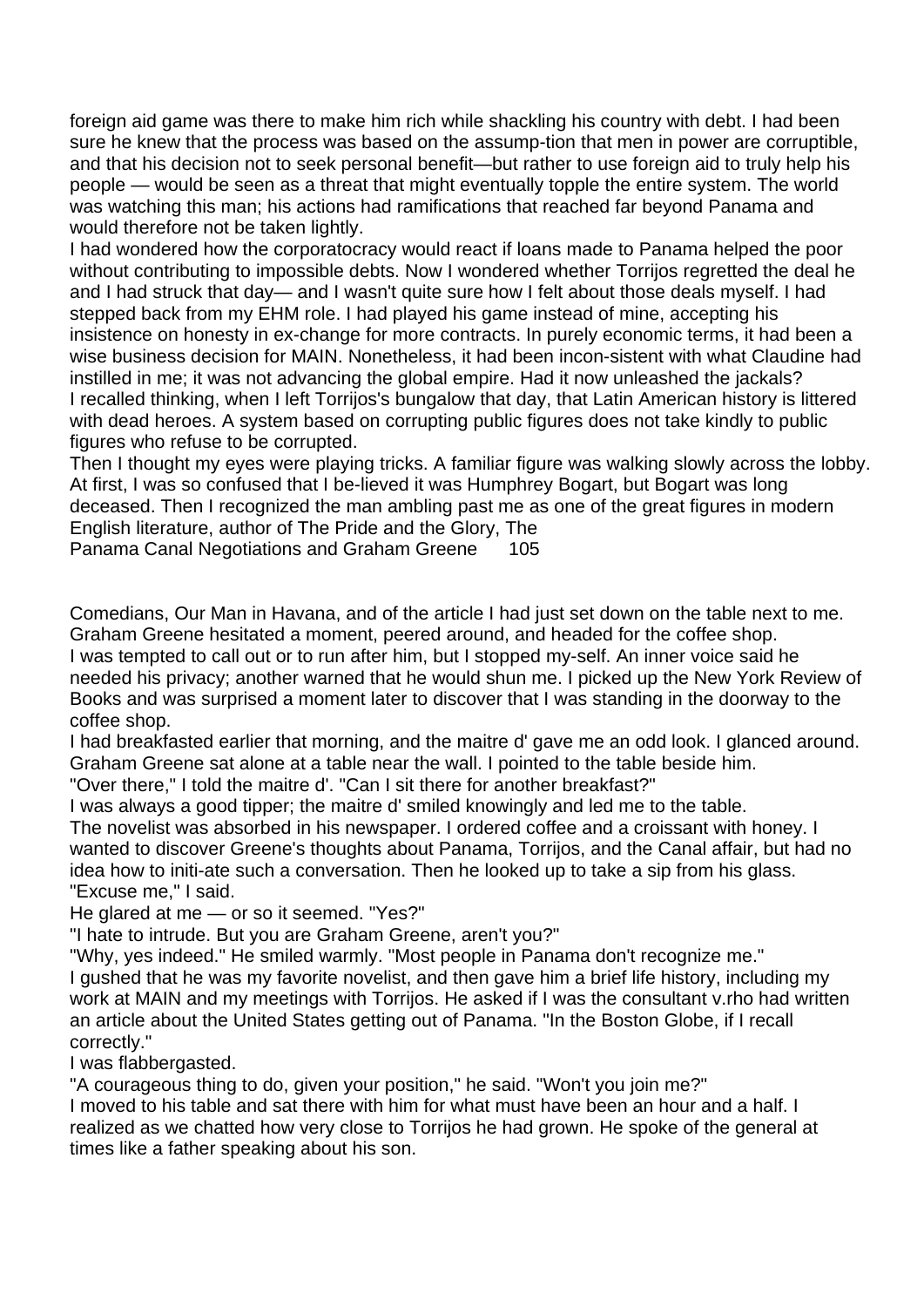foreign aid game was there to make him rich while shackling his country with debt. I had been sure he knew that the process was based on the assump-tion that men in power are corruptible, and that his decision not to seek personal benefit—but rather to use foreign aid to truly help his people — would be seen as a threat that might eventually topple the entire system. The world was watching this man; his actions had ramifications that reached far beyond Panama and would therefore not be taken lightly.

I had wondered how the corporatocracy would react if loans made to Panama helped the poor without contributing to impossible debts. Now I wondered whether Torrijos regretted the deal he and I had struck that day— and I wasn't quite sure how I felt about those deals myself. I had stepped back from my EHM role. I had played his game instead of mine, accepting his insistence on honesty in ex-change for more contracts. In purely economic terms, it had been a wise business decision for MAIN. Nonetheless, it had been incon-sistent with what Claudine had instilled in me; it was not advancing the global empire. Had it now unleashed the jackals?

I recalled thinking, when I left Torrijos's bungalow that day, that Latin American history is littered with dead heroes. A system based on corrupting public figures does not take kindly to public figures who refuse to be corrupted.

Then I thought my eyes were playing tricks. A familiar figure was walking slowly across the lobby. At first, I was so confused that I be-lieved it was Humphrey Bogart, but Bogart was long deceased. Then I recognized the man ambling past me as one of the great figures in modern English literature, author of The Pride and the Glory, The Comedians, Our Man in Havana, and of the article I had just set down on the table next to me. Graham Greene hesitated a moment, peered around, and headed for the coffee shop.

I was tempted to call out or to run after him, but I stopped my-self. An inner voice said he needed his privacy; another warned that he would shun me. I picked up the New York Review of Books and was surprised a moment later to discover that I was standing in the doorway to the coffee shop.

I had breakfasted earlier that morning, and the maitre d' gave me an odd look. I glanced around. Graham Greene sat alone at a table near the wall. I pointed to the table beside him.

"Over there," I told the maitre d'. "Can I sit there for another breakfast?"

I was always a good tipper; the maitre d' smiled knowingly and led me to the table.

The novelist was absorbed in his newspaper. I ordered coffee and a croissant with honey. I wanted to discover Greene's thoughts about Panama, Torrijos, and the Canal affair, but had no idea how to initi-ate such a conversation. Then he looked up to take a sip from his glass.

"Excuse me," I said.

He glared at me — or so it seemed. "Yes?"

"I hate to intrude. But you are Graham Greene, aren't you?"

"Why, yes indeed." He smiled warmly. "Most people in Panama don't recognize me."

I gushed that he was my favorite novelist, and then gave him a brief life history, including my work at MAIN and my meetings with Torrijos. He asked if I was the consultant v.rho had written an article about the United States getting out of Panama. "In the Boston Globe, if I recall correctly."

I was flabbergasted.

"A courageous thing to do, given your position," he said. "Won't you join me?"

I moved to his table and sat there with him for what must have been an hour and a half. I realized as we chatted how very close to Torrijos he had grown. He spoke of the general at times like a father speaking about his son.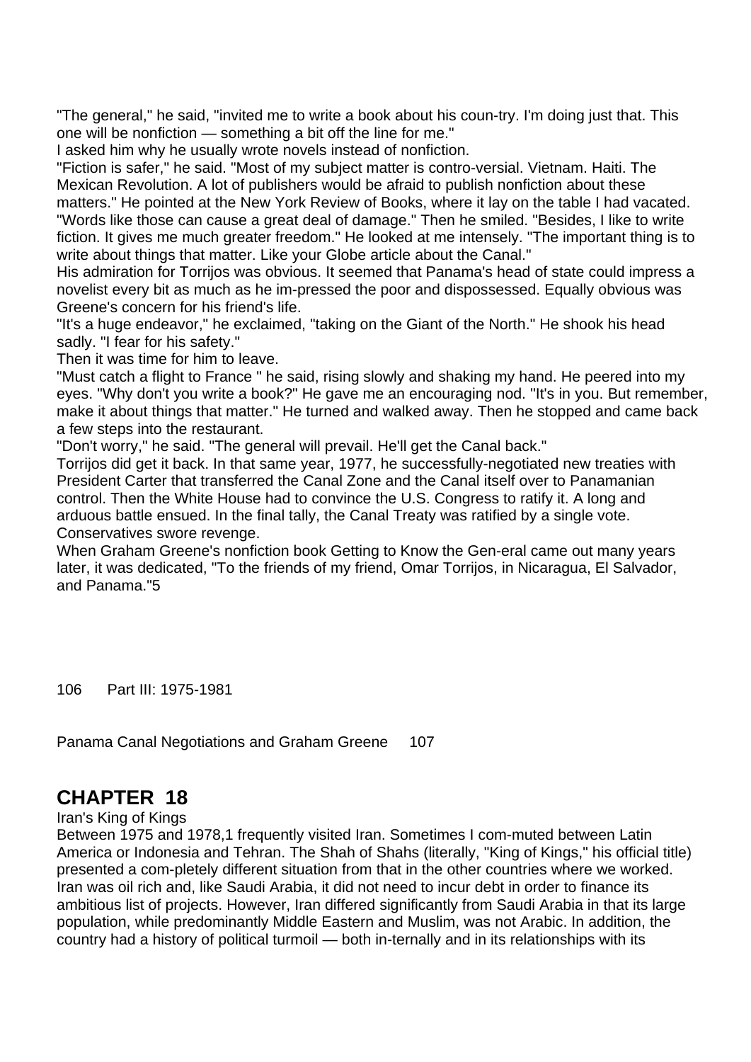"The general," he said, "invited me to write a book about his coun-try. I'm doing just that. This one will be nonfiction — something a bit off the line for me."

I asked him why he usually wrote novels instead of nonfiction.

"Fiction is safer," he said. "Most of my subject matter is contro-versial. Vietnam. Haiti. The Mexican Revolution. A lot of publishers would be afraid to publish nonfiction about these matters." He pointed at the New York Review of Books, where it lay on the table I had vacated. "Words like those can cause a great deal of damage." Then he smiled. "Besides, I like to write fiction. It gives me much greater freedom." He looked at me intensely. "The important thing is to write about things that matter. Like your Globe article about the Canal."

His admiration for Torrijos was obvious. It seemed that Panama's head of state could impress a novelist every bit as much as he im-pressed the poor and dispossessed. Equally obvious was Greene's concern for his friend's life.

"It's a huge endeavor," he exclaimed, "taking on the Giant of the North." He shook his head sadly. "I fear for his safety."

Then it was time for him to leave.

"Must catch a flight to France " he said, rising slowly and shaking my hand. He peered into my eyes. "Why don't you write a book?" He gave me an encouraging nod. "It's in you. But remember, make it about things that matter." He turned and walked away. Then he stopped and came back a few steps into the restaurant.

"Don't worry," he said. "The general will prevail. He'll get the Canal back."

Torrijos did get it back. In that same year, 1977, he successfully-negotiated new treaties with President Carter that transferred the Canal Zone and the Canal itself over to Panamanian control. Then the White House had to convince the U.S. Congress to ratify it. A long and arduous battle ensued. In the final tally, the Canal Treaty was ratified by a single vote. Conservatives swore revenge.

When Graham Greene's nonfiction book Getting to Know the Gen-eral came out many years later, it was dedicated, "To the friends of my friend, Omar Torrijos, in Nicaragua, El Salvador, and Panama."5

## CHAPTER 18

Iran's King of Kings

Between 1975 and 1978,1 frequently visited Iran. Sometimes I com-muted between Latin America or Indonesia and Tehran. The Shah of Shahs (literally, "King of Kings," his official title) presented a com-pletely different situation from that in the other countries where we worked. Iran was oil rich and, like Saudi Arabia, it did not need to incur debt in order to finance its ambitious list of projects. However, Iran differed significantly from Saudi Arabia in that its large population, while predominantly Middle Eastern and Muslim, was not Arabic. In addition, the country had a history of political turmoil — both in-ternally and in its relationships with its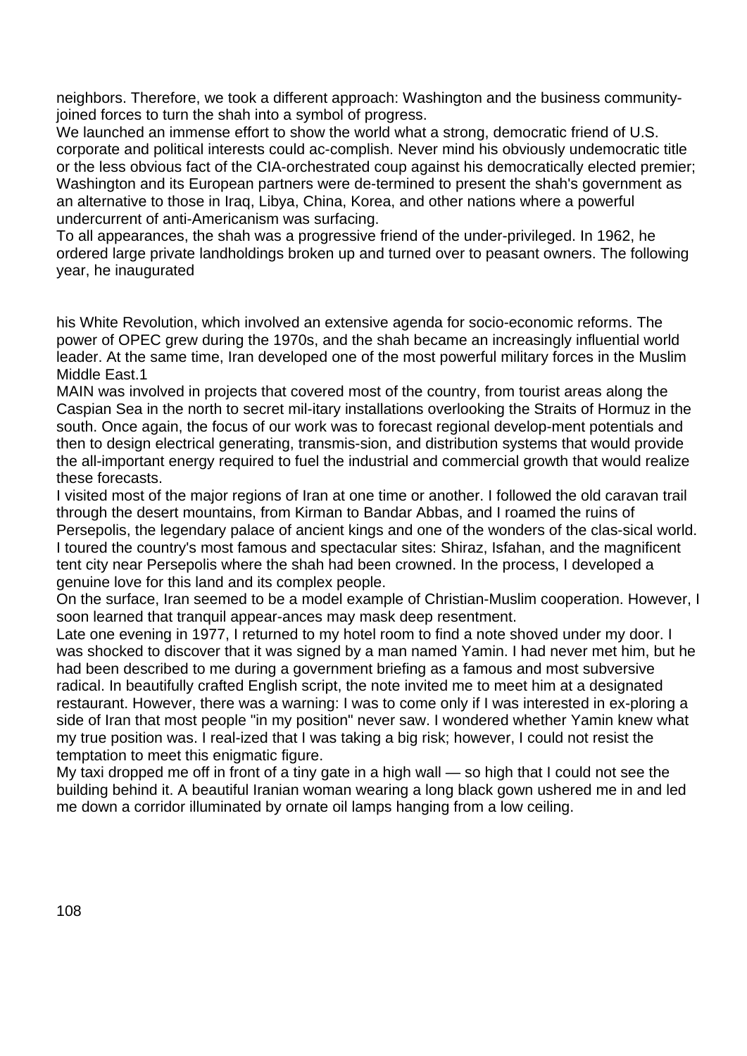neighbors. Therefore, we took a different approach: Washington and the business community-joined forces to turn the shah into a symbol of progress.

We launched an immense effort to show the world what a strong, democratic friend of U.S. corporate and political interests could ac-complish. Never mind his obviously undemocratic title or the less obvious fact of the CIA-orchestrated coup against his democratically elected premier; Washington and its European partners were de-termined to present the shah's government as an alternative to those in Iraq, Libya, China, Korea, and other nations where a powerful undercurrent of anti-Americanism was surfacing.

To all appearances, the shah was a progressive friend of the under-privileged. In 1962, he ordered large private landholdings broken up and turned over to peasant owners. The following year, he inaugurated his White Revolution, which involved an extensive agenda for socio-economic reforms. The power of OPEC grew during the 1970s, and the shah became an increasingly influential world leader. At the same time, Iran developed one of the most powerful military forces in the Muslim Middle East.[1]

MAIN was involved in projects that covered most of the country, from tourist areas along the Caspian Sea in the north to secret mil-itary installations overlooking the Straits of Hormuz in the south. Once again, the focus of our work was to forecast regional develop-ment potentials and then to design electrical generating, transmis-sion, and distribution systems that would provide the all-important energy required to fuel the industrial and commercial growth that would realize these forecasts.

I visited most of the major regions of Iran at one time or another. I followed the old caravan trail through the desert mountains, from Kirman to Bandar Abbas, and I roamed the ruins of Persepolis, the legendary palace of ancient kings and one of the wonders of the clas-sical world. I toured the country's most famous and spectacular sites: Shiraz, Isfahan, and the magnificent tent city near Persepolis where the shah had been crowned. In the process, I developed a genuine love for this land and its complex people.

On the surface, Iran seemed to be a model example of Christian-Muslim cooperation. However, I soon learned that tranquil appear-ances may mask deep resentment.

Late one evening in 1977, I returned to my hotel room to find a note shoved under my door. I was shocked to discover that it was signed by a man named Yamin. I had never met him, but he had been described to me during a government briefing as a famous and most subversive radical. In beautifully crafted English script, the note invited me to meet him at a designated restaurant. However, there was a warning: I was to come only if I was interested in ex-ploring a side of Iran that most people "in my position" never saw. I wondered whether Yamin knew what my true position was. I real-ized that I was taking a big risk; however, I could not resist the temptation to meet this enigmatic figure.

My taxi dropped me off in front of a tiny gate in a high wall — so high that I could not see the building behind it. A beautiful Iranian woman wearing a long black gown ushered me in and led me down a corridor illuminated by ornate oil lamps hanging from a low ceiling.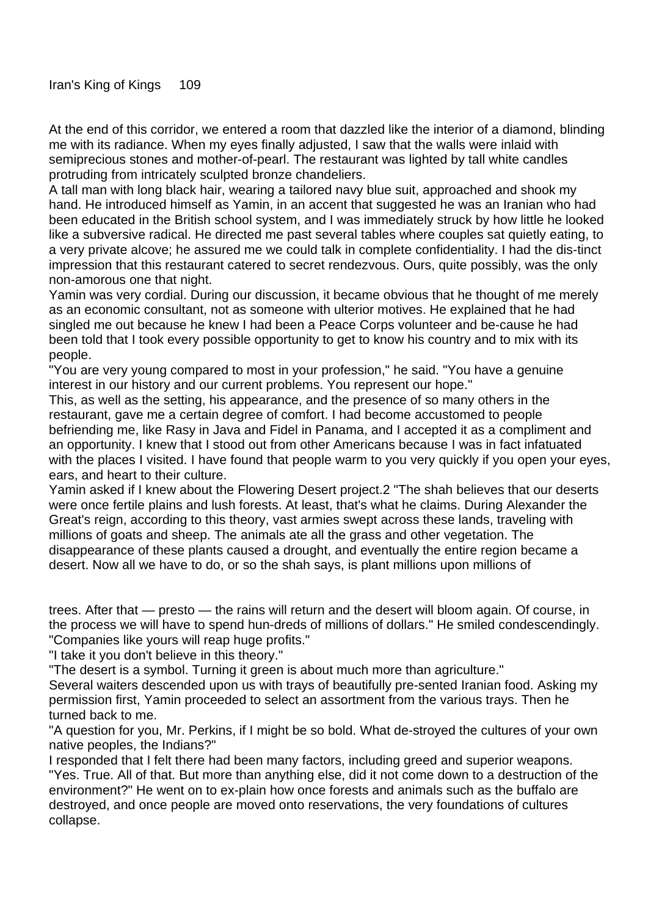At the end of this corridor, we entered a room that dazzled like the interior of a diamond, blinding me with its radiance. When my eyes finally adjusted, I saw that the walls were inlaid with semiprecious stones and mother-of-pearl. The restaurant was lighted by tall white candles protruding from intricately sculpted bronze chandeliers.

A tall man with long black hair, wearing a tailored navy blue suit, approached and shook my hand. He introduced himself as Yamin, in an accent that suggested he was an Iranian who had been educated in the British school system, and I was immediately struck by how little he looked like a subversive radical. He directed me past several tables where couples sat quietly eating, to a very private alcove; he assured me we could talk in complete confidentiality. I had the dis-tinct impression that this restaurant catered to secret rendezvous. Ours, quite possibly, was the only non-amorous one that night.

Yamin was very cordial. During our discussion, it became obvious that he thought of me merely as an economic consultant, not as someone with ulterior motives. He explained that he had singled me out because he knew I had been a Peace Corps volunteer and be-cause he had been told that I took every possible opportunity to get to know his country and to mix with its people.

"You are very young compared to most in your profession," he said. "You have a genuine interest in our history and our current problems. You represent our hope."

This, as well as the setting, his appearance, and the presence of so many others in the restaurant, gave me a certain degree of comfort. I had become accustomed to people befriending me, like Rasy in Java and Fidel in Panama, and I accepted it as a compliment and an opportunity. I knew that I stood out from other Americans because I was in fact infatuated with the places I visited. I have found that people warm to you very quickly if you open your eyes, ears, and heart to their culture.

Yamin asked if I knew about the Flowering Desert project.2 "The shah believes that our deserts were once fertile plains and lush forests. At least, that's what he claims. During Alexander the Great's reign, according to this theory, vast armies swept across these lands, traveling with millions of goats and sheep. The animals ate all the grass and other vegetation. The disappearance of these plants caused a drought, and eventually the entire region became a desert. Now all we have to do, or so the shah says, is plant millions upon millions of trees. After that — presto — the rains will return and the desert will bloom again. Of course, in the process we will have to spend hun-dreds of millions of dollars." He smiled condescendingly. "Companies like yours will reap huge profits."

"I take it you don't believe in this theory."

"The desert is a symbol. Turning it green is about much more than agriculture."

Several waiters descended upon us with trays of beautifully pre-sented Iranian food. Asking my permission first, Yamin proceeded to select an assortment from the various trays. Then he turned back to me.

"A question for you, Mr. Perkins, if I might be so bold. What de-stroyed the cultures of your own native peoples, the Indians?"

I responded that I felt there had been many factors, including greed and superior weapons.

"Yes. True. All of that. But more than anything else, did it not come down to a destruction of the environment?" He went on to ex-plain how once forests and animals such as the buffalo are destroyed, and once people are moved onto reservations, the very foundations of cultures collapse.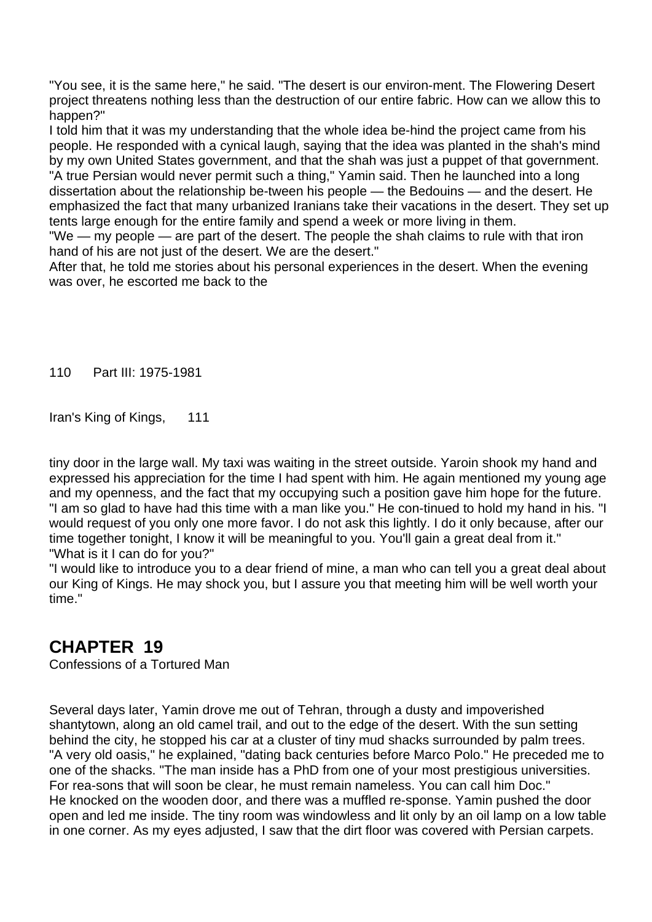"You see, it is the same here," he said. "The desert is our environ-ment. The Flowering Desert project threatens nothing less than the destruction of our entire fabric. How can we allow this to happen?"

I told him that it was my understanding that the whole idea be-hind the project came from his people. He responded with a cynical laugh, saying that the idea was planted in the shah's mind by my own United States government, and that the shah was just a puppet of that government.

"A true Persian would never permit such a thing," Yamin said. Then he launched into a long dissertation about the relationship be-tween his people — the Bedouins — and the desert. He emphasized the fact that many urbanized Iranians take their vacations in the desert. They set up tents large enough for the entire family and spend a week or more living in them.

"We — my people — are part of the desert. The people the shah claims to rule with that iron hand of his are not just of the desert. We are the desert."

After that, he told me stories about his personal experiences in the desert. When the evening was over, he escorted me back to the tiny door in the large wall. My taxi was waiting in the street outside. Yaroin shook my hand and expressed his appreciation for the time I had spent with him. He again mentioned my young age and my openness, and the fact that my occupying such a position gave him hope for the future.

"I am so glad to have had this time with a man like you." He con-tinued to hold my hand in his. "I would request of you only one more favor. I do not ask this lightly. I do it only because, after our time together tonight, I know it will be meaningful to you. You'll gain a great deal from it."

"What is it I can do for you?"

"I would like to introduce you to a dear friend of mine, a man who can tell you a great deal about our King of Kings. He may shock you, but I assure you that meeting him will be well worth your time."

## CHAPTER 19

Confessions of a Tortured Man

Several days later, Yamin drove me out of Tehran, through a dusty and impoverished shantytown, along an old camel trail, and out to the edge of the desert. With the sun setting behind the city, he stopped his car at a cluster of tiny mud shacks surrounded by palm trees.

"A very old oasis," he explained, "dating back centuries before Marco Polo." He preceded me to one of the shacks. "The man inside has a PhD from one of your most prestigious universities. For rea-sons that will soon be clear, he must remain nameless. You can call him Doc."

He knocked on the wooden door, and there was a muffled re-sponse. Yamin pushed the door open and led me inside. The tiny room was windowless and lit only by an oil lamp on a low table in one corner. As my eyes adjusted, I saw that the dirt floor was covered with Persian carpets.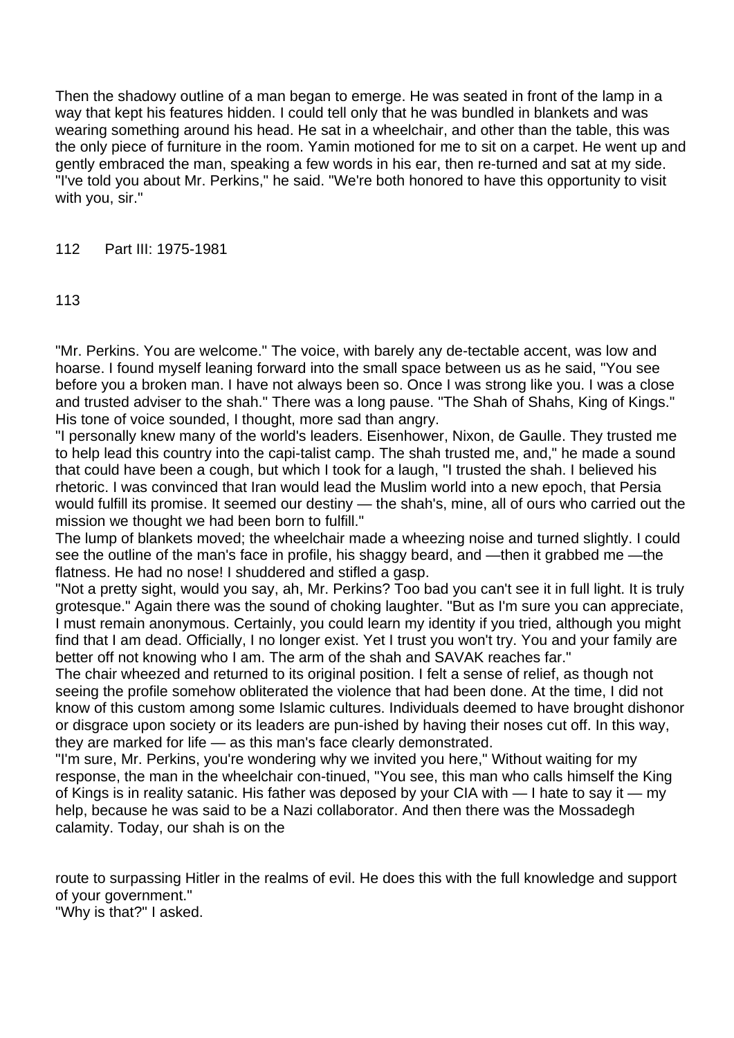Then the shadowy outline of a man began to emerge. He was seated in front of the lamp in a way that kept his features hidden. I could tell only that he was bundled in blankets and was wearing something around his head. He sat in a wheelchair, and other than the table, this was the only piece of furniture in the room. Yamin motioned for me to sit on a carpet. He went up and gently embraced the man, speaking a few words in his ear, then re-turned and sat at my side. "I've told you about Mr. Perkins," he said. "We're both honored to have this opportunity to visit with you, sir."

"Mr. Perkins. You are welcome." The voice, with barely any de-tectable accent, was low and hoarse. I found myself leaning forward into the small space between us as he said, "You see before you a broken man. I have not always been so. Once I was strong like you. I was a close and trusted adviser to the shah." There was a long pause. "The Shah of Shahs, King of Kings." His tone of voice sounded, I thought, more sad than angry.

"I personally knew many of the world's leaders. Eisenhower, Nixon, de Gaulle. They trusted me to help lead this country into the capi-talist camp. The shah trusted me, and," he made a sound that could have been a cough, but which I took for a laugh, "I trusted the shah. I believed his rhetoric. I was convinced that Iran would lead the Muslim world into a new epoch, that Persia would fulfill its promise. It seemed our destiny — the shah's, mine, all of ours who carried out the mission we thought we had been born to fulfill."

The lump of blankets moved; the wheelchair made a wheezing noise and turned slightly. I could see the outline of the man's face in profile, his shaggy beard, and —then it grabbed me —the flatness. He had no nose! I shuddered and stifled a gasp.

"Not a pretty sight, would you say, ah, Mr. Perkins? Too bad you can't see it in full light. It is truly grotesque." Again there was the sound of choking laughter. "But as I'm sure you can appreciate, I must remain anonymous. Certainly, you could learn my identity if you tried, although you might find that I am dead. Officially, I no longer exist. Yet I trust you won't try. You and your family are better off not knowing who I am. The arm of the shah and SAVAK reaches far."

The chair wheezed and returned to its original position. I felt a sense of relief, as though not seeing the profile somehow obliterated the violence that had been done. At the time, I did not know of this custom among some Islamic cultures. Individuals deemed to have brought dishonor or disgrace upon society or its leaders are pun-ished by having their noses cut off. In this way, they are marked for life — as this man's face clearly demonstrated.

"I'm sure, Mr. Perkins, you're wondering why we invited you here," Without waiting for my response, the man in the wheelchair con-tinued, "You see, this man who calls himself the King of Kings is in reality satanic. His father was deposed by your CIA with — I hate to say it — my help, because he was said to be a Nazi collaborator. And then there was the Mossadegh calamity. Today, our shah is on the route to surpassing Hitler in the realms of evil. He does this with the full knowledge and support of your government."

"Why is that?" I asked.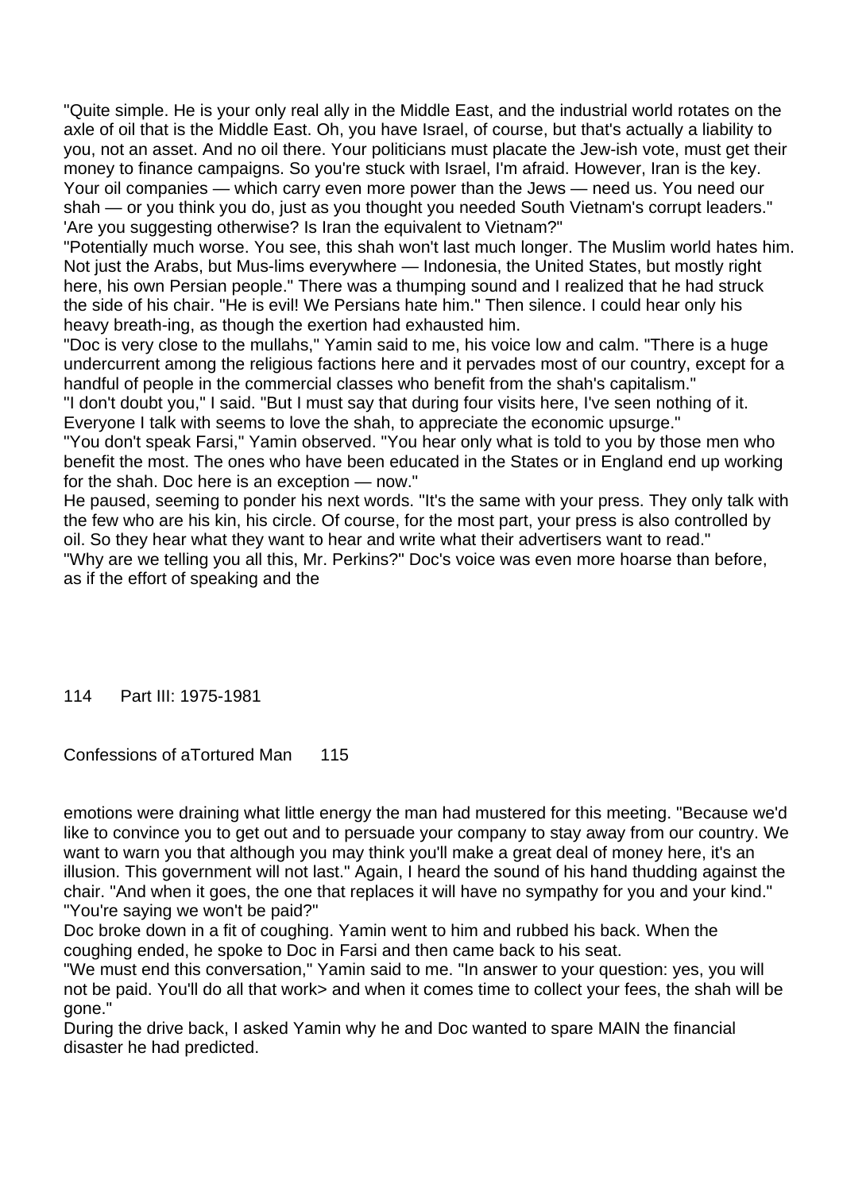"Quite simple. He is your only real ally in the Middle East, and the industrial world rotates on the axle of oil that is the Middle East. Oh, you have Israel, of course, but that's actually a liability to you, not an asset. And no oil there. Your politicians must placate the Jew-ish vote, must get their money to finance campaigns. So you're stuck with Israel, I'm afraid. However, Iran is the key. Your oil companies — which carry even more power than the Jews — need us. You need our shah — or you think you do, just as you thought you needed South Vietnam's corrupt leaders."

'Are you suggesting otherwise? Is Iran the equivalent to Vietnam?"

"Potentially much worse. You see, this shah won't last much longer. The Muslim world hates him. Not just the Arabs, but Mus-lims everywhere — Indonesia, the United States, but mostly right here, his own Persian people." There was a thumping sound and I realized that he had struck the side of his chair. "He is evil! We Persians hate him." Then silence. I could hear only his heavy breath-ing, as though the exertion had exhausted him.

"Doc is very close to the mullahs," Yamin said to me, his voice low and calm. "There is a huge undercurrent among the religious factions here and it pervades most of our country, except for a handful of people in the commercial classes who benefit from the shah's capitalism."

"I don't doubt you," I said. "But I must say that during four visits here, I've seen nothing of it. Everyone I talk with seems to love the shah, to appreciate the economic upsurge."

"You don't speak Farsi," Yamin observed. "You hear only what is told to you by those men who benefit the most. The ones who have been educated in the States or in England end up working for the shah. Doc here is an exception — now."

He paused, seeming to ponder his next words. "It's the same with your press. They only talk with the few who are his kin, his circle. Of course, for the most part, your press is also controlled by oil. So they hear what they want to hear and write what their advertisers want to read."

"Why are we telling you all this, Mr. Perkins?" Doc's voice was even more hoarse than before, as if the effort of speaking and the emotions were draining what little energy the man had mustered for this meeting. "Because we'd like to convince you to get out and to persuade your company to stay away from our country. We want to warn you that although you may think you'll make a great deal of money here, it's an illusion. This government will not last." Again, I heard the sound of his hand thudding against the chair. "And when it goes, the one that replaces it will have no sympathy for you and your kind."

"You're saying we won't be paid?"

Doc broke down in a fit of coughing. Yamin went to him and rubbed his back. When the coughing ended, he spoke to Doc in Farsi and then came back to his seat.

"We must end this conversation," Yamin said to me. "In answer to your question: yes, you will not be paid. You'll do all that work> and when it comes time to collect your fees, the shah will be gone."

During the drive back, I asked Yamin why he and Doc wanted to spare MAIN the financial disaster he had predicted.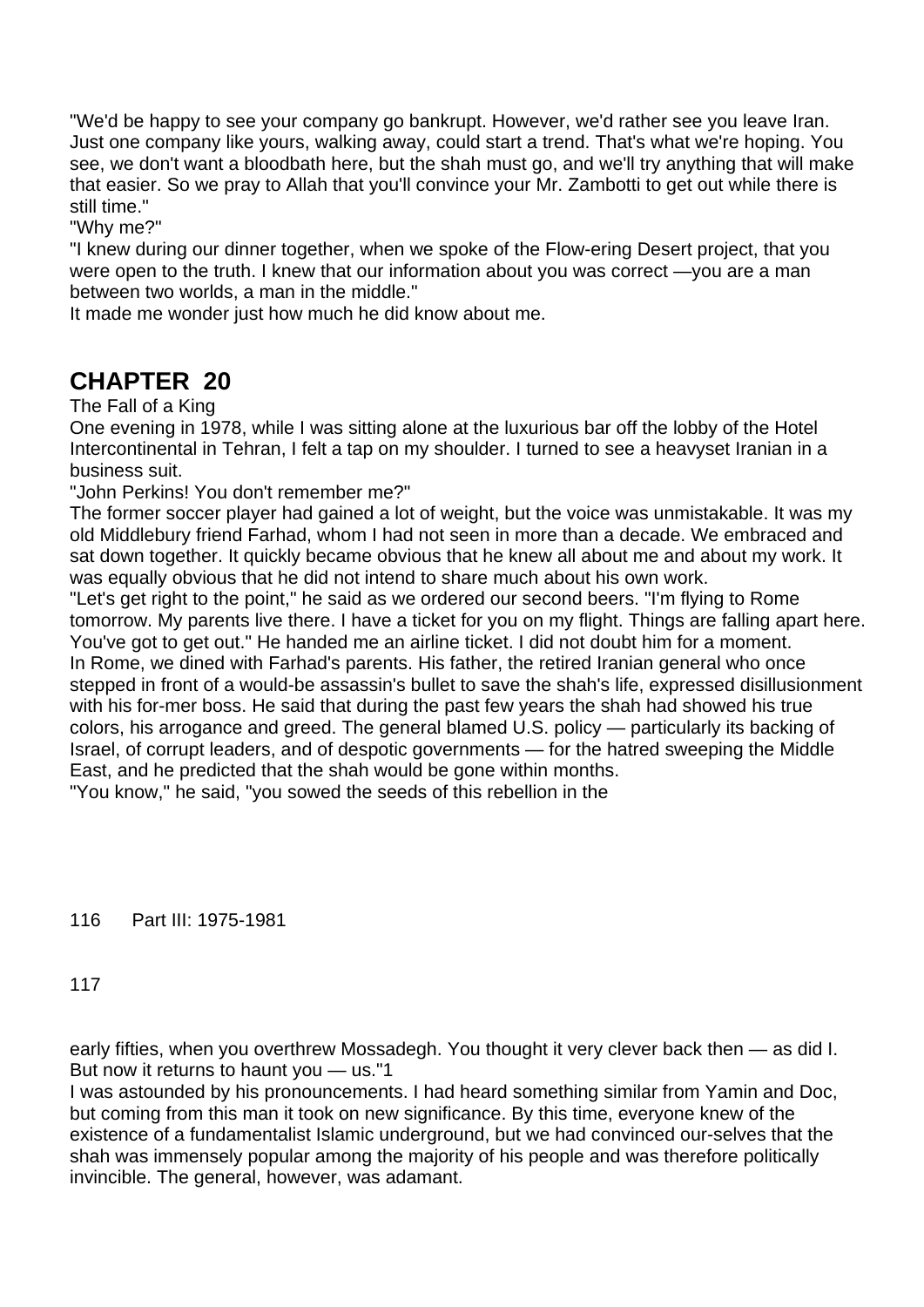"We'd be happy to see your company go bankrupt. However, we'd rather see you leave Iran. Just one company like yours, walking away, could start a trend. That's what we're hoping. You see, we don't want a bloodbath here, but the shah must go, and we'll try anything that will make that easier. So we pray to Allah that you'll convince your Mr. Zambotti to get out while there is still time."

"Why me?"

"I knew during our dinner together, when we spoke of the Flow-ering Desert project, that you were open to the truth. I knew that our information about you was correct —you are a man between two worlds, a man in the middle."

It made me wonder just how much he did know about me.

## CHAPTER 20

The Fall of a King

One evening in 1978, while I was sitting alone at the luxurious bar off the lobby of the Hotel Intercontinental in Tehran, I felt a tap on my shoulder. I turned to see a heavyset Iranian in a business suit.

"John Perkins! You don't remember me?"

The former soccer player had gained a lot of weight, but the voice was unmistakable. It was my old Middlebury friend Farhad, whom I had not seen in more than a decade. We embraced and sat down together. It quickly became obvious that he knew all about me and about my work. It was equally obvious that he did not intend to share much about his own work.

"Let's get right to the point," he said as we ordered our second beers. "I'm flying to Rome tomorrow. My parents live there. I have a ticket for you on my flight. Things are falling apart here. You've got to get out." He handed me an airline ticket. I did not doubt him for a moment.

In Rome, we dined with Farhad's parents. His father, the retired Iranian general who once stepped in front of a would-be assassin's bullet to save the shah's life, expressed disillusionment with his for-mer boss. He said that during the past few years the shah had showed his true colors, his arrogance and greed. The general blamed U.S. policy — particularly its backing of Israel, of corrupt leaders, and of despotic governments — for the hatred sweeping the Middle East, and he predicted that the shah would be gone within months.

"You know," he said, "you sowed the seeds of this rebellion in the early fifties, when you overthrew Mossadegh. You thought it very clever back then — as did I. But now it returns to haunt you — us."[1]

I was astounded by his pronouncements. I had heard something similar from Yamin and Doc, but coming from this man it took on new significance. By this time, everyone knew of the existence of a fundamentalist Islamic underground, but we had convinced our-selves that the shah was immensely popular among the majority of his people and was therefore politically invincible. The general, however, was adamant.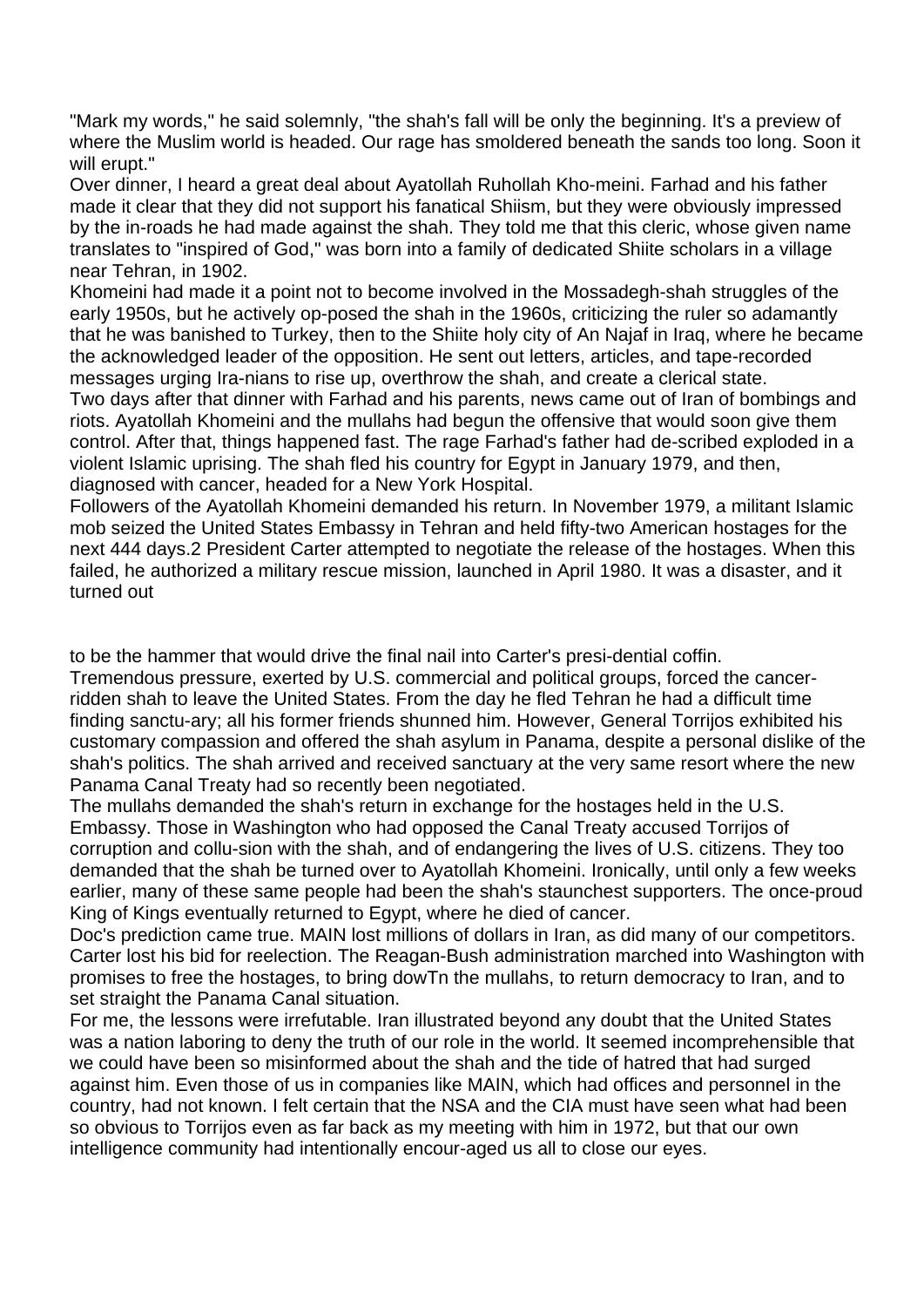"Mark my words," he said solemnly, "the shah's fall will be only the beginning. It's a preview of where the Muslim world is headed. Our rage has smoldered beneath the sands too long. Soon it will erupt."

Over dinner, I heard a great deal about Ayatollah Ruhollah Kho-meini. Farhad and his father made it clear that they did not support his fanatical Shiism, but they were obviously impressed by the in-roads he had made against the shah. They told me that this cleric, whose given name translates to "inspired of God," was born into a family of dedicated Shiite scholars in a village near Tehran, in 1902.

Khomeini had made it a point not to become involved in the Mossadegh-shah struggles of the early 1950s, but he actively op-posed the shah in the 1960s, criticizing the ruler so adamantly that he was banished to Turkey, then to the Shiite holy city of An Najaf in Iraq, where he became the acknowledged leader of the opposition. He sent out letters, articles, and tape-recorded messages urging Ira-nians to rise up, overthrow the shah, and create a clerical state.

Two days after that dinner with Farhad and his parents, news came out of Iran of bombings and riots. Ayatollah Khomeini and the mullahs had begun the offensive that would soon give them control. After that, things happened fast. The rage Farhad's father had de-scribed exploded in a violent Islamic uprising. The shah fled his country for Egypt in January 1979, and then, diagnosed with cancer, headed for a New York Hospital.

Followers of the Ayatollah Khomeini demanded his return. In November 1979, a militant Islamic mob seized the United States Embassy in Tehran and held fifty-two American hostages for the next 444 days.2 President Carter attempted to negotiate the release of the hostages. When this failed, he authorized a military rescue mission, launched in April 1980. It was a disaster, and it turned out to be the hammer that would drive the final nail into Carter's presi-dential coffin.

Tremendous pressure, exerted by U.S. commercial and political groups, forced the cancer-ridden shah to leave the United States. From the day he fled Tehran he had a difficult time finding sanctu-ary; all his former friends shunned him. However, General Torrijos exhibited his customary compassion and offered the shah asylum in Panama, despite a personal dislike of the shah's politics. The shah arrived and received sanctuary at the very same resort where the new Panama Canal Treaty had so recently been negotiated.

The mullahs demanded the shah's return in exchange for the hostages held in the U.S. Embassy. Those in Washington who had opposed the Canal Treaty accused Torrijos of corruption and collu-sion with the shah, and of endangering the lives of U.S. citizens. They too demanded that the shah be turned over to Ayatollah Khomeini. Ironically, until only a few weeks earlier, many of these same people had been the shah's staunchest supporters. The once-proud King of Kings eventually returned to Egypt, where he died of cancer.

Doc's prediction came true. MAIN lost millions of dollars in Iran, as did many of our competitors. Carter lost his bid for reelection. The Reagan-Bush administration marched into Washington with promises to free the hostages, to bring dowTn the mullahs, to return democracy to Iran, and to set straight the Panama Canal situation.

For me, the lessons were irrefutable. Iran illustrated beyond any doubt that the United States was a nation laboring to deny the truth of our role in the world. It seemed incomprehensible that we could have been so misinformed about the shah and the tide of hatred that had surged against him. Even those of us in companies like MAIN, which had offices and personnel in the country, had not known. I felt certain that the NSA and the CIA must have seen what had been so obvious to Torrijos even as far back as my meeting with him in 1972, but that our own intelligence community had intentionally encour-aged us all to close our eyes.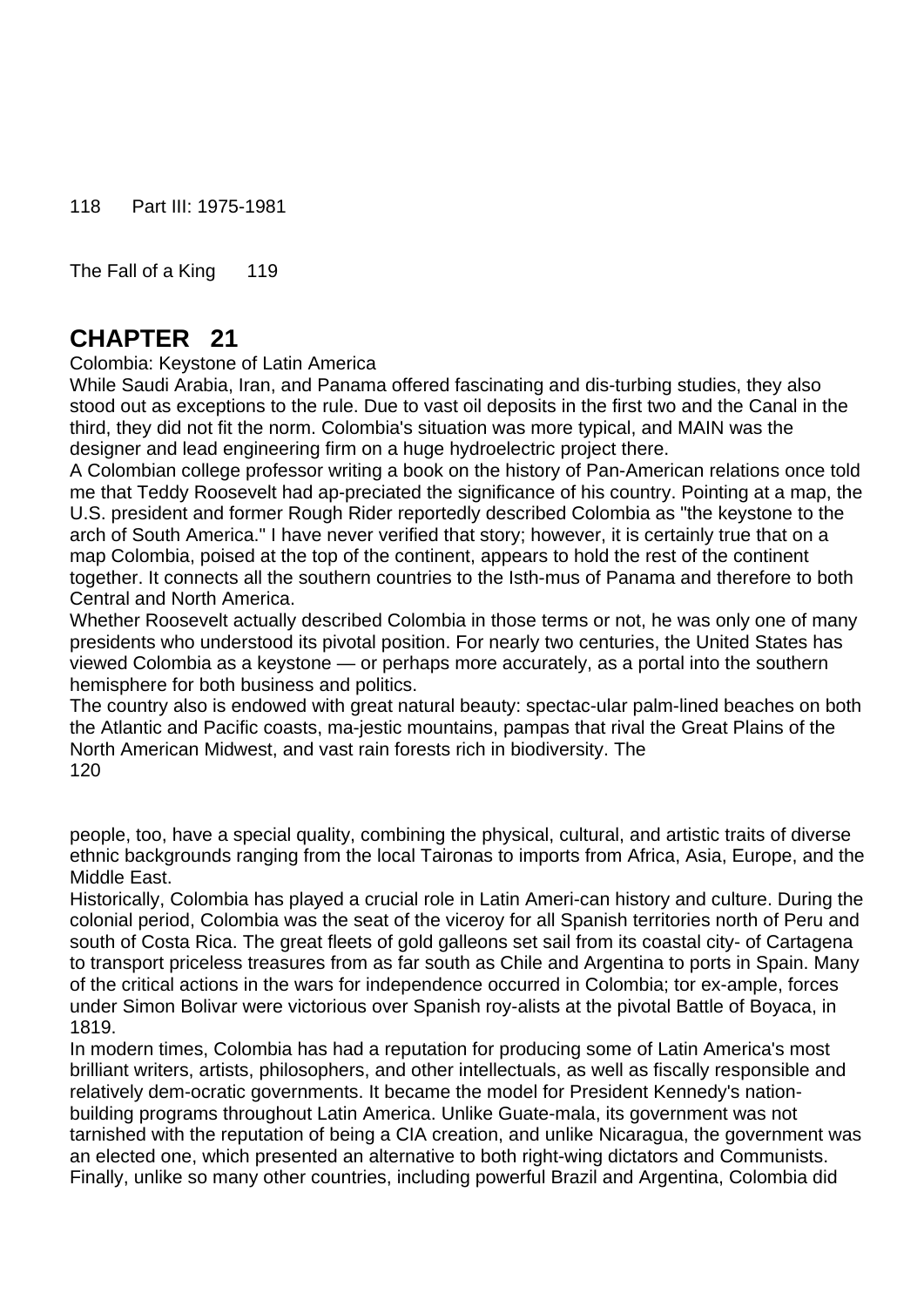# CHAPTER 21

Colombia: Keystone of Latin America

While Saudi Arabia, Iran, and Panama offered fascinating and dis-turbing studies, they also stood out as exceptions to the rule. Due to vast oil deposits in the first two and the Canal in the third, they did not fit the norm. Colombia's situation was more typical, and MAIN was the designer and lead engineering firm on a huge hydroelectric project there.

A Colombian college professor writing a book on the history of Pan-American relations once told me that Teddy Roosevelt had ap-preciated the significance of his country. Pointing at a map, the U.S. president and former Rough Rider reportedly described Colombia as "the keystone to the arch of South America." I have never verified that story; however, it is certainly true that on a map Colombia, poised at the top of the continent, appears to hold the rest of the continent together. It connects all the southern countries to the Isth-mus of Panama and therefore to both Central and North America.

Whether Roosevelt actually described Colombia in those terms or not, he was only one of many presidents who understood its pivotal position. For nearly two centuries, the United States has viewed Colombia as a keystone — or perhaps more accurately, as a portal into the southern hemisphere for both business and politics.

The country also is endowed with great natural beauty: spectac-ular palm-lined beaches on both the Atlantic and Pacific coasts, ma-jestic mountains, pampas that rival the Great Plains of the North American Midwest, and vast rain forests rich in biodiversity. The

people, too, have a special quality, combining the physical, cultural, and artistic traits of diverse ethnic backgrounds ranging from the local Taironas to imports from Africa, Asia, Europe, and the Middle East.

Historically, Colombia has played a crucial role in Latin Ameri-can history and culture. During the colonial period, Colombia was the seat of the viceroy for all Spanish territories north of Peru and south of Costa Rica. The great fleets of gold galleons set sail from its coastal city- of Cartagena to transport priceless treasures from as far south as Chile and Argentina to ports in Spain. Many of the critical actions in the wars for independence occurred in Colombia; tor ex-ample, forces under Simon Bolivar were victorious over Spanish roy-alists at the pivotal Battle of Boyaca, in 1819.

In modern times, Colombia has had a reputation for producing some of Latin America's most brilliant writers, artists, philosophers, and other intellectuals, as well as fiscally responsible and relatively dem-ocratic governments. It became the model for President Kennedy's nation-building programs throughout Latin America. Unlike Guate-mala, its government was not tarnished with the reputation of being a CIA creation, and unlike Nicaragua, the government was an elected one, which presented an alternative to both right-wing dictators and Communists. Finally, unlike so many other countries, including powerful Brazil and Argentina, Colombia did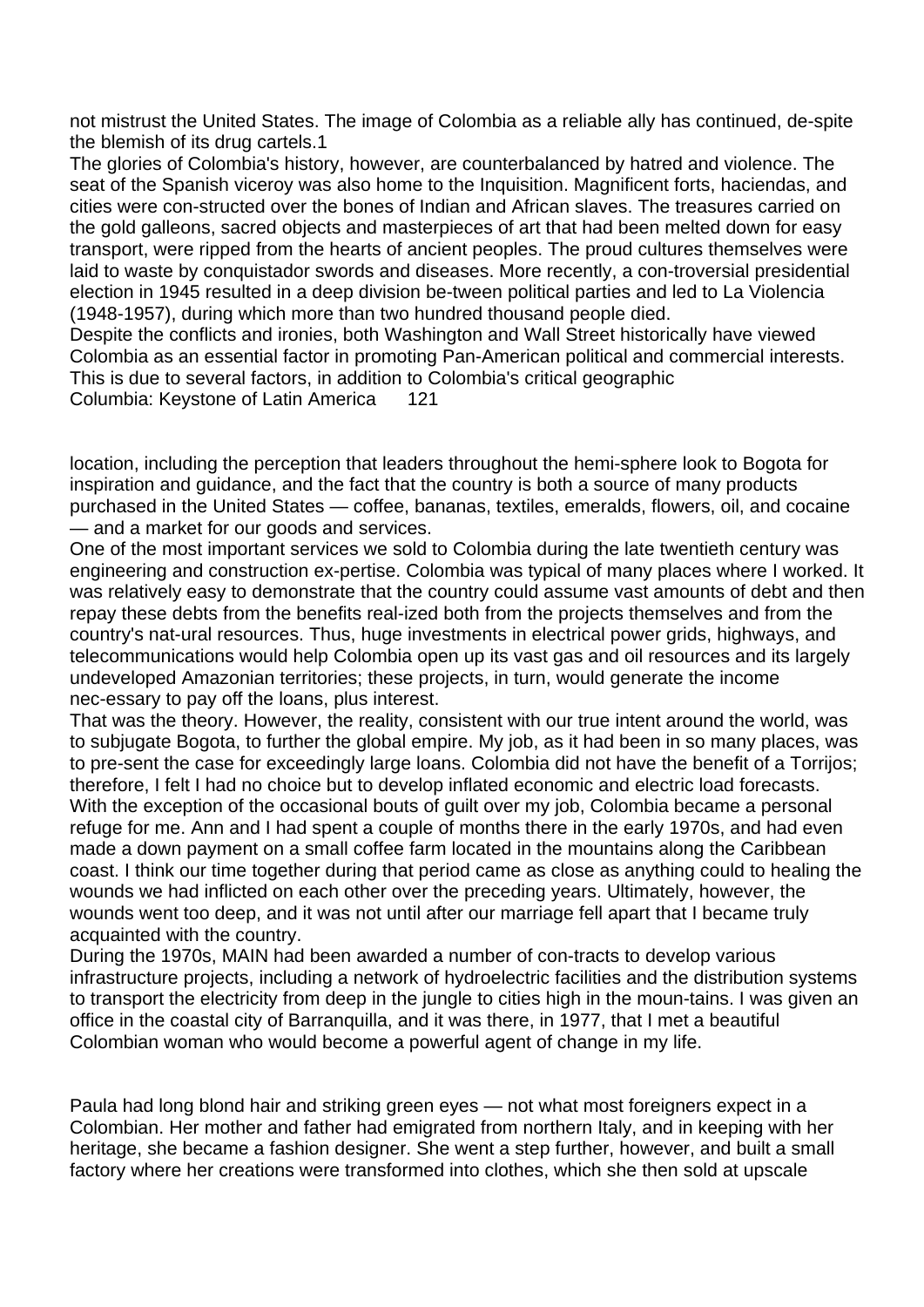not mistrust the United States. The image of Colombia as a reliable ally has continued, de-spite the blemish of its drug cartels.[1]

The glories of Colombia's history, however, are counterbalanced by hatred and violence. The seat of the Spanish viceroy was also home to the Inquisition. Magnificent forts, haciendas, and cities were con-structed over the bones of Indian and African slaves. The treasures carried on the gold galleons, sacred objects and masterpieces of art that had been melted down for easy transport, were ripped from the hearts of ancient peoples. The proud cultures themselves were laid to waste by conquistador swords and diseases. More recently, a con-troversial presidential election in 1945 resulted in a deep division be-tween political parties and led to La Violencia (1948-1957), during which more than two hundred thousand people died.

Despite the conflicts and ironies, both Washington and Wall Street historically have viewed Colombia as an essential factor in promoting Pan-American political and commercial interests. This is due to several factors, in addition to Colombia's critical geographic location, including the perception that leaders throughout the hemi-sphere look to Bogota for inspiration and guidance, and the fact that the country is both a source of many products purchased in the United States — coffee, bananas, textiles, emeralds, flowers, oil, and cocaine — and a market for our goods and services.

One of the most important services we sold to Colombia during the late twentieth century was engineering and construction ex-pertise. Colombia was typical of many places where I worked. It was relatively easy to demonstrate that the country could assume vast amounts of debt and then repay these debts from the benefits real-ized both from the projects themselves and from the country's nat-ural resources. Thus, huge investments in electrical power grids, highways, and telecommunications would help Colombia open up its vast gas and oil resources and its largely undeveloped Amazonian territories; these projects, in turn, would generate the income nec-essary to pay off the loans, plus interest.

That was the theory. However, the reality, consistent with our true intent around the world, was to subjugate Bogota, to further the global empire. My job, as it had been in so many places, was to pre-sent the case for exceedingly large loans. Colombia did not have the benefit of a Torrijos; therefore, I felt I had no choice but to develop inflated economic and electric load forecasts.

With the exception of the occasional bouts of guilt over my job, Colombia became a personal refuge for me. Ann and I had spent a couple of months there in the early 1970s, and had even made a down payment on a small coffee farm located in the mountains along the Caribbean coast. I think our time together during that period came as close as anything could to healing the wounds we had inflicted on each other over the preceding years. Ultimately, however, the wounds went too deep, and it was not until after our marriage fell apart that I became truly acquainted with the country.

During the 1970s, MAIN had been awarded a number of con-tracts to develop various infrastructure projects, including a network of hydroelectric facilities and the distribution systems to transport the electricity from deep in the jungle to cities high in the moun-tains. I was given an office in the coastal city of Barranquilla, and it was there, in 1977, that I met a beautiful Colombian woman who would become a powerful agent of change in my life.

Paula had long blond hair and striking green eyes — not what most foreigners expect in a Colombian. Her mother and father had emigrated from northern Italy, and in keeping with her heritage, she became a fashion designer. She went a step further, however, and built a small factory where her creations were transformed into clothes, which she then sold at upscale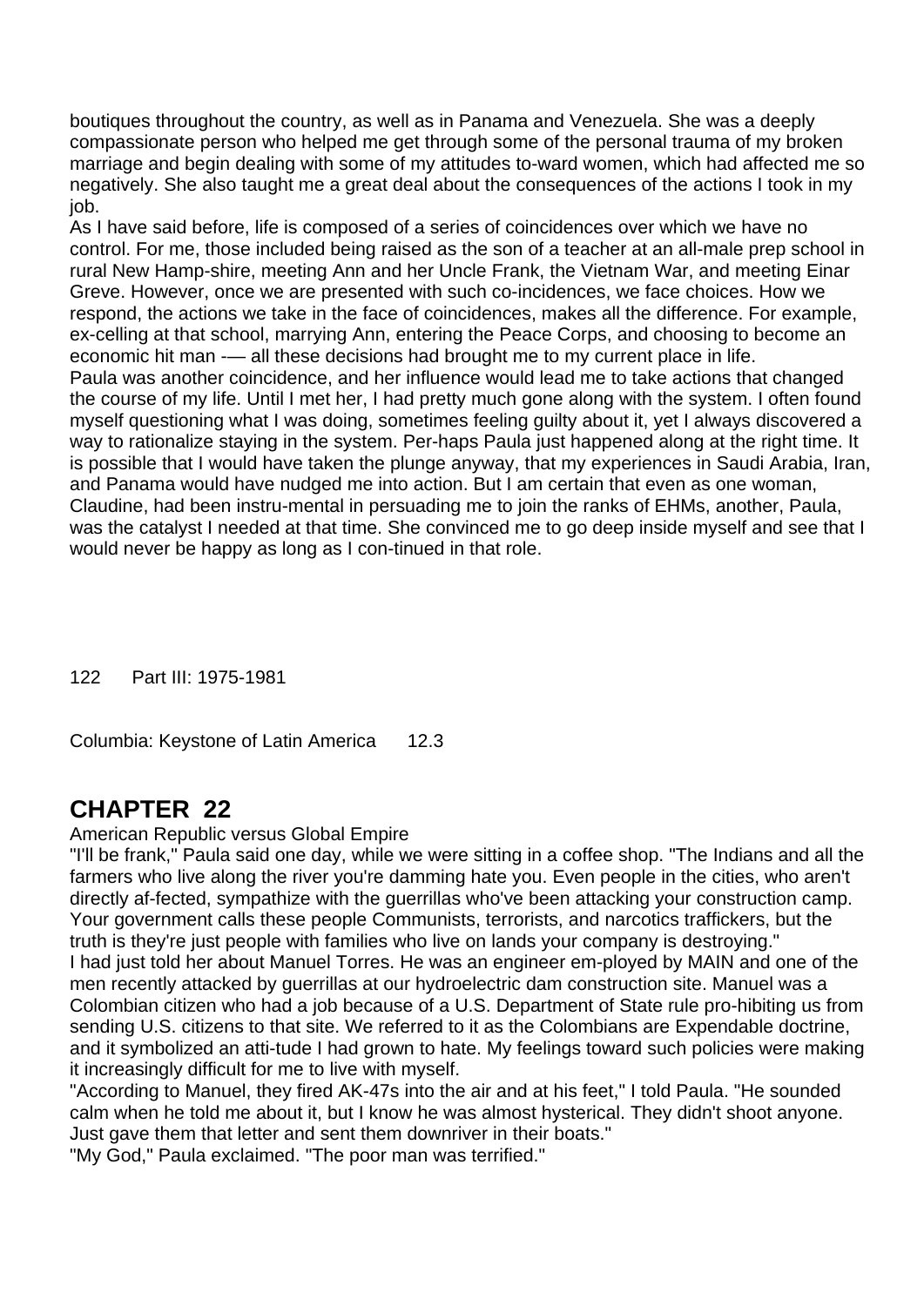boutiques throughout the country, as well as in Panama and Venezuela. She was a deeply compassionate person who helped me get through some of the personal trauma of my broken marriage and begin dealing with some of my attitudes to-ward women, which had affected me so negatively. She also taught me a great deal about the consequences of the actions I took in my job.

As I have said before, life is composed of a series of coincidences over which we have no control. For me, those included being raised as the son of a teacher at an all-male prep school in rural New Hamp-shire, meeting Ann and her Uncle Frank, the Vietnam War, and meeting Einar Greve. However, once we are presented with such co-incidences, we face choices. How we respond, the actions we take in the face of coincidences, makes all the difference. For example, ex-celling at that school, marrying Ann, entering the Peace Corps, and choosing to become an economic hit man -— all these decisions had brought me to my current place in life.

Paula was another coincidence, and her influence would lead me to take actions that changed the course of my life. Until I met her, I had pretty much gone along with the system. I often found myself questioning what I was doing, sometimes feeling guilty about it, yet I always discovered a way to rationalize staying in the system. Per-haps Paula just happened along at the right time. It is possible that I would have taken the plunge anyway, that my experiences in Saudi Arabia, Iran, and Panama would have nudged me into action. But I am certain that even as one woman, Claudine, had been instru-mental in persuading me to join the ranks of EHMs, another, Paula, was the catalyst I needed at that time. She convinced me to go deep inside myself and see that I would never be happy as long as I con-tinued in that role.

122 Part III: 1975-1981

Columbia: Keystone of Latin America 12.3

## CHAPTER 22

American Republic versus Global Empire

"I'll be frank," Paula said one day, while we were sitting in a coffee shop. "The Indians and all the farmers who live along the river you're damming hate you. Even people in the cities, who aren't directly af-fected, sympathize with the guerrillas who've been attacking your construction camp. Your government calls these people Communists, terrorists, and narcotics traffickers, but the truth is they're just people with families who live on lands your company is destroying."

I had just told her about Manuel Torres. He was an engineer em-ployed by MAIN and one of the men recently attacked by guerrillas at our hydroelectric dam construction site. Manuel was a Colombian citizen who had a job because of a U.S. Department of State rule pro-hibiting us from sending U.S. citizens to that site. We referred to it as the Colombians are Expendable doctrine, and it symbolized an atti-tude I had grown to hate. My feelings toward such policies were making it increasingly difficult for me to live with myself.

"According to Manuel, they fired AK-47s into the air and at his feet," I told Paula. "He sounded calm when he told me about it, but I know he was almost hysterical. They didn't shoot anyone. Just gave them that letter and sent them downriver in their boats."

"My God," Paula exclaimed. "The poor man was terrified."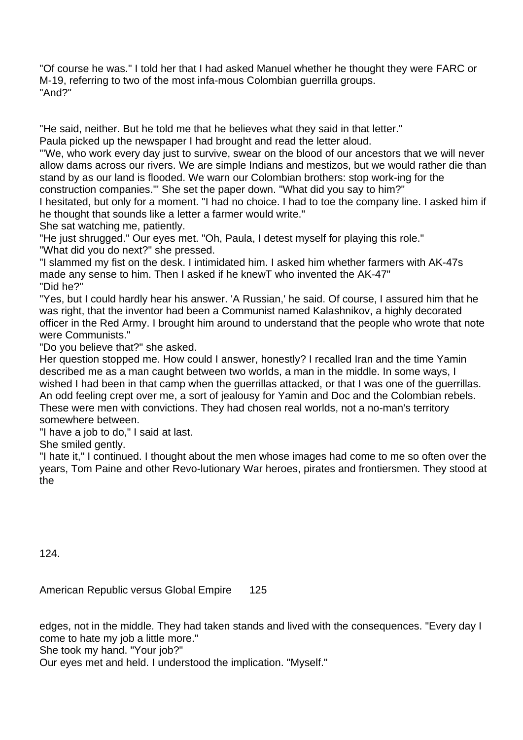"Of course he was." I told her that I had asked Manuel whether he thought they were FARC or M-19, referring to two of the most infa-mous Colombian guerrilla groups.
"And?"

"He said, neither. But he told me that he believes what they said in that letter."
Paula picked up the newspaper I had brought and read the letter aloud.
"'We, who work every day just to survive, swear on the blood of our ancestors that we will never allow dams across our rivers. We are simple Indians and mestizos, but we would rather die than stand by as our land is flooded. We warn our Colombian brothers: stop work-ing for the construction companies.'" She set the paper down. "What did you say to him?"
I hesitated, but only for a moment. "I had no choice. I had to toe the company line. I asked him if he thought that sounds like a letter a farmer would write."
She sat watching me, patiently.
"He just shrugged." Our eyes met. "Oh, Paula, I detest myself for playing this role."
"What did you do next?" she pressed.
"I slammed my fist on the desk. I intimidated him. I asked him whether farmers with AK-47s made any sense to him. Then I asked if he knewT who invented the AK-47"
"Did he?"
"Yes, but I could hardly hear his answer. 'A Russian,' he said. Of course, I assured him that he was right, that the inventor had been a Communist named Kalashnikov, a highly decorated officer in the Red Army. I brought him around to understand that the people who wrote that note were Communists."
"Do you believe that?" she asked.
Her question stopped me. How could I answer, honestly? I recalled Iran and the time Yamin described me as a man caught between two worlds, a man in the middle. In some ways, I wished I had been in that camp when the guerrillas attacked, or that I was one of the guerrillas. An odd feeling crept over me, a sort of jealousy for Yamin and Doc and the Colombian rebels. These were men with convictions. They had chosen real worlds, not a no-man's territory somewhere between.
"I have a job to do," I said at last.
She smiled gently.
"I hate it," I continued. I thought about the men whose images had come to me so often over the years, Tom Paine and other Revo-lutionary War heroes, pirates and frontiersmen. They stood at the edges, not in the middle. They had taken stands and lived with the consequences. "Every day I come to hate my job a little more."
She took my hand. "Your job?"
Our eyes met and held. I understood the implication. "Myself."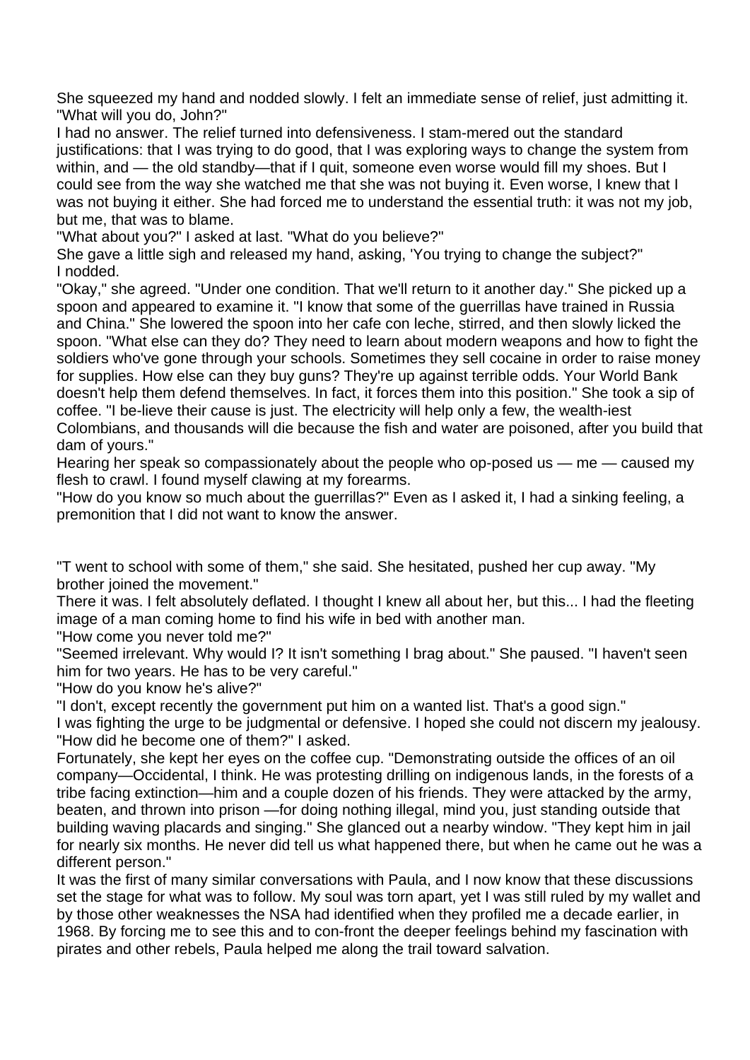She squeezed my hand and nodded slowly. I felt an immediate sense of relief, just admitting it. "What will you do, John?"

I had no answer. The relief turned into defensiveness. I stam-mered out the standard justifications: that I was trying to do good, that I was exploring ways to change the system from within, and — the old standby—that if I quit, someone even worse would fill my shoes. But I could see from the way she watched me that she was not buying it. Even worse, I knew that I was not buying it either. She had forced me to understand the essential truth: it was not my job, but me, that was to blame.

"What about you?" I asked at last. "What do you believe?"

She gave a little sigh and released my hand, asking, 'You trying to change the subject?"

I nodded.

"Okay," she agreed. "Under one condition. That we'll return to it another day." She picked up a spoon and appeared to examine it. "I know that some of the guerrillas have trained in Russia and China." She lowered the spoon into her cafe con leche, stirred, and then slowly licked the spoon. "What else can they do? They need to learn about modern weapons and how to fight the soldiers who've gone through your schools. Sometimes they sell cocaine in order to raise money for supplies. How else can they buy guns? They're up against terrible odds. Your World Bank doesn't help them defend themselves. In fact, it forces them into this position." She took a sip of coffee. "I be-lieve their cause is just. The electricity will help only a few, the wealth-iest Colombians, and thousands will die because the fish and water are poisoned, after you build that dam of yours."

Hearing her speak so compassionately about the people who op-posed us — me — caused my flesh to crawl. I found myself clawing at my forearms.

"How do you know so much about the guerrillas?" Even as I asked it, I had a sinking feeling, a premonition that I did not want to know the answer.

"T went to school with some of them," she said. She hesitated, pushed her cup away. "My brother joined the movement."

There it was. I felt absolutely deflated. I thought I knew all about her, but this... I had the fleeting image of a man coming home to find his wife in bed with another man.

"How come you never told me?"

"Seemed irrelevant. Why would I? It isn't something I brag about." She paused. "I haven't seen him for two years. He has to be very careful."

"How do you know he's alive?"

"I don't, except recently the government put him on a wanted list. That's a good sign."

I was fighting the urge to be judgmental or defensive. I hoped she could not discern my jealousy. "How did he become one of them?" I asked.

Fortunately, she kept her eyes on the coffee cup. "Demonstrating outside the offices of an oil company—Occidental, I think. He was protesting drilling on indigenous lands, in the forests of a tribe facing extinction—him and a couple dozen of his friends. They were attacked by the army, beaten, and thrown into prison —for doing nothing illegal, mind you, just standing outside that building waving placards and singing." She glanced out a nearby window. "They kept him in jail for nearly six months. He never did tell us what happened there, but when he came out he was a different person."

It was the first of many similar conversations with Paula, and I now know that these discussions set the stage for what was to follow. My soul was torn apart, yet I was still ruled by my wallet and by those other weaknesses the NSA had identified when they profiled me a decade earlier, in 1968. By forcing me to see this and to con-front the deeper feelings behind my fascination with pirates and other rebels, Paula helped me along the trail toward salvation.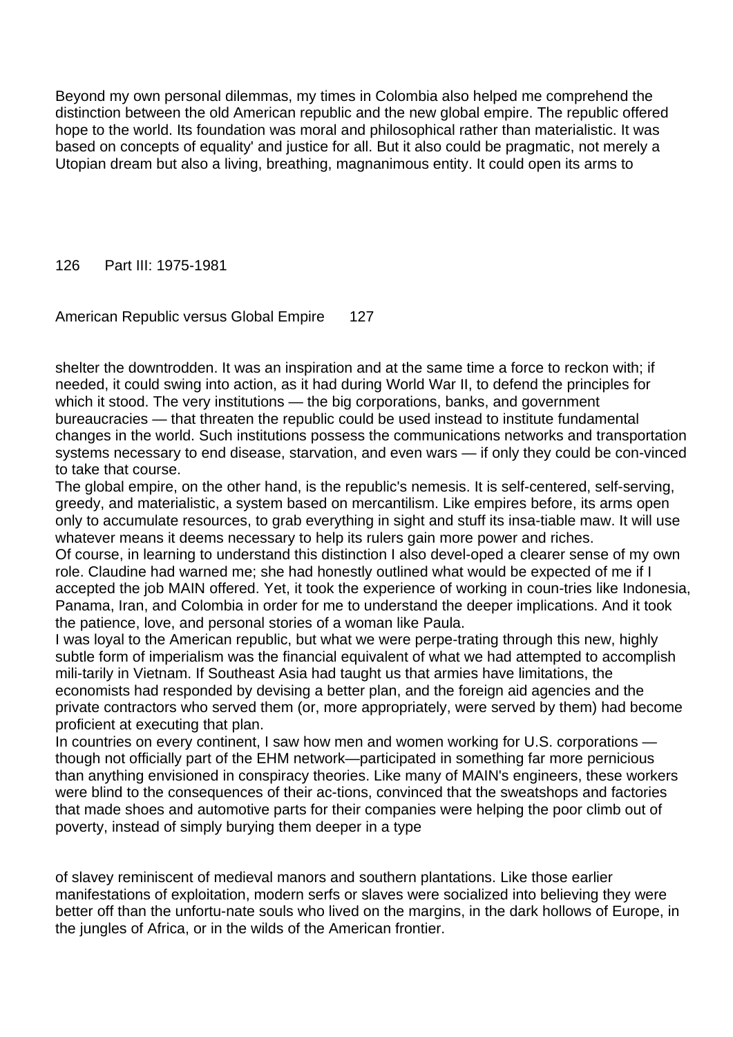Beyond my own personal dilemmas, my times in Colombia also helped me comprehend the distinction between the old American republic and the new global empire. The republic offered hope to the world. Its foundation was moral and philosophical rather than materialistic. It was based on concepts of equality' and justice for all. But it also could be pragmatic, not merely a Utopian dream but also a living, breathing, magnanimous entity. It could open its arms to shelter the downtrodden. It was an inspiration and at the same time a force to reckon with; if needed, it could swing into action, as it had during World War II, to defend the principles for which it stood. The very institutions — the big corporations, banks, and government bureaucracies — that threaten the republic could be used instead to institute fundamental changes in the world. Such institutions possess the communications networks and transportation systems necessary to end disease, starvation, and even wars — if only they could be con-vinced to take that course.

The global empire, on the other hand, is the republic's nemesis. It is self-centered, self-serving, greedy, and materialistic, a system based on mercantilism. Like empires before, its arms open only to accumulate resources, to grab everything in sight and stuff its insa-tiable maw. It will use whatever means it deems necessary to help its rulers gain more power and riches.

Of course, in learning to understand this distinction I also devel-oped a clearer sense of my own role. Claudine had warned me; she had honestly outlined what would be expected of me if I accepted the job MAIN offered. Yet, it took the experience of working in coun-tries like Indonesia, Panama, Iran, and Colombia in order for me to understand the deeper implications. And it took the patience, love, and personal stories of a woman like Paula.

I was loyal to the American republic, but what we were perpe-trating through this new, highly subtle form of imperialism was the financial equivalent of what we had attempted to accomplish mili-tarily in Vietnam. If Southeast Asia had taught us that armies have limitations, the economists had responded by devising a better plan, and the foreign aid agencies and the private contractors who served them (or, more appropriately, were served by them) had become proficient at executing that plan.

In countries on every continent, I saw how men and women working for U.S. corporations — though not officially part of the EHM network—participated in something far more pernicious than anything envisioned in conspiracy theories. Like many of MAIN's engineers, these workers were blind to the consequences of their ac-tions, convinced that the sweatshops and factories that made shoes and automotive parts for their companies were helping the poor climb out of poverty, instead of simply burying them deeper in a type of slavey reminiscent of medieval manors and southern plantations. Like those earlier manifestations of exploitation, modern serfs or slaves were socialized into believing they were better off than the unfortu-nate souls who lived on the margins, in the dark hollows of Europe, in the jungles of Africa, or in the wilds of the American frontier.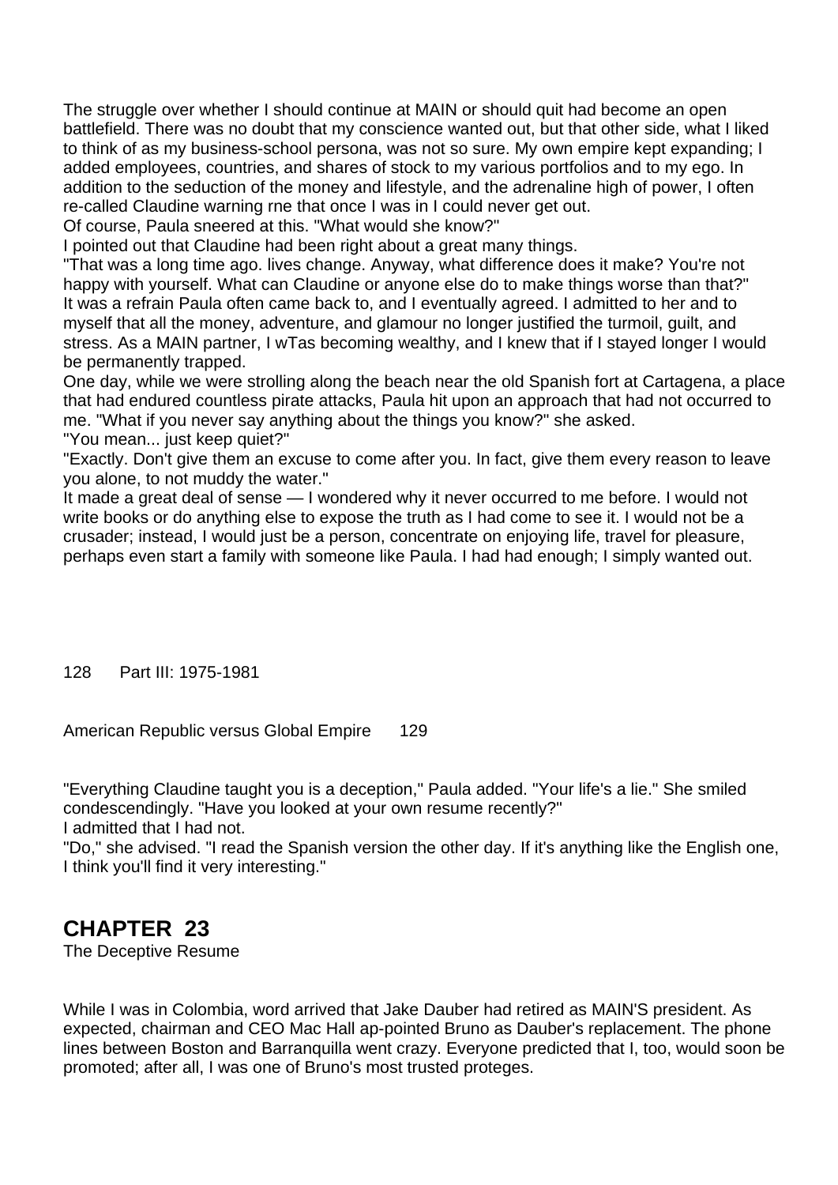The struggle over whether I should continue at MAIN or should quit had become an open battlefield. There was no doubt that my conscience wanted out, but that other side, what I liked to think of as my business-school persona, was not so sure. My own empire kept expanding; I added employees, countries, and shares of stock to my various portfolios and to my ego. In addition to the seduction of the money and lifestyle, and the adrenaline high of power, I often re-called Claudine warning rne that once I was in I could never get out.

Of course, Paula sneered at this. "What would she know?"

I pointed out that Claudine had been right about a great many things.

"That was a long time ago. lives change. Anyway, what difference does it make? You're not happy with yourself. What can Claudine or anyone else do to make things worse than that?"

It was a refrain Paula often came back to, and I eventually agreed. I admitted to her and to myself that all the money, adventure, and glamour no longer justified the turmoil, guilt, and stress. As a MAIN partner, I wTas becoming wealthy, and I knew that if I stayed longer I would be permanently trapped.

One day, while we were strolling along the beach near the old Spanish fort at Cartagena, a place that had endured countless pirate attacks, Paula hit upon an approach that had not occurred to me. "What if you never say anything about the things you know?" she asked.

"You mean... just keep quiet?"

"Exactly. Don't give them an excuse to come after you. In fact, give them every reason to leave you alone, to not muddy the water."

It made a great deal of sense — I wondered why it never occurred to me before. I would not write books or do anything else to expose the truth as I had come to see it. I would not be a crusader; instead, I would just be a person, concentrate on enjoying life, travel for pleasure, perhaps even start a family with someone like Paula. I had had enough; I simply wanted out.

"Everything Claudine taught you is a deception," Paula added. "Your life's a lie." She smiled condescendingly. "Have you looked at your own resume recently?"

I admitted that I had not.

"Do," she advised. "I read the Spanish version the other day. If it's anything like the English one, I think you'll find it very interesting."

## CHAPTER 23

The Deceptive Resume

While I was in Colombia, word arrived that Jake Dauber had retired as MAIN'S president. As expected, chairman and CEO Mac Hall ap-pointed Bruno as Dauber's replacement. The phone lines between Boston and Barranquilla went crazy. Everyone predicted that I, too, would soon be promoted; after all, I was one of Bruno's most trusted proteges.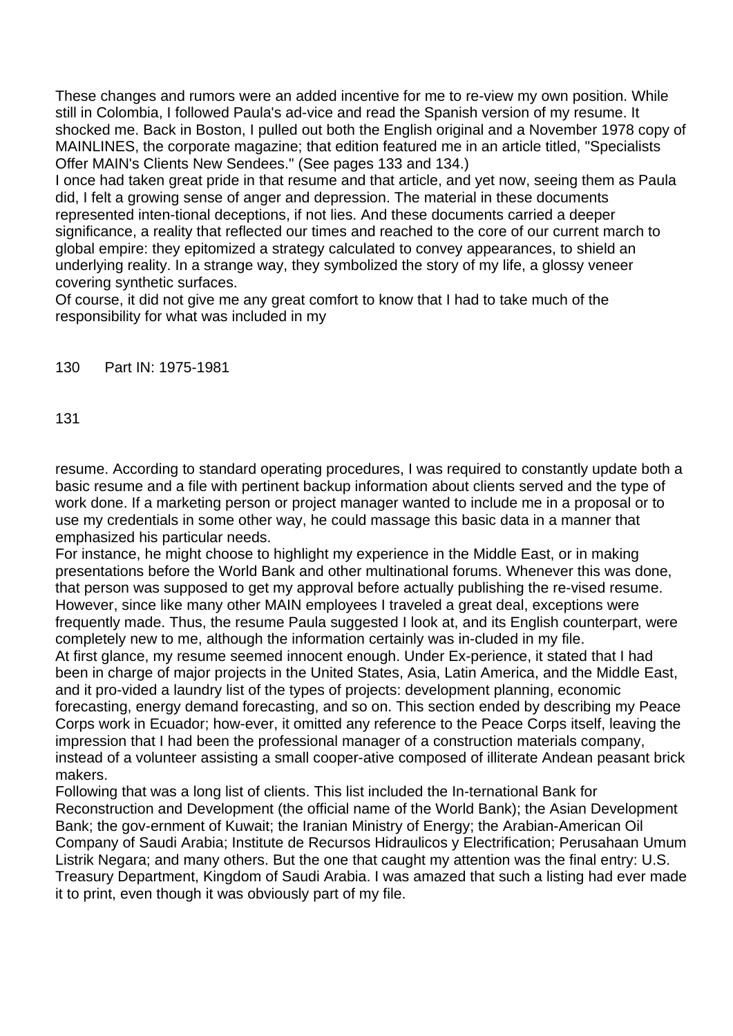These changes and rumors were an added incentive for me to re-view my own position. While still in Colombia, I followed Paula's ad-vice and read the Spanish version of my resume. It shocked me. Back in Boston, I pulled out both the English original and a November 1978 copy of MAINLINES, the corporate magazine; that edition featured me in an article titled, "Specialists Offer MAIN's Clients New Sendees." (See pages 133 and 134.)

I once had taken great pride in that resume and that article, and yet now, seeing them as Paula did, I felt a growing sense of anger and depression. The material in these documents represented inten-tional deceptions, if not lies. And these documents carried a deeper significance, a reality that reflected our times and reached to the core of our current march to global empire: they epitomized a strategy calculated to convey appearances, to shield an underlying reality. In a strange way, they symbolized the story of my life, a glossy veneer covering synthetic surfaces.

Of course, it did not give me any great comfort to know that I had to take much of the responsibility for what was included in my resume. According to standard operating procedures, I was required to constantly update both a basic resume and a file with pertinent backup information about clients served and the type of work done. If a marketing person or project manager wanted to include me in a proposal or to use my credentials in some other way, he could massage this basic data in a manner that emphasized his particular needs.

For instance, he might choose to highlight my experience in the Middle East, or in making presentations before the World Bank and other multinational forums. Whenever this was done, that person was supposed to get my approval before actually publishing the re-vised resume. However, since like many other MAIN employees I traveled a great deal, exceptions were frequently made. Thus, the resume Paula suggested I look at, and its English counterpart, were completely new to me, although the information certainly was in-cluded in my file.

At first glance, my resume seemed innocent enough. Under Ex-perience, it stated that I had been in charge of major projects in the United States, Asia, Latin America, and the Middle East, and it pro-vided a laundry list of the types of projects: development planning, economic forecasting, energy demand forecasting, and so on. This section ended by describing my Peace Corps work in Ecuador; how-ever, it omitted any reference to the Peace Corps itself, leaving the impression that I had been the professional manager of a construction materials company, instead of a volunteer assisting a small cooper-ative composed of illiterate Andean peasant brick makers.

Following that was a long list of clients. This list included the In-ternational Bank for Reconstruction and Development (the official name of the World Bank); the Asian Development Bank; the gov-ernment of Kuwait; the Iranian Ministry of Energy; the Arabian-American Oil Company of Saudi Arabia; Institute de Recursos Hidraulicos y Electrification; Perusahaan Umum Listrik Negara; and many others. But the one that caught my attention was the final entry: U.S. Treasury Department, Kingdom of Saudi Arabia. I was amazed that such a listing had ever made it to print, even though it was obviously part of my file.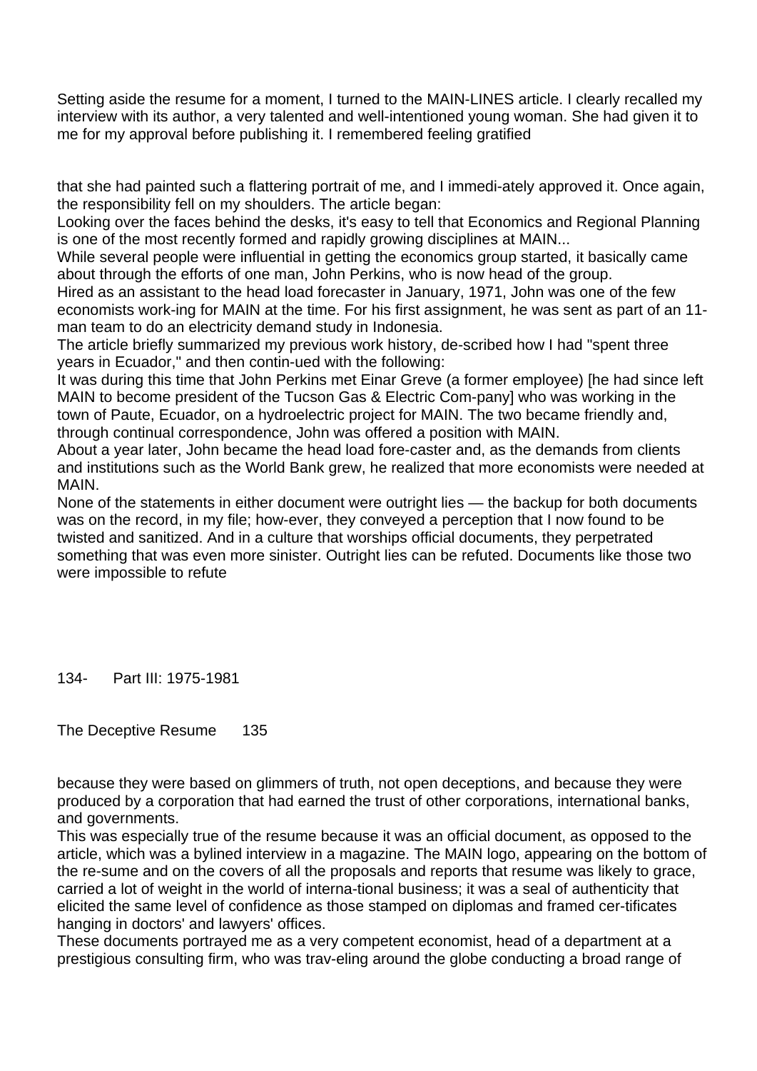Setting aside the resume for a moment, I turned to the MAIN-LINES article. I clearly recalled my interview with its author, a very talented and well-intentioned young woman. She had given it to me for my approval before publishing it. I remembered feeling gratified

that she had painted such a flattering portrait of me, and I immedi-ately approved it. Once again, the responsibility fell on my shoulders. The article began:

Looking over the faces behind the desks, it's easy to tell that Economics and Regional Planning is one of the most recently formed and rapidly growing disciplines at MAIN...

While several people were influential in getting the economics group started, it basically came about through the efforts of one man, John Perkins, who is now head of the group.

Hired as an assistant to the head load forecaster in January, 1971, John was one of the few economists work-ing for MAIN at the time. For his first assignment, he was sent as part of an 11-man team to do an electricity demand study in Indonesia.

The article briefly summarized my previous work history, de-scribed how I had "spent three years in Ecuador," and then contin-ued with the following:

It was during this time that John Perkins met Einar Greve (a former employee) [he had since left MAIN to become president of the Tucson Gas & Electric Com-pany] who was working in the town of Paute, Ecuador, on a hydroelectric project for MAIN. The two became friendly and, through continual correspondence, John was offered a position with MAIN.

About a year later, John became the head load fore-caster and, as the demands from clients and institutions such as the World Bank grew, he realized that more economists were needed at MAIN.

None of the statements in either document were outright lies — the backup for both documents was on the record, in my file; how-ever, they conveyed a perception that I now found to be twisted and sanitized. And in a culture that worships official documents, they perpetrated something that was even more sinister. Outright lies can be refuted. Documents like those two were impossible to refute

because they were based on glimmers of truth, not open deceptions, and because they were produced by a corporation that had earned the trust of other corporations, international banks, and governments.

This was especially true of the resume because it was an official document, as opposed to the article, which was a bylined interview in a magazine. The MAIN logo, appearing on the bottom of the re-sume and on the covers of all the proposals and reports that resume was likely to grace, carried a lot of weight in the world of interna-tional business; it was a seal of authenticity that elicited the same level of confidence as those stamped on diplomas and framed cer-tificates hanging in doctors' and lawyers' offices.

These documents portrayed me as a very competent economist, head of a department at a prestigious consulting firm, who was trav-eling around the globe conducting a broad range of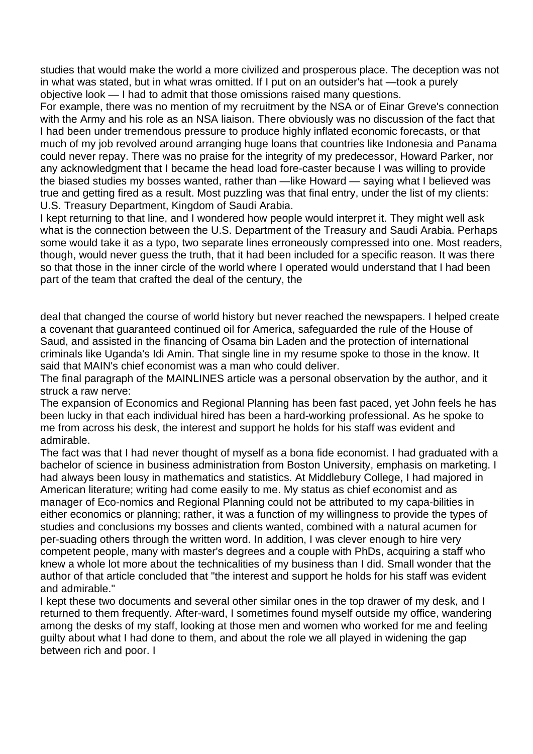studies that would make the world a more civilized and prosperous place. The deception was not in what was stated, but in what wras omitted. If I put on an outsider's hat —took a purely objective look — I had to admit that those omissions raised many questions.

For example, there was no mention of my recruitment by the NSA or of Einar Greve's connection with the Army and his role as an NSA liaison. There obviously was no discussion of the fact that I had been under tremendous pressure to produce highly inflated economic forecasts, or that much of my job revolved around arranging huge loans that countries like Indonesia and Panama could never repay. There was no praise for the integrity of my predecessor, Howard Parker, nor any acknowledgment that I became the head load fore-caster because I was willing to provide the biased studies my bosses wanted, rather than —like Howard — saying what I believed was true and getting fired as a result. Most puzzling was that final entry, under the list of my clients: U.S. Treasury Department, Kingdom of Saudi Arabia.

I kept returning to that line, and I wondered how people would interpret it. They might well ask what is the connection between the U.S. Department of the Treasury and Saudi Arabia. Perhaps some would take it as a typo, two separate lines erroneously compressed into one. Most readers, though, would never guess the truth, that it had been included for a specific reason. It was there so that those in the inner circle of the world where I operated would understand that I had been part of the team that crafted the deal of the century, the

deal that changed the course of world history but never reached the newspapers. I helped create a covenant that guaranteed continued oil for America, safeguarded the rule of the House of Saud, and assisted in the financing of Osama bin Laden and the protection of international criminals like Uganda's Idi Amin. That single line in my resume spoke to those in the know. It said that MAIN's chief economist was a man who could deliver.

The final paragraph of the MAINLINES article was a personal observation by the author, and it struck a raw nerve:

The expansion of Economics and Regional Planning has been fast paced, yet John feels he has been lucky in that each individual hired has been a hard-working professional. As he spoke to me from across his desk, the interest and support he holds for his staff was evident and admirable.

The fact was that I had never thought of myself as a bona fide economist. I had graduated with a bachelor of science in business administration from Boston University, emphasis on marketing. I had always been lousy in mathematics and statistics. At Middlebury College, I had majored in American literature; writing had come easily to me. My status as chief economist and as manager of Eco-nomics and Regional Planning could not be attributed to my capa-bilities in either economics or planning; rather, it was a function of my willingness to provide the types of studies and conclusions my bosses and clients wanted, combined with a natural acumen for per-suading others through the written word. In addition, I was clever enough to hire very competent people, many with master's degrees and a couple with PhDs, acquiring a staff who knew a whole lot more about the technicalities of my business than I did. Small wonder that the author of that article concluded that "the interest and support he holds for his staff was evident and admirable."

I kept these two documents and several other similar ones in the top drawer of my desk, and I returned to them frequently. After-ward, I sometimes found myself outside my office, wandering among the desks of my staff, looking at those men and women who worked for me and feeling guilty about what I had done to them, and about the role we all played in widening the gap between rich and poor. I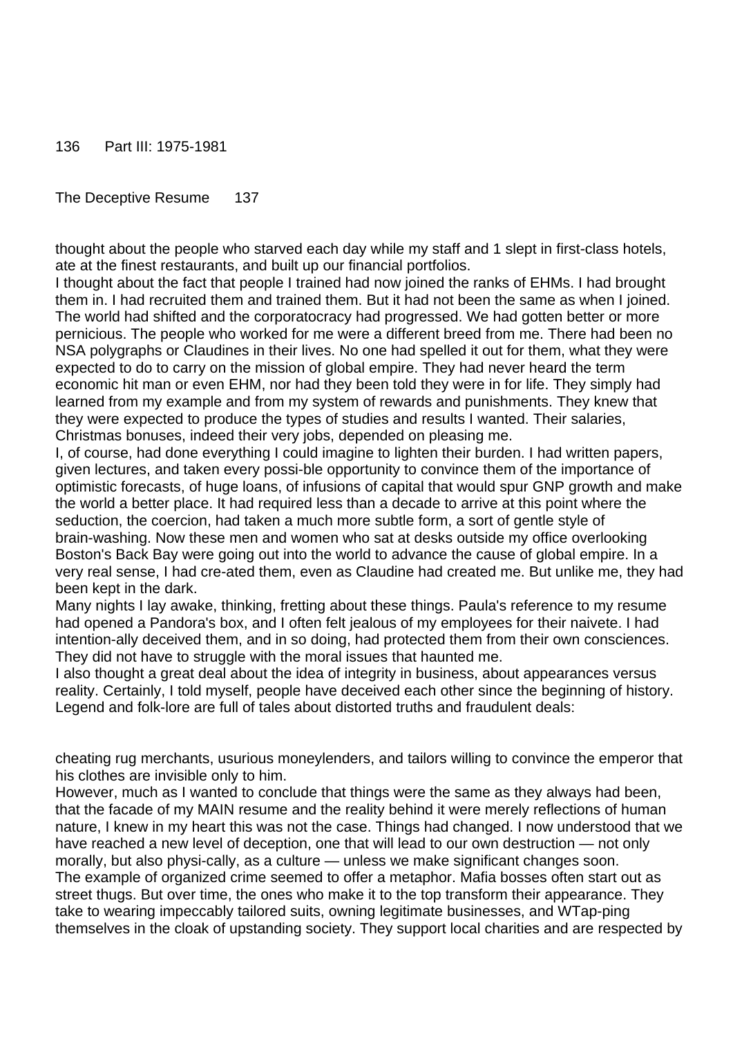thought about the people who starved each day while my staff and 1 slept in first-class hotels, ate at the finest restaurants, and built up our financial portfolios.

I thought about the fact that people I trained had now joined the ranks of EHMs. I had brought them in. I had recruited them and trained them. But it had not been the same as when I joined. The world had shifted and the corporatocracy had progressed. We had gotten better or more pernicious. The people who worked for me were a different breed from me. There had been no NSA polygraphs or Claudines in their lives. No one had spelled it out for them, what they were expected to do to carry on the mission of global empire. They had never heard the term economic hit man or even EHM, nor had they been told they were in for life. They simply had learned from my example and from my system of rewards and punishments. They knew that they were expected to produce the types of studies and results I wanted. Their salaries, Christmas bonuses, indeed their very jobs, depended on pleasing me.

I, of course, had done everything I could imagine to lighten their burden. I had written papers, given lectures, and taken every possi-ble opportunity to convince them of the importance of optimistic forecasts, of huge loans, of infusions of capital that would spur GNP growth and make the world a better place. It had required less than a decade to arrive at this point where the seduction, the coercion, had taken a much more subtle form, a sort of gentle style of brain-washing. Now these men and women who sat at desks outside my office overlooking Boston's Back Bay were going out into the world to advance the cause of global empire. In a very real sense, I had cre-ated them, even as Claudine had created me. But unlike me, they had been kept in the dark.

Many nights I lay awake, thinking, fretting about these things. Paula's reference to my resume had opened a Pandora's box, and I often felt jealous of my employees for their naivete. I had intention-ally deceived them, and in so doing, had protected them from their own consciences. They did not have to struggle with the moral issues that haunted me.

I also thought a great deal about the idea of integrity in business, about appearances versus reality. Certainly, I told myself, people have deceived each other since the beginning of history. Legend and folk-lore are full of tales about distorted truths and fraudulent deals: cheating rug merchants, usurious moneylenders, and tailors willing to convince the emperor that his clothes are invisible only to him.

However, much as I wanted to conclude that things were the same as they always had been, that the facade of my MAIN resume and the reality behind it were merely reflections of human nature, I knew in my heart this was not the case. Things had changed. I now understood that we have reached a new level of deception, one that will lead to our own destruction — not only morally, but also physi-cally, as a culture — unless we make significant changes soon.

The example of organized crime seemed to offer a metaphor. Mafia bosses often start out as street thugs. But over time, the ones who make it to the top transform their appearance. They take to wearing impeccably tailored suits, owning legitimate businesses, and WTap-ping themselves in the cloak of upstanding society. They support local charities and are respected by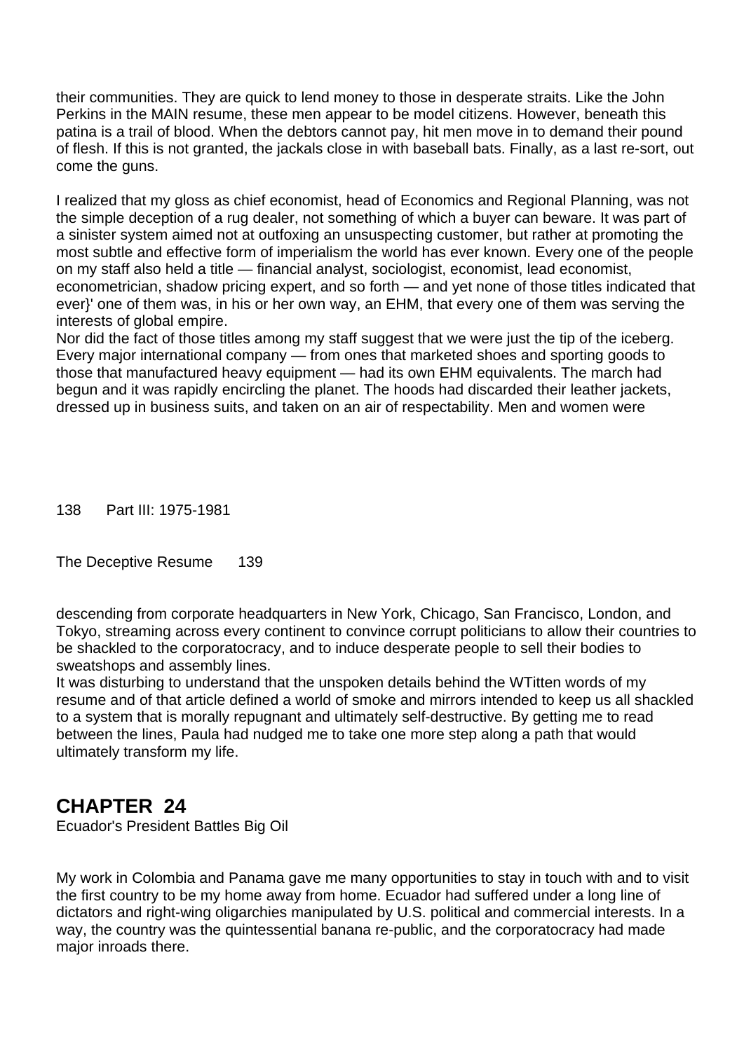their communities. They are quick to lend money to those in desperate straits. Like the John Perkins in the MAIN resume, these men appear to be model citizens. However, beneath this patina is a trail of blood. When the debtors cannot pay, hit men move in to demand their pound of flesh. If this is not granted, the jackals close in with baseball bats. Finally, as a last re-sort, out come the guns.

I realized that my gloss as chief economist, head of Economics and Regional Planning, was not the simple deception of a rug dealer, not something of which a buyer can beware. It was part of a sinister system aimed not at outfoxing an unsuspecting customer, but rather at promoting the most subtle and effective form of imperialism the world has ever known. Every one of the people on my staff also held a title — financial analyst, sociologist, economist, lead economist, econometrician, shadow pricing expert, and so forth — and yet none of those titles indicated that ever}' one of them was, in his or her own way, an EHM, that every one of them was serving the interests of global empire.

Nor did the fact of those titles among my staff suggest that we were just the tip of the iceberg. Every major international company — from ones that marketed shoes and sporting goods to those that manufactured heavy equipment — had its own EHM equivalents. The march had begun and it was rapidly encircling the planet. The hoods had discarded their leather jackets, dressed up in business suits, and taken on an air of respectability. Men and women were descending from corporate headquarters in New York, Chicago, San Francisco, London, and Tokyo, streaming across every continent to convince corrupt politicians to allow their countries to be shackled to the corporatocracy, and to induce desperate people to sell their bodies to sweatshops and assembly lines.

It was disturbing to understand that the unspoken details behind the WTitten words of my resume and of that article defined a world of smoke and mirrors intended to keep us all shackled to a system that is morally repugnant and ultimately self-destructive. By getting me to read between the lines, Paula had nudged me to take one more step along a path that would ultimately transform my life.

## CHAPTER 24

Ecuador's President Battles Big Oil

My work in Colombia and Panama gave me many opportunities to stay in touch with and to visit the first country to be my home away from home. Ecuador had suffered under a long line of dictators and right-wing oligarchies manipulated by U.S. political and commercial interests. In a way, the country was the quintessential banana re-public, and the corporatocracy had made major inroads there.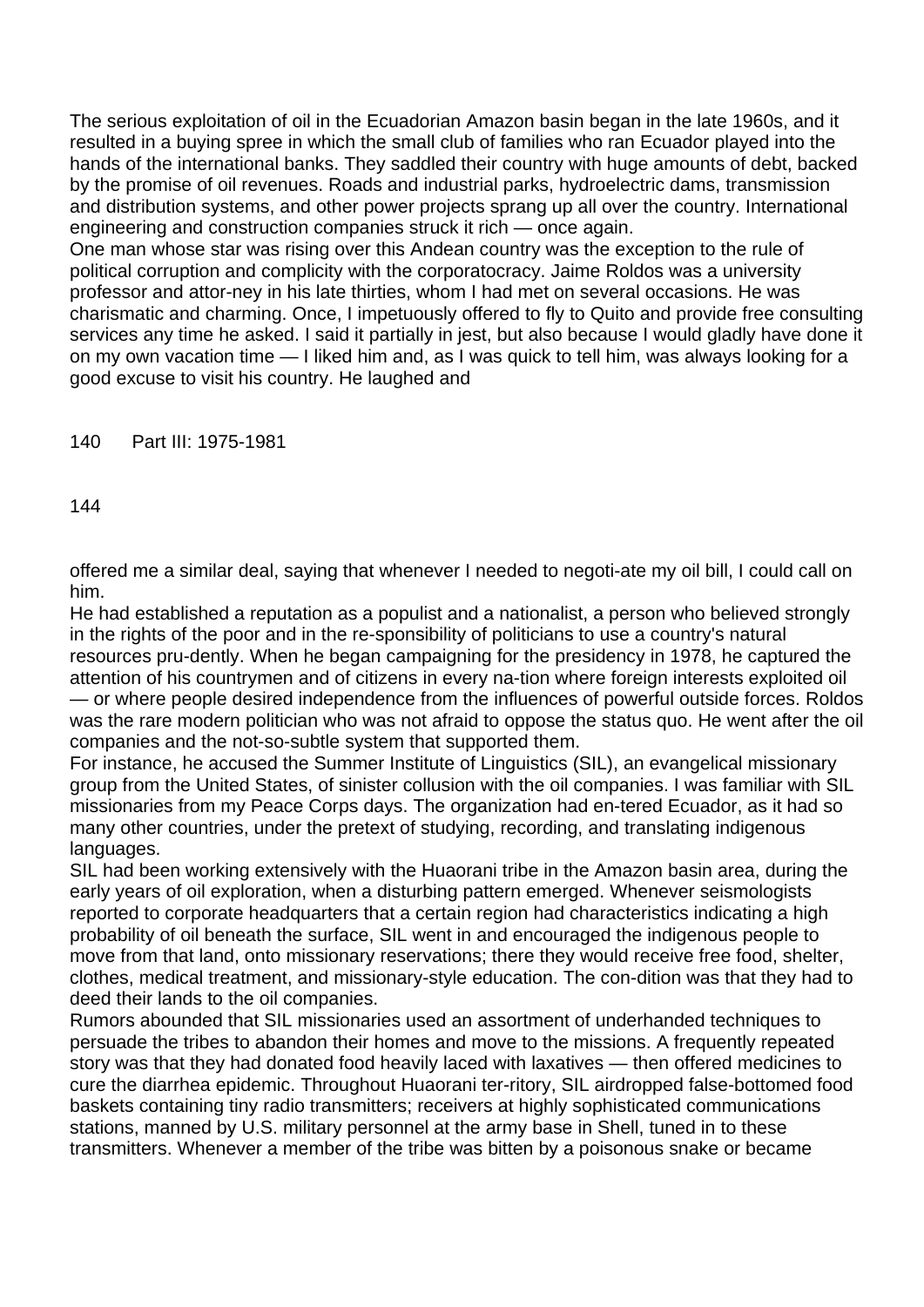The serious exploitation of oil in the Ecuadorian Amazon basin began in the late 1960s, and it resulted in a buying spree in which the small club of families who ran Ecuador played into the hands of the international banks. They saddled their country with huge amounts of debt, backed by the promise of oil revenues. Roads and industrial parks, hydroelectric dams, transmission and distribution systems, and other power projects sprang up all over the country. International engineering and construction companies struck it rich — once again.

One man whose star was rising over this Andean country was the exception to the rule of political corruption and complicity with the corporatocracy. Jaime Roldos was a university professor and attor-ney in his late thirties, whom I had met on several occasions. He was charismatic and charming. Once, I impetuously offered to fly to Quito and provide free consulting services any time he asked. I said it partially in jest, but also because I would gladly have done it on my own vacation time — I liked him and, as I was quick to tell him, was always looking for a good excuse to visit his country. He laughed and offered me a similar deal, saying that whenever I needed to negoti-ate my oil bill, I could call on him.

He had established a reputation as a populist and a nationalist, a person who believed strongly in the rights of the poor and in the re-sponsibility of politicians to use a country's natural resources pru-dently. When he began campaigning for the presidency in 1978, he captured the attention of his countrymen and of citizens in every na-tion where foreign interests exploited oil — or where people desired independence from the influences of powerful outside forces. Roldos was the rare modern politician who was not afraid to oppose the status quo. He went after the oil companies and the not-so-subtle system that supported them.

For instance, he accused the Summer Institute of Linguistics (SIL), an evangelical missionary group from the United States, of sinister collusion with the oil companies. I was familiar with SIL missionaries from my Peace Corps days. The organization had en-tered Ecuador, as it had so many other countries, under the pretext of studying, recording, and translating indigenous languages.

SIL had been working extensively with the Huaorani tribe in the Amazon basin area, during the early years of oil exploration, when a disturbing pattern emerged. Whenever seismologists reported to corporate headquarters that a certain region had characteristics indicating a high probability of oil beneath the surface, SIL went in and encouraged the indigenous people to move from that land, onto missionary reservations; there they would receive free food, shelter, clothes, medical treatment, and missionary-style education. The con-dition was that they had to deed their lands to the oil companies.

Rumors abounded that SIL missionaries used an assortment of underhanded techniques to persuade the tribes to abandon their homes and move to the missions. A frequently repeated story was that they had donated food heavily laced with laxatives — then offered medicines to cure the diarrhea epidemic. Throughout Huaorani ter-ritory, SIL airdropped false-bottomed food baskets containing tiny radio transmitters; receivers at highly sophisticated communications stations, manned by U.S. military personnel at the army base in Shell, tuned in to these transmitters. Whenever a member of the tribe was bitten by a poisonous snake or became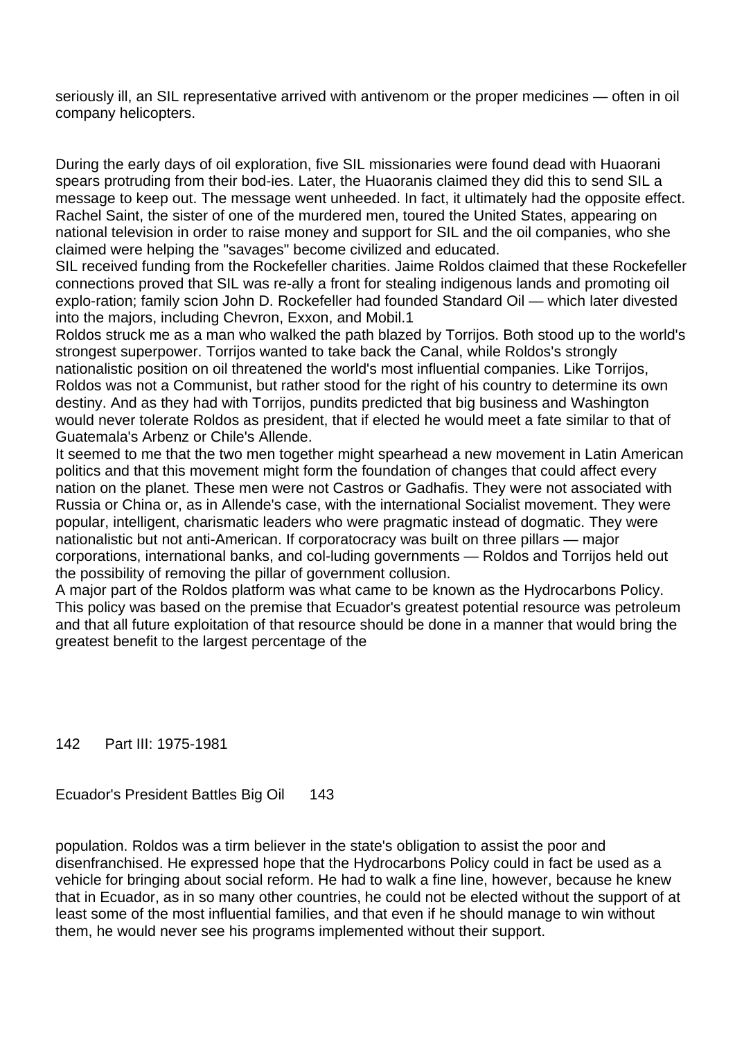seriously ill, an SIL representative arrived with antivenom or the proper medicines — often in oil company helicopters.

During the early days of oil exploration, five SIL missionaries were found dead with Huaorani spears protruding from their bod-ies. Later, the Huaoranis claimed they did this to send SIL a message to keep out. The message went unheeded. In fact, it ultimately had the opposite effect. Rachel Saint, the sister of one of the murdered men, toured the United States, appearing on national television in order to raise money and support for SIL and the oil companies, who she claimed were helping the "savages" become civilized and educated.

SIL received funding from the Rockefeller charities. Jaime Roldos claimed that these Rockefeller connections proved that SIL was re-ally a front for stealing indigenous lands and promoting oil explo-ration; family scion John D. Rockefeller had founded Standard Oil — which later divested into the majors, including Chevron, Exxon, and Mobil.1

Roldos struck me as a man who walked the path blazed by Torrijos. Both stood up to the world's strongest superpower. Torrijos wanted to take back the Canal, while Roldos's strongly nationalistic position on oil threatened the world's most influential companies. Like Torrijos, Roldos was not a Communist, but rather stood for the right of his country to determine its own destiny. And as they had with Torrijos, pundits predicted that big business and Washington would never tolerate Roldos as president, that if elected he would meet a fate similar to that of Guatemala's Arbenz or Chile's Allende.

It seemed to me that the two men together might spearhead a new movement in Latin American politics and that this movement might form the foundation of changes that could affect every nation on the planet. These men were not Castros or Gadhafis. They were not associated with Russia or China or, as in Allende's case, with the international Socialist movement. They were popular, intelligent, charismatic leaders who were pragmatic instead of dogmatic. They were nationalistic but not anti-American. If corporatocracy was built on three pillars — major corporations, international banks, and col-luding governments — Roldos and Torrijos held out the possibility of removing the pillar of government collusion.

A major part of the Roldos platform was what came to be known as the Hydrocarbons Policy. This policy was based on the premise that Ecuador's greatest potential resource was petroleum and that all future exploitation of that resource should be done in a manner that would bring the greatest benefit to the largest percentage of the population. Roldos was a tirm believer in the state's obligation to assist the poor and disenfranchised. He expressed hope that the Hydrocarbons Policy could in fact be used as a vehicle for bringing about social reform. He had to walk a fine line, however, because he knew that in Ecuador, as in so many other countries, he could not be elected without the support of at least some of the most influential families, and that even if he should manage to win without them, he would never see his programs implemented without their support.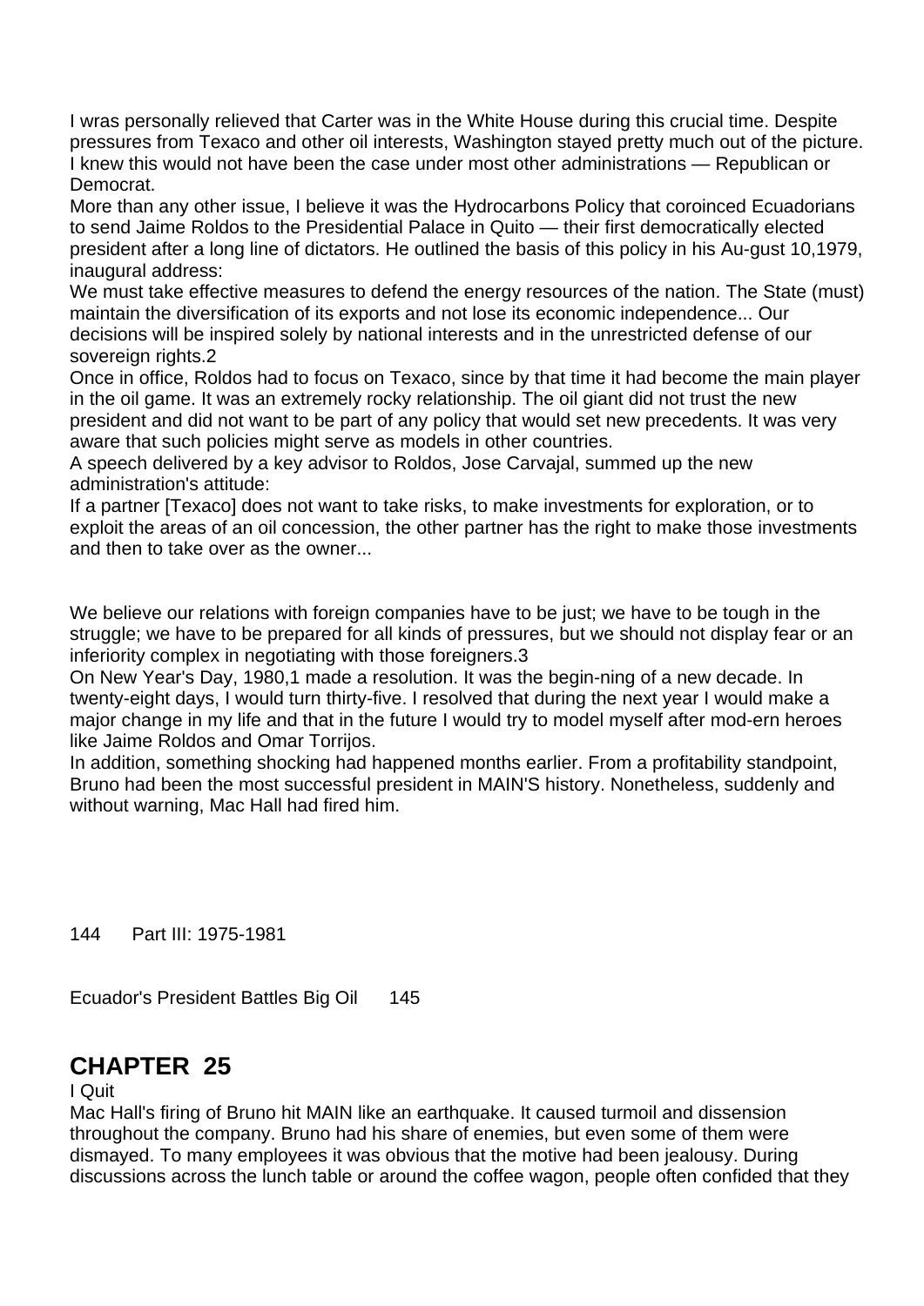I wras personally relieved that Carter was in the White House during this crucial time. Despite pressures from Texaco and other oil interests, Washington stayed pretty much out of the picture. I knew this would not have been the case under most other administrations — Republican or Democrat.

More than any other issue, I believe it was the Hydrocarbons Policy that coroinced Ecuadorians to send Jaime Roldos to the Presidential Palace in Quito — their first democratically elected president after a long line of dictators. He outlined the basis of this policy in his Au-gust 10,1979, inaugural address:

We must take effective measures to defend the energy resources of the nation. The State (must) maintain the diversification of its exports and not lose its economic independence... Our decisions will be inspired solely by national interests and in the unrestricted defense of our sovereign rights.2

Once in office, Roldos had to focus on Texaco, since by that time it had become the main player in the oil game. It was an extremely rocky relationship. The oil giant did not trust the new president and did not want to be part of any policy that would set new precedents. It was very aware that such policies might serve as models in other countries.

A speech delivered by a key advisor to Roldos, Jose Carvajal, summed up the new administration's attitude:

If a partner [Texaco] does not want to take risks, to make investments for exploration, or to exploit the areas of an oil concession, the other partner has the right to make those investments and then to take over as the owner...

We believe our relations with foreign companies have to be just; we have to be tough in the struggle; we have to be prepared for all kinds of pressures, but we should not display fear or an inferiority complex in negotiating with those foreigners.3

On New Year's Day, 1980,1 made a resolution. It was the begin-ning of a new decade. In twenty-eight days, I would turn thirty-five. I resolved that during the next year I would make a major change in my life and that in the future I would try to model myself after mod-ern heroes like Jaime Roldos and Omar Torrijos.

In addition, something shocking had happened months earlier. From a profitability standpoint, Bruno had been the most successful president in MAIN'S history. Nonetheless, suddenly and without warning, Mac Hall had fired him.

## CHAPTER 25

I Quit

Mac Hall's firing of Bruno hit MAIN like an earthquake. It caused turmoil and dissension throughout the company. Bruno had his share of enemies, but even some of them were dismayed. To many employees it was obvious that the motive had been jealousy. During discussions across the lunch table or around the coffee wagon, people often confided that they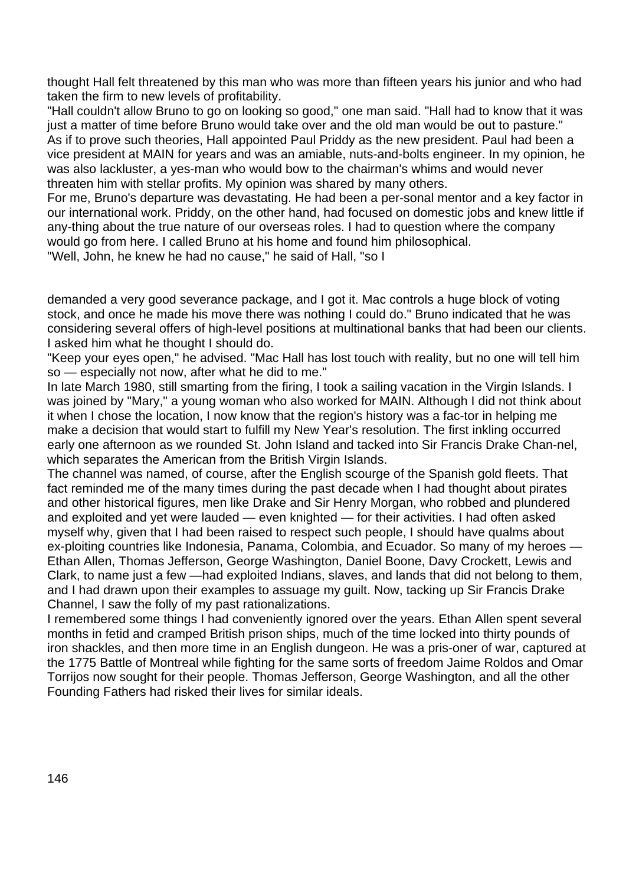thought Hall felt threatened by this man who was more than fifteen years his junior and who had taken the firm to new levels of profitability.

"Hall couldn't allow Bruno to go on looking so good," one man said. "Hall had to know that it was just a matter of time before Bruno would take over and the old man would be out to pasture."

As if to prove such theories, Hall appointed Paul Priddy as the new president. Paul had been a vice president at MAIN for years and was an amiable, nuts-and-bolts engineer. In my opinion, he was also lackluster, a yes-man who would bow to the chairman's whims and would never threaten him with stellar profits. My opinion was shared by many others.

For me, Bruno's departure was devastating. He had been a per-sonal mentor and a key factor in our international work. Priddy, on the other hand, had focused on domestic jobs and knew little if any-thing about the true nature of our overseas roles. I had to question where the company would go from here. I called Bruno at his home and found him philosophical.

"Well, John, he knew he had no cause," he said of Hall, "so I demanded a very good severance package, and I got it. Mac controls a huge block of voting stock, and once he made his move there was nothing I could do." Bruno indicated that he was considering several offers of high-level positions at multinational banks that had been our clients. I asked him what he thought I should do.

"Keep your eyes open," he advised. "Mac Hall has lost touch with reality, but no one will tell him so — especially not now, after what he did to me."

In late March 1980, still smarting from the firing, I took a sailing vacation in the Virgin Islands. I was joined by "Mary," a young woman who also worked for MAIN. Although I did not think about it when I chose the location, I now know that the region's history was a fac-tor in helping me make a decision that would start to fulfill my New Year's resolution. The first inkling occurred early one afternoon as we rounded St. John Island and tacked into Sir Francis Drake Chan-nel, which separates the American from the British Virgin Islands.

The channel was named, of course, after the English scourge of the Spanish gold fleets. That fact reminded me of the many times during the past decade when I had thought about pirates and other historical figures, men like Drake and Sir Henry Morgan, who robbed and plundered and exploited and yet were lauded — even knighted — for their activities. I had often asked myself why, given that I had been raised to respect such people, I should have qualms about ex-ploiting countries like Indonesia, Panama, Colombia, and Ecuador. So many of my heroes — Ethan Allen, Thomas Jefferson, George Washington, Daniel Boone, Davy Crockett, Lewis and Clark, to name just a few —had exploited Indians, slaves, and lands that did not belong to them, and I had drawn upon their examples to assuage my guilt. Now, tacking up Sir Francis Drake Channel, I saw the folly of my past rationalizations.

I remembered some things I had conveniently ignored over the years. Ethan Allen spent several months in fetid and cramped British prison ships, much of the time locked into thirty pounds of iron shackles, and then more time in an English dungeon. He was a pris-oner of war, captured at the 1775 Battle of Montreal while fighting for the same sorts of freedom Jaime Roldos and Omar Torrijos now sought for their people. Thomas Jefferson, George Washington, and all the other Founding Fathers had risked their lives for similar ideals.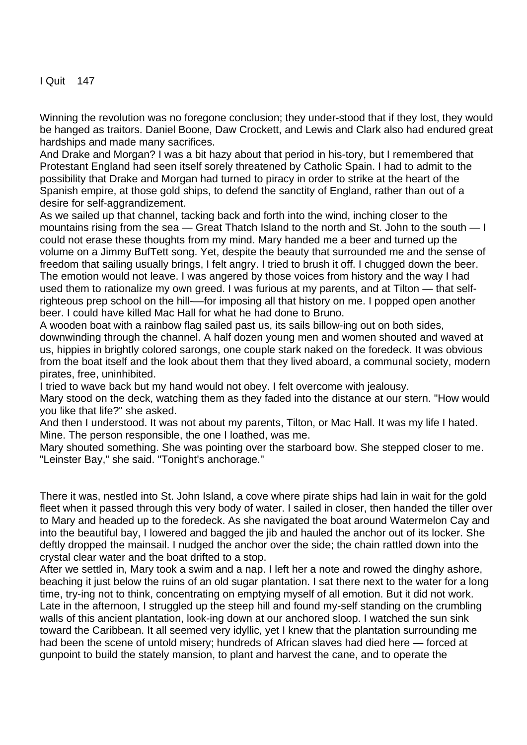Winning the revolution was no foregone conclusion; they under-stood that if they lost, they would be hanged as traitors. Daniel Boone, Daw Crockett, and Lewis and Clark also had endured great hardships and made many sacrifices.

And Drake and Morgan? I was a bit hazy about that period in his-tory, but I remembered that Protestant England had seen itself sorely threatened by Catholic Spain. I had to admit to the possibility that Drake and Morgan had turned to piracy in order to strike at the heart of the Spanish empire, at those gold ships, to defend the sanctity of England, rather than out of a desire for self-aggrandizement.

As we sailed up that channel, tacking back and forth into the wind, inching closer to the mountains rising from the sea — Great Thatch Island to the north and St. John to the south — I could not erase these thoughts from my mind. Mary handed me a beer and turned up the volume on a Jimmy BufTett song. Yet, despite the beauty that surrounded me and the sense of freedom that sailing usually brings, I felt angry. I tried to brush it off. I chugged down the beer. The emotion would not leave. I was angered by those voices from history and the way I had used them to rationalize my own greed. I was furious at my parents, and at Tilton — that self-righteous prep school on the hill-—for imposing all that history on me. I popped open another beer. I could have killed Mac Hall for what he had done to Bruno.

A wooden boat with a rainbow flag sailed past us, its sails billow-ing out on both sides, downwinding through the channel. A half dozen young men and women shouted and waved at us, hippies in brightly colored sarongs, one couple stark naked on the foredeck. It was obvious from the boat itself and the look about them that they lived aboard, a communal society, modern pirates, free, uninhibited.

I tried to wave back but my hand would not obey. I felt overcome with jealousy.

Mary stood on the deck, watching them as they faded into the distance at our stern. "How would you like that life?" she asked.

And then I understood. It was not about my parents, Tilton, or Mac Hall. It was my life I hated. Mine. The person responsible, the one I loathed, was me.

Mary shouted something. She was pointing over the starboard bow. She stepped closer to me. "Leinster Bay," she said. "Tonight's anchorage."

There it was, nestled into St. John Island, a cove where pirate ships had lain in wait for the gold fleet when it passed through this very body of water. I sailed in closer, then handed the tiller over to Mary and headed up to the foredeck. As she navigated the boat around Watermelon Cay and into the beautiful bay, I lowered and bagged the jib and hauled the anchor out of its locker. She deftly dropped the mainsail. I nudged the anchor over the side; the chain rattled down into the crystal clear water and the boat drifted to a stop.

After we settled in, Mary took a swim and a nap. I left her a note and rowed the dinghy ashore, beaching it just below the ruins of an old sugar plantation. I sat there next to the water for a long time, try-ing not to think, concentrating on emptying myself of all emotion. But it did not work. Late in the afternoon, I struggled up the steep hill and found my-self standing on the crumbling walls of this ancient plantation, look-ing down at our anchored sloop. I watched the sun sink toward the Caribbean. It all seemed very idyllic, yet I knew that the plantation surrounding me had been the scene of untold misery; hundreds of African slaves had died here — forced at gunpoint to build the stately mansion, to plant and harvest the cane, and to operate the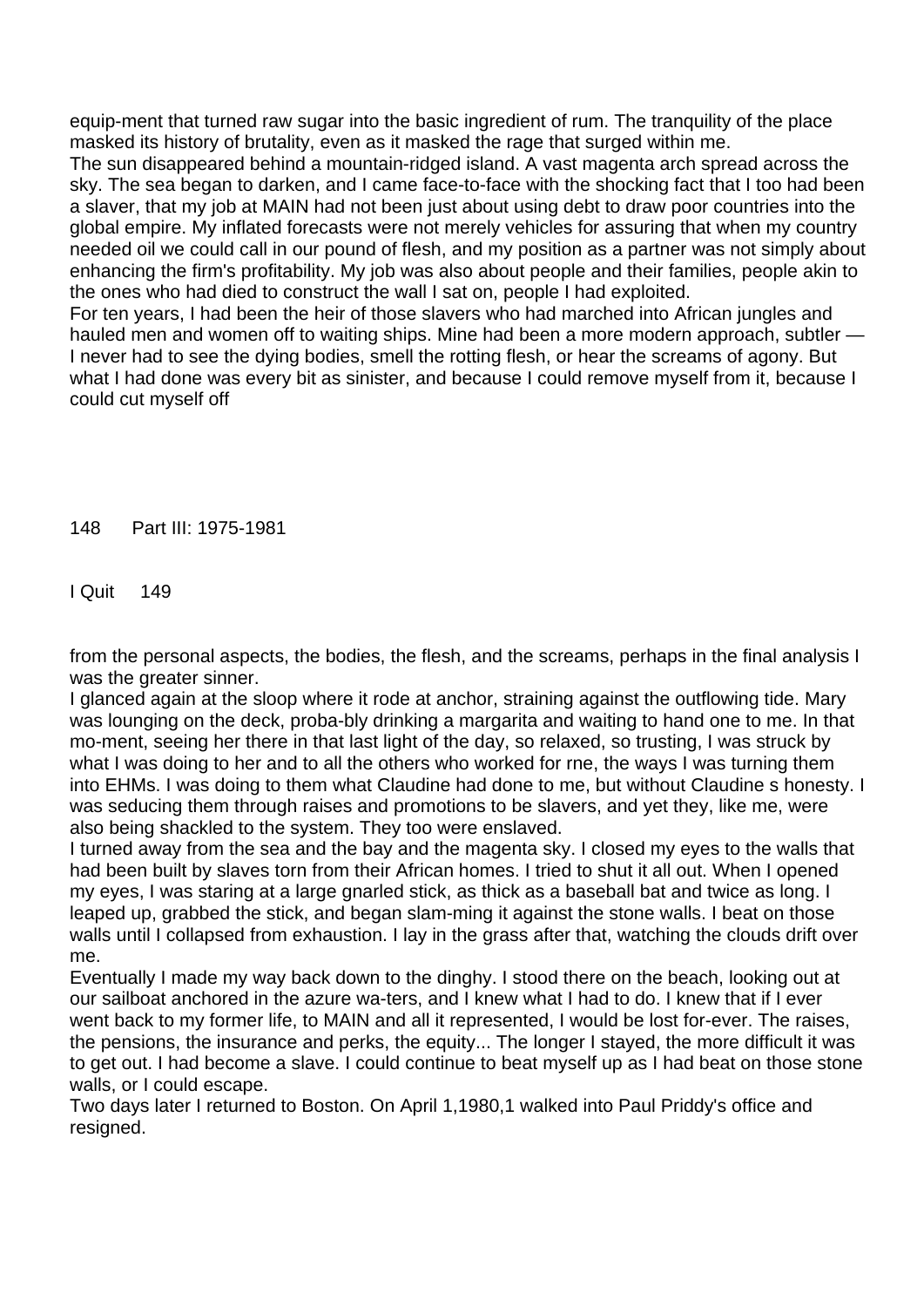equip-ment that turned raw sugar into the basic ingredient of rum. The tranquility of the place masked its history of brutality, even as it masked the rage that surged within me.

The sun disappeared behind a mountain-ridged island. A vast magenta arch spread across the sky. The sea began to darken, and I came face-to-face with the shocking fact that I too had been a slaver, that my job at MAIN had not been just about using debt to draw poor countries into the global empire. My inflated forecasts were not merely vehicles for assuring that when my country needed oil we could call in our pound of flesh, and my position as a partner was not simply about enhancing the firm's profitability. My job was also about people and their families, people akin to the ones who had died to construct the wall I sat on, people I had exploited.

For ten years, I had been the heir of those slavers who had marched into African jungles and hauled men and women off to waiting ships. Mine had been a more modern approach, subtler — I never had to see the dying bodies, smell the rotting flesh, or hear the screams of agony. But what I had done was every bit as sinister, and because I could remove myself from it, because I could cut myself off from the personal aspects, the bodies, the flesh, and the screams, perhaps in the final analysis I was the greater sinner.

I glanced again at the sloop where it rode at anchor, straining against the outflowing tide. Mary was lounging on the deck, proba-bly drinking a margarita and waiting to hand one to me. In that mo-ment, seeing her there in that last light of the day, so relaxed, so trusting, I was struck by what I was doing to her and to all the others who worked for rne, the ways I was turning them into EHMs. I was doing to them what Claudine had done to me, but without Claudine s honesty. I was seducing them through raises and promotions to be slavers, and yet they, like me, were also being shackled to the system. They too were enslaved.

I turned away from the sea and the bay and the magenta sky. I closed my eyes to the walls that had been built by slaves torn from their African homes. I tried to shut it all out. When I opened my eyes, I was staring at a large gnarled stick, as thick as a baseball bat and twice as long. I leaped up, grabbed the stick, and began slam-ming it against the stone walls. I beat on those walls until I collapsed from exhaustion. I lay in the grass after that, watching the clouds drift over me.

Eventually I made my way back down to the dinghy. I stood there on the beach, looking out at our sailboat anchored in the azure wa-ters, and I knew what I had to do. I knew that if I ever went back to my former life, to MAIN and all it represented, I would be lost for-ever. The raises, the pensions, the insurance and perks, the equity... The longer I stayed, the more difficult it was to get out. I had become a slave. I could continue to beat myself up as I had beat on those stone walls, or I could escape.

Two days later I returned to Boston. On April 1,1980,1 walked into Paul Priddy's office and resigned.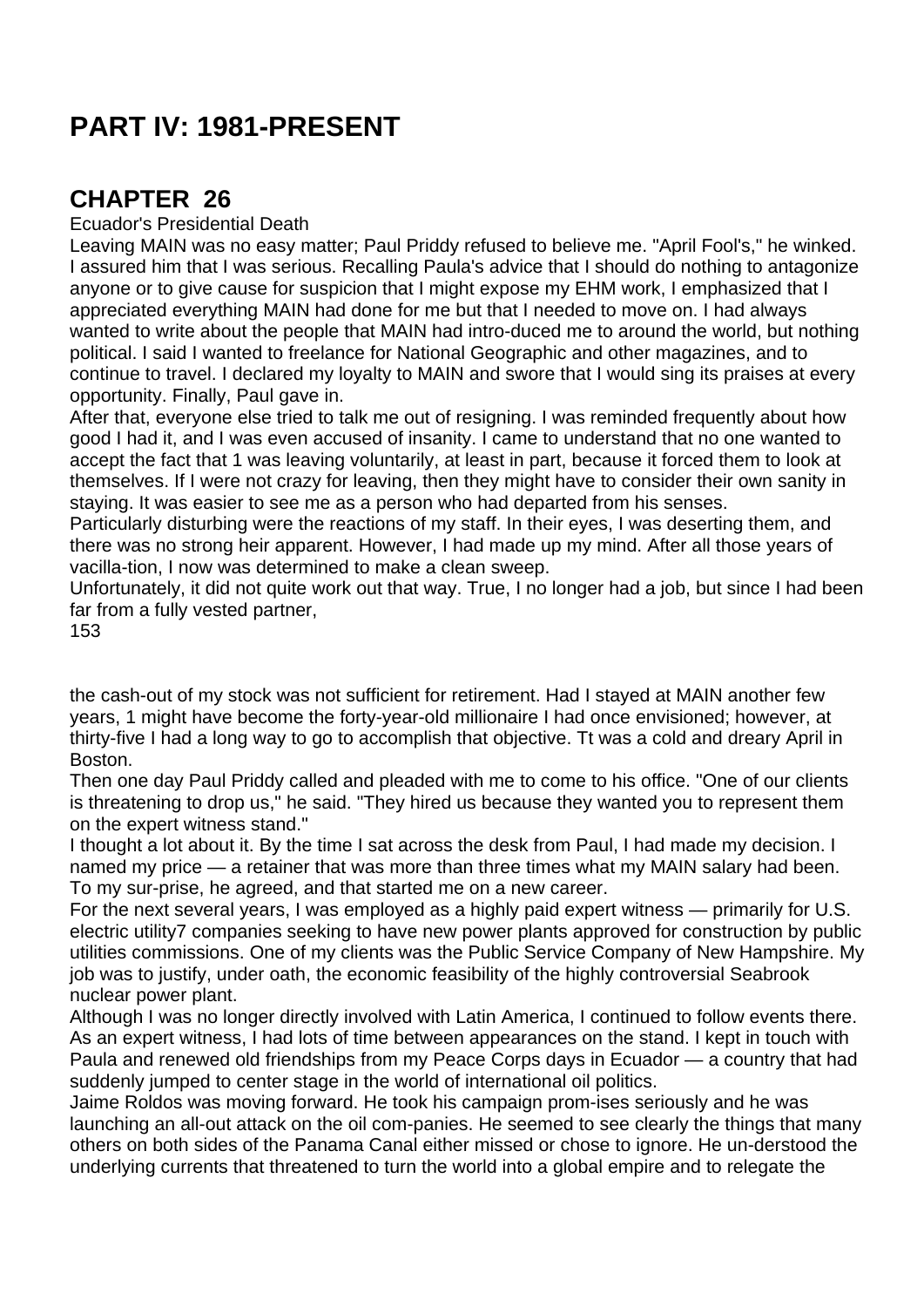# PART IV: 1981-PRESENT

## CHAPTER 26

Ecuador's Presidential Death

Leaving MAIN was no easy matter; Paul Priddy refused to believe me. "April Fool's," he winked. I assured him that I was serious. Recalling Paula's advice that I should do nothing to antagonize anyone or to give cause for suspicion that I might expose my EHM work, I emphasized that I appreciated everything MAIN had done for me but that I needed to move on. I had always wanted to write about the people that MAIN had intro-duced me to around the world, but nothing political. I said I wanted to freelance for National Geographic and other magazines, and to continue to travel. I declared my loyalty to MAIN and swore that I would sing its praises at every opportunity. Finally, Paul gave in.

After that, everyone else tried to talk me out of resigning. I was reminded frequently about how good I had it, and I was even accused of insanity. I came to understand that no one wanted to accept the fact that 1 was leaving voluntarily, at least in part, because it forced them to look at themselves. If I were not crazy for leaving, then they might have to consider their own sanity in staying. It was easier to see me as a person who had departed from his senses.

Particularly disturbing were the reactions of my staff. In their eyes, I was deserting them, and there was no strong heir apparent. However, I had made up my mind. After all those years of vacilla-tion, I now was determined to make a clean sweep.

Unfortunately, it did not quite work out that way. True, I no longer had a job, but since I had been far from a fully vested partner, the cash-out of my stock was not sufficient for retirement. Had I stayed at MAIN another few years, 1 might have become the forty-year-old millionaire I had once envisioned; however, at thirty-five I had a long way to go to accomplish that objective. Tt was a cold and dreary April in Boston.

Then one day Paul Priddy called and pleaded with me to come to his office. "One of our clients is threatening to drop us," he said. "They hired us because they wanted you to represent them on the expert witness stand."

I thought a lot about it. By the time I sat across the desk from Paul, I had made my decision. I named my price — a retainer that was more than three times what my MAIN salary had been. To my sur-prise, he agreed, and that started me on a new career.

For the next several years, I was employed as a highly paid expert witness — primarily for U.S. electric utility7 companies seeking to have new power plants approved for construction by public utilities commissions. One of my clients was the Public Service Company of New Hampshire. My job was to justify, under oath, the economic feasibility of the highly controversial Seabrook nuclear power plant.

Although I was no longer directly involved with Latin America, I continued to follow events there. As an expert witness, I had lots of time between appearances on the stand. I kept in touch with Paula and renewed old friendships from my Peace Corps days in Ecuador — a country that had suddenly jumped to center stage in the world of international oil politics.

Jaime Roldos was moving forward. He took his campaign prom-ises seriously and he was launching an all-out attack on the oil com-panies. He seemed to see clearly the things that many others on both sides of the Panama Canal either missed or chose to ignore. He un-derstood the underlying currents that threatened to turn the world into a global empire and to relegate the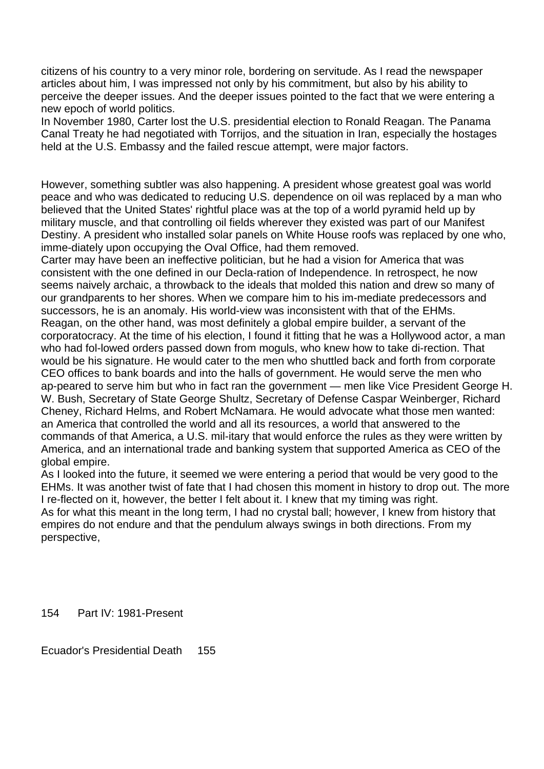citizens of his country to a very minor role, bordering on servitude. As I read the newspaper articles about him, I was impressed not only by his commitment, but also by his ability to perceive the deeper issues. And the deeper issues pointed to the fact that we were entering a new epoch of world politics.

In November 1980, Carter lost the U.S. presidential election to Ronald Reagan. The Panama Canal Treaty he had negotiated with Torrijos, and the situation in Iran, especially the hostages held at the U.S. Embassy and the failed rescue attempt, were major factors.

However, something subtler was also happening. A president whose greatest goal was world peace and who was dedicated to reducing U.S. dependence on oil was replaced by a man who believed that the United States' rightful place was at the top of a world pyramid held up by military muscle, and that controlling oil fields wherever they existed was part of our Manifest Destiny. A president who installed solar panels on White House roofs was replaced by one who, imme-diately upon occupying the Oval Office, had them removed.

Carter may have been an ineffective politician, but he had a vision for America that was consistent with the one defined in our Decla-ration of Independence. In retrospect, he now seems naively archaic, a throwback to the ideals that molded this nation and drew so many of our grandparents to her shores. When we compare him to his im-mediate predecessors and successors, he is an anomaly. His world-view was inconsistent with that of the EHMs.

Reagan, on the other hand, was most definitely a global empire builder, a servant of the corporatocracy. At the time of his election, I found it fitting that he was a Hollywood actor, a man who had fol-lowed orders passed down from moguls, who knew how to take di-rection. That would be his signature. He would cater to the men who shuttled back and forth from corporate CEO offices to bank boards and into the halls of government. He would serve the men who ap-peared to serve him but who in fact ran the government — men like Vice President George H. W. Bush, Secretary of State George Shultz, Secretary of Defense Caspar Weinberger, Richard Cheney, Richard Helms, and Robert McNamara. He would advocate what those men wanted: an America that controlled the world and all its resources, a world that answered to the commands of that America, a U.S. mil-itary that would enforce the rules as they were written by America, and an international trade and banking system that supported America as CEO of the global empire.

As I looked into the future, it seemed we were entering a period that would be very good to the EHMs. It was another twist of fate that I had chosen this moment in history to drop out. The more I re-flected on it, however, the better I felt about it. I knew that my timing was right.

As for what this meant in the long term, I had no crystal ball; however, I knew from history that empires do not endure and that the pendulum always swings in both directions. From my perspective,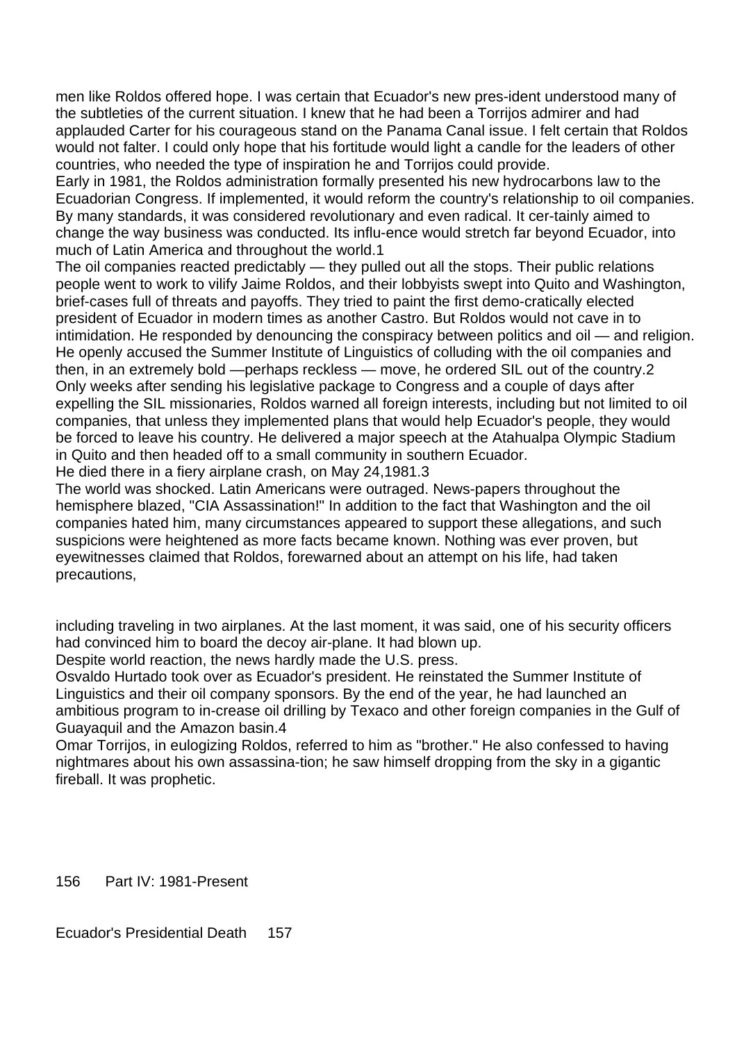men like Roldos offered hope. I was certain that Ecuador's new pres-ident understood many of the subtleties of the current situation. I knew that he had been a Torrijos admirer and had applauded Carter for his courageous stand on the Panama Canal issue. I felt certain that Roldos would not falter. I could only hope that his fortitude would light a candle for the leaders of other countries, who needed the type of inspiration he and Torrijos could provide.

Early in 1981, the Roldos administration formally presented his new hydrocarbons law to the Ecuadorian Congress. If implemented, it would reform the country's relationship to oil companies. By many standards, it was considered revolutionary and even radical. It cer-tainly aimed to change the way business was conducted. Its influ-ence would stretch far beyond Ecuador, into much of Latin America and throughout the world.[1]

The oil companies reacted predictably — they pulled out all the stops. Their public relations people went to work to vilify Jaime Roldos, and their lobbyists swept into Quito and Washington, brief-cases full of threats and payoffs. They tried to paint the first demo-cratically elected president of Ecuador in modern times as another Castro. But Roldos would not cave in to intimidation. He responded by denouncing the conspiracy between politics and oil — and religion. He openly accused the Summer Institute of Linguistics of colluding with the oil companies and then, in an extremely bold —perhaps reckless — move, he ordered SIL out of the country.[2]

Only weeks after sending his legislative package to Congress and a couple of days after expelling the SIL missionaries, Roldos warned all foreign interests, including but not limited to oil companies, that unless they implemented plans that would help Ecuador's people, they would be forced to leave his country. He delivered a major speech at the Atahualpa Olympic Stadium in Quito and then headed off to a small community in southern Ecuador.

He died there in a fiery airplane crash, on May 24,1981.[3]

The world was shocked. Latin Americans were outraged. News-papers throughout the hemisphere blazed, "CIA Assassination!" In addition to the fact that Washington and the oil companies hated him, many circumstances appeared to support these allegations, and such suspicions were heightened as more facts became known. Nothing was ever proven, but eyewitnesses claimed that Roldos, forewarned about an attempt on his life, had taken precautions, including traveling in two airplanes. At the last moment, it was said, one of his security officers had convinced him to board the decoy air-plane. It had blown up.

Despite world reaction, the news hardly made the U.S. press.

Osvaldo Hurtado took over as Ecuador's president. He reinstated the Summer Institute of Linguistics and their oil company sponsors. By the end of the year, he had launched an ambitious program to in-crease oil drilling by Texaco and other foreign companies in the Gulf of Guayaquil and the Amazon basin.[4]

Omar Torrijos, in eulogizing Roldos, referred to him as "brother." He also confessed to having nightmares about his own assassina-tion; he saw himself dropping from the sky in a gigantic fireball. It was prophetic.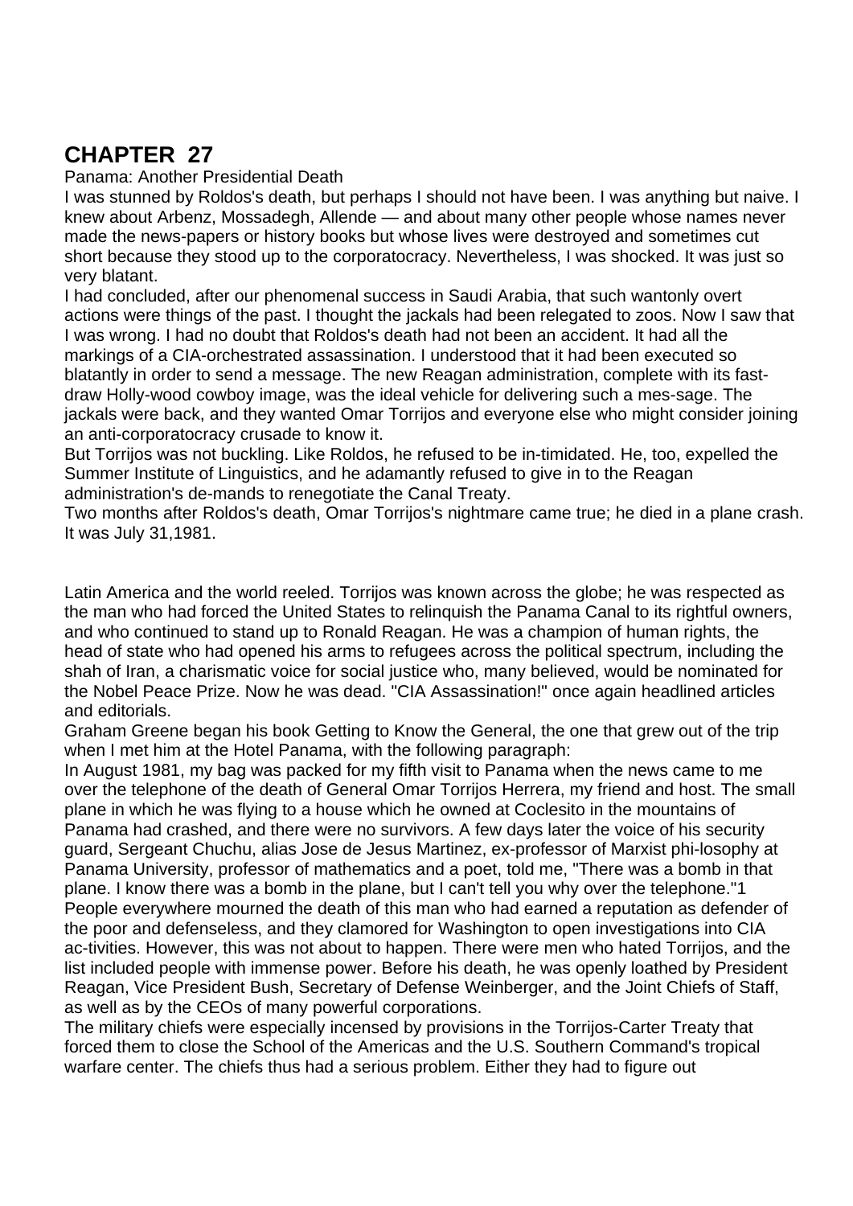# CHAPTER 27

Panama: Another Presidential Death

I was stunned by Roldos's death, but perhaps I should not have been. I was anything but naive. I knew about Arbenz, Mossadegh, Allende — and about many other people whose names never made the news-papers or history books but whose lives were destroyed and sometimes cut short because they stood up to the corporatocracy. Nevertheless, I was shocked. It was just so very blatant.

I had concluded, after our phenomenal success in Saudi Arabia, that such wantonly overt actions were things of the past. I thought the jackals had been relegated to zoos. Now I saw that I was wrong. I had no doubt that Roldos's death had not been an accident. It had all the markings of a CIA-orchestrated assassination. I understood that it had been executed so blatantly in order to send a message. The new Reagan administration, complete with its fast-draw Holly-wood cowboy image, was the ideal vehicle for delivering such a mes-sage. The jackals were back, and they wanted Omar Torrijos and everyone else who might consider joining an anti-corporatocracy crusade to know it.

But Torrijos was not buckling. Like Roldos, he refused to be in-timidated. He, too, expelled the Summer Institute of Linguistics, and he adamantly refused to give in to the Reagan administration's de-mands to renegotiate the Canal Treaty.

Two months after Roldos's death, Omar Torrijos's nightmare came true; he died in a plane crash. It was July 31,1981.

Latin America and the world reeled. Torrijos was known across the globe; he was respected as the man who had forced the United States to relinquish the Panama Canal to its rightful owners, and who continued to stand up to Ronald Reagan. He was a champion of human rights, the head of state who had opened his arms to refugees across the political spectrum, including the shah of Iran, a charismatic voice for social justice who, many believed, would be nominated for the Nobel Peace Prize. Now he was dead. "CIA Assassination!" once again headlined articles and editorials.

Graham Greene began his book Getting to Know the General, the one that grew out of the trip when I met him at the Hotel Panama, with the following paragraph:

In August 1981, my bag was packed for my fifth visit to Panama when the news came to me over the telephone of the death of General Omar Torrijos Herrera, my friend and host. The small plane in which he was flying to a house which he owned at Coclesito in the mountains of Panama had crashed, and there were no survivors. A few days later the voice of his security guard, Sergeant Chuchu, alias Jose de Jesus Martinez, ex-professor of Marxist phi-losophy at Panama University, professor of mathematics and a poet, told me, "There was a bomb in that plane. I know there was a bomb in the plane, but I can't tell you why over the telephone."1

People everywhere mourned the death of this man who had earned a reputation as defender of the poor and defenseless, and they clamored for Washington to open investigations into CIA ac-tivities. However, this was not about to happen. There were men who hated Torrijos, and the list included people with immense power. Before his death, he was openly loathed by President Reagan, Vice President Bush, Secretary of Defense Weinberger, and the Joint Chiefs of Staff, as well as by the CEOs of many powerful corporations.

The military chiefs were especially incensed by provisions in the Torrijos-Carter Treaty that forced them to close the School of the Americas and the U.S. Southern Command's tropical warfare center. The chiefs thus had a serious problem. Either they had to figure out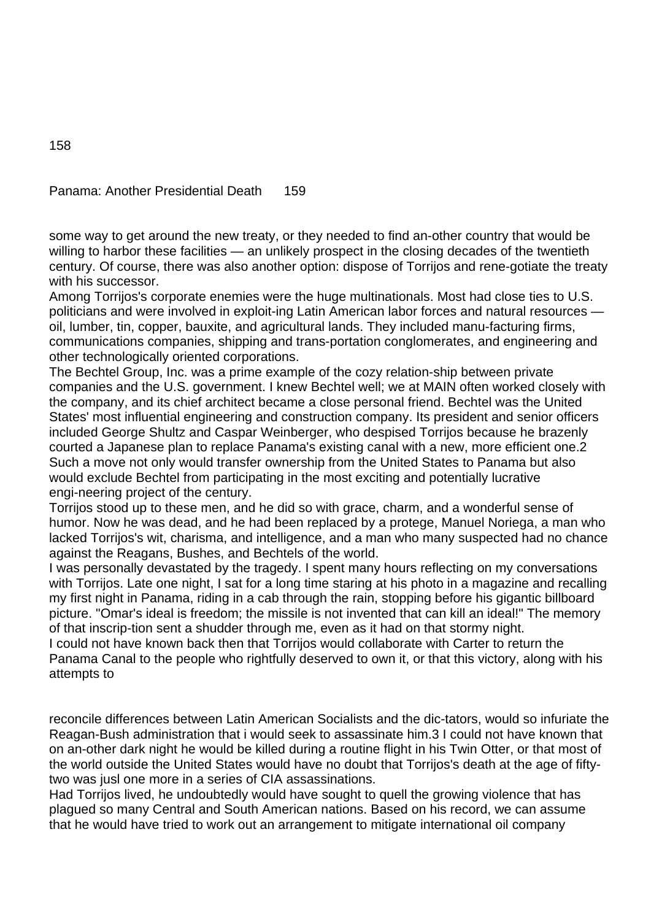some way to get around the new treaty, or they needed to find an-other country that would be willing to harbor these facilities — an unlikely prospect in the closing decades of the twentieth century. Of course, there was also another option: dispose of Torrijos and rene-gotiate the treaty with his successor.

Among Torrijos's corporate enemies were the huge multinationals. Most had close ties to U.S. politicians and were involved in exploit-ing Latin American labor forces and natural resources — oil, lumber, tin, copper, bauxite, and agricultural lands. They included manu-facturing firms, communications companies, shipping and trans-portation conglomerates, and engineering and other technologically oriented corporations.

The Bechtel Group, Inc. was a prime example of the cozy relation-ship between private companies and the U.S. government. I knew Bechtel well; we at MAIN often worked closely with the company, and its chief architect became a close personal friend. Bechtel was the United States' most influential engineering and construction company. Its president and senior officers included George Shultz and Caspar Weinberger, who despised Torrijos because he brazenly courted a Japanese plan to replace Panama's existing canal with a new, more efficient one.[2] Such a move not only would transfer ownership from the United States to Panama but also would exclude Bechtel from participating in the most exciting and potentially lucrative engi-neering project of the century.

Torrijos stood up to these men, and he did so with grace, charm, and a wonderful sense of humor. Now he was dead, and he had been replaced by a protege, Manuel Noriega, a man who lacked Torrijos's wit, charisma, and intelligence, and a man who many suspected had no chance against the Reagans, Bushes, and Bechtels of the world.

I was personally devastated by the tragedy. I spent many hours reflecting on my conversations with Torrijos. Late one night, I sat for a long time staring at his photo in a magazine and recalling my first night in Panama, riding in a cab through the rain, stopping before his gigantic billboard picture. "Omar's ideal is freedom; the missile is not invented that can kill an ideal!" The memory of that inscrip-tion sent a shudder through me, even as it had on that stormy night.

I could not have known back then that Torrijos would collaborate with Carter to return the Panama Canal to the people who rightfully deserved to own it, or that this victory, along with his attempts to reconcile differences between Latin American Socialists and the dic-tators, would so infuriate the Reagan-Bush administration that i would seek to assassinate him.[3] I could not have known that on an-other dark night he would be killed during a routine flight in his Twin Otter, or that most of the world outside the United States would have no doubt that Torrijos's death at the age of fifty-two was jusl one more in a series of CIA assassinations.

Had Torrijos lived, he undoubtedly would have sought to quell the growing violence that has plagued so many Central and South American nations. Based on his record, we can assume that he would have tried to work out an arrangement to mitigate international oil company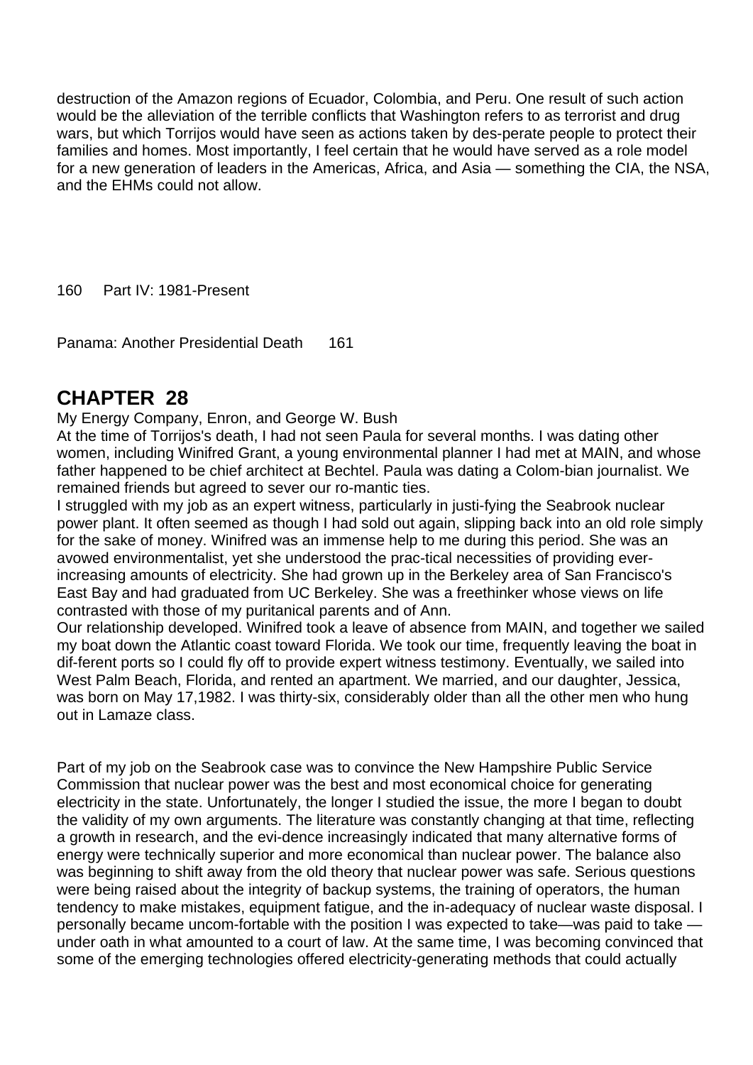destruction of the Amazon regions of Ecuador, Colombia, and Peru. One result of such action would be the alleviation of the terrible conflicts that Washington refers to as terrorist and drug wars, but which Torrijos would have seen as actions taken by des-perate people to protect their families and homes. Most importantly, I feel certain that he would have served as a role model for a new generation of leaders in the Americas, Africa, and Asia — something the CIA, the NSA, and the EHMs could not allow.

## CHAPTER 28

My Energy Company, Enron, and George W. Bush

At the time of Torrijos's death, I had not seen Paula for several months. I was dating other women, including Winifred Grant, a young environmental planner I had met at MAIN, and whose father happened to be chief architect at Bechtel. Paula was dating a Colom-bian journalist. We remained friends but agreed to sever our ro-mantic ties.

I struggled with my job as an expert witness, particularly in justi-fying the Seabrook nuclear power plant. It often seemed as though I had sold out again, slipping back into an old role simply for the sake of money. Winifred was an immense help to me during this period. She was an avowed environmentalist, yet she understood the prac-tical necessities of providing ever-increasing amounts of electricity. She had grown up in the Berkeley area of San Francisco's East Bay and had graduated from UC Berkeley. She was a freethinker whose views on life contrasted with those of my puritanical parents and of Ann.

Our relationship developed. Winifred took a leave of absence from MAIN, and together we sailed my boat down the Atlantic coast toward Florida. We took our time, frequently leaving the boat in dif-ferent ports so I could fly off to provide expert witness testimony. Eventually, we sailed into West Palm Beach, Florida, and rented an apartment. We married, and our daughter, Jessica, was born on May 17,1982. I was thirty-six, considerably older than all the other men who hung out in Lamaze class.

Part of my job on the Seabrook case was to convince the New Hampshire Public Service Commission that nuclear power was the best and most economical choice for generating electricity in the state. Unfortunately, the longer I studied the issue, the more I began to doubt the validity of my own arguments. The literature was constantly changing at that time, reflecting a growth in research, and the evi-dence increasingly indicated that many alternative forms of energy were technically superior and more economical than nuclear power. The balance also was beginning to shift away from the old theory that nuclear power was safe. Serious questions were being raised about the integrity of backup systems, the training of operators, the human tendency to make mistakes, equipment fatigue, and the in-adequacy of nuclear waste disposal. I personally became uncom-fortable with the position I was expected to take—was paid to take — under oath in what amounted to a court of law. At the same time, I was becoming convinced that some of the emerging technologies offered electricity-generating methods that could actually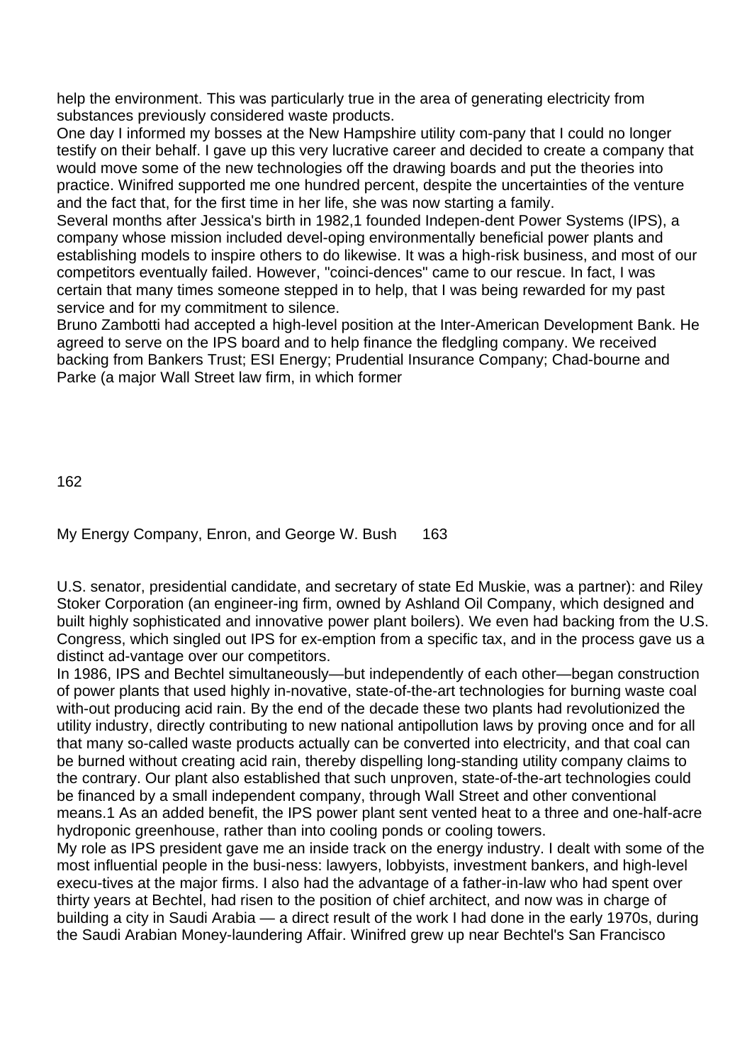help the environment. This was particularly true in the area of generating electricity from substances previously considered waste products.

One day I informed my bosses at the New Hampshire utility com-pany that I could no longer testify on their behalf. I gave up this very lucrative career and decided to create a company that would move some of the new technologies off the drawing boards and put the theories into practice. Winifred supported me one hundred percent, despite the uncertainties of the venture and the fact that, for the first time in her life, she was now starting a family.

Several months after Jessica's birth in 1982,1 founded Indepen-dent Power Systems (IPS), a company whose mission included devel-oping environmentally beneficial power plants and establishing models to inspire others to do likewise. It was a high-risk business, and most of our competitors eventually failed. However, "coinci-dences" came to our rescue. In fact, I was certain that many times someone stepped in to help, that I was being rewarded for my past service and for my commitment to silence.

Bruno Zambotti had accepted a high-level position at the Inter-American Development Bank. He agreed to serve on the IPS board and to help finance the fledgling company. We received backing from Bankers Trust; ESI Energy; Prudential Insurance Company; Chad-bourne and Parke (a major Wall Street law firm, in which former U.S. senator, presidential candidate, and secretary of state Ed Muskie, was a partner): and Riley Stoker Corporation (an engineer-ing firm, owned by Ashland Oil Company, which designed and built highly sophisticated and innovative power plant boilers). We even had backing from the U.S. Congress, which singled out IPS for ex-emption from a specific tax, and in the process gave us a distinct ad-vantage over our competitors.

In 1986, IPS and Bechtel simultaneously—but independently of each other—began construction of power plants that used highly in-novative, state-of-the-art technologies for burning waste coal with-out producing acid rain. By the end of the decade these two plants had revolutionized the utility industry, directly contributing to new national antipollution laws by proving once and for all that many so-called waste products actually can be converted into electricity, and that coal can be burned without creating acid rain, thereby dispelling long-standing utility company claims to the contrary. Our plant also established that such unproven, state-of-the-art technologies could be financed by a small independent company, through Wall Street and other conventional means.1 As an added benefit, the IPS power plant sent vented heat to a three and one-half-acre hydroponic greenhouse, rather than into cooling ponds or cooling towers.

My role as IPS president gave me an inside track on the energy industry. I dealt with some of the most influential people in the busi-ness: lawyers, lobbyists, investment bankers, and high-level execu-tives at the major firms. I also had the advantage of a father-in-law who had spent over thirty years at Bechtel, had risen to the position of chief architect, and now was in charge of building a city in Saudi Arabia — a direct result of the work I had done in the early 1970s, during the Saudi Arabian Money-laundering Affair. Winifred grew up near Bechtel's San Francisco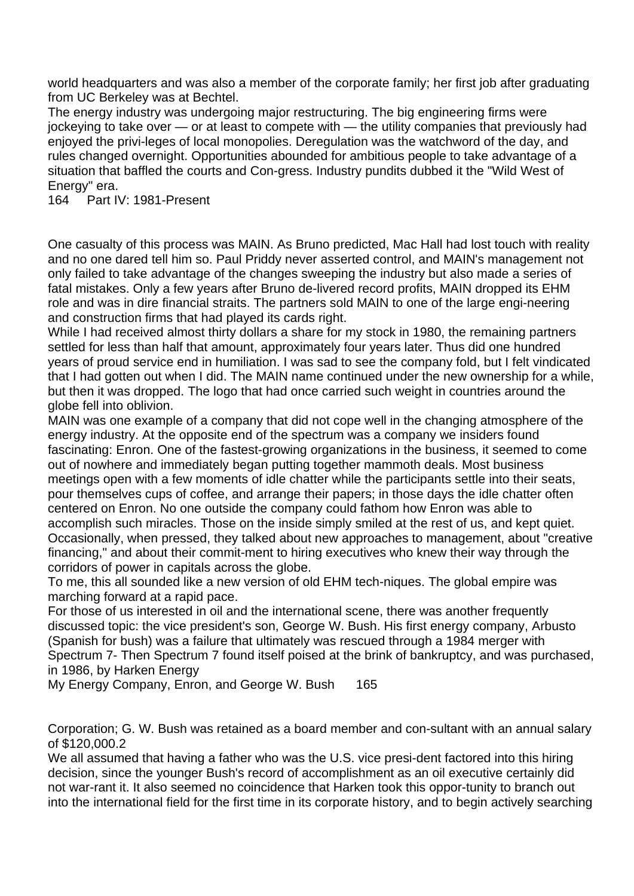world headquarters and was also a member of the corporate family; her first job after graduating from UC Berkeley was at Bechtel.

The energy industry was undergoing major restructuring. The big engineering firms were jockeying to take over — or at least to compete with — the utility companies that previously had enjoyed the privi-leges of local monopolies. Deregulation was the watchword of the day, and rules changed overnight. Opportunities abounded for ambitious people to take advantage of a situation that baffled the courts and Con-gress. Industry pundits dubbed it the "Wild West of Energy" era.

One casualty of this process was MAIN. As Bruno predicted, Mac Hall had lost touch with reality and no one dared tell him so. Paul Priddy never asserted control, and MAIN's management not only failed to take advantage of the changes sweeping the industry but also made a series of fatal mistakes. Only a few years after Bruno de-livered record profits, MAIN dropped its EHM role and was in dire financial straits. The partners sold MAIN to one of the large engi-neering and construction firms that had played its cards right.

While I had received almost thirty dollars a share for my stock in 1980, the remaining partners settled for less than half that amount, approximately four years later. Thus did one hundred years of proud service end in humiliation. I was sad to see the company fold, but I felt vindicated that I had gotten out when I did. The MAIN name continued under the new ownership for a while, but then it was dropped. The logo that had once carried such weight in countries around the globe fell into oblivion.

MAIN was one example of a company that did not cope well in the changing atmosphere of the energy industry. At the opposite end of the spectrum was a company we insiders found fascinating: Enron. One of the fastest-growing organizations in the business, it seemed to come out of nowhere and immediately began putting together mammoth deals. Most business meetings open with a few moments of idle chatter while the participants settle into their seats, pour themselves cups of coffee, and arrange their papers; in those days the idle chatter often centered on Enron. No one outside the company could fathom how Enron was able to accomplish such miracles. Those on the inside simply smiled at the rest of us, and kept quiet. Occasionally, when pressed, they talked about new approaches to management, about "creative financing," and about their commit-ment to hiring executives who knew their way through the corridors of power in capitals across the globe.

To me, this all sounded like a new version of old EHM tech-niques. The global empire was marching forward at a rapid pace.

For those of us interested in oil and the international scene, there was another frequently discussed topic: the vice president's son, George W. Bush. His first energy company, Arbusto (Spanish for bush) was a failure that ultimately was rescued through a 1984 merger with Spectrum 7- Then Spectrum 7 found itself poised at the brink of bankruptcy, and was purchased, in 1986, by Harken Energy Corporation; G. W. Bush was retained as a board member and con-sultant with an annual salary of $120,000.[2]

We all assumed that having a father who was the U.S. vice presi-dent factored into this hiring decision, since the younger Bush's record of accomplishment as an oil executive certainly did not war-rant it. It also seemed no coincidence that Harken took this oppor-tunity to branch out into the international field for the first time in its corporate history, and to begin actively searching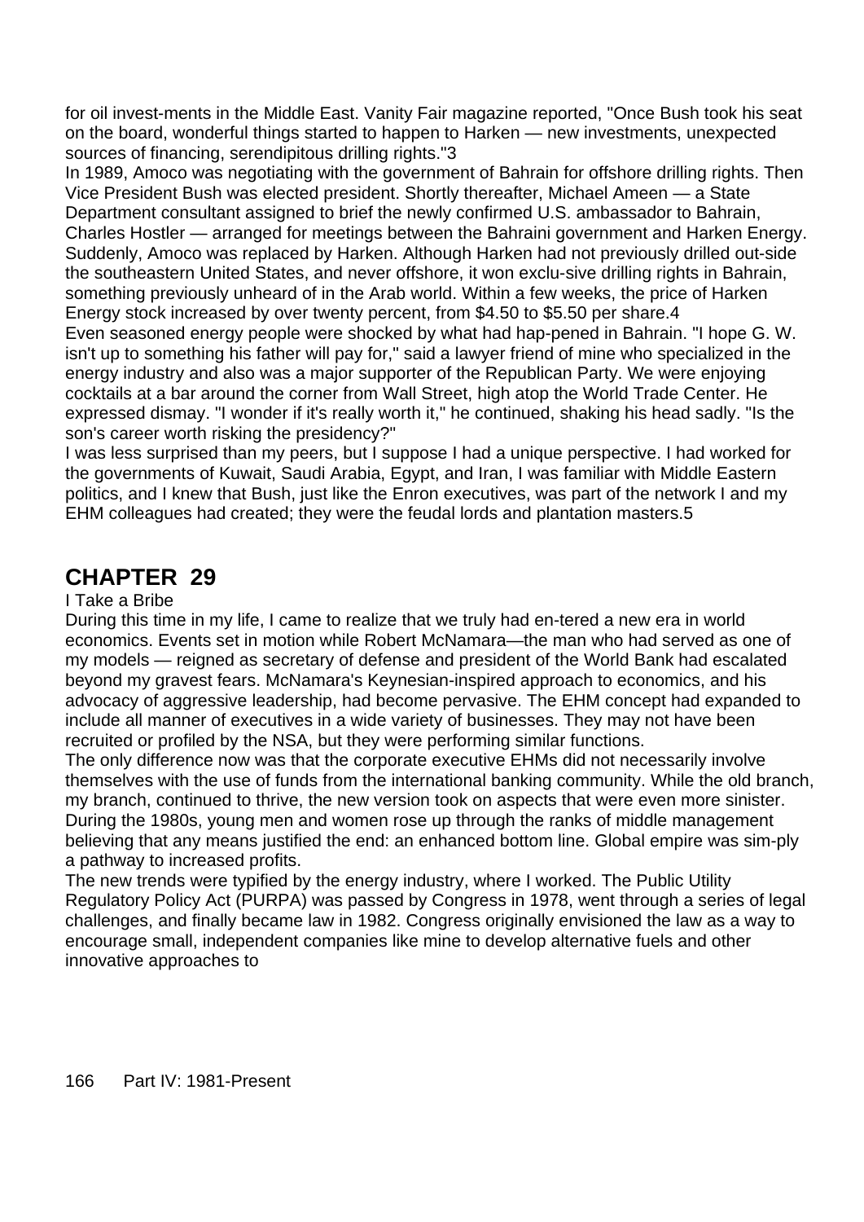for oil invest-ments in the Middle East. Vanity Fair magazine reported, "Once Bush took his seat on the board, wonderful things started to happen to Harken — new investments, unexpected sources of financing, serendipitous drilling rights."3

In 1989, Amoco was negotiating with the government of Bahrain for offshore drilling rights. Then Vice President Bush was elected president. Shortly thereafter, Michael Ameen — a State Department consultant assigned to brief the newly confirmed U.S. ambassador to Bahrain, Charles Hostler — arranged for meetings between the Bahraini government and Harken Energy. Suddenly, Amoco was replaced by Harken. Although Harken had not previously drilled out-side the southeastern United States, and never offshore, it won exclu-sive drilling rights in Bahrain, something previously unheard of in the Arab world. Within a few weeks, the price of Harken Energy stock increased by over twenty percent, from $4.50 to $5.50 per share.4

Even seasoned energy people were shocked by what had hap-pened in Bahrain. "I hope G. W. isn't up to something his father will pay for," said a lawyer friend of mine who specialized in the energy industry and also was a major supporter of the Republican Party. We were enjoying cocktails at a bar around the corner from Wall Street, high atop the World Trade Center. He expressed dismay. "I wonder if it's really worth it," he continued, shaking his head sadly. "Is the son's career worth risking the presidency?"

I was less surprised than my peers, but I suppose I had a unique perspective. I had worked for the governments of Kuwait, Saudi Arabia, Egypt, and Iran, I was familiar with Middle Eastern politics, and I knew that Bush, just like the Enron executives, was part of the network I and my EHM colleagues had created; they were the feudal lords and plantation masters.5

## CHAPTER 29

I Take a Bribe

During this time in my life, I came to realize that we truly had en-tered a new era in world economics. Events set in motion while Robert McNamara—the man who had served as one of my models — reigned as secretary of defense and president of the World Bank had escalated beyond my gravest fears. McNamara's Keynesian-inspired approach to economics, and his advocacy of aggressive leadership, had become pervasive. The EHM concept had expanded to include all manner of executives in a wide variety of businesses. They may not have been recruited or profiled by the NSA, but they were performing similar functions.

The only difference now was that the corporate executive EHMs did not necessarily involve themselves with the use of funds from the international banking community. While the old branch, my branch, continued to thrive, the new version took on aspects that were even more sinister. During the 1980s, young men and women rose up through the ranks of middle management believing that any means justified the end: an enhanced bottom line. Global empire was sim-ply a pathway to increased profits.

The new trends were typified by the energy industry, where I worked. The Public Utility Regulatory Policy Act (PURPA) was passed by Congress in 1978, went through a series of legal challenges, and finally became law in 1982. Congress originally envisioned the law as a way to encourage small, independent companies like mine to develop alternative fuels and other innovative approaches to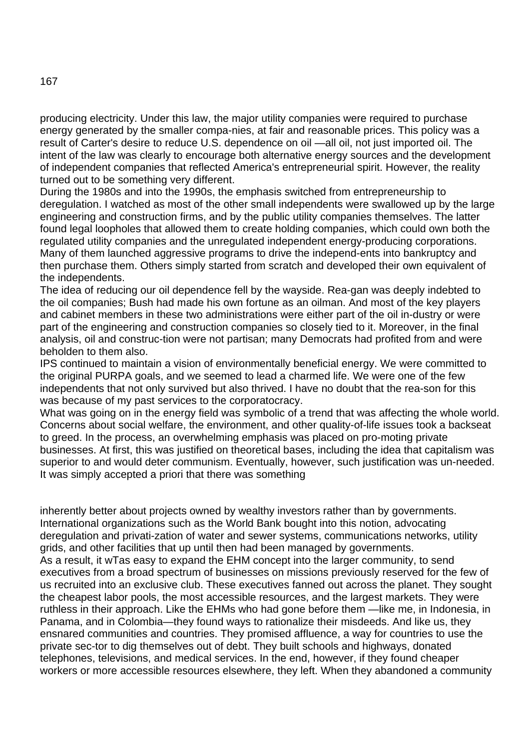producing electricity. Under this law, the major utility companies were required to purchase energy generated by the smaller compa-nies, at fair and reasonable prices. This policy was a result of Carter's desire to reduce U.S. dependence on oil —all oil, not just imported oil. The intent of the law was clearly to encourage both alternative energy sources and the development of independent companies that reflected America's entrepreneurial spirit. However, the reality turned out to be something very different.

During the 1980s and into the 1990s, the emphasis switched from entrepreneurship to deregulation. I watched as most of the other small independents were swallowed up by the large engineering and construction firms, and by the public utility companies themselves. The latter found legal loopholes that allowed them to create holding companies, which could own both the regulated utility companies and the unregulated independent energy-producing corporations. Many of them launched aggressive programs to drive the independ-ents into bankruptcy and then purchase them. Others simply started from scratch and developed their own equivalent of the independents.

The idea of reducing our oil dependence fell by the wayside. Rea-gan was deeply indebted to the oil companies; Bush had made his own fortune as an oilman. And most of the key players and cabinet members in these two administrations were either part of the oil in-dustry or were part of the engineering and construction companies so closely tied to it. Moreover, in the final analysis, oil and construc-tion were not partisan; many Democrats had profited from and were beholden to them also.

IPS continued to maintain a vision of environmentally beneficial energy. We were committed to the original PURPA goals, and we seemed to lead a charmed life. We were one of the few independents that not only survived but also thrived. I have no doubt that the rea-son for this was because of my past services to the corporatocracy.

What was going on in the energy field was symbolic of a trend that was affecting the whole world. Concerns about social welfare, the environment, and other quality-of-life issues took a backseat to greed. In the process, an overwhelming emphasis was placed on pro-moting private businesses. At first, this was justified on theoretical bases, including the idea that capitalism was superior to and would deter communism. Eventually, however, such justification was un-needed. It was simply accepted a priori that there was something inherently better about projects owned by wealthy investors rather than by governments. International organizations such as the World Bank bought into this notion, advocating deregulation and privati-zation of water and sewer systems, communications networks, utility grids, and other facilities that up until then had been managed by governments.

As a result, it wTas easy to expand the EHM concept into the larger community, to send executives from a broad spectrum of businesses on missions previously reserved for the few of us recruited into an exclusive club. These executives fanned out across the planet. They sought the cheapest labor pools, the most accessible resources, and the largest markets. They were ruthless in their approach. Like the EHMs who had gone before them —like me, in Indonesia, in Panama, and in Colombia—they found ways to rationalize their misdeeds. And like us, they ensnared communities and countries. They promised affluence, a way for countries to use the private sec-tor to dig themselves out of debt. They built schools and highways, donated telephones, televisions, and medical services. In the end, however, if they found cheaper workers or more accessible resources elsewhere, they left. When they abandoned a community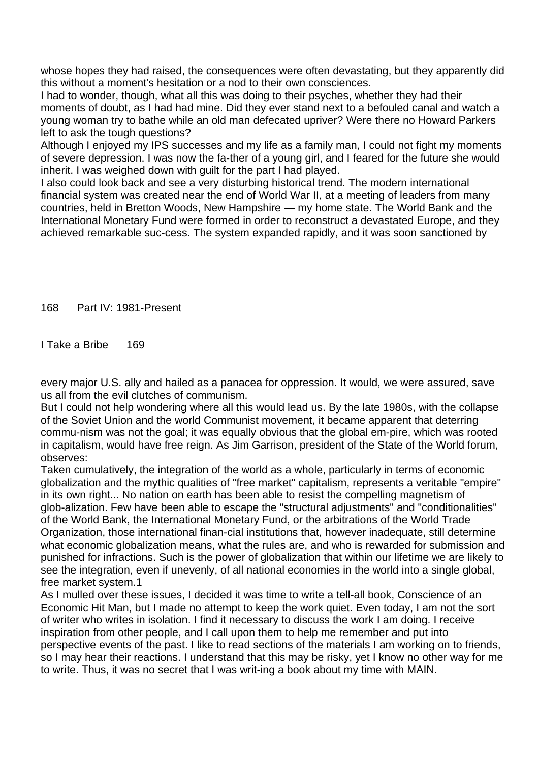whose hopes they had raised, the consequences were often devastating, but they apparently did this without a moment's hesitation or a nod to their own consciences.

I had to wonder, though, what all this was doing to their psyches, whether they had their moments of doubt, as I had had mine. Did they ever stand next to a befouled canal and watch a young woman try to bathe while an old man defecated upriver? Were there no Howard Parkers left to ask the tough questions?

Although I enjoyed my IPS successes and my life as a family man, I could not fight my moments of severe depression. I was now the fa-ther of a young girl, and I feared for the future she would inherit. I was weighed down with guilt for the part I had played.

I also could look back and see a very disturbing historical trend. The modern international financial system was created near the end of World War II, at a meeting of leaders from many countries, held in Bretton Woods, New Hampshire — my home state. The World Bank and the International Monetary Fund were formed in order to reconstruct a devastated Europe, and they achieved remarkable suc-cess. The system expanded rapidly, and it was soon sanctioned by every major U.S. ally and hailed as a panacea for oppression. It would, we were assured, save us all from the evil clutches of communism.

But I could not help wondering where all this would lead us. By the late 1980s, with the collapse of the Soviet Union and the world Communist movement, it became apparent that deterring commu-nism was not the goal; it was equally obvious that the global em-pire, which was rooted in capitalism, would have free reign. As Jim Garrison, president of the State of the World forum, observes:

> Taken cumulatively, the integration of the world as a whole, particularly in terms of economic globalization and the mythic qualities of "free market" capitalism, represents a veritable "empire" in its own right... No nation on earth has been able to resist the compelling magnetism of glob-alization. Few have been able to escape the "structural adjustments" and "conditionalities" of the World Bank, the International Monetary Fund, or the arbitrations of the World Trade Organization, those international finan-cial institutions that, however inadequate, still determine what economic globalization means, what the rules are, and who is rewarded for submission and punished for infractions. Such is the power of globalization that within our lifetime we are likely to see the integration, even if unevenly, of all national economies in the world into a single global, free market system.[1]

As I mulled over these issues, I decided it was time to write a tell-all book, Conscience of an Economic Hit Man, but I made no attempt to keep the work quiet. Even today, I am not the sort of writer who writes in isolation. I find it necessary to discuss the work I am doing. I receive inspiration from other people, and I call upon them to help me remember and put into perspective events of the past. I like to read sections of the materials I am working on to friends, so I may hear their reactions. I understand that this may be risky, yet I know no other way for me to write. Thus, it was no secret that I was writ-ing a book about my time with MAIN.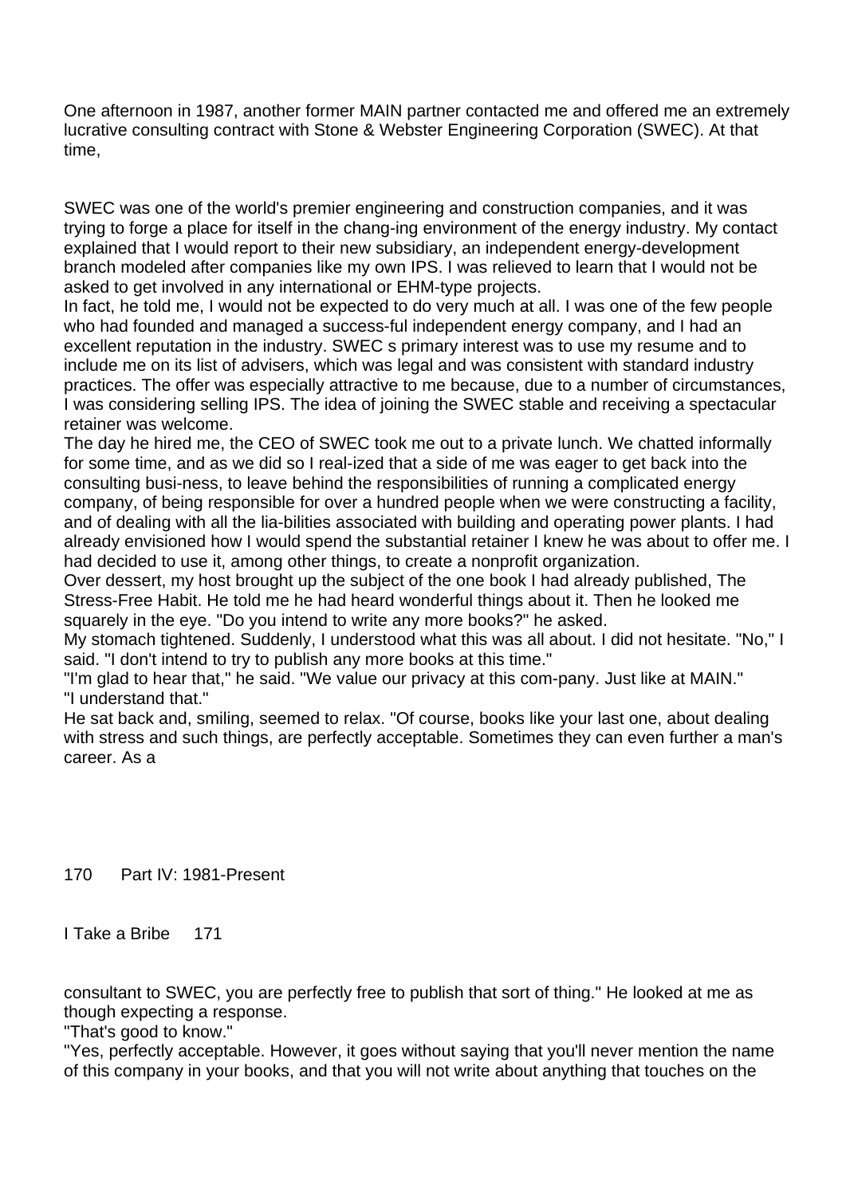One afternoon in 1987, another former MAIN partner contacted me and offered me an extremely lucrative consulting contract with Stone & Webster Engineering Corporation (SWEC). At that time,

SWEC was one of the world's premier engineering and construction companies, and it was trying to forge a place for itself in the chang-ing environment of the energy industry. My contact explained that I would report to their new subsidiary, an independent energy-development branch modeled after companies like my own IPS. I was relieved to learn that I would not be asked to get involved in any international or EHM-type projects.

In fact, he told me, I would not be expected to do very much at all. I was one of the few people who had founded and managed a success-ful independent energy company, and I had an excellent reputation in the industry. SWEC s primary interest was to use my resume and to include me on its list of advisers, which was legal and was consistent with standard industry practices. The offer was especially attractive to me because, due to a number of circumstances, I was considering selling IPS. The idea of joining the SWEC stable and receiving a spectacular retainer was welcome.

The day he hired me, the CEO of SWEC took me out to a private lunch. We chatted informally for some time, and as we did so I real-ized that a side of me was eager to get back into the consulting busi-ness, to leave behind the responsibilities of running a complicated energy company, of being responsible for over a hundred people when we were constructing a facility, and of dealing with all the lia-bilities associated with building and operating power plants. I had already envisioned how I would spend the substantial retainer I knew he was about to offer me. I had decided to use it, among other things, to create a nonprofit organization.

Over dessert, my host brought up the subject of the one book I had already published, The Stress-Free Habit. He told me he had heard wonderful things about it. Then he looked me squarely in the eye. "Do you intend to write any more books?" he asked.

My stomach tightened. Suddenly, I understood what this was all about. I did not hesitate. "No," I said. "I don't intend to try to publish any more books at this time."

"I'm glad to hear that," he said. "We value our privacy at this com-pany. Just like at MAIN."

"I understand that."

He sat back and, smiling, seemed to relax. "Of course, books like your last one, about dealing with stress and such things, are perfectly acceptable. Sometimes they can even further a man's career. As a consultant to SWEC, you are perfectly free to publish that sort of thing." He looked at me as though expecting a response.

"That's good to know."

"Yes, perfectly acceptable. However, it goes without saying that you'll never mention the name of this company in your books, and that you will not write about anything that touches on the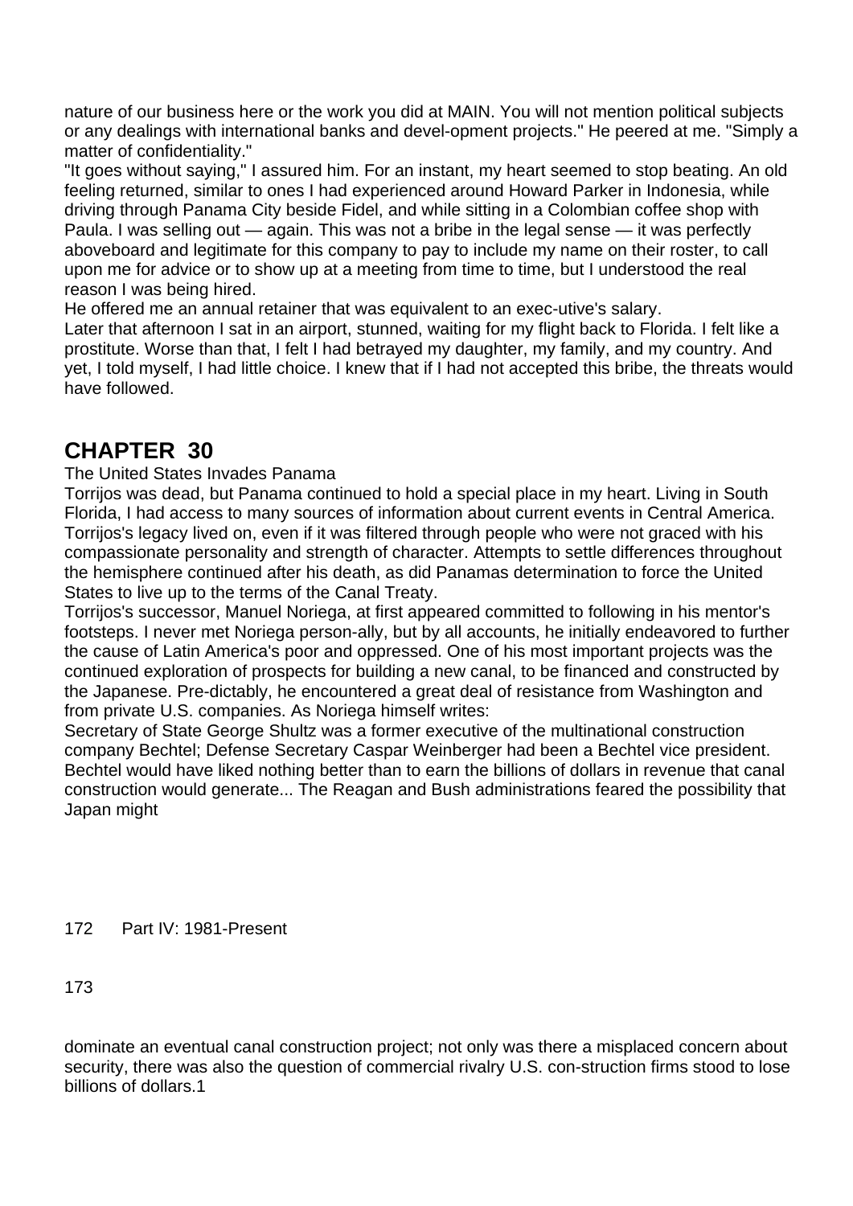nature of our business here or the work you did at MAIN. You will not mention political subjects or any dealings with international banks and devel-opment projects." He peered at me. "Simply a matter of confidentiality."

"It goes without saying," I assured him. For an instant, my heart seemed to stop beating. An old feeling returned, similar to ones I had experienced around Howard Parker in Indonesia, while driving through Panama City beside Fidel, and while sitting in a Colombian coffee shop with Paula. I was selling out — again. This was not a bribe in the legal sense — it was perfectly aboveboard and legitimate for this company to pay to include my name on their roster, to call upon me for advice or to show up at a meeting from time to time, but I understood the real reason I was being hired.

He offered me an annual retainer that was equivalent to an exec-utive's salary.

Later that afternoon I sat in an airport, stunned, waiting for my flight back to Florida. I felt like a prostitute. Worse than that, I felt I had betrayed my daughter, my family, and my country. And yet, I told myself, I had little choice. I knew that if I had not accepted this bribe, the threats would have followed.

## CHAPTER 30

The United States Invades Panama

Torrijos was dead, but Panama continued to hold a special place in my heart. Living in South Florida, I had access to many sources of information about current events in Central America. Torrijos's legacy lived on, even if it was filtered through people who were not graced with his compassionate personality and strength of character. Attempts to settle differences throughout the hemisphere continued after his death, as did Panamas determination to force the United States to live up to the terms of the Canal Treaty.

Torrijos's successor, Manuel Noriega, at first appeared committed to following in his mentor's footsteps. I never met Noriega person-ally, but by all accounts, he initially endeavored to further the cause of Latin America's poor and oppressed. One of his most important projects was the continued exploration of prospects for building a new canal, to be financed and constructed by the Japanese. Pre-dictably, he encountered a great deal of resistance from Washington and from private U.S. companies. As Noriega himself writes:

Secretary of State George Shultz was a former executive of the multinational construction company Bechtel; Defense Secretary Caspar Weinberger had been a Bechtel vice president. Bechtel would have liked nothing better than to earn the billions of dollars in revenue that canal construction would generate... The Reagan and Bush administrations feared the possibility that Japan might dominate an eventual canal construction project; not only was there a misplaced concern about security, there was also the question of commercial rivalry U.S. con-struction firms stood to lose billions of dollars.1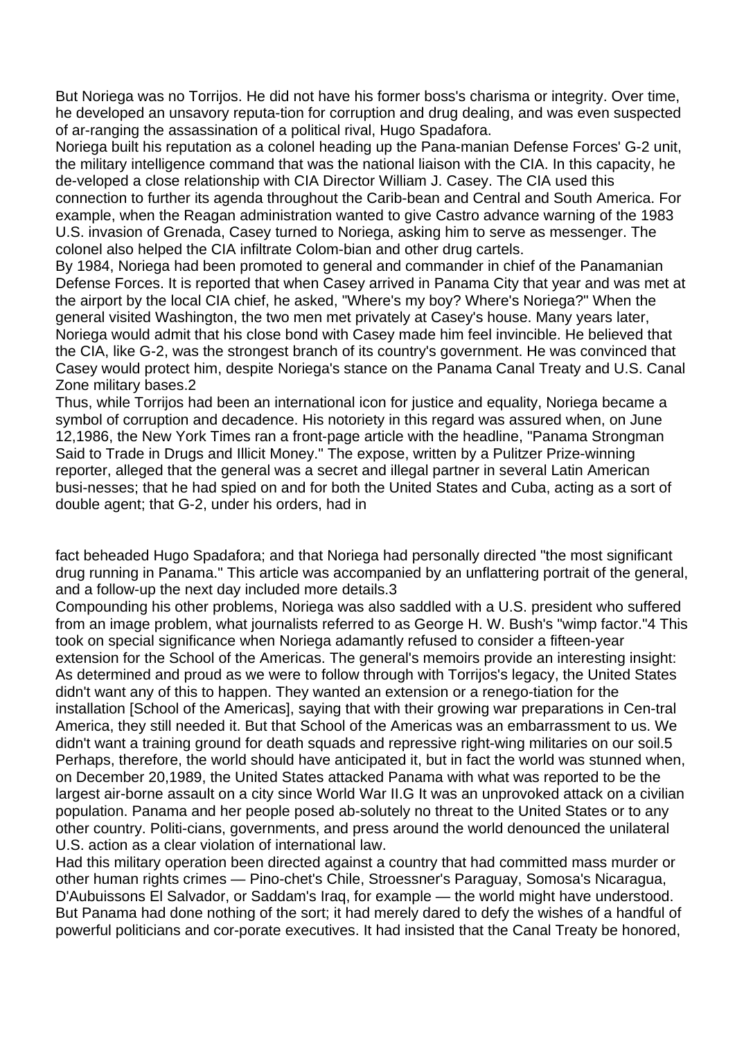But Noriega was no Torrijos. He did not have his former boss's charisma or integrity. Over time, he developed an unsavory reputa-tion for corruption and drug dealing, and was even suspected of ar-ranging the assassination of a political rival, Hugo Spadafora.

Noriega built his reputation as a colonel heading up the Pana-manian Defense Forces' G-2 unit, the military intelligence command that was the national liaison with the CIA. In this capacity, he de-veloped a close relationship with CIA Director William J. Casey. The CIA used this connection to further its agenda throughout the Carib-bean and Central and South America. For example, when the Reagan administration wanted to give Castro advance warning of the 1983 U.S. invasion of Grenada, Casey turned to Noriega, asking him to serve as messenger. The colonel also helped the CIA infiltrate Colom-bian and other drug cartels.

By 1984, Noriega had been promoted to general and commander in chief of the Panamanian Defense Forces. It is reported that when Casey arrived in Panama City that year and was met at the airport by the local CIA chief, he asked, "Where's my boy? Where's Noriega?" When the general visited Washington, the two men met privately at Casey's house. Many years later, Noriega would admit that his close bond with Casey made him feel invincible. He believed that the CIA, like G-2, was the strongest branch of its country's government. He was convinced that Casey would protect him, despite Noriega's stance on the Panama Canal Treaty and U.S. Canal Zone military bases.2

Thus, while Torrijos had been an international icon for justice and equality, Noriega became a symbol of corruption and decadence. His notoriety in this regard was assured when, on June 12,1986, the New York Times ran a front-page article with the headline, "Panama Strongman Said to Trade in Drugs and Illicit Money." The expose, written by a Pulitzer Prize-winning reporter, alleged that the general was a secret and illegal partner in several Latin American busi-nesses; that he had spied on and for both the United States and Cuba, acting as a sort of double agent; that G-2, under his orders, had in fact beheaded Hugo Spadafora; and that Noriega had personally directed "the most significant drug running in Panama." This article was accompanied by an unflattering portrait of the general, and a follow-up the next day included more details.3

Compounding his other problems, Noriega was also saddled with a U.S. president who suffered from an image problem, what journalists referred to as George H. W. Bush's "wimp factor."4 This took on special significance when Noriega adamantly refused to consider a fifteen-year extension for the School of the Americas. The general's memoirs provide an interesting insight:

As determined and proud as we were to follow through with Torrijos's legacy, the United States didn't want any of this to happen. They wanted an extension or a renego-tiation for the installation [School of the Americas], saying that with their growing war preparations in Cen-tral America, they still needed it. But that School of the Americas was an embarrassment to us. We didn't want a training ground for death squads and repressive right-wing militaries on our soil.5

Perhaps, therefore, the world should have anticipated it, but in fact the world was stunned when, on December 20,1989, the United States attacked Panama with what was reported to be the largest air-borne assault on a city since World War II.G It was an unprovoked attack on a civilian population. Panama and her people posed ab-solutely no threat to the United States or to any other country. Politi-cians, governments, and press around the world denounced the unilateral U.S. action as a clear violation of international law.

Had this military operation been directed against a country that had committed mass murder or other human rights crimes — Pino-chet's Chile, Stroessner's Paraguay, Somosa's Nicaragua, D'Aubuissons El Salvador, or Saddam's Iraq, for example — the world might have understood. But Panama had done nothing of the sort; it had merely dared to defy the wishes of a handful of powerful politicians and cor-porate executives. It had insisted that the Canal Treaty be honored,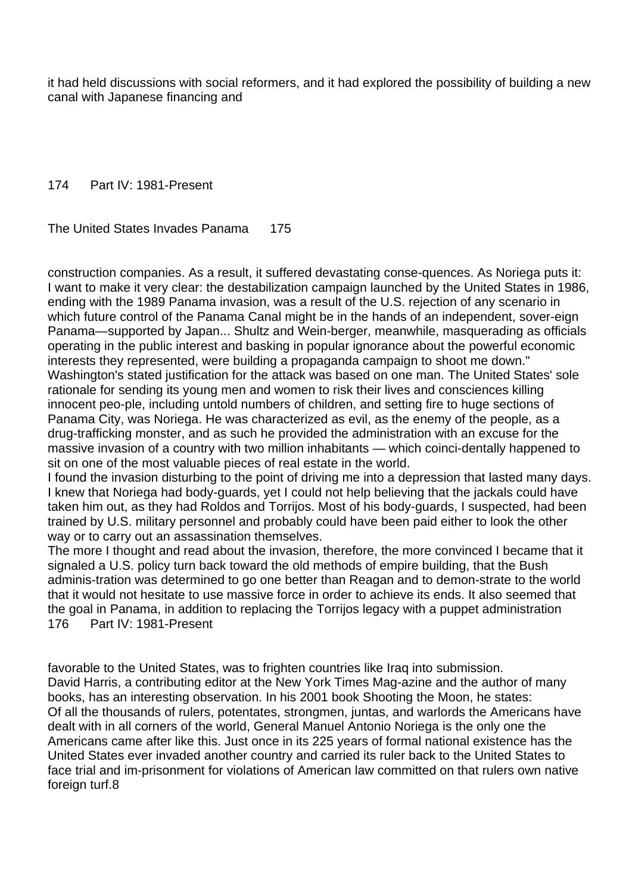it had held discussions with social reformers, and it had explored the possibility of building a new canal with Japanese financing and

construction companies. As a result, it suffered devastating conse-quences. As Noriega puts it: I want to make it very clear: the destabilization campaign launched by the United States in 1986, ending with the 1989 Panama invasion, was a result of the U.S. rejection of any scenario in which future control of the Panama Canal might be in the hands of an independent, sover-eign Panama—supported by Japan... Shultz and Wein-berger, meanwhile, masquerading as officials operating in the public interest and basking in popular ignorance about the powerful economic interests they represented, were building a propaganda campaign to shoot me down."

Washington's stated justification for the attack was based on one man. The United States' sole rationale for sending its young men and women to risk their lives and consciences killing innocent peo-ple, including untold numbers of children, and setting fire to huge sections of Panama City, was Noriega. He was characterized as evil, as the enemy of the people, as a drug-trafficking monster, and as such he provided the administration with an excuse for the massive invasion of a country with two million inhabitants — which coinci-dentally happened to sit on one of the most valuable pieces of real estate in the world.

I found the invasion disturbing to the point of driving me into a depression that lasted many days. I knew that Noriega had body-guards, yet I could not help believing that the jackals could have taken him out, as they had Roldos and Torrijos. Most of his body-guards, I suspected, had been trained by U.S. military personnel and probably could have been paid either to look the other way or to carry out an assassination themselves.

The more I thought and read about the invasion, therefore, the more convinced I became that it signaled a U.S. policy turn back toward the old methods of empire building, that the Bush adminis-tration was determined to go one better than Reagan and to demon-strate to the world that it would not hesitate to use massive force in order to achieve its ends. It also seemed that the goal in Panama, in addition to replacing the Torrijos legacy with a puppet administration favorable to the United States, was to frighten countries like Iraq into submission.

David Harris, a contributing editor at the New York Times Mag-azine and the author of many books, has an interesting observation. In his 2001 book Shooting the Moon, he states:

Of all the thousands of rulers, potentates, strongmen, juntas, and warlords the Americans have dealt with in all corners of the world, General Manuel Antonio Noriega is the only one the Americans came after like this. Just once in its 225 years of formal national existence has the United States ever invaded another country and carried its ruler back to the United States to face trial and im-prisonment for violations of American law committed on that rulers own native foreign turf.8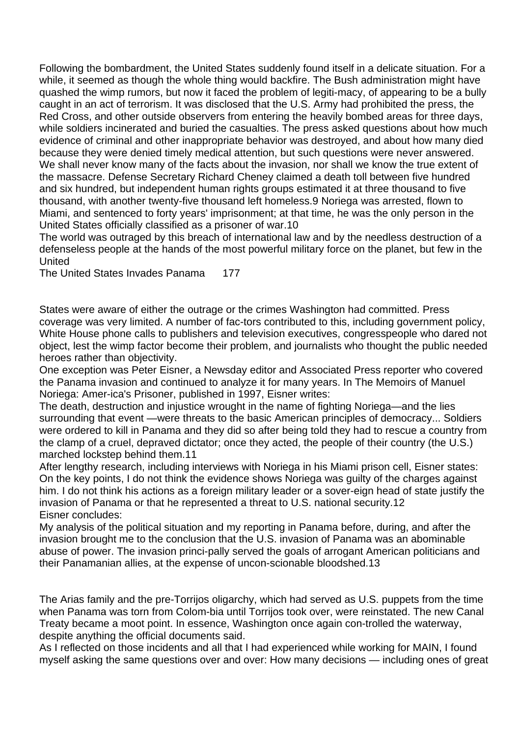Following the bombardment, the United States suddenly found itself in a delicate situation. For a while, it seemed as though the whole thing would backfire. The Bush administration might have quashed the wimp rumors, but now it faced the problem of legiti-macy, of appearing to be a bully caught in an act of terrorism. It was disclosed that the U.S. Army had prohibited the press, the Red Cross, and other outside observers from entering the heavily bombed areas for three days, while soldiers incinerated and buried the casualties. The press asked questions about how much evidence of criminal and other inappropriate behavior was destroyed, and about how many died because they were denied timely medical attention, but such questions were never answered. We shall never know many of the facts about the invasion, nor shall we know the true extent of the massacre. Defense Secretary Richard Cheney claimed a death toll between five hundred and six hundred, but independent human rights groups estimated it at three thousand to five thousand, with another twenty-five thousand left homeless.[9] Noriega was arrested, flown to Miami, and sentenced to forty years' imprisonment; at that time, he was the only person in the United States officially classified as a prisoner of war.[10]

The world was outraged by this breach of international law and by the needless destruction of a defenseless people at the hands of the most powerful military force on the planet, but few in the United States were aware of either the outrage or the crimes Washington had committed. Press coverage was very limited. A number of fac-tors contributed to this, including government policy, White House phone calls to publishers and television executives, congresspeople who dared not object, lest the wimp factor become their problem, and journalists who thought the public needed heroes rather than objectivity.

One exception was Peter Eisner, a Newsday editor and Associated Press reporter who covered the Panama invasion and continued to analyze it for many years. In The Memoirs of Manuel Noriega: Amer-ica's Prisoner, published in 1997, Eisner writes:

The death, destruction and injustice wrought in the name of fighting Noriega—and the lies surrounding that event —were threats to the basic American principles of democracy... Soldiers were ordered to kill in Panama and they did so after being told they had to rescue a country from the clamp of a cruel, depraved dictator; once they acted, the people of their country (the U.S.) marched lockstep behind them.[11]

After lengthy research, including interviews with Noriega in his Miami prison cell, Eisner states:
On the key points, I do not think the evidence shows Noriega was guilty of the charges against him. I do not think his actions as a foreign military leader or a sover-eign head of state justify the invasion of Panama or that he represented a threat to U.S. national security.[12]

Eisner concludes:

My analysis of the political situation and my reporting in Panama before, during, and after the invasion brought me to the conclusion that the U.S. invasion of Panama was an abominable abuse of power. The invasion princi-pally served the goals of arrogant American politicians and their Panamanian allies, at the expense of uncon-scionable bloodshed.[13]

The Arias family and the pre-Torrijos oligarchy, which had served as U.S. puppets from the time when Panama was torn from Colom-bia until Torrijos took over, were reinstated. The new Canal Treaty became a moot point. In essence, Washington once again con-trolled the waterway, despite anything the official documents said.

As I reflected on those incidents and all that I had experienced while working for MAIN, I found myself asking the same questions over and over: How many decisions — including ones of great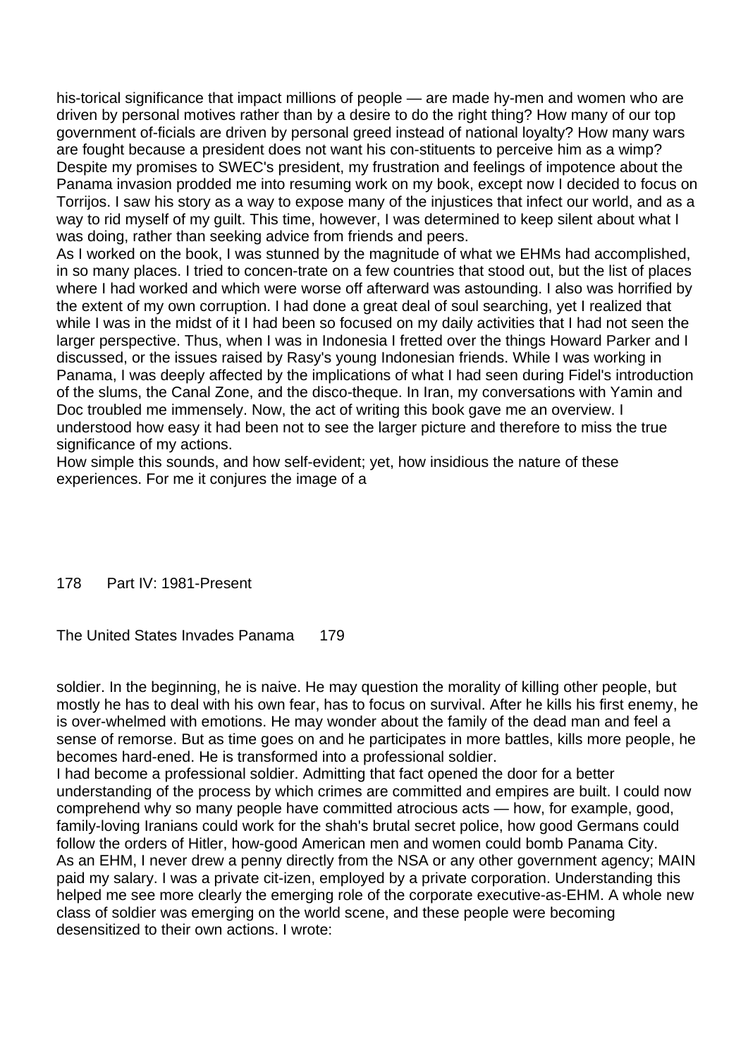his-torical significance that impact millions of people — are made hy-men and women who are driven by personal motives rather than by a desire to do the right thing? How many of our top government of-ficials are driven by personal greed instead of national loyalty? How many wars are fought because a president does not want his con-stituents to perceive him as a wimp?

Despite my promises to SWEC's president, my frustration and feelings of impotence about the Panama invasion prodded me into resuming work on my book, except now I decided to focus on Torrijos. I saw his story as a way to expose many of the injustices that infect our world, and as a way to rid myself of my guilt. This time, however, I was determined to keep silent about what I was doing, rather than seeking advice from friends and peers.

As I worked on the book, I was stunned by the magnitude of what we EHMs had accomplished, in so many places. I tried to concen-trate on a few countries that stood out, but the list of places where I had worked and which were worse off afterward was astounding. I also was horrified by the extent of my own corruption. I had done a great deal of soul searching, yet I realized that while I was in the midst of it I had been so focused on my daily activities that I had not seen the larger perspective. Thus, when I was in Indonesia I fretted over the things Howard Parker and I discussed, or the issues raised by Rasy's young Indonesian friends. While I was working in Panama, I was deeply affected by the implications of what I had seen during Fidel's introduction of the slums, the Canal Zone, and the disco-theque. In Iran, my conversations with Yamin and Doc troubled me immensely. Now, the act of writing this book gave me an overview. I understood how easy it had been not to see the larger picture and therefore to miss the true significance of my actions.

How simple this sounds, and how self-evident; yet, how insidious the nature of these experiences. For me it conjures the image of a soldier. In the beginning, he is naive. He may question the morality of killing other people, but mostly he has to deal with his own fear, has to focus on survival. After he kills his first enemy, he is over-whelmed with emotions. He may wonder about the family of the dead man and feel a sense of remorse. But as time goes on and he participates in more battles, kills more people, he becomes hard-ened. He is transformed into a professional soldier.

I had become a professional soldier. Admitting that fact opened the door for a better understanding of the process by which crimes are committed and empires are built. I could now comprehend why so many people have committed atrocious acts — how, for example, good, family-loving Iranians could work for the shah's brutal secret police, how good Germans could follow the orders of Hitler, how-good American men and women could bomb Panama City.

As an EHM, I never drew a penny directly from the NSA or any other government agency; MAIN paid my salary. I was a private cit-izen, employed by a private corporation. Understanding this helped me see more clearly the emerging role of the corporate executive-as-EHM. A whole new class of soldier was emerging on the world scene, and these people were becoming desensitized to their own actions. I wrote: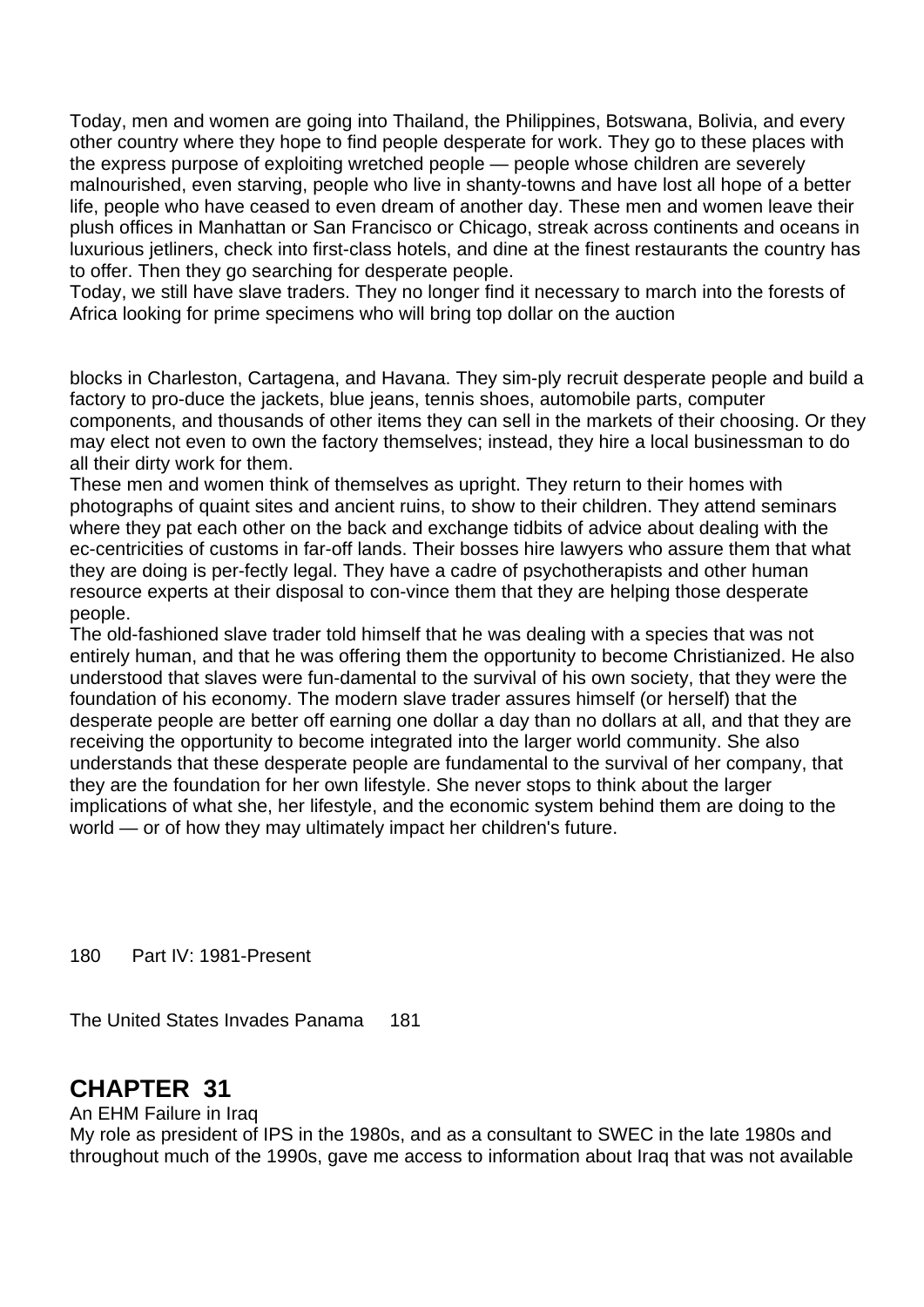Today, men and women are going into Thailand, the Philippines, Botswana, Bolivia, and every other country where they hope to find people desperate for work. They go to these places with the express purpose of exploiting wretched people — people whose children are severely malnourished, even starving, people who live in shanty-towns and have lost all hope of a better life, people who have ceased to even dream of another day. These men and women leave their plush offices in Manhattan or San Francisco or Chicago, streak across continents and oceans in luxurious jetliners, check into first-class hotels, and dine at the finest restaurants the country has to offer. Then they go searching for desperate people.

Today, we still have slave traders. They no longer find it necessary to march into the forests of Africa looking for prime specimens who will bring top dollar on the auction blocks in Charleston, Cartagena, and Havana. They sim-ply recruit desperate people and build a factory to pro-duce the jackets, blue jeans, tennis shoes, automobile parts, computer components, and thousands of other items they can sell in the markets of their choosing. Or they may elect not even to own the factory themselves; instead, they hire a local businessman to do all their dirty work for them.

These men and women think of themselves as upright. They return to their homes with photographs of quaint sites and ancient ruins, to show to their children. They attend seminars where they pat each other on the back and exchange tidbits of advice about dealing with the ec-centricities of customs in far-off lands. Their bosses hire lawyers who assure them that what they are doing is per-fectly legal. They have a cadre of psychotherapists and other human resource experts at their disposal to con-vince them that they are helping those desperate people.

The old-fashioned slave trader told himself that he was dealing with a species that was not entirely human, and that he was offering them the opportunity to become Christianized. He also understood that slaves were fun-damental to the survival of his own society, that they were the foundation of his economy. The modern slave trader assures himself (or herself) that the desperate people are better off earning one dollar a day than no dollars at all, and that they are receiving the opportunity to become integrated into the larger world community. She also understands that these desperate people are fundamental to the survival of her company, that they are the foundation for her own lifestyle. She never stops to think about the larger implications of what she, her lifestyle, and the economic system behind them are doing to the world — or of how they may ultimately impact her children's future.

# CHAPTER 31

An EHM Failure in Iraq

My role as president of IPS in the 1980s, and as a consultant to SWEC in the late 1980s and throughout much of the 1990s, gave me access to information about Iraq that was not available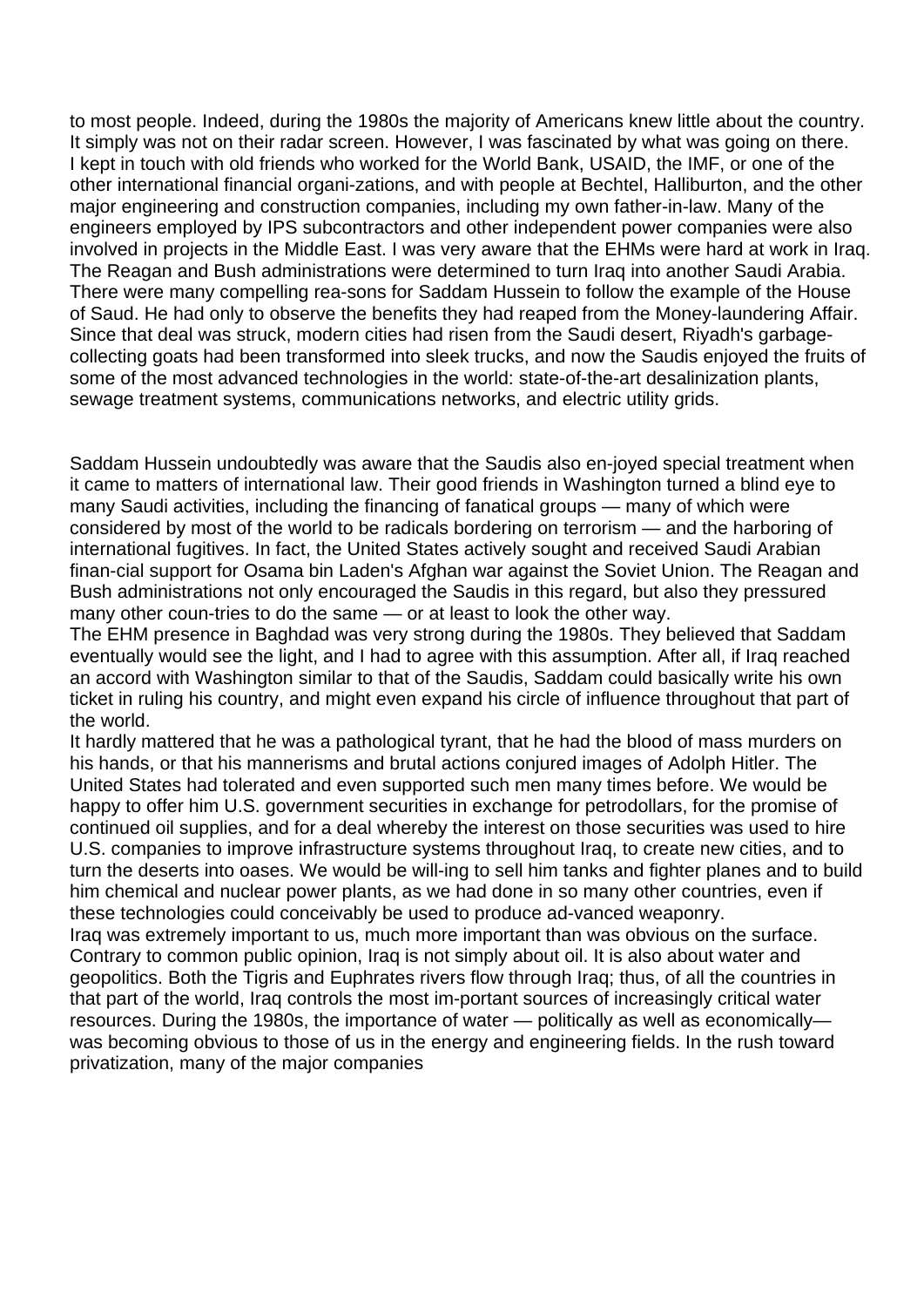to most people. Indeed, during the 1980s the majority of Americans knew little about the country. It simply was not on their radar screen. However, I was fascinated by what was going on there. I kept in touch with old friends who worked for the World Bank, USAID, the IMF, or one of the other international financial organi-zations, and with people at Bechtel, Halliburton, and the other major engineering and construction companies, including my own father-in-law. Many of the engineers employed by IPS subcontractors and other independent power companies were also involved in projects in the Middle East. I was very aware that the EHMs were hard at work in Iraq. The Reagan and Bush administrations were determined to turn Iraq into another Saudi Arabia. There were many compelling rea-sons for Saddam Hussein to follow the example of the House of Saud. He had only to observe the benefits they had reaped from the Money-laundering Affair. Since that deal was struck, modern cities had risen from the Saudi desert, Riyadh's garbage-collecting goats had been transformed into sleek trucks, and now the Saudis enjoyed the fruits of some of the most advanced technologies in the world: state-of-the-art desalinization plants, sewage treatment systems, communications networks, and electric utility grids.

Saddam Hussein undoubtedly was aware that the Saudis also en-joyed special treatment when it came to matters of international law. Their good friends in Washington turned a blind eye to many Saudi activities, including the financing of fanatical groups — many of which were considered by most of the world to be radicals bordering on terrorism — and the harboring of international fugitives. In fact, the United States actively sought and received Saudi Arabian finan-cial support for Osama bin Laden's Afghan war against the Soviet Union. The Reagan and Bush administrations not only encouraged the Saudis in this regard, but also they pressured many other coun-tries to do the same — or at least to look the other way.

The EHM presence in Baghdad was very strong during the 1980s. They believed that Saddam eventually would see the light, and I had to agree with this assumption. After all, if Iraq reached an accord with Washington similar to that of the Saudis, Saddam could basically write his own ticket in ruling his country, and might even expand his circle of influence throughout that part of the world.

It hardly mattered that he was a pathological tyrant, that he had the blood of mass murders on his hands, or that his mannerisms and brutal actions conjured images of Adolph Hitler. The United States had tolerated and even supported such men many times before. We would be happy to offer him U.S. government securities in exchange for petrodollars, for the promise of continued oil supplies, and for a deal whereby the interest on those securities was used to hire U.S. companies to improve infrastructure systems throughout Iraq, to create new cities, and to turn the deserts into oases. We would be will-ing to sell him tanks and fighter planes and to build him chemical and nuclear power plants, as we had done in so many other countries, even if these technologies could conceivably be used to produce ad-vanced weaponry.

Iraq was extremely important to us, much more important than was obvious on the surface. Contrary to common public opinion, Iraq is not simply about oil. It is also about water and geopolitics. Both the Tigris and Euphrates rivers flow through Iraq; thus, of all the countries in that part of the world, Iraq controls the most im-portant sources of increasingly critical water resources. During the 1980s, the importance of water — politically as well as economically— was becoming obvious to those of us in the energy and engineering fields. In the rush toward privatization, many of the major companies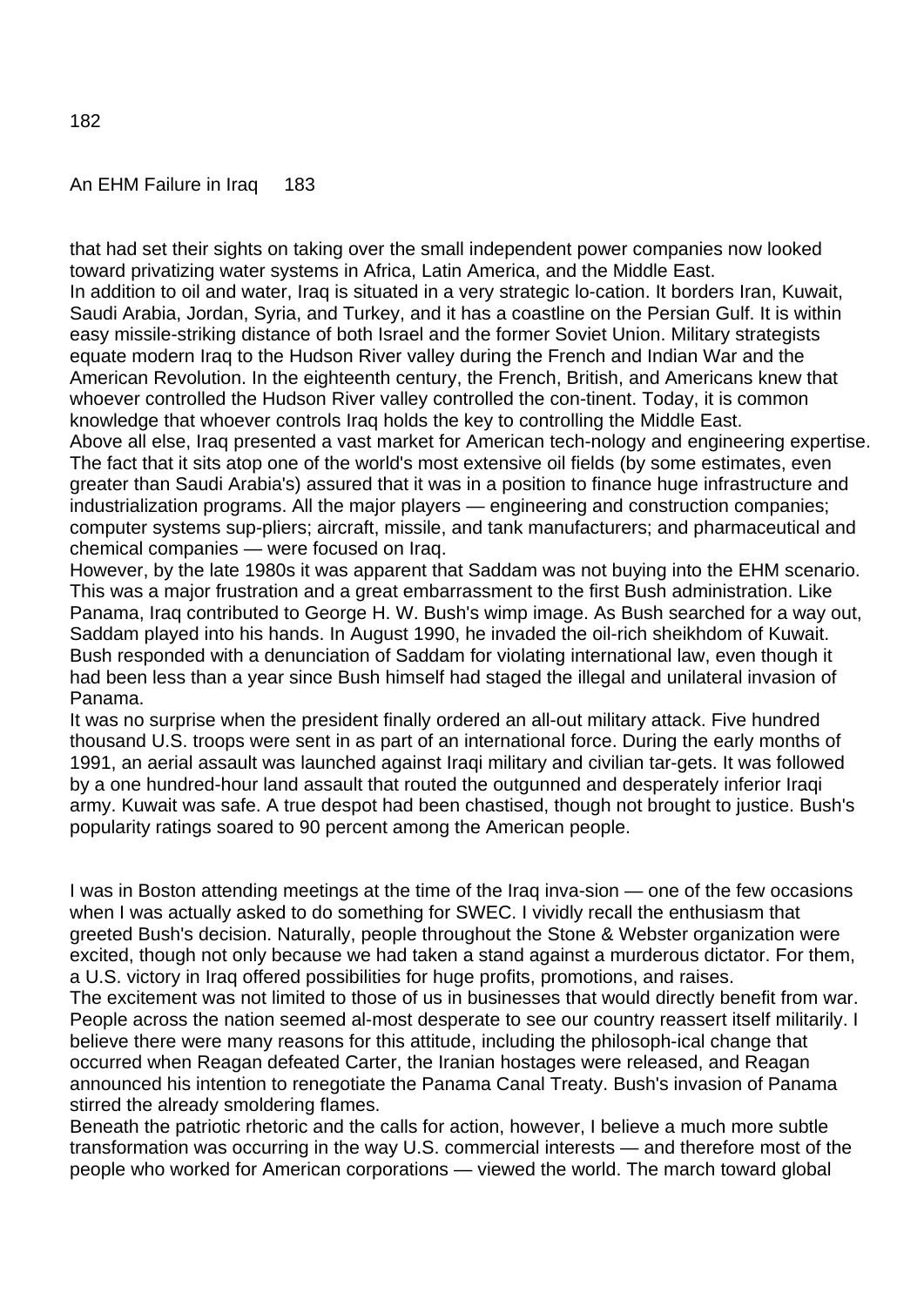that had set their sights on taking over the small independent power companies now looked toward privatizing water systems in Africa, Latin America, and the Middle East.

In addition to oil and water, Iraq is situated in a very strategic lo-cation. It borders Iran, Kuwait, Saudi Arabia, Jordan, Syria, and Turkey, and it has a coastline on the Persian Gulf. It is within easy missile-striking distance of both Israel and the former Soviet Union. Military strategists equate modern Iraq to the Hudson River valley during the French and Indian War and the American Revolution. In the eighteenth century, the French, British, and Americans knew that whoever controlled the Hudson River valley controlled the con-tinent. Today, it is common knowledge that whoever controls Iraq holds the key to controlling the Middle East.

Above all else, Iraq presented a vast market for American tech-nology and engineering expertise. The fact that it sits atop one of the world's most extensive oil fields (by some estimates, even greater than Saudi Arabia's) assured that it was in a position to finance huge infrastructure and industrialization programs. All the major players — engineering and construction companies; computer systems sup-pliers; aircraft, missile, and tank manufacturers; and pharmaceutical and chemical companies — were focused on Iraq.

However, by the late 1980s it was apparent that Saddam was not buying into the EHM scenario. This was a major frustration and a great embarrassment to the first Bush administration. Like Panama, Iraq contributed to George H. W. Bush's wimp image. As Bush searched for a way out, Saddam played into his hands. In August 1990, he invaded the oil-rich sheikhdom of Kuwait. Bush responded with a denunciation of Saddam for violating international law, even though it had been less than a year since Bush himself had staged the illegal and unilateral invasion of Panama.

It was no surprise when the president finally ordered an all-out military attack. Five hundred thousand U.S. troops were sent in as part of an international force. During the early months of 1991, an aerial assault was launched against Iraqi military and civilian tar-gets. It was followed by a one hundred-hour land assault that routed the outgunned and desperately inferior Iraqi army. Kuwait was safe. A true despot had been chastised, though not brought to justice. Bush's popularity ratings soared to 90 percent among the American people.

I was in Boston attending meetings at the time of the Iraq inva-sion — one of the few occasions when I was actually asked to do something for SWEC. I vividly recall the enthusiasm that greeted Bush's decision. Naturally, people throughout the Stone & Webster organization were excited, though not only because we had taken a stand against a murderous dictator. For them, a U.S. victory in Iraq offered possibilities for huge profits, promotions, and raises.

The excitement was not limited to those of us in businesses that would directly benefit from war. People across the nation seemed al-most desperate to see our country reassert itself militarily. I believe there were many reasons for this attitude, including the philosoph-ical change that occurred when Reagan defeated Carter, the Iranian hostages were released, and Reagan announced his intention to renegotiate the Panama Canal Treaty. Bush's invasion of Panama stirred the already smoldering flames.

Beneath the patriotic rhetoric and the calls for action, however, I believe a much more subtle transformation was occurring in the way U.S. commercial interests — and therefore most of the people who worked for American corporations — viewed the world. The march toward global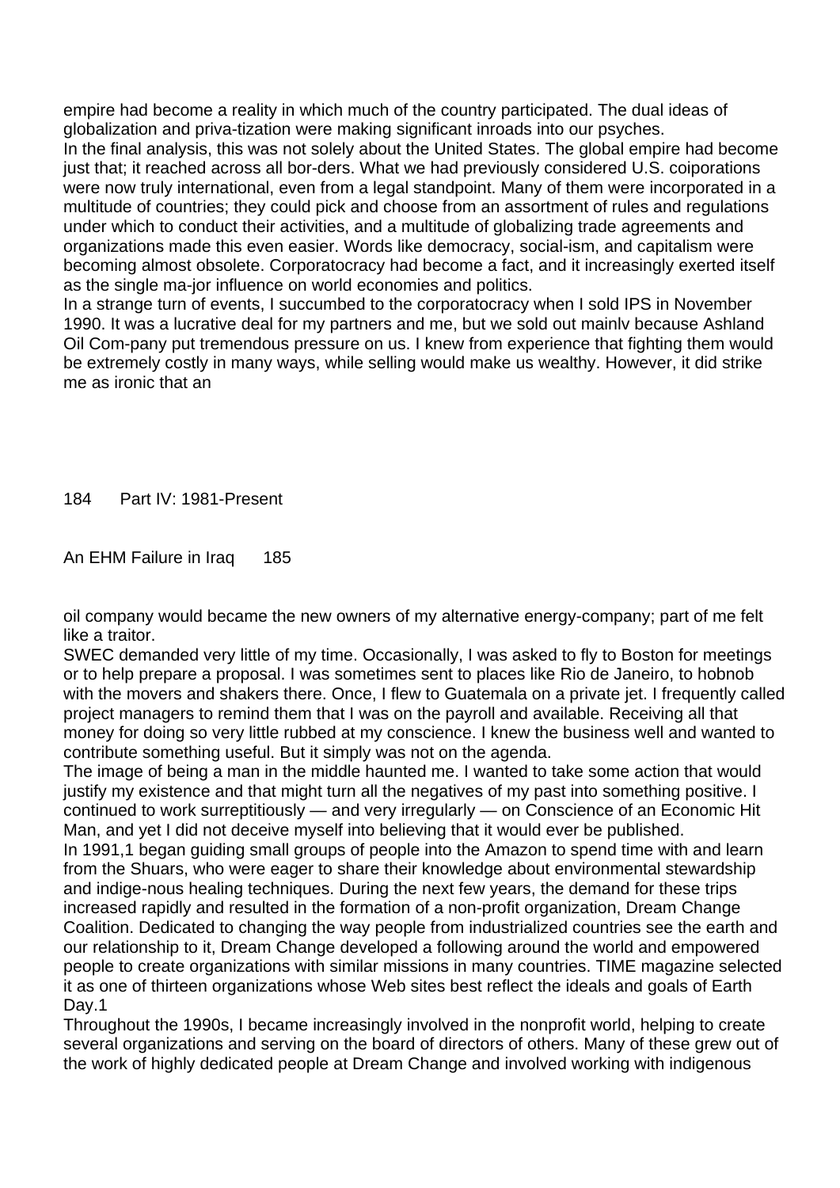empire had become a reality in which much of the country participated. The dual ideas of globalization and priva-tization were making significant inroads into our psyches.

In the final analysis, this was not solely about the United States. The global empire had become just that; it reached across all bor-ders. What we had previously considered U.S. coiporations were now truly international, even from a legal standpoint. Many of them were incorporated in a multitude of countries; they could pick and choose from an assortment of rules and regulations under which to conduct their activities, and a multitude of globalizing trade agreements and organizations made this even easier. Words like democracy, social-ism, and capitalism were becoming almost obsolete. Corporatocracy had become a fact, and it increasingly exerted itself as the single ma-jor influence on world economies and politics.

In a strange turn of events, I succumbed to the corporatocracy when I sold IPS in November 1990. It was a lucrative deal for my partners and me, but we sold out mainlv because Ashland Oil Com-pany put tremendous pressure on us. I knew from experience that fighting them would be extremely costly in many ways, while selling would make us wealthy. However, it did strike me as ironic that an oil company would became the new owners of my alternative energy-company; part of me felt like a traitor.

SWEC demanded very little of my time. Occasionally, I was asked to fly to Boston for meetings or to help prepare a proposal. I was sometimes sent to places like Rio de Janeiro, to hobnob with the movers and shakers there. Once, I flew to Guatemala on a private jet. I frequently called project managers to remind them that I was on the payroll and available. Receiving all that money for doing so very little rubbed at my conscience. I knew the business well and wanted to contribute something useful. But it simply was not on the agenda.

The image of being a man in the middle haunted me. I wanted to take some action that would justify my existence and that might turn all the negatives of my past into something positive. I continued to work surreptitiously — and very irregularly — on Conscience of an Economic Hit Man, and yet I did not deceive myself into believing that it would ever be published.

In 1991,1 began guiding small groups of people into the Amazon to spend time with and learn from the Shuars, who were eager to share their knowledge about environmental stewardship and indige-nous healing techniques. During the next few years, the demand for these trips increased rapidly and resulted in the formation of a non-profit organization, Dream Change Coalition. Dedicated to changing the way people from industrialized countries see the earth and our relationship to it, Dream Change developed a following around the world and empowered people to create organizations with similar missions in many countries. TIME magazine selected it as one of thirteen organizations whose Web sites best reflect the ideals and goals of Earth Day.[1]

Throughout the 1990s, I became increasingly involved in the nonprofit world, helping to create several organizations and serving on the board of directors of others. Many of these grew out of the work of highly dedicated people at Dream Change and involved working with indigenous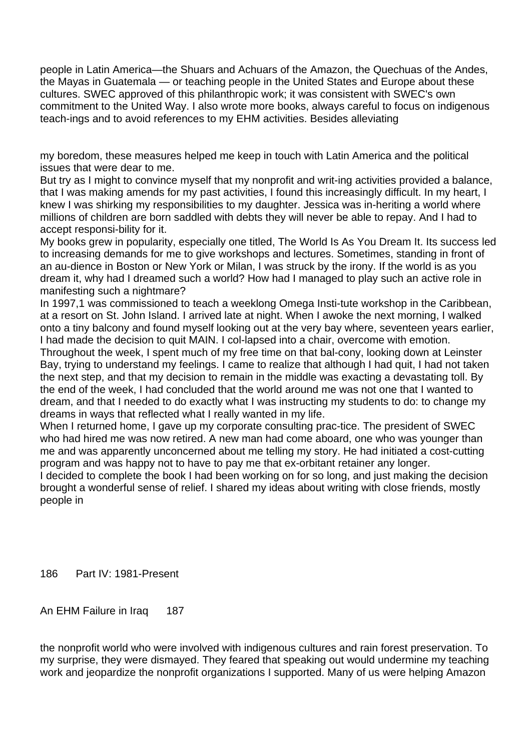people in Latin America—the Shuars and Achuars of the Amazon, the Quechuas of the Andes, the Mayas in Guatemala — or teaching people in the United States and Europe about these cultures. SWEC approved of this philanthropic work; it was consistent with SWEC's own commitment to the United Way. I also wrote more books, always careful to focus on indigenous teach-ings and to avoid references to my EHM activities. Besides alleviating

my boredom, these measures helped me keep in touch with Latin America and the political issues that were dear to me.

But try as I might to convince myself that my nonprofit and writ-ing activities provided a balance, that I was making amends for my past activities, I found this increasingly difficult. In my heart, I knew I was shirking my responsibilities to my daughter. Jessica was in-heriting a world where millions of children are born saddled with debts they will never be able to repay. And I had to accept responsi-bility for it.

My books grew in popularity, especially one titled, The World Is As You Dream It. Its success led to increasing demands for me to give workshops and lectures. Sometimes, standing in front of an au-dience in Boston or New York or Milan, I was struck by the irony. If the world is as you dream it, why had I dreamed such a world? How had I managed to play such an active role in manifesting such a nightmare?

In 1997,1 was commissioned to teach a weeklong Omega Insti-tute workshop in the Caribbean, at a resort on St. John Island. I arrived late at night. When I awoke the next morning, I walked onto a tiny balcony and found myself looking out at the very bay where, seventeen years earlier, I had made the decision to quit MAIN. I col-lapsed into a chair, overcome with emotion.

Throughout the week, I spent much of my free time on that bal-cony, looking down at Leinster Bay, trying to understand my feelings. I came to realize that although I had quit, I had not taken the next step, and that my decision to remain in the middle was exacting a devastating toll. By the end of the week, I had concluded that the world around me was not one that I wanted to dream, and that I needed to do exactly what I was instructing my students to do: to change my dreams in ways that reflected what I really wanted in my life.

When I returned home, I gave up my corporate consulting prac-tice. The president of SWEC who had hired me was now retired. A new man had come aboard, one who was younger than me and was apparently unconcerned about me telling my story. He had initiated a cost-cutting program and was happy not to have to pay me that ex-orbitant retainer any longer.

I decided to complete the book I had been working on for so long, and just making the decision brought a wonderful sense of relief. I shared my ideas about writing with close friends, mostly people in

the nonprofit world who were involved with indigenous cultures and rain forest preservation. To my surprise, they were dismayed. They feared that speaking out would undermine my teaching work and jeopardize the nonprofit organizations I supported. Many of us were helping Amazon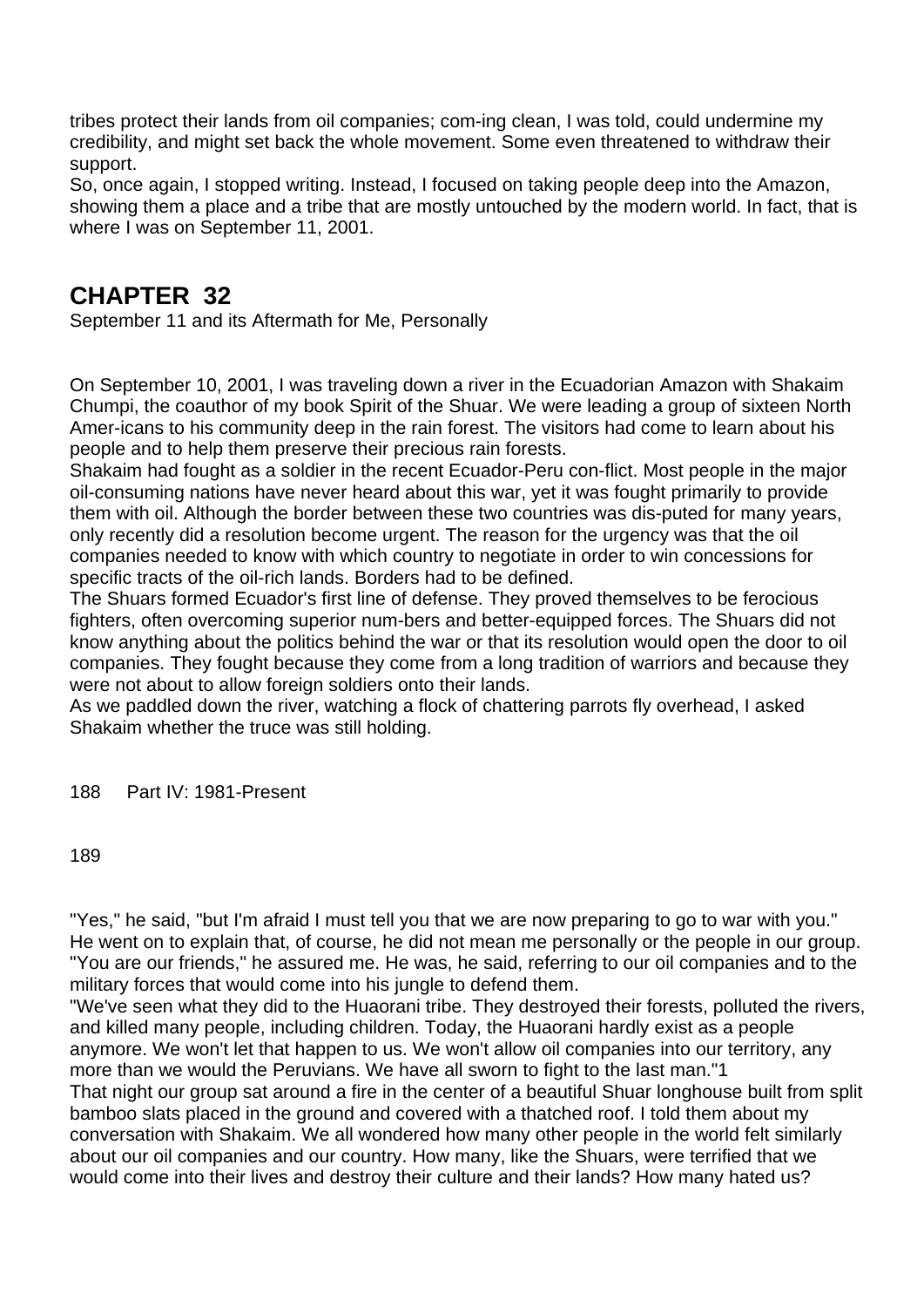tribes protect their lands from oil companies; com-ing clean, I was told, could undermine my credibility, and might set back the whole movement. Some even threatened to withdraw their support.

So, once again, I stopped writing. Instead, I focused on taking people deep into the Amazon, showing them a place and a tribe that are mostly untouched by the modern world. In fact, that is where I was on September 11, 2001.

# CHAPTER 32

September 11 and its Aftermath for Me, Personally

On September 10, 2001, I was traveling down a river in the Ecuadorian Amazon with Shakaim Chumpi, the coauthor of my book Spirit of the Shuar. We were leading a group of sixteen North Amer-icans to his community deep in the rain forest. The visitors had come to learn about his people and to help them preserve their precious rain forests.

Shakaim had fought as a soldier in the recent Ecuador-Peru con-flict. Most people in the major oil-consuming nations have never heard about this war, yet it was fought primarily to provide them with oil. Although the border between these two countries was dis-puted for many years, only recently did a resolution become urgent. The reason for the urgency was that the oil companies needed to know with which country to negotiate in order to win concessions for specific tracts of the oil-rich lands. Borders had to be defined.

The Shuars formed Ecuador's first line of defense. They proved themselves to be ferocious fighters, often overcoming superior num-bers and better-equipped forces. The Shuars did not know anything about the politics behind the war or that its resolution would open the door to oil companies. They fought because they come from a long tradition of warriors and because they were not about to allow foreign soldiers onto their lands.

As we paddled down the river, watching a flock of chattering parrots fly overhead, I asked Shakaim whether the truce was still holding.

"Yes," he said, "but I'm afraid I must tell you that we are now preparing to go to war with you." He went on to explain that, of course, he did not mean me personally or the people in our group. "You are our friends," he assured me. He was, he said, referring to our oil companies and to the military forces that would come into his jungle to defend them.

"We've seen what they did to the Huaorani tribe. They destroyed their forests, polluted the rivers, and killed many people, including children. Today, the Huaorani hardly exist as a people anymore. We won't let that happen to us. We won't allow oil companies into our territory, any more than we would the Peruvians. We have all sworn to fight to the last man."[1]

That night our group sat around a fire in the center of a beautiful Shuar longhouse built from split bamboo slats placed in the ground and covered with a thatched roof. I told them about my conversation with Shakaim. We all wondered how many other people in the world felt similarly about our oil companies and our country. How many, like the Shuars, were terrified that we would come into their lives and destroy their culture and their lands? How many hated us?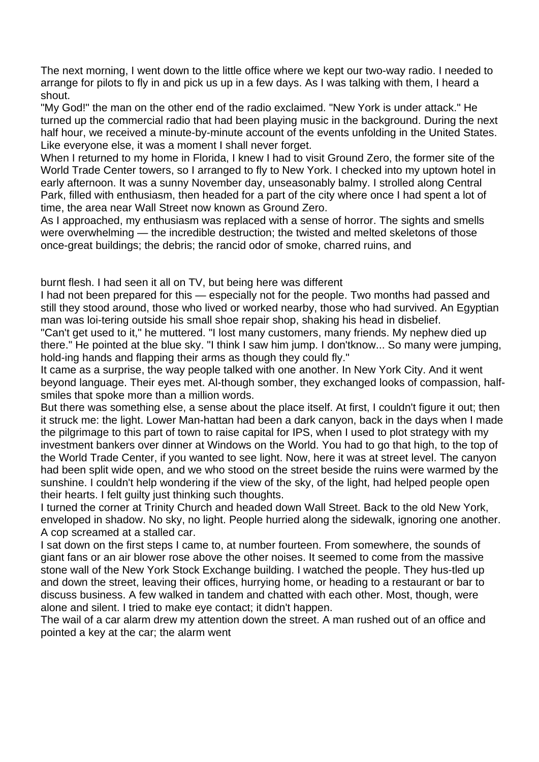The next morning, I went down to the little office where we kept our two-way radio. I needed to arrange for pilots to fly in and pick us up in a few days. As I was talking with them, I heard a shout.

"My God!" the man on the other end of the radio exclaimed. "New York is under attack." He turned up the commercial radio that had been playing music in the background. During the next half hour, we received a minute-by-minute account of the events unfolding in the United States. Like everyone else, it was a moment I shall never forget.

When I returned to my home in Florida, I knew I had to visit Ground Zero, the former site of the World Trade Center towers, so I arranged to fly to New York. I checked into my uptown hotel in early afternoon. It was a sunny November day, unseasonably balmy. I strolled along Central Park, filled with enthusiasm, then headed for a part of the city where once I had spent a lot of time, the area near Wall Street now known as Ground Zero.

As I approached, my enthusiasm was replaced with a sense of horror. The sights and smells were overwhelming — the incredible destruction; the twisted and melted skeletons of those once-great buildings; the debris; the rancid odor of smoke, charred ruins, and burnt flesh. I had seen it all on TV, but being here was different

I had not been prepared for this — especially not for the people. Two months had passed and still they stood around, those who lived or worked nearby, those who had survived. An Egyptian man was loi-tering outside his small shoe repair shop, shaking his head in disbelief.

"Can't get used to it," he muttered. "I lost many customers, many friends. My nephew died up there." He pointed at the blue sky. "I think I saw him jump. I don'tknow... So many were jumping, hold-ing hands and flapping their arms as though they could fly."

It came as a surprise, the way people talked with one another. In New York City. And it went beyond language. Their eyes met. Al-though somber, they exchanged looks of compassion, half-smiles that spoke more than a million words.

But there was something else, a sense about the place itself. At first, I couldn't figure it out; then it struck me: the light. Lower Man-hattan had been a dark canyon, back in the days when I made the pilgrimage to this part of town to raise capital for IPS, when I used to plot strategy with my investment bankers over dinner at Windows on the World. You had to go that high, to the top of the World Trade Center, if you wanted to see light. Now, here it was at street level. The canyon had been split wide open, and we who stood on the street beside the ruins were warmed by the sunshine. I couldn't help wondering if the view of the sky, of the light, had helped people open their hearts. I felt guilty just thinking such thoughts.

I turned the corner at Trinity Church and headed down Wall Street. Back to the old New York, enveloped in shadow. No sky, no light. People hurried along the sidewalk, ignoring one another. A cop screamed at a stalled car.

I sat down on the first steps I came to, at number fourteen. From somewhere, the sounds of giant fans or an air blower rose above the other noises. It seemed to come from the massive stone wall of the New York Stock Exchange building. I watched the people. They hus-tled up and down the street, leaving their offices, hurrying home, or heading to a restaurant or bar to discuss business. A few walked in tandem and chatted with each other. Most, though, were alone and silent. I tried to make eye contact; it didn't happen.

The wail of a car alarm drew my attention down the street. A man rushed out of an office and pointed a key at the car; the alarm went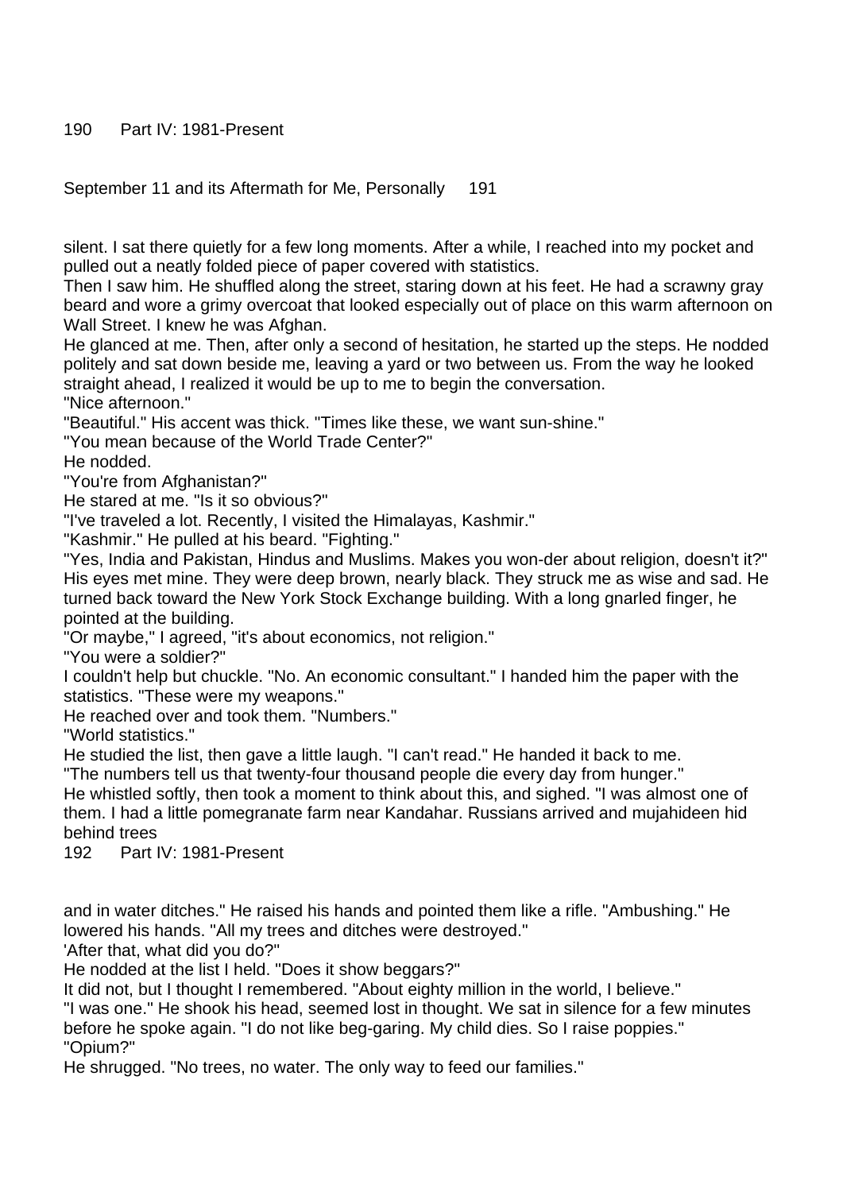silent. I sat there quietly for a few long moments. After a while, I reached into my pocket and pulled out a neatly folded piece of paper covered with statistics.

Then I saw him. He shuffled along the street, staring down at his feet. He had a scrawny gray beard and wore a grimy overcoat that looked especially out of place on this warm afternoon on Wall Street. I knew he was Afghan.

He glanced at me. Then, after only a second of hesitation, he started up the steps. He nodded politely and sat down beside me, leaving a yard or two between us. From the way he looked straight ahead, I realized it would be up to me to begin the conversation.

"Nice afternoon."

"Beautiful." His accent was thick. "Times like these, we want sun-shine."

"You mean because of the World Trade Center?"

He nodded.

"You're from Afghanistan?"

He stared at me. "Is it so obvious?"

"I've traveled a lot. Recently, I visited the Himalayas, Kashmir."

"Kashmir." He pulled at his beard. "Fighting."

"Yes, India and Pakistan, Hindus and Muslims. Makes you won-der about religion, doesn't it?"

His eyes met mine. They were deep brown, nearly black. They struck me as wise and sad. He turned back toward the New York Stock Exchange building. With a long gnarled finger, he pointed at the building.

"Or maybe," I agreed, "it's about economics, not religion."

"You were a soldier?"

I couldn't help but chuckle. "No. An economic consultant." I handed him the paper with the statistics. "These were my weapons."

He reached over and took them. "Numbers."

"World statistics."

He studied the list, then gave a little laugh. "I can't read." He handed it back to me.

"The numbers tell us that twenty-four thousand people die every day from hunger."

He whistled softly, then took a moment to think about this, and sighed. "I was almost one of them. I had a little pomegranate farm near Kandahar. Russians arrived and mujahideen hid behind trees and in water ditches." He raised his hands and pointed them like a rifle. "Ambushing." He lowered his hands. "All my trees and ditches were destroyed."

'After that, what did you do?"

He nodded at the list I held. "Does it show beggars?"

It did not, but I thought I remembered. "About eighty million in the world, I believe."

"I was one." He shook his head, seemed lost in thought. We sat in silence for a few minutes before he spoke again. "I do not like beg-garing. My child dies. So I raise poppies."

"Opium?"

He shrugged. "No trees, no water. The only way to feed our families."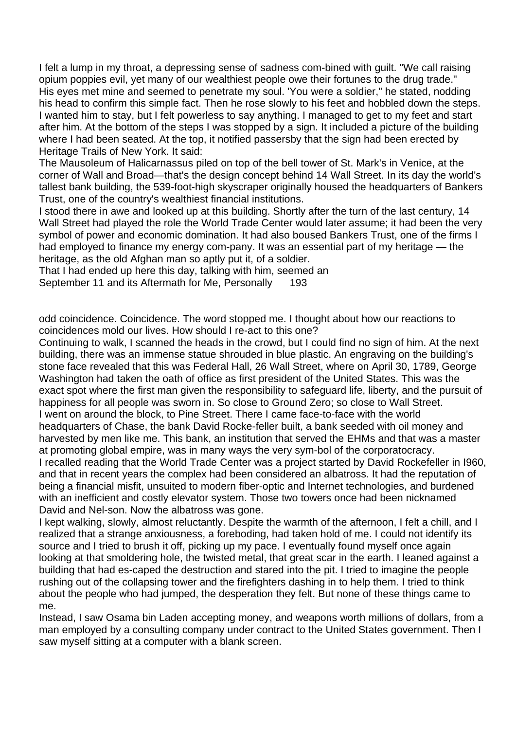I felt a lump in my throat, a depressing sense of sadness com-bined with guilt. "We call raising opium poppies evil, yet many of our wealthiest people owe their fortunes to the drug trade."

His eyes met mine and seemed to penetrate my soul. 'You were a soldier," he stated, nodding his head to confirm this simple fact. Then he rose slowly to his feet and hobbled down the steps. I wanted him to stay, but I felt powerless to say anything. I managed to get to my feet and start after him. At the bottom of the steps I was stopped by a sign. It included a picture of the building where I had been seated. At the top, it notified passersby that the sign had been erected by Heritage Trails of New York. It said:

The Mausoleum of Halicarnassus piled on top of the bell tower of St. Mark's in Venice, at the corner of Wall and Broad—that's the design concept behind 14 Wall Street. In its day the world's tallest bank building, the 539-foot-high skyscraper originally housed the headquarters of Bankers Trust, one of the country's wealthiest financial institutions.

I stood there in awe and looked up at this building. Shortly after the turn of the last century, 14 Wall Street had played the role the World Trade Center would later assume; it had been the very symbol of power and economic domination. It had also boused Bankers Trust, one of the firms I had employed to finance my energy com-pany. It was an essential part of my heritage — the heritage, as the old Afghan man so aptly put it, of a soldier.

That I had ended up here this day, talking with him, seemed an odd coincidence. Coincidence. The word stopped me. I thought about how our reactions to coincidences mold our lives. How should I re-act to this one?

Continuing to walk, I scanned the heads in the crowd, but I could find no sign of him. At the next building, there was an immense statue shrouded in blue plastic. An engraving on the building's stone face revealed that this was Federal Hall, 26 Wall Street, where on April 30, 1789, George Washington had taken the oath of office as first president of the United States. This was the exact spot where the first man given the responsibility to safeguard life, liberty, and the pursuit of happiness for all people was sworn in. So close to Ground Zero; so close to Wall Street.

I went on around the block, to Pine Street. There I came face-to-face with the world headquarters of Chase, the bank David Rocke-feller built, a bank seeded with oil money and harvested by men like me. This bank, an institution that served the EHMs and that was a master at promoting global empire, was in many ways the very sym-bol of the corporatocracy.

I recalled reading that the World Trade Center was a project started by David Rockefeller in I960, and that in recent years the complex had been considered an albatross. It had the reputation of being a financial misfit, unsuited to modern fiber-optic and Internet technologies, and burdened with an inefficient and costly elevator system. Those two towers once had been nicknamed David and Nel-son. Now the albatross was gone.

I kept walking, slowly, almost reluctantly. Despite the warmth of the afternoon, I felt a chill, and I realized that a strange anxiousness, a foreboding, had taken hold of me. I could not identify its source and I tried to brush it off, picking up my pace. I eventually found myself once again looking at that smoldering hole, the twisted metal, that great scar in the earth. I leaned against a building that had es-caped the destruction and stared into the pit. I tried to imagine the people rushing out of the collapsing tower and the firefighters dashing in to help them. I tried to think about the people who had jumped, the desperation they felt. But none of these things came to me.

Instead, I saw Osama bin Laden accepting money, and weapons worth millions of dollars, from a man employed by a consulting company under contract to the United States government. Then I saw myself sitting at a computer with a blank screen.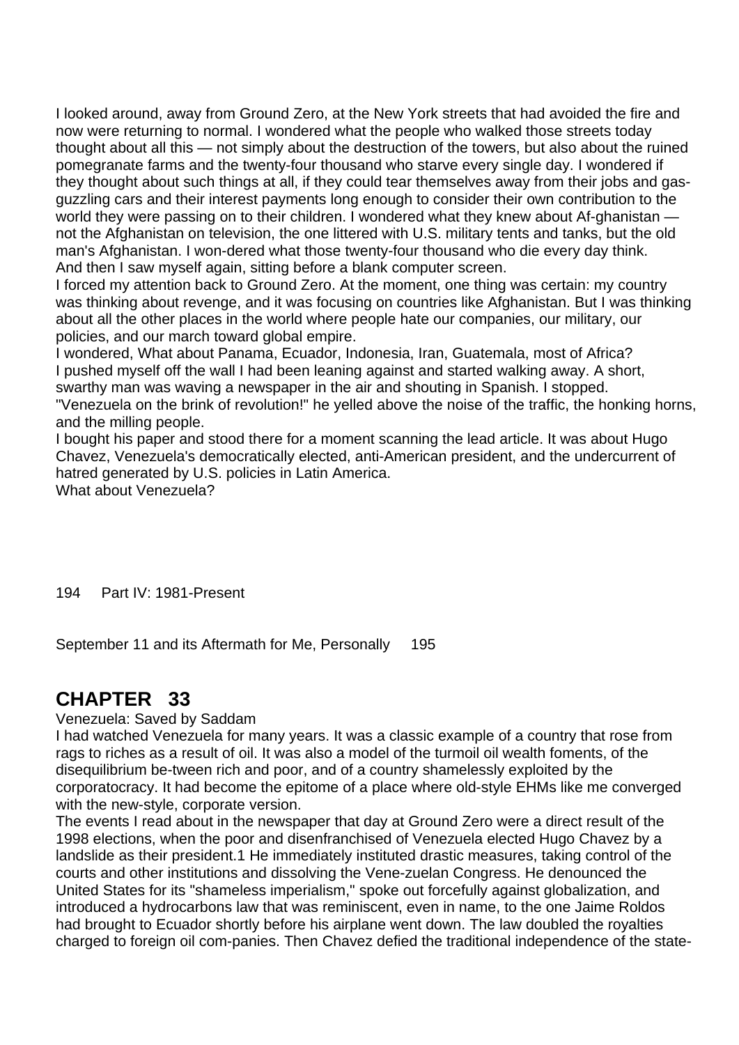I looked around, away from Ground Zero, at the New York streets that had avoided the fire and now were returning to normal. I wondered what the people who walked those streets today thought about all this — not simply about the destruction of the towers, but also about the ruined pomegranate farms and the twenty-four thousand who starve every single day. I wondered if they thought about such things at all, if they could tear themselves away from their jobs and gas-guzzling cars and their interest payments long enough to consider their own contribution to the world they were passing on to their children. I wondered what they knew about Af-ghanistan — not the Afghanistan on television, the one littered with U.S. military tents and tanks, but the old man's Afghanistan. I won-dered what those twenty-four thousand who die every day think.

And then I saw myself again, sitting before a blank computer screen.

I forced my attention back to Ground Zero. At the moment, one thing was certain: my country was thinking about revenge, and it was focusing on countries like Afghanistan. But I was thinking about all the other places in the world where people hate our companies, our military, our policies, and our march toward global empire.

I wondered, What about Panama, Ecuador, Indonesia, Iran, Guatemala, most of Africa?

I pushed myself off the wall I had been leaning against and started walking away. A short, swarthy man was waving a newspaper in the air and shouting in Spanish. I stopped.

"Venezuela on the brink of revolution!" he yelled above the noise of the traffic, the honking horns, and the milling people.

I bought his paper and stood there for a moment scanning the lead article. It was about Hugo Chavez, Venezuela's democratically elected, anti-American president, and the undercurrent of hatred generated by U.S. policies in Latin America.

What about Venezuela?

# CHAPTER 33

## Venezuela: Saved by Saddam

I had watched Venezuela for many years. It was a classic example of a country that rose from rags to riches as a result of oil. It was also a model of the turmoil oil wealth foments, of the disequilibrium be-tween rich and poor, and of a country shamelessly exploited by the corporatocracy. It had become the epitome of a place where old-style EHMs like me converged with the new-style, corporate version.

The events I read about in the newspaper that day at Ground Zero were a direct result of the 1998 elections, when the poor and disenfranchised of Venezuela elected Hugo Chavez by a landslide as their president.[1] He immediately instituted drastic measures, taking control of the courts and other institutions and dissolving the Vene-zuelan Congress. He denounced the United States for its "shameless imperialism," spoke out forcefully against globalization, and introduced a hydrocarbons law that was reminiscent, even in name, to the one Jaime Roldos had brought to Ecuador shortly before his airplane went down. The law doubled the royalties charged to foreign oil com-panies. Then Chavez defied the traditional independence of the state-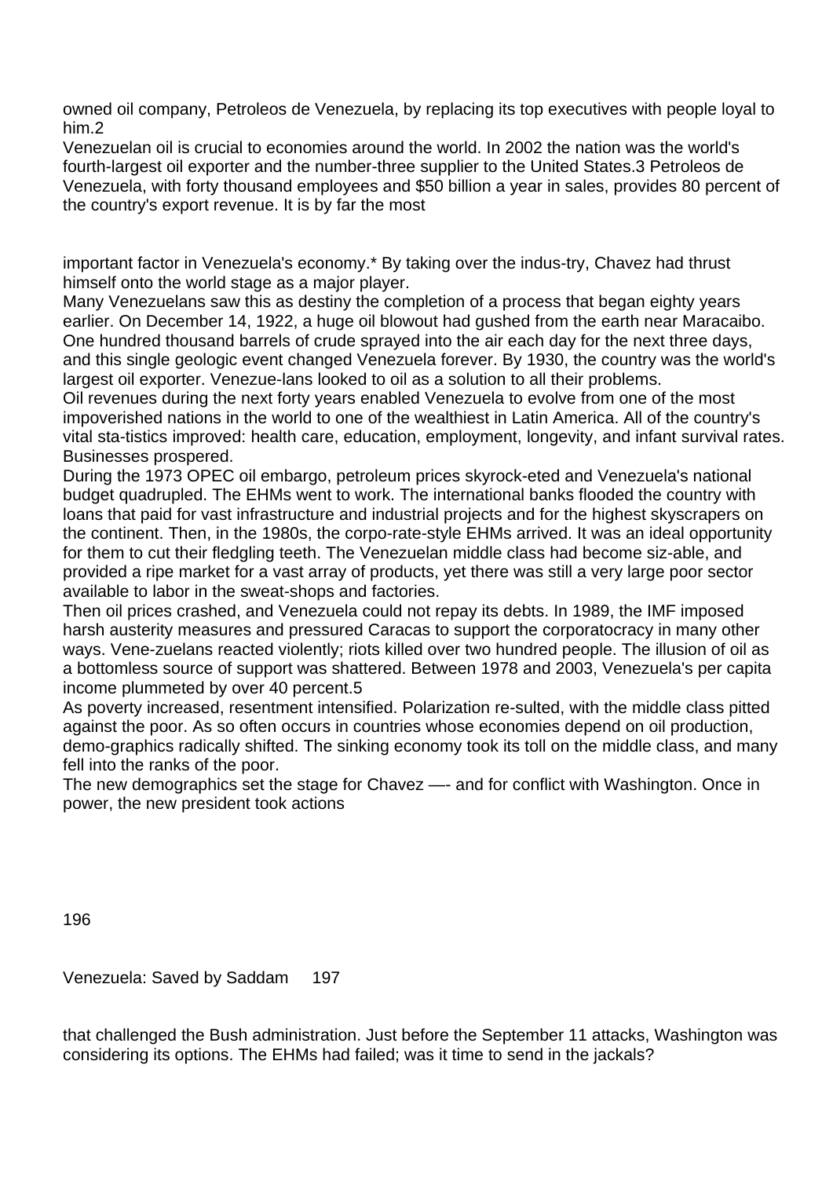owned oil company, Petroleos de Venezuela, by replacing its top executives with people loyal to him.2

Venezuelan oil is crucial to economies around the world. In 2002 the nation was the world's fourth-largest oil exporter and the number-three supplier to the United States.3 Petroleos de Venezuela, with forty thousand employees and $50 billion a year in sales, provides 80 percent of the country's export revenue. It is by far the most

important factor in Venezuela's economy.* By taking over the indus-try, Chavez had thrust himself onto the world stage as a major player.

Many Venezuelans saw this as destiny the completion of a process that began eighty years earlier. On December 14, 1922, a huge oil blowout had gushed from the earth near Maracaibo. One hundred thousand barrels of crude sprayed into the air each day for the next three days, and this single geologic event changed Venezuela forever. By 1930, the country was the world's largest oil exporter. Venezue-lans looked to oil as a solution to all their problems.

Oil revenues during the next forty years enabled Venezuela to evolve from one of the most impoverished nations in the world to one of the wealthiest in Latin America. All of the country's vital sta-tistics improved: health care, education, employment, longevity, and infant survival rates. Businesses prospered.

During the 1973 OPEC oil embargo, petroleum prices skyrock-eted and Venezuela's national budget quadrupled. The EHMs went to work. The international banks flooded the country with loans that paid for vast infrastructure and industrial projects and for the highest skyscrapers on the continent. Then, in the 1980s, the corpo-rate-style EHMs arrived. It was an ideal opportunity for them to cut their fledgling teeth. The Venezuelan middle class had become siz-able, and provided a ripe market for a vast array of products, yet there was still a very large poor sector available to labor in the sweat-shops and factories.

Then oil prices crashed, and Venezuela could not repay its debts. In 1989, the IMF imposed harsh austerity measures and pressured Caracas to support the corporatocracy in many other ways. Vene-zuelans reacted violently; riots killed over two hundred people. The illusion of oil as a bottomless source of support was shattered. Between 1978 and 2003, Venezuela's per capita income plummeted by over 40 percent.5

As poverty increased, resentment intensified. Polarization re-sulted, with the middle class pitted against the poor. As so often occurs in countries whose economies depend on oil production, demo-graphics radically shifted. The sinking economy took its toll on the middle class, and many fell into the ranks of the poor.

The new demographics set the stage for Chavez —- and for conflict with Washington. Once in power, the new president took actions

that challenged the Bush administration. Just before the September 11 attacks, Washington was considering its options. The EHMs had failed; was it time to send in the jackals?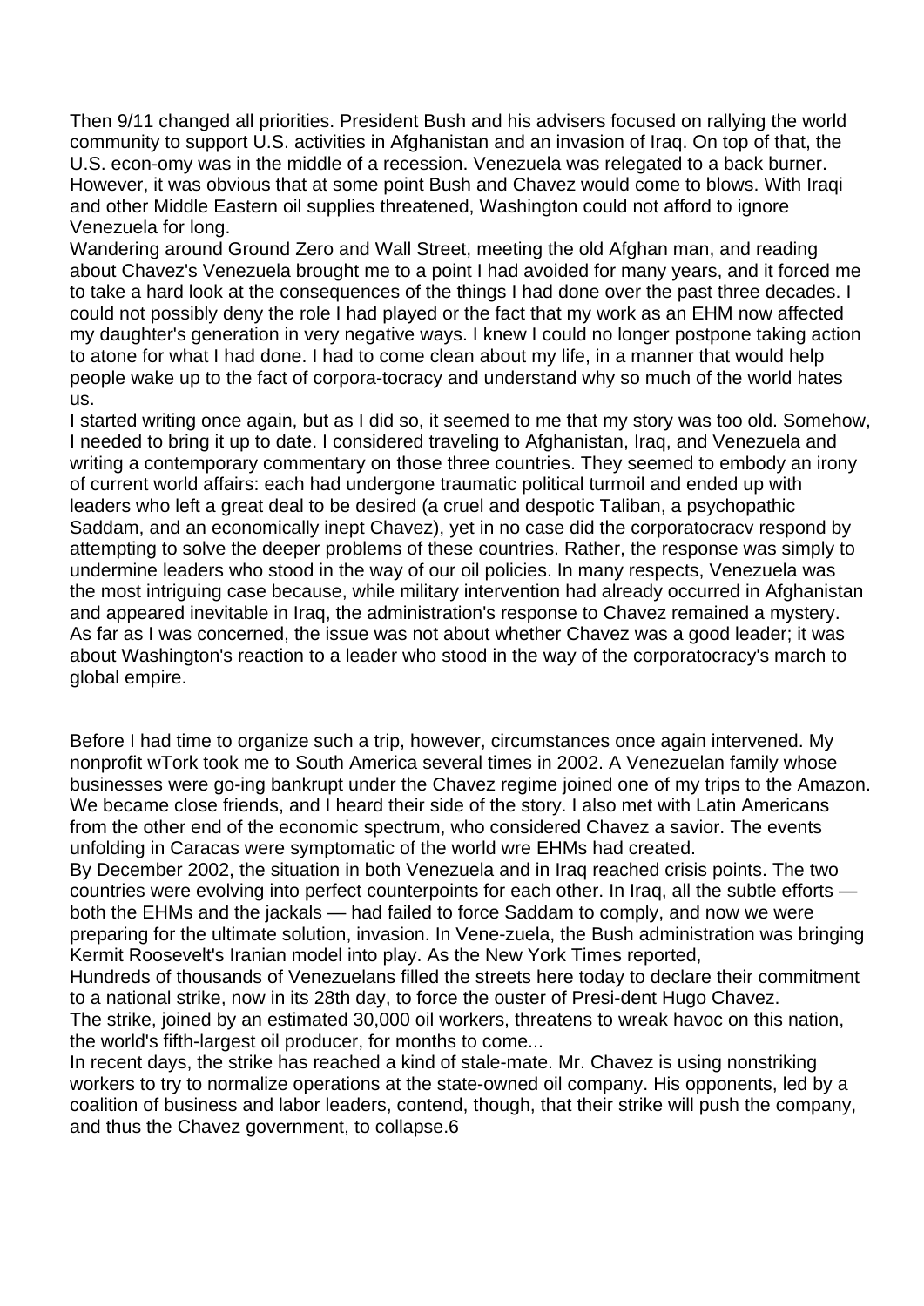Then 9/11 changed all priorities. President Bush and his advisers focused on rallying the world community to support U.S. activities in Afghanistan and an invasion of Iraq. On top of that, the U.S. econ-omy was in the middle of a recession. Venezuela was relegated to a back burner. However, it was obvious that at some point Bush and Chavez would come to blows. With Iraqi and other Middle Eastern oil supplies threatened, Washington could not afford to ignore Venezuela for long.

Wandering around Ground Zero and Wall Street, meeting the old Afghan man, and reading about Chavez's Venezuela brought me to a point I had avoided for many years, and it forced me to take a hard look at the consequences of the things I had done over the past three decades. I could not possibly deny the role I had played or the fact that my work as an EHM now affected my daughter's generation in very negative ways. I knew I could no longer postpone taking action to atone for what I had done. I had to come clean about my life, in a manner that would help people wake up to the fact of corpora-tocracy and understand why so much of the world hates us.

I started writing once again, but as I did so, it seemed to me that my story was too old. Somehow, I needed to bring it up to date. I considered traveling to Afghanistan, Iraq, and Venezuela and writing a contemporary commentary on those three countries. They seemed to embody an irony of current world affairs: each had undergone traumatic political turmoil and ended up with leaders who left a great deal to be desired (a cruel and despotic Taliban, a psychopathic Saddam, and an economically inept Chavez), yet in no case did the corporatocracv respond by attempting to solve the deeper problems of these countries. Rather, the response was simply to undermine leaders who stood in the way of our oil policies. In many respects, Venezuela was the most intriguing case because, while military intervention had already occurred in Afghanistan and appeared inevitable in Iraq, the administration's response to Chavez remained a mystery. As far as I was concerned, the issue was not about whether Chavez was a good leader; it was about Washington's reaction to a leader who stood in the way of the corporatocracy's march to global empire.

Before I had time to organize such a trip, however, circumstances once again intervened. My nonprofit wTork took me to South America several times in 2002. A Venezuelan family whose businesses were go-ing bankrupt under the Chavez regime joined one of my trips to the Amazon. We became close friends, and I heard their side of the story. I also met with Latin Americans from the other end of the economic spectrum, who considered Chavez a savior. The events unfolding in Caracas were symptomatic of the world wre EHMs had created.

By December 2002, the situation in both Venezuela and in Iraq reached crisis points. The two countries were evolving into perfect counterpoints for each other. In Iraq, all the subtle efforts — both the EHMs and the jackals — had failed to force Saddam to comply, and now we were preparing for the ultimate solution, invasion. In Vene-zuela, the Bush administration was bringing Kermit Roosevelt's Iranian model into play. As the New York Times reported,

Hundreds of thousands of Venezuelans filled the streets here today to declare their commitment to a national strike, now in its 28th day, to force the ouster of Presi-dent Hugo Chavez.

The strike, joined by an estimated 30,000 oil workers, threatens to wreak havoc on this nation, the world's fifth-largest oil producer, for months to come...

In recent days, the strike has reached a kind of stale-mate. Mr. Chavez is using nonstriking workers to try to normalize operations at the state-owned oil company. His opponents, led by a coalition of business and labor leaders, contend, though, that their strike will push the company, and thus the Chavez government, to collapse.6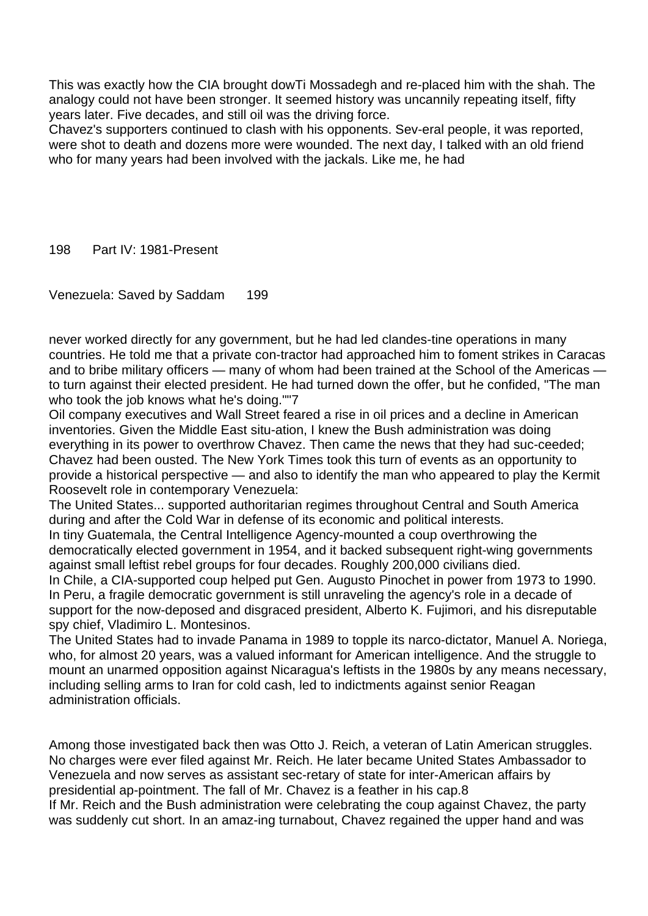This was exactly how the CIA brought dowTi Mossadegh and re-placed him with the shah. The analogy could not have been stronger. It seemed history was uncannily repeating itself, fifty years later. Five decades, and still oil was the driving force.

Chavez's supporters continued to clash with his opponents. Sev-eral people, it was reported, were shot to death and dozens more were wounded. The next day, I talked with an old friend who for many years had been involved with the jackals. Like me, he had never worked directly for any government, but he had led clandes-tine operations in many countries. He told me that a private con-tractor had approached him to foment strikes in Caracas and to bribe military officers — many of whom had been trained at the School of the Americas — to turn against their elected president. He had turned down the offer, but he confided, "The man who took the job knows what he's doing.""'7

Oil company executives and Wall Street feared a rise in oil prices and a decline in American inventories. Given the Middle East situ-ation, I knew the Bush administration was doing everything in its power to overthrow Chavez. Then came the news that they had suc-ceeded; Chavez had been ousted. The New York Times took this turn of events as an opportunity to provide a historical perspective — and also to identify the man who appeared to play the Kermit Roosevelt role in contemporary Venezuela:

The United States... supported authoritarian regimes throughout Central and South America during and after the Cold War in defense of its economic and political interests.

In tiny Guatemala, the Central Intelligence Agency-mounted a coup overthrowing the democratically elected government in 1954, and it backed subsequent right-wing governments against small leftist rebel groups for four decades. Roughly 200,000 civilians died.

In Chile, a CIA-supported coup helped put Gen. Augusto Pinochet in power from 1973 to 1990. In Peru, a fragile democratic government is still unraveling the agency's role in a decade of support for the now-deposed and disgraced president, Alberto K. Fujimori, and his disreputable spy chief, Vladimiro L. Montesinos.

The United States had to invade Panama in 1989 to topple its narco-dictator, Manuel A. Noriega, who, for almost 20 years, was a valued informant for American intelligence. And the struggle to mount an unarmed opposition against Nicaragua's leftists in the 1980s by any means necessary, including selling arms to Iran for cold cash, led to indictments against senior Reagan administration officials.

Among those investigated back then was Otto J. Reich, a veteran of Latin American struggles. No charges were ever filed against Mr. Reich. He later became United States Ambassador to Venezuela and now serves as assistant sec-retary of state for inter-American affairs by presidential ap-pointment. The fall of Mr. Chavez is a feather in his cap.8

If Mr. Reich and the Bush administration were celebrating the coup against Chavez, the party was suddenly cut short. In an amaz-ing turnabout, Chavez regained the upper hand and was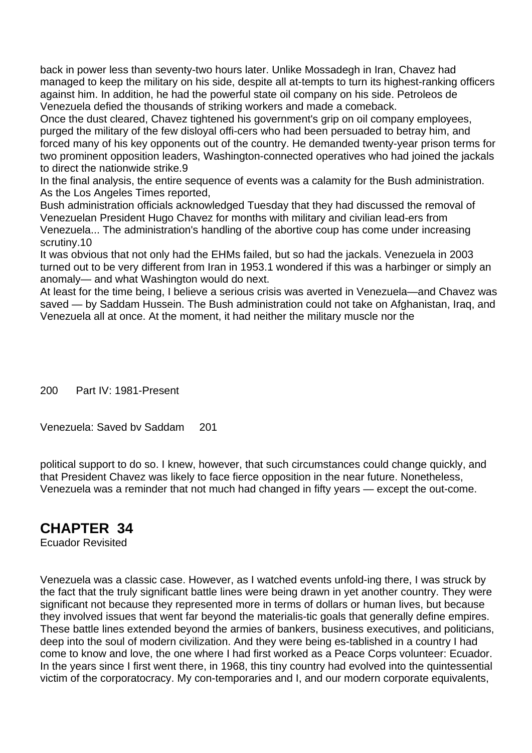back in power less than seventy-two hours later. Unlike Mossadegh in Iran, Chavez had managed to keep the military on his side, despite all at-tempts to turn its highest-ranking officers against him. In addition, he had the powerful state oil company on his side. Petroleos de Venezuela defied the thousands of striking workers and made a comeback.

Once the dust cleared, Chavez tightened his government's grip on oil company employees, purged the military of the few disloyal offi-cers who had been persuaded to betray him, and forced many of his key opponents out of the country. He demanded twenty-year prison terms for two prominent opposition leaders, Washington-connected operatives who had joined the jackals to direct the nationwide strike.[9]

In the final analysis, the entire sequence of events was a calamity for the Bush administration. As the Los Angeles Times reported,

Bush administration officials acknowledged Tuesday that they had discussed the removal of Venezuelan President Hugo Chavez for months with military and civilian lead-ers from Venezuela... The administration's handling of the abortive coup has come under increasing scrutiny.[10]

It was obvious that not only had the EHMs failed, but so had the jackals. Venezuela in 2003 turned out to be very different from Iran in 1953.1 wondered if this was a harbinger or simply an anomaly— and what Washington would do next.

At least for the time being, I believe a serious crisis was averted in Venezuela—and Chavez was saved — by Saddam Hussein. The Bush administration could not take on Afghanistan, Iraq, and Venezuela all at once. At the moment, it had neither the military muscle nor the political support to do so. I knew, however, that such circumstances could change quickly, and that President Chavez was likely to face fierce opposition in the near future. Nonetheless, Venezuela was a reminder that not much had changed in fifty years — except the out-come.

# CHAPTER 34

Ecuador Revisited

Venezuela was a classic case. However, as I watched events unfold-ing there, I was struck by the fact that the truly significant battle lines were being drawn in yet another country. They were significant not because they represented more in terms of dollars or human lives, but because they involved issues that went far beyond the materialis-tic goals that generally define empires. These battle lines extended beyond the armies of bankers, business executives, and politicians, deep into the soul of modern civilization. And they were being es-tablished in a country I had come to know and love, the one where I had first worked as a Peace Corps volunteer: Ecuador. In the years since I first went there, in 1968, this tiny country had evolved into the quintessential victim of the corporatocracy. My con-temporaries and I, and our modern corporate equivalents,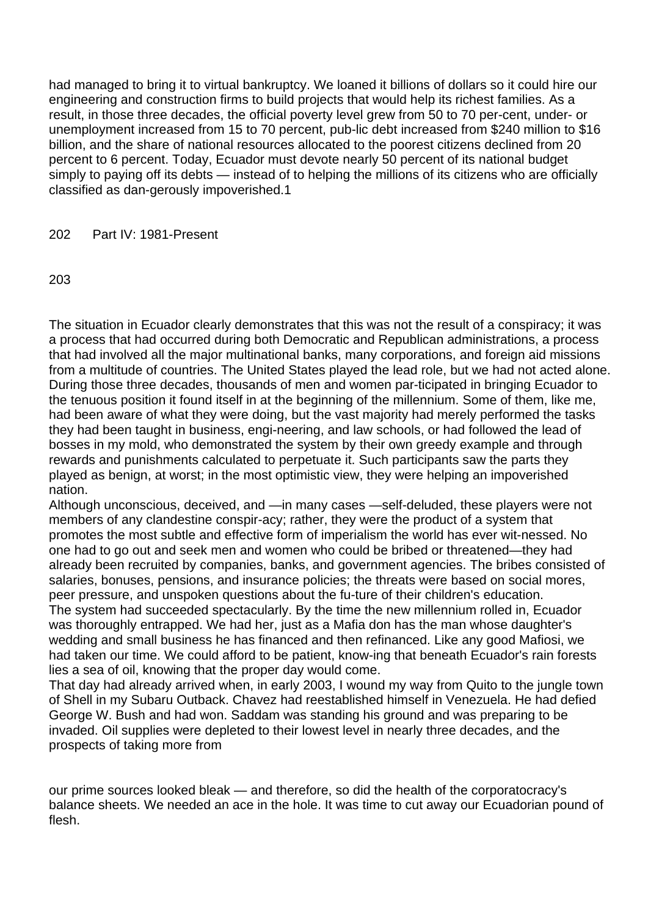had managed to bring it to virtual bankruptcy. We loaned it billions of dollars so it could hire our engineering and construction firms to build projects that would help its richest families. As a result, in those three decades, the official poverty level grew from 50 to 70 per-cent, under- or unemployment increased from 15 to 70 percent, pub-lic debt increased from $240 million to $16 billion, and the share of national resources allocated to the poorest citizens declined from 20 percent to 6 percent. Today, Ecuador must devote nearly 50 percent of its national budget simply to paying off its debts — instead of to helping the millions of its citizens who are officially classified as dan-gerously impoverished.1

The situation in Ecuador clearly demonstrates that this was not the result of a conspiracy; it was a process that had occurred during both Democratic and Republican administrations, a process that had involved all the major multinational banks, many corporations, and foreign aid missions from a multitude of countries. The United States played the lead role, but we had not acted alone. During those three decades, thousands of men and women par-ticipated in bringing Ecuador to the tenuous position it found itself in at the beginning of the millennium. Some of them, like me, had been aware of what they were doing, but the vast majority had merely performed the tasks they had been taught in business, engi-neering, and law schools, or had followed the lead of bosses in my mold, who demonstrated the system by their own greedy example and through rewards and punishments calculated to perpetuate it. Such participants saw the parts they played as benign, at worst; in the most optimistic view, they were helping an impoverished nation.

Although unconscious, deceived, and —in many cases —self-deluded, these players were not members of any clandestine conspir-acy; rather, they were the product of a system that promotes the most subtle and effective form of imperialism the world has ever wit-nessed. No one had to go out and seek men and women who could be bribed or threatened—they had already been recruited by companies, banks, and government agencies. The bribes consisted of salaries, bonuses, pensions, and insurance policies; the threats were based on social mores, peer pressure, and unspoken questions about the fu-ture of their children's education.

The system had succeeded spectacularly. By the time the new millennium rolled in, Ecuador was thoroughly entrapped. We had her, just as a Mafia don has the man whose daughter's wedding and small business he has financed and then refinanced. Like any good Mafiosi, we had taken our time. We could afford to be patient, know-ing that beneath Ecuador's rain forests lies a sea of oil, knowing that the proper day would come.

That day had already arrived when, in early 2003, I wound my way from Quito to the jungle town of Shell in my Subaru Outback. Chavez had reestablished himself in Venezuela. He had defied George W. Bush and had won. Saddam was standing his ground and was preparing to be invaded. Oil supplies were depleted to their lowest level in nearly three decades, and the prospects of taking more from our prime sources looked bleak — and therefore, so did the health of the corporatocracy's balance sheets. We needed an ace in the hole. It was time to cut away our Ecuadorian pound of flesh.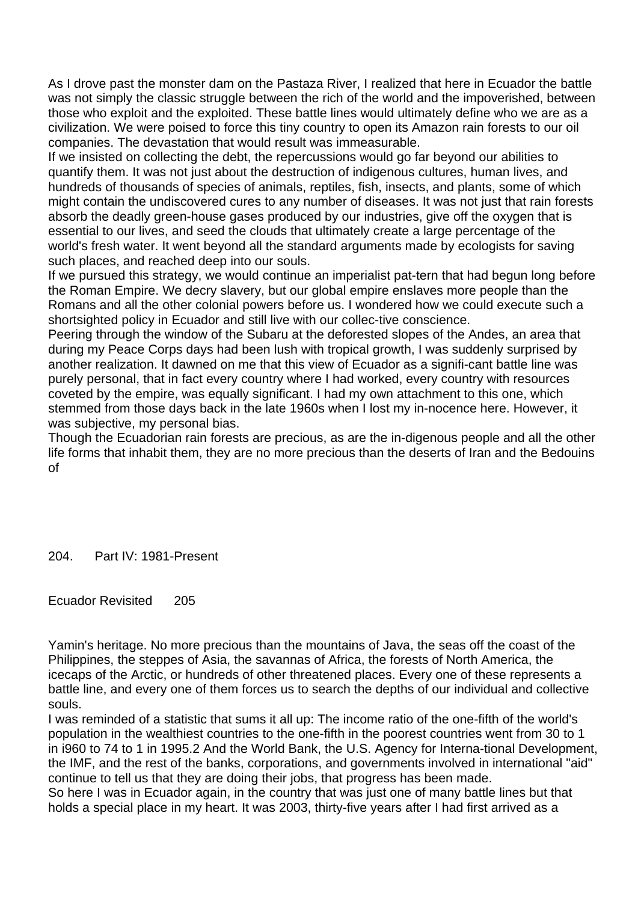As I drove past the monster dam on the Pastaza River, I realized that here in Ecuador the battle was not simply the classic struggle between the rich of the world and the impoverished, between those who exploit and the exploited. These battle lines would ultimately define who we are as a civilization. We were poised to force this tiny country to open its Amazon rain forests to our oil companies. The devastation that would result was immeasurable.

If we insisted on collecting the debt, the repercussions would go far beyond our abilities to quantify them. It was not just about the destruction of indigenous cultures, human lives, and hundreds of thousands of species of animals, reptiles, fish, insects, and plants, some of which might contain the undiscovered cures to any number of diseases. It was not just that rain forests absorb the deadly green-house gases produced by our industries, give off the oxygen that is essential to our lives, and seed the clouds that ultimately create a large percentage of the world's fresh water. It went beyond all the standard arguments made by ecologists for saving such places, and reached deep into our souls.

If we pursued this strategy, we would continue an imperialist pat-tern that had begun long before the Roman Empire. We decry slavery, but our global empire enslaves more people than the Romans and all the other colonial powers before us. I wondered how we could execute such a shortsighted policy in Ecuador and still live with our collec-tive conscience.

Peering through the window of the Subaru at the deforested slopes of the Andes, an area that during my Peace Corps days had been lush with tropical growth, I was suddenly surprised by another realization. It dawned on me that this view of Ecuador as a signifi-cant battle line was purely personal, that in fact every country where I had worked, every country with resources coveted by the empire, was equally significant. I had my own attachment to this one, which stemmed from those days back in the late 1960s when I lost my in-nocence here. However, it was subjective, my personal bias.

Though the Ecuadorian rain forests are precious, as are the in-digenous people and all the other life forms that inhabit them, they are no more precious than the deserts of Iran and the Bedouins of Yamin's heritage. No more precious than the mountains of Java, the seas off the coast of the Philippines, the steppes of Asia, the savannas of Africa, the forests of North America, the icecaps of the Arctic, or hundreds of other threatened places. Every one of these represents a battle line, and every one of them forces us to search the depths of our individual and collective souls.

I was reminded of a statistic that sums it all up: The income ratio of the one-fifth of the world's population in the wealthiest countries to the one-fifth in the poorest countries went from 30 to 1 in i960 to 74 to 1 in 1995.[2] And the World Bank, the U.S. Agency for Interna-tional Development, the IMF, and the rest of the banks, corporations, and governments involved in international "aid" continue to tell us that they are doing their jobs, that progress has been made.

So here I was in Ecuador again, in the country that was just one of many battle lines but that holds a special place in my heart. It was 2003, thirty-five years after I had first arrived as a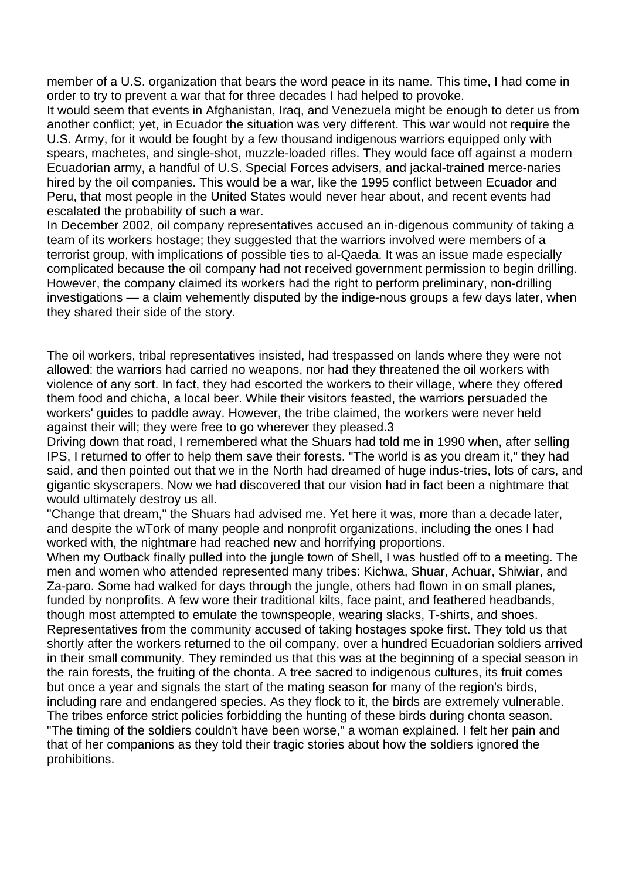member of a U.S. organization that bears the word peace in its name. This time, I had come in order to try to prevent a war that for three decades I had helped to provoke.

It would seem that events in Afghanistan, Iraq, and Venezuela might be enough to deter us from another conflict; yet, in Ecuador the situation was very different. This war would not require the U.S. Army, for it would be fought by a few thousand indigenous warriors equipped only with spears, machetes, and single-shot, muzzle-loaded rifles. They would face off against a modern Ecuadorian army, a handful of U.S. Special Forces advisers, and jackal-trained merce-naries hired by the oil companies. This would be a war, like the 1995 conflict between Ecuador and Peru, that most people in the United States would never hear about, and recent events had escalated the probability of such a war.

In December 2002, oil company representatives accused an in-digenous community of taking a team of its workers hostage; they suggested that the warriors involved were members of a terrorist group, with implications of possible ties to al-Qaeda. It was an issue made especially complicated because the oil company had not received government permission to begin drilling. However, the company claimed its workers had the right to perform preliminary, non-drilling investigations — a claim vehemently disputed by the indige-nous groups a few days later, when they shared their side of the story.

The oil workers, tribal representatives insisted, had trespassed on lands where they were not allowed: the warriors had carried no weapons, nor had they threatened the oil workers with violence of any sort. In fact, they had escorted the workers to their village, where they offered them food and chicha, a local beer. While their visitors feasted, the warriors persuaded the workers' guides to paddle away. However, the tribe claimed, the workers were never held against their will; they were free to go wherever they pleased.3

Driving down that road, I remembered what the Shuars had told me in 1990 when, after selling IPS, I returned to offer to help them save their forests. "The world is as you dream it," they had said, and then pointed out that we in the North had dreamed of huge indus-tries, lots of cars, and gigantic skyscrapers. Now we had discovered that our vision had in fact been a nightmare that would ultimately destroy us all.

"Change that dream," the Shuars had advised me. Yet here it was, more than a decade later, and despite the wTork of many people and nonprofit organizations, including the ones I had worked with, the nightmare had reached new and horrifying proportions.

When my Outback finally pulled into the jungle town of Shell, I was hustled off to a meeting. The men and women who attended represented many tribes: Kichwa, Shuar, Achuar, Shiwiar, and Za-paro. Some had walked for days through the jungle, others had flown in on small planes, funded by nonprofits. A few wore their traditional kilts, face paint, and feathered headbands, though most attempted to emulate the townspeople, wearing slacks, T-shirts, and shoes.

Representatives from the community accused of taking hostages spoke first. They told us that shortly after the workers returned to the oil company, over a hundred Ecuadorian soldiers arrived in their small community. They reminded us that this was at the beginning of a special season in the rain forests, the fruiting of the chonta. A tree sacred to indigenous cultures, its fruit comes but once a year and signals the start of the mating season for many of the region's birds, including rare and endangered species. As they flock to it, the birds are extremely vulnerable. The tribes enforce strict policies forbidding the hunting of these birds during chonta season.

"The timing of the soldiers couldn't have been worse," a woman explained. I felt her pain and that of her companions as they told their tragic stories about how the soldiers ignored the prohibitions.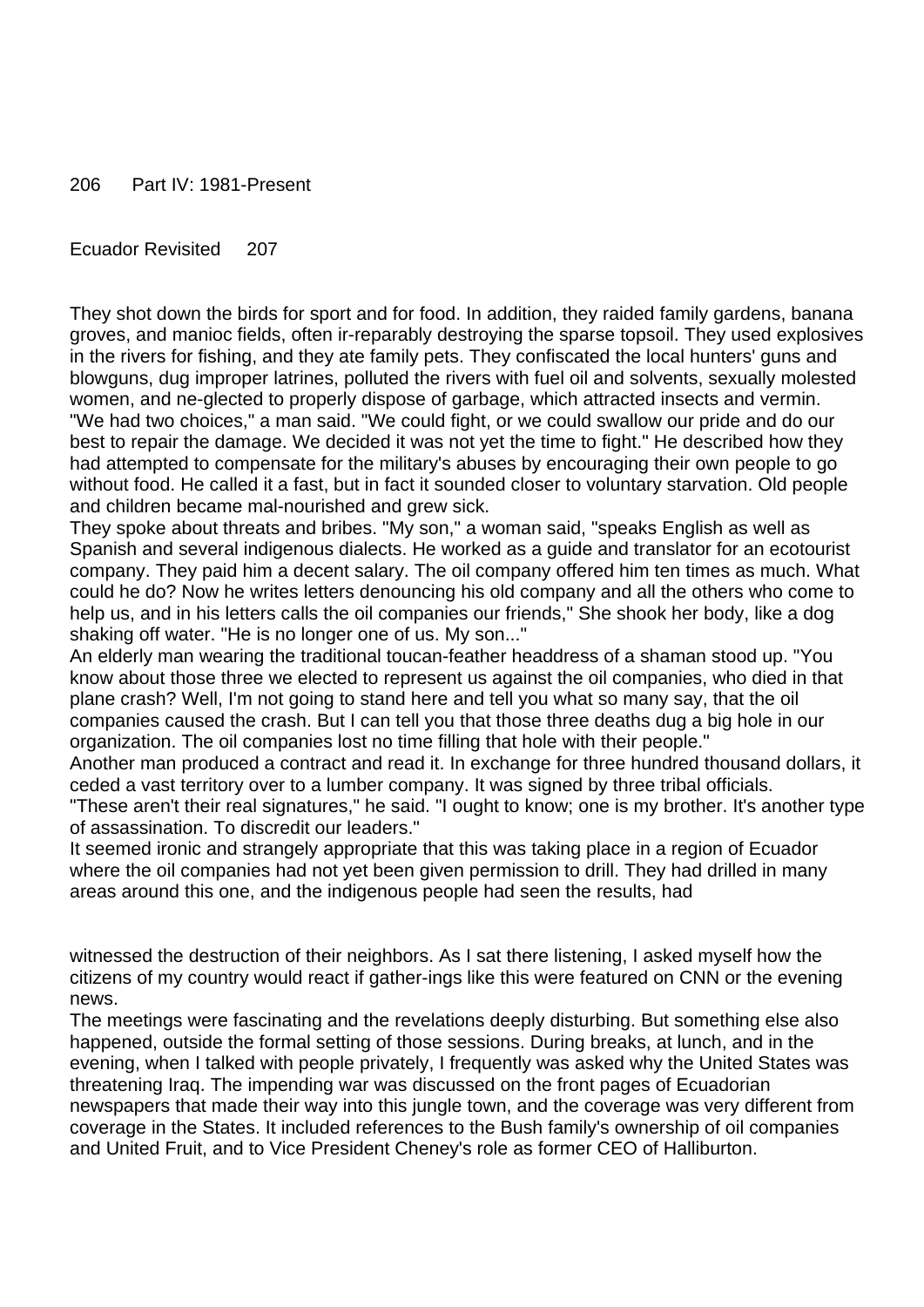They shot down the birds for sport and for food. In addition, they raided family gardens, banana groves, and manioc fields, often ir-reparably destroying the sparse topsoil. They used explosives in the rivers for fishing, and they ate family pets. They confiscated the local hunters' guns and blowguns, dug improper latrines, polluted the rivers with fuel oil and solvents, sexually molested women, and ne-glected to properly dispose of garbage, which attracted insects and vermin.

"We had two choices," a man said. "We could fight, or we could swallow our pride and do our best to repair the damage. We decided it was not yet the time to fight." He described how they had attempted to compensate for the military's abuses by encouraging their own people to go without food. He called it a fast, but in fact it sounded closer to voluntary starvation. Old people and children became mal-nourished and grew sick.

They spoke about threats and bribes. "My son," a woman said, "speaks English as well as Spanish and several indigenous dialects. He worked as a guide and translator for an ecotourist company. They paid him a decent salary. The oil company offered him ten times as much. What could he do? Now he writes letters denouncing his old company and all the others who come to help us, and in his letters calls the oil companies our friends," She shook her body, like a dog shaking off water. "He is no longer one of us. My son..."

An elderly man wearing the traditional toucan-feather headdress of a shaman stood up. "You know about those three we elected to represent us against the oil companies, who died in that plane crash? Well, I'm not going to stand here and tell you what so many say, that the oil companies caused the crash. But I can tell you that those three deaths dug a big hole in our organization. The oil companies lost no time filling that hole with their people."

Another man produced a contract and read it. In exchange for three hundred thousand dollars, it ceded a vast territory over to a lumber company. It was signed by three tribal officials.

"These aren't their real signatures," he said. "I ought to know; one is my brother. It's another type of assassination. To discredit our leaders."

It seemed ironic and strangely appropriate that this was taking place in a region of Ecuador where the oil companies had not yet been given permission to drill. They had drilled in many areas around this one, and the indigenous people had seen the results, had witnessed the destruction of their neighbors. As I sat there listening, I asked myself how the citizens of my country would react if gather-ings like this were featured on CNN or the evening news.

The meetings were fascinating and the revelations deeply disturbing. But something else also happened, outside the formal setting of those sessions. During breaks, at lunch, and in the evening, when I talked with people privately, I frequently was asked why the United States was threatening Iraq. The impending war was discussed on the front pages of Ecuadorian newspapers that made their way into this jungle town, and the coverage was very different from coverage in the States. It included references to the Bush family's ownership of oil companies and United Fruit, and to Vice President Cheney's role as former CEO of Halliburton.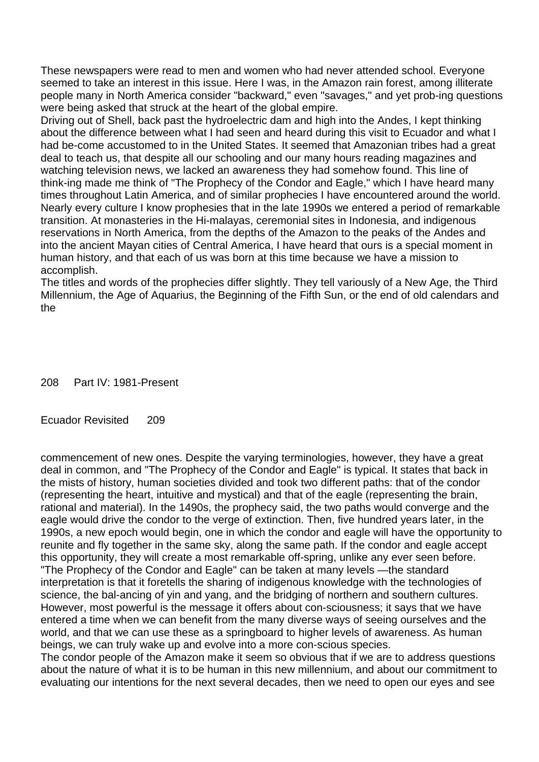These newspapers were read to men and women who had never attended school. Everyone seemed to take an interest in this issue. Here I was, in the Amazon rain forest, among illiterate people many in North America consider "backward," even "savages," and yet prob-ing questions were being asked that struck at the heart of the global empire.

Driving out of Shell, back past the hydroelectric dam and high into the Andes, I kept thinking about the difference between what I had seen and heard during this visit to Ecuador and what I had be-come accustomed to in the United States. It seemed that Amazonian tribes had a great deal to teach us, that despite all our schooling and our many hours reading magazines and watching television news, we lacked an awareness they had somehow found. This line of think-ing made me think of "The Prophecy of the Condor and Eagle," which I have heard many times throughout Latin America, and of similar prophecies I have encountered around the world. Nearly every culture I know prophesies that in the late 1990s we entered a period of remarkable transition. At monasteries in the Hi-malayas, ceremonial sites in Indonesia, and indigenous reservations in North America, from the depths of the Amazon to the peaks of the Andes and into the ancient Mayan cities of Central America, I have heard that ours is a special moment in human history, and that each of us was born at this time because we have a mission to accomplish.

The titles and words of the prophecies differ slightly. They tell variously of a New Age, the Third Millennium, the Age of Aquarius, the Beginning of the Fifth Sun, or the end of old calendars and the commencement of new ones. Despite the varying terminologies, however, they have a great deal in common, and "The Prophecy of the Condor and Eagle" is typical. It states that back in the mists of history, human societies divided and took two different paths: that of the condor (representing the heart, intuitive and mystical) and that of the eagle (representing the brain, rational and material). In the 1490s, the prophecy said, the two paths would converge and the eagle would drive the condor to the verge of extinction. Then, five hundred years later, in the 1990s, a new epoch would begin, one in which the condor and eagle will have the opportunity to reunite and fly together in the same sky, along the same path. If the condor and eagle accept this opportunity, they will create a most remarkable off-spring, unlike any ever seen before.

"The Prophecy of the Condor and Eagle" can be taken at many levels —the standard interpretation is that it foretells the sharing of indigenous knowledge with the technologies of science, the bal-ancing of yin and yang, and the bridging of northern and southern cultures. However, most powerful is the message it offers about con-sciousness; it says that we have entered a time when we can benefit from the many diverse ways of seeing ourselves and the world, and that we can use these as a springboard to higher levels of awareness. As human beings, we can truly wake up and evolve into a more con-scious species.

The condor people of the Amazon make it seem so obvious that if we are to address questions about the nature of what it is to be human in this new millennium, and about our commitment to evaluating our intentions for the next several decades, then we need to open our eyes and see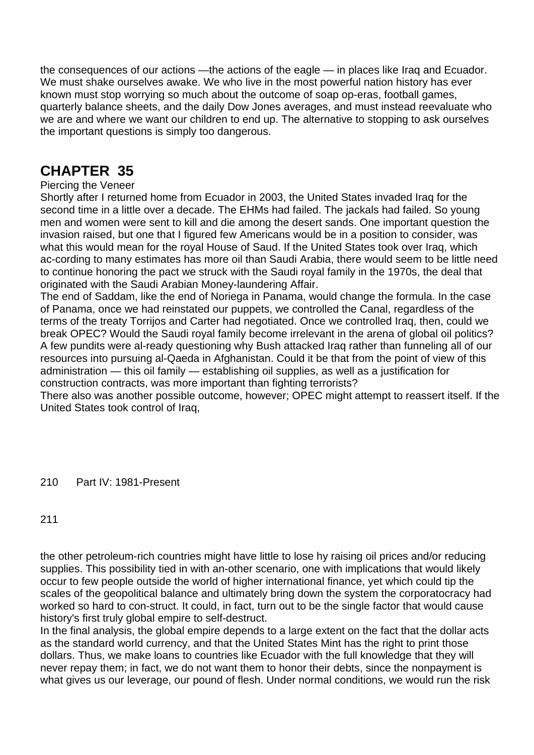the consequences of our actions —the actions of the eagle — in places like Iraq and Ecuador. We must shake ourselves awake. We who live in the most powerful nation history has ever known must stop worrying so much about the outcome of soap op-eras, football games, quarterly balance sheets, and the daily Dow Jones averages, and must instead reevaluate who we are and where we want our children to end up. The alternative to stopping to ask ourselves the important questions is simply too dangerous.

## CHAPTER 35

Piercing the Veneer

Shortly after I returned home from Ecuador in 2003, the United States invaded Iraq for the second time in a little over a decade. The EHMs had failed. The jackals had failed. So young men and women were sent to kill and die among the desert sands. One important question the invasion raised, but one that I figured few Americans would be in a position to consider, was what this would mean for the royal House of Saud. If the United States took over Iraq, which ac-cording to many estimates has more oil than Saudi Arabia, there would seem to be little need to continue honoring the pact we struck with the Saudi royal family in the 1970s, the deal that originated with the Saudi Arabian Money-laundering Affair.

The end of Saddam, like the end of Noriega in Panama, would change the formula. In the case of Panama, once we had reinstated our puppets, we controlled the Canal, regardless of the terms of the treaty Torrijos and Carter had negotiated. Once we controlled Iraq, then, could we break OPEC? Would the Saudi royal family become irrelevant in the arena of global oil politics? A few pundits were al-ready questioning why Bush attacked Iraq rather than funneling all of our resources into pursuing al-Qaeda in Afghanistan. Could it be that from the point of view of this administration — this oil family — establishing oil supplies, as well as a justification for construction contracts, was more important than fighting terrorists?

There also was another possible outcome, however; OPEC might attempt to reassert itself. If the United States took control of Iraq, the other petroleum-rich countries might have little to lose hy raising oil prices and/or reducing supplies. This possibility tied in with an-other scenario, one with implications that would likely occur to few people outside the world of higher international finance, yet which could tip the scales of the geopolitical balance and ultimately bring down the system the corporatocracy had worked so hard to con-struct. It could, in fact, turn out to be the single factor that would cause history's first truly global empire to self-destruct.

In the final analysis, the global empire depends to a large extent on the fact that the dollar acts as the standard world currency, and that the United States Mint has the right to print those dollars. Thus, we make loans to countries like Ecuador with the full knowledge that they will never repay them; in fact, we do not want them to honor their debts, since the nonpayment is what gives us our leverage, our pound of flesh. Under normal conditions, we would run the risk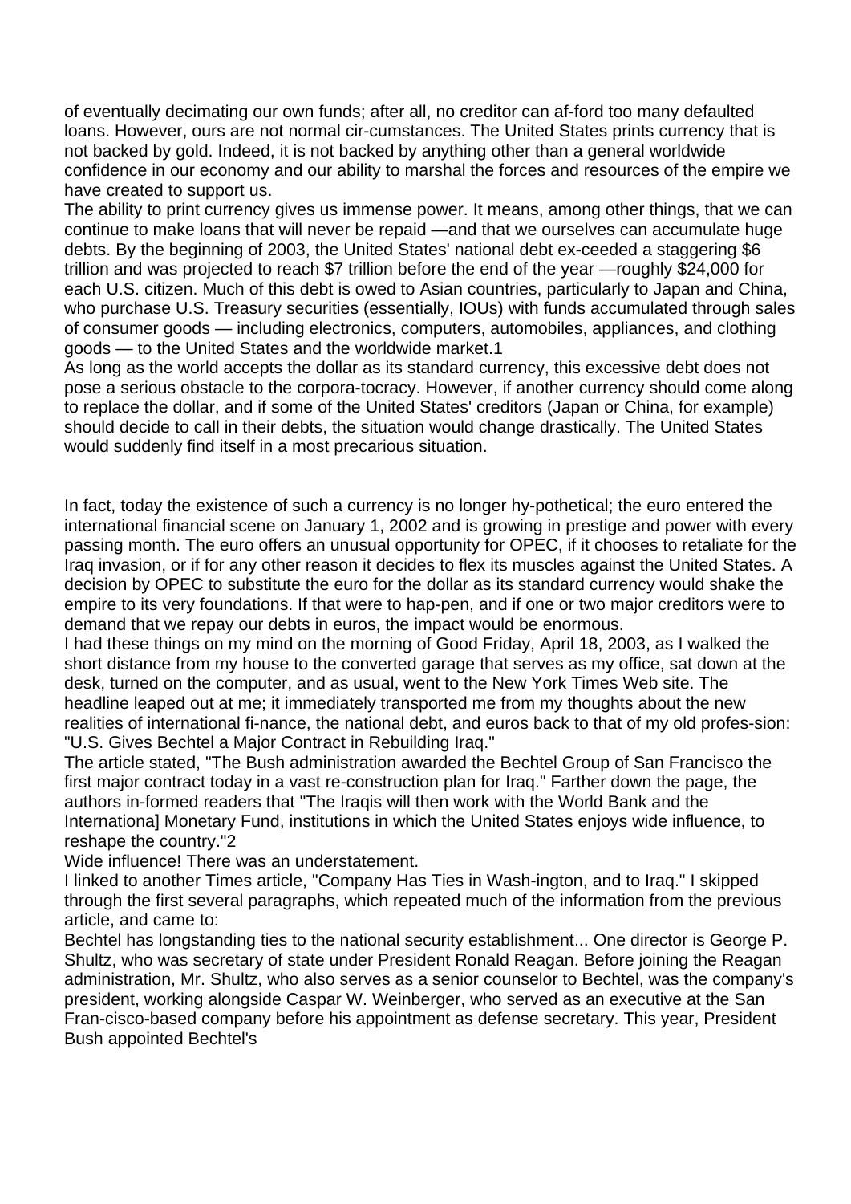of eventually decimating our own funds; after all, no creditor can af-ford too many defaulted loans. However, ours are not normal cir-cumstances. The United States prints currency that is not backed by gold. Indeed, it is not backed by anything other than a general worldwide confidence in our economy and our ability to marshal the forces and resources of the empire we have created to support us.

The ability to print currency gives us immense power. It means, among other things, that we can continue to make loans that will never be repaid —and that we ourselves can accumulate huge debts. By the beginning of 2003, the United States' national debt ex-ceeded a staggering $6 trillion and was projected to reach $7 trillion before the end of the year —roughly $24,000 for each U.S. citizen. Much of this debt is owed to Asian countries, particularly to Japan and China, who purchase U.S. Treasury securities (essentially, IOUs) with funds accumulated through sales of consumer goods — including electronics, computers, automobiles, appliances, and clothing goods — to the United States and the worldwide market.1

As long as the world accepts the dollar as its standard currency, this excessive debt does not pose a serious obstacle to the corpora-tocracy. However, if another currency should come along to replace the dollar, and if some of the United States' creditors (Japan or China, for example) should decide to call in their debts, the situation would change drastically. The United States would suddenly find itself in a most precarious situation.

In fact, today the existence of such a currency is no longer hy-pothetical; the euro entered the international financial scene on January 1, 2002 and is growing in prestige and power with every passing month. The euro offers an unusual opportunity for OPEC, if it chooses to retaliate for the Iraq invasion, or if for any other reason it decides to flex its muscles against the United States. A decision by OPEC to substitute the euro for the dollar as its standard currency would shake the empire to its very foundations. If that were to hap-pen, and if one or two major creditors were to demand that we repay our debts in euros, the impact would be enormous.

I had these things on my mind on the morning of Good Friday, April 18, 2003, as I walked the short distance from my house to the converted garage that serves as my office, sat down at the desk, turned on the computer, and as usual, went to the New York Times Web site. The headline leaped out at me; it immediately transported me from my thoughts about the new realities of international fi-nance, the national debt, and euros back to that of my old profes-sion: "U.S. Gives Bechtel a Major Contract in Rebuilding Iraq."

The article stated, "The Bush administration awarded the Bechtel Group of San Francisco the first major contract today in a vast re-construction plan for Iraq." Farther down the page, the authors in-formed readers that "The Iraqis will then work with the World Bank and the Internationa] Monetary Fund, institutions in which the United States enjoys wide influence, to reshape the country."2

Wide influence! There was an understatement.

I linked to another Times article, "Company Has Ties in Wash-ington, and to Iraq." I skipped through the first several paragraphs, which repeated much of the information from the previous article, and came to:

Bechtel has longstanding ties to the national security establishment... One director is George P. Shultz, who was secretary of state under President Ronald Reagan. Before joining the Reagan administration, Mr. Shultz, who also serves as a senior counselor to Bechtel, was the company's president, working alongside Caspar W. Weinberger, who served as an executive at the San Fran-cisco-based company before his appointment as defense secretary. This year, President Bush appointed Bechtel's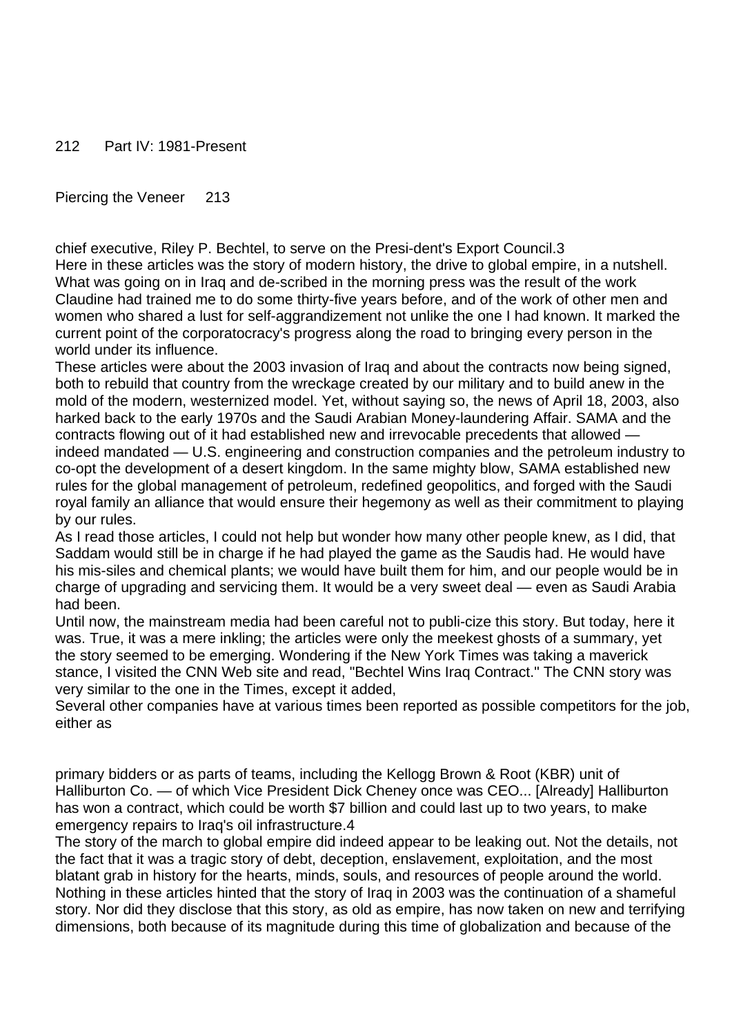chief executive, Riley P. Bechtel, to serve on the Presi-dent's Export Council.3

Here in these articles was the story of modern history, the drive to global empire, in a nutshell. What was going on in Iraq and de-scribed in the morning press was the result of the work Claudine had trained me to do some thirty-five years before, and of the work of other men and women who shared a lust for self-aggrandizement not unlike the one I had known. It marked the current point of the corporatocracy's progress along the road to bringing every person in the world under its influence.

These articles were about the 2003 invasion of Iraq and about the contracts now being signed, both to rebuild that country from the wreckage created by our military and to build anew in the mold of the modern, westernized model. Yet, without saying so, the news of April 18, 2003, also harked back to the early 1970s and the Saudi Arabian Money-laundering Affair. SAMA and the contracts flowing out of it had established new and irrevocable precedents that allowed — indeed mandated — U.S. engineering and construction companies and the petroleum industry to co-opt the development of a desert kingdom. In the same mighty blow, SAMA established new rules for the global management of petroleum, redefined geopolitics, and forged with the Saudi royal family an alliance that would ensure their hegemony as well as their commitment to playing by our rules.

As I read those articles, I could not help but wonder how many other people knew, as I did, that Saddam would still be in charge if he had played the game as the Saudis had. He would have his mis-siles and chemical plants; we would have built them for him, and our people would be in charge of upgrading and servicing them. It would be a very sweet deal — even as Saudi Arabia had been.

Until now, the mainstream media had been careful not to publi-cize this story. But today, here it was. True, it was a mere inkling; the articles were only the meekest ghosts of a summary, yet the story seemed to be emerging. Wondering if the New York Times was taking a maverick stance, I visited the CNN Web site and read, "Bechtel Wins Iraq Contract." The CNN story was very similar to the one in the Times, except it added,

Several other companies have at various times been reported as possible competitors for the job, either as primary bidders or as parts of teams, including the Kellogg Brown & Root (KBR) unit of Halliburton Co. — of which Vice President Dick Cheney once was CEO... [Already] Halliburton has won a contract, which could be worth $7 billion and could last up to two years, to make emergency repairs to Iraq's oil infrastructure.4

The story of the march to global empire did indeed appear to be leaking out. Not the details, not the fact that it was a tragic story of debt, deception, enslavement, exploitation, and the most blatant grab in history for the hearts, minds, souls, and resources of people around the world. Nothing in these articles hinted that the story of Iraq in 2003 was the continuation of a shameful story. Nor did they disclose that this story, as old as empire, has now taken on new and terrifying dimensions, both because of its magnitude during this time of globalization and because of the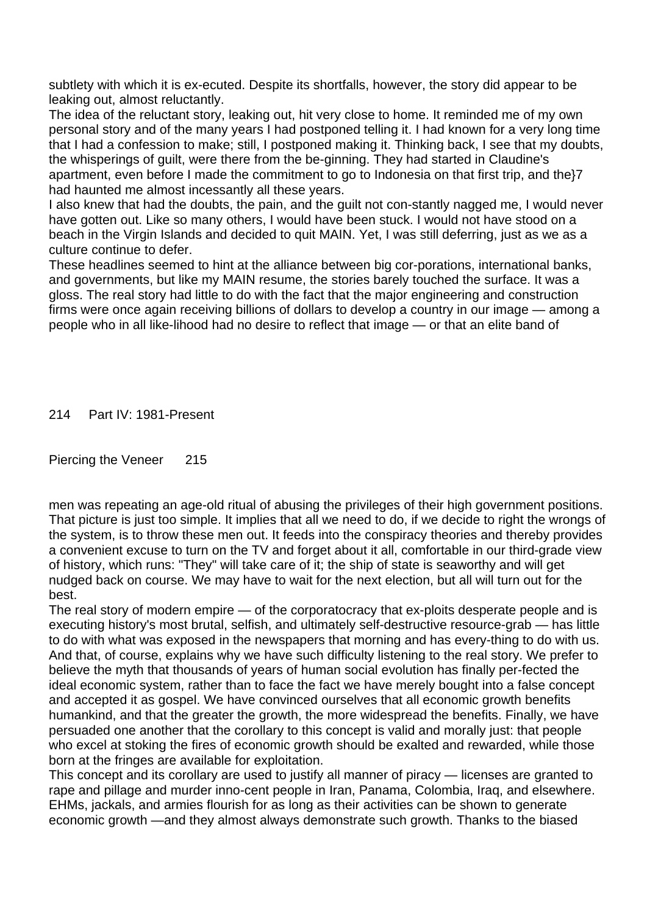subtlety with which it is ex-ecuted. Despite its shortfalls, however, the story did appear to be leaking out, almost reluctantly.

The idea of the reluctant story, leaking out, hit very close to home. It reminded me of my own personal story and of the many years I had postponed telling it. I had known for a very long time that I had a confession to make; still, I postponed making it. Thinking back, I see that my doubts, the whisperings of guilt, were there from the be-ginning. They had started in Claudine's apartment, even before I made the commitment to go to Indonesia on that first trip, and the}7 had haunted me almost incessantly all these years.

I also knew that had the doubts, the pain, and the guilt not con-stantly nagged me, I would never have gotten out. Like so many others, I would have been stuck. I would not have stood on a beach in the Virgin Islands and decided to quit MAIN. Yet, I was still deferring, just as we as a culture continue to defer.

These headlines seemed to hint at the alliance between big cor-porations, international banks, and governments, but like my MAIN resume, the stories barely touched the surface. It was a gloss. The real story had little to do with the fact that the major engineering and construction firms were once again receiving billions of dollars to develop a country in our image — among a people who in all like-lihood had no desire to reflect that image — or that an elite band of men was repeating an age-old ritual of abusing the privileges of their high government positions. That picture is just too simple. It implies that all we need to do, if we decide to right the wrongs of the system, is to throw these men out. It feeds into the conspiracy theories and thereby provides a convenient excuse to turn on the TV and forget about it all, comfortable in our third-grade view of history, which runs: "They" will take care of it; the ship of state is seaworthy and will get nudged back on course. We may have to wait for the next election, but all will turn out for the best.

The real story of modern empire — of the corporatocracy that ex-ploits desperate people and is executing history's most brutal, selfish, and ultimately self-destructive resource-grab — has little to do with what was exposed in the newspapers that morning and has every-thing to do with us. And that, of course, explains why we have such difficulty listening to the real story. We prefer to believe the myth that thousands of years of human social evolution has finally per-fected the ideal economic system, rather than to face the fact we have merely bought into a false concept and accepted it as gospel. We have convinced ourselves that all economic growth benefits humankind, and that the greater the growth, the more widespread the benefits. Finally, we have persuaded one another that the corollary to this concept is valid and morally just: that people who excel at stoking the fires of economic growth should be exalted and rewarded, while those born at the fringes are available for exploitation.

This concept and its corollary are used to justify all manner of piracy — licenses are granted to rape and pillage and murder inno-cent people in Iran, Panama, Colombia, Iraq, and elsewhere. EHMs, jackals, and armies flourish for as long as their activities can be shown to generate economic growth —and they almost always demonstrate such growth. Thanks to the biased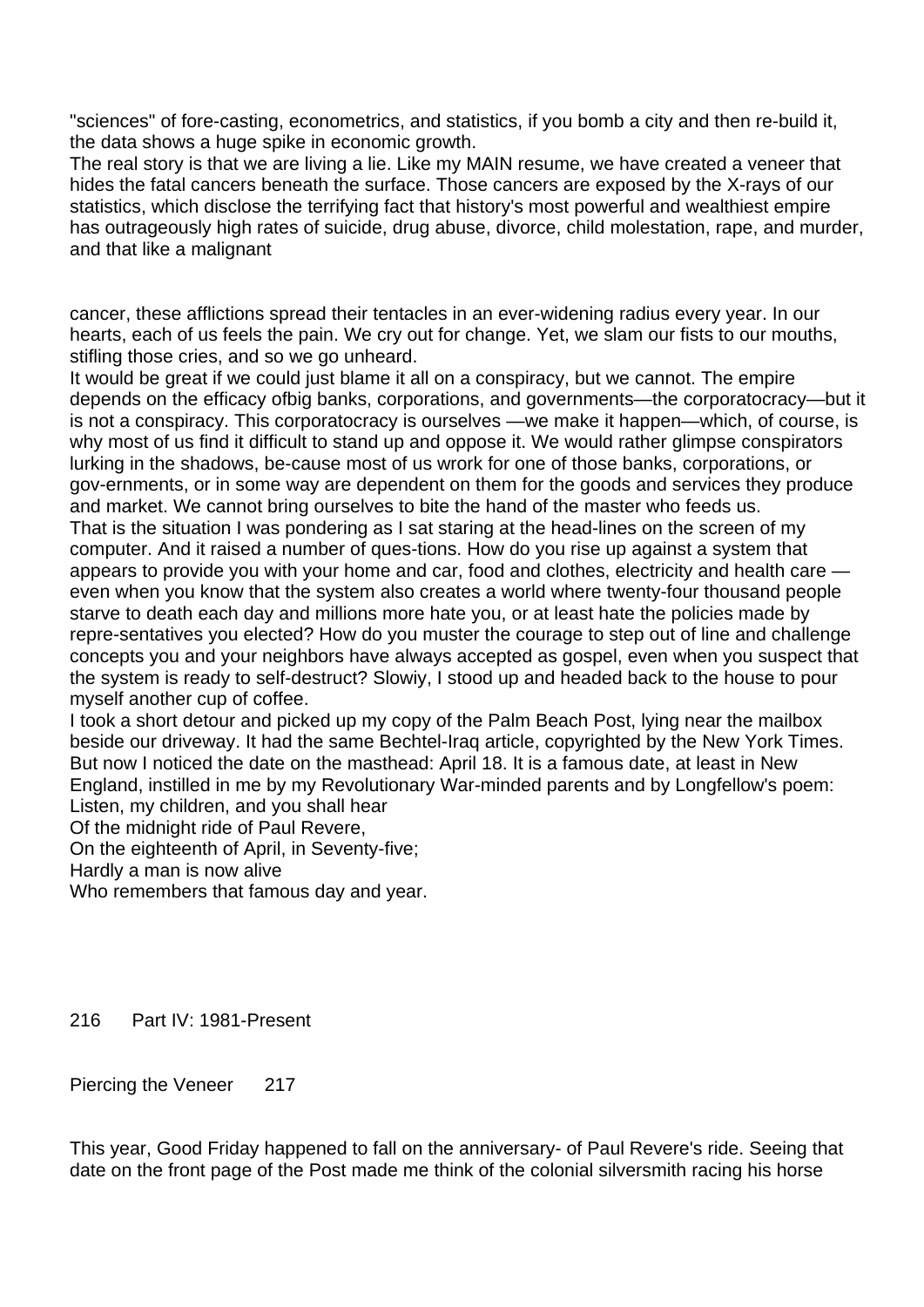"sciences" of fore-casting, econometrics, and statistics, if you bomb a city and then re-build it, the data shows a huge spike in economic growth.

The real story is that we are living a lie. Like my MAIN resume, we have created a veneer that hides the fatal cancers beneath the surface. Those cancers are exposed by the X-rays of our statistics, which disclose the terrifying fact that history's most powerful and wealthiest empire has outrageously high rates of suicide, drug abuse, divorce, child molestation, rape, and murder, and that like a malignant cancer, these afflictions spread their tentacles in an ever-widening radius every year. In our hearts, each of us feels the pain. We cry out for change. Yet, we slam our fists to our mouths, stifling those cries, and so we go unheard.

It would be great if we could just blame it all on a conspiracy, but we cannot. The empire depends on the efficacy ofbig banks, corporations, and governments—the corporatocracy—but it is not a conspiracy. This corporatocracy is ourselves —we make it happen—which, of course, is why most of us find it difficult to stand up and oppose it. We would rather glimpse conspirators lurking in the shadows, be-cause most of us wrork for one of those banks, corporations, or gov-ernments, or in some way are dependent on them for the goods and services they produce and market. We cannot bring ourselves to bite the hand of the master who feeds us.

That is the situation I was pondering as I sat staring at the head-lines on the screen of my computer. And it raised a number of ques-tions. How do you rise up against a system that appears to provide you with your home and car, food and clothes, electricity and health care —even when you know that the system also creates a world where twenty-four thousand people starve to death each day and millions more hate you, or at least hate the policies made by repre-sentatives you elected? How do you muster the courage to step out of line and challenge concepts you and your neighbors have always accepted as gospel, even when you suspect that the system is ready to self-destruct? Slowiy, I stood up and headed back to the house to pour myself another cup of coffee.

I took a short detour and picked up my copy of the Palm Beach Post, lying near the mailbox beside our driveway. It had the same Bechtel-Iraq article, copyrighted by the New York Times. But now I noticed the date on the masthead: April 18. It is a famous date, at least in New England, instilled in me by my Revolutionary War-minded parents and by Longfellow's poem:

Listen, my children, and you shall hear
Of the midnight ride of Paul Revere,
On the eighteenth of April, in Seventy-five;
Hardly a man is now alive
Who remembers that famous day and year.

This year, Good Friday happened to fall on the anniversary- of Paul Revere's ride. Seeing that date on the front page of the Post made me think of the colonial silversmith racing his horse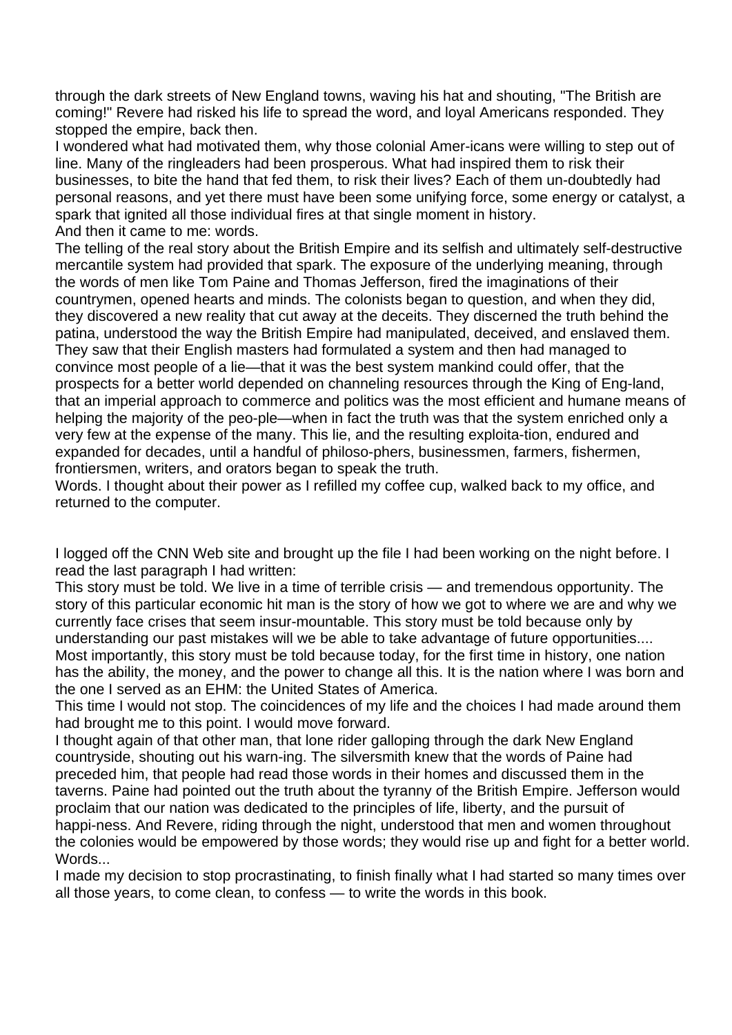through the dark streets of New England towns, waving his hat and shouting, "The British are coming!" Revere had risked his life to spread the word, and loyal Americans responded. They stopped the empire, back then.

I wondered what had motivated them, why those colonial Amer-icans were willing to step out of line. Many of the ringleaders had been prosperous. What had inspired them to risk their businesses, to bite the hand that fed them, to risk their lives? Each of them un-doubtedly had personal reasons, and yet there must have been some unifying force, some energy or catalyst, a spark that ignited all those individual fires at that single moment in history.

And then it came to me: words.

The telling of the real story about the British Empire and its selfish and ultimately self-destructive mercantile system had provided that spark. The exposure of the underlying meaning, through the words of men like Tom Paine and Thomas Jefferson, fired the imaginations of their countrymen, opened hearts and minds. The colonists began to question, and when they did, they discovered a new reality that cut away at the deceits. They discerned the truth behind the patina, understood the way the British Empire had manipulated, deceived, and enslaved them. They saw that their English masters had formulated a system and then had managed to convince most people of a lie—that it was the best system mankind could offer, that the prospects for a better world depended on channeling resources through the King of Eng-land, that an imperial approach to commerce and politics was the most efficient and humane means of helping the majority of the peo-ple—when in fact the truth was that the system enriched only a very few at the expense of the many. This lie, and the resulting exploita-tion, endured and expanded for decades, until a handful of philoso-phers, businessmen, farmers, fishermen, frontiersmen, writers, and orators began to speak the truth.

Words. I thought about their power as I refilled my coffee cup, walked back to my office, and returned to the computer.

I logged off the CNN Web site and brought up the file I had been working on the night before. I read the last paragraph I had written:

This story must be told. We live in a time of terrible crisis — and tremendous opportunity. The story of this particular economic hit man is the story of how we got to where we are and why we currently face crises that seem insur-mountable. This story must be told because only by understanding our past mistakes will we be able to take advantage of future opportunities.... Most importantly, this story must be told because today, for the first time in history, one nation has the ability, the money, and the power to change all this. It is the nation where I was born and the one I served as an EHM: the United States of America.

This time I would not stop. The coincidences of my life and the choices I had made around them had brought me to this point. I would move forward.

I thought again of that other man, that lone rider galloping through the dark New England countryside, shouting out his warn-ing. The silversmith knew that the words of Paine had preceded him, that people had read those words in their homes and discussed them in the taverns. Paine had pointed out the truth about the tyranny of the British Empire. Jefferson would proclaim that our nation was dedicated to the principles of life, liberty, and the pursuit of happi-ness. And Revere, riding through the night, understood that men and women throughout the colonies would be empowered by those words; they would rise up and fight for a better world. Words...

I made my decision to stop procrastinating, to finish finally what I had started so many times over all those years, to come clean, to confess — to write the words in this book.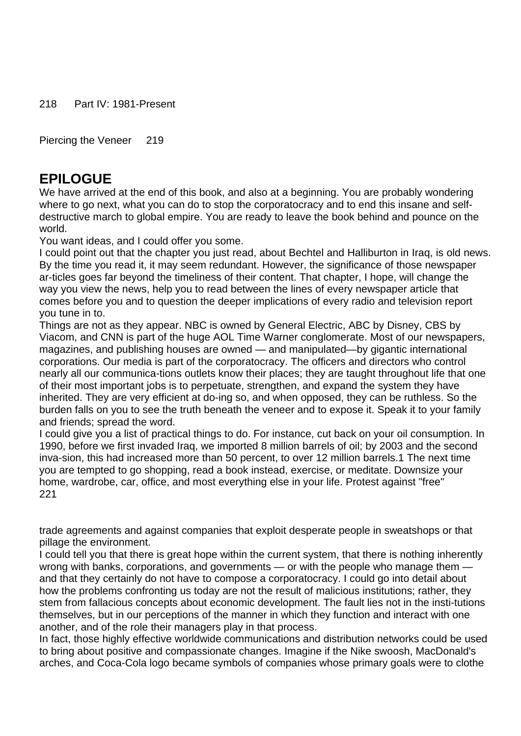# EPILOGUE

We have arrived at the end of this book, and also at a beginning. You are probably wondering where to go next, what you can do to stop the corporatocracy and to end this insane and self-destructive march to global empire. You are ready to leave the book behind and pounce on the world.

You want ideas, and I could offer you some.

I could point out that the chapter you just read, about Bechtel and Halliburton in Iraq, is old news. By the time you read it, it may seem redundant. However, the significance of those newspaper ar-ticles goes far beyond the timeliness of their content. That chapter, I hope, will change the way you view the news, help you to read between the lines of every newspaper article that comes before you and to question the deeper implications of every radio and television report you tune in to.

Things are not as they appear. NBC is owned by General Electric, ABC by Disney, CBS by Viacom, and CNN is part of the huge AOL Time Warner conglomerate. Most of our newspapers, magazines, and publishing houses are owned — and manipulated—by gigantic international corporations. Our media is part of the corporatocracy. The officers and directors who control nearly all our communica-tions outlets know their places; they are taught throughout life that one of their most important jobs is to perpetuate, strengthen, and expand the system they have inherited. They are very efficient at do-ing so, and when opposed, they can be ruthless. So the burden falls on you to see the truth beneath the veneer and to expose it. Speak it to your family and friends; spread the word.

I could give you a list of practical things to do. For instance, cut back on your oil consumption. In 1990, before we first invaded Iraq, we imported 8 million barrels of oil; by 2003 and the second inva-sion, this had increased more than 50 percent, to over 12 million barrels.1 The next time you are tempted to go shopping, read a book instead, exercise, or meditate. Downsize your home, wardrobe, car, office, and most everything else in your life. Protest against "free" trade agreements and against companies that exploit desperate people in sweatshops or that pillage the environment.

I could tell you that there is great hope within the current system, that there is nothing inherently wrong with banks, corporations, and governments — or with the people who manage them — and that they certainly do not have to compose a corporatocracy. I could go into detail about how the problems confronting us today are not the result of malicious institutions; rather, they stem from fallacious concepts about economic development. The fault lies not in the insti-tutions themselves, but in our perceptions of the manner in which they function and interact with one another, and of the role their managers play in that process.

In fact, those highly effective worldwide communications and distribution networks could be used to bring about positive and compassionate changes. Imagine if the Nike swoosh, MacDonald's arches, and Coca-Cola logo became symbols of companies whose primary goals were to clothe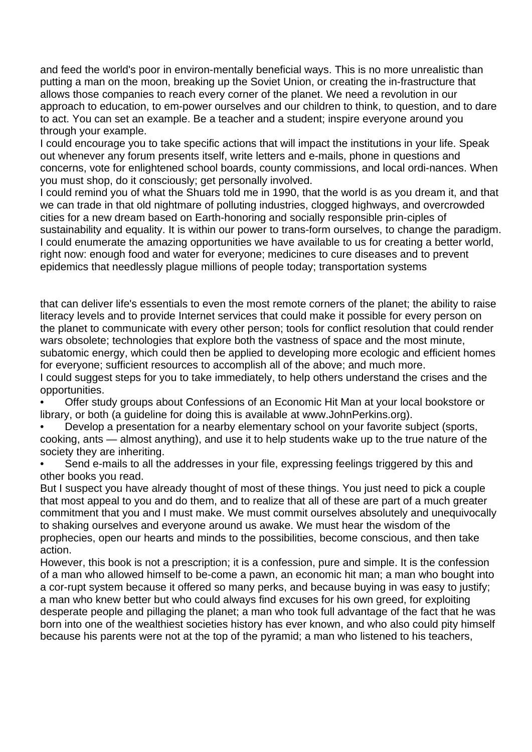and feed the world's poor in environ-mentally beneficial ways. This is no more unrealistic than putting a man on the moon, breaking up the Soviet Union, or creating the in-frastructure that allows those companies to reach every corner of the planet. We need a revolution in our approach to education, to em-power ourselves and our children to think, to question, and to dare to act. You can set an example. Be a teacher and a student; inspire everyone around you through your example.

I could encourage you to take specific actions that will impact the institutions in your life. Speak out whenever any forum presents itself, write letters and e-mails, phone in questions and concerns, vote for enlightened school boards, county commissions, and local ordi-nances. When you must shop, do it consciously; get personally involved.

I could remind you of what the Shuars told me in 1990, that the world is as you dream it, and that we can trade in that old nightmare of polluting industries, clogged highways, and overcrowded cities for a new dream based on Earth-honoring and socially responsible prin-ciples of sustainability and equality. It is within our power to trans-form ourselves, to change the paradigm.

I could enumerate the amazing opportunities we have available to us for creating a better world, right now: enough food and water for everyone; medicines to cure diseases and to prevent epidemics that needlessly plague millions of people today; transportation systems that can deliver life's essentials to even the most remote corners of the planet; the ability to raise literacy levels and to provide Internet services that could make it possible for every person on the planet to communicate with every other person; tools for conflict resolution that could render wars obsolete; technologies that explore both the vastness of space and the most minute, subatomic energy, which could then be applied to developing more ecologic and efficient homes for everyone; sufficient resources to accomplish all of the above; and much more.

I could suggest steps for you to take immediately, to help others understand the crises and the opportunities.

- Offer study groups about Confessions of an Economic Hit Man at your local bookstore or library, or both (a guideline for doing this is available at www.JohnPerkins.org).
- Develop a presentation for a nearby elementary school on your favorite subject (sports, cooking, ants — almost anything), and use it to help students wake up to the true nature of the society they are inheriting.
- Send e-mails to all the addresses in your file, expressing feelings triggered by this and other books you read.

But I suspect you have already thought of most of these things. You just need to pick a couple that most appeal to you and do them, and to realize that all of these are part of a much greater commitment that you and I must make. We must commit ourselves absolutely and unequivocally to shaking ourselves and everyone around us awake. We must hear the wisdom of the prophecies, open our hearts and minds to the possibilities, become conscious, and then take action.

However, this book is not a prescription; it is a confession, pure and simple. It is the confession of a man who allowed himself to be-come a pawn, an economic hit man; a man who bought into a cor-rupt system because it offered so many perks, and because buying in was easy to justify; a man who knew better but who could always find excuses for his own greed, for exploiting desperate people and pillaging the planet; a man who took full advantage of the fact that he was born into one of the wealthiest societies history has ever known, and who also could pity himself because his parents were not at the top of the pyramid; a man who listened to his teachers,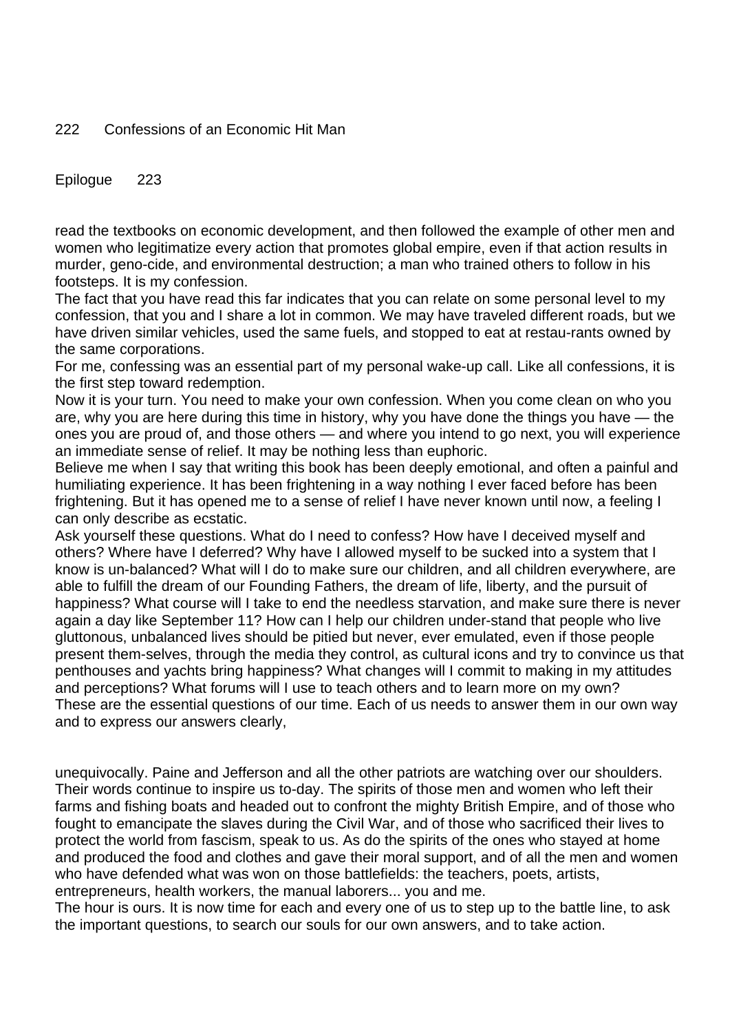read the textbooks on economic development, and then followed the example of other men and women who legitimize every action that promotes global empire, even if that action results in murder, geno-cide, and environmental destruction; a man who trained others to follow in his footsteps. It is my confession.

The fact that you have read this far indicates that you can relate on some personal level to my confession, that you and I share a lot in common. We may have traveled different roads, but we have driven similar vehicles, used the same fuels, and stopped to eat at restau-rants owned by the same corporations.

For me, confessing was an essential part of my personal wake-up call. Like all confessions, it is the first step toward redemption.

Now it is your turn. You need to make your own confession. When you come clean on who you are, why you are here during this time in history, why you have done the things you have — the ones you are proud of, and those others — and where you intend to go next, you will experience an immediate sense of relief. It may be nothing less than euphoric.

Believe me when I say that writing this book has been deeply emotional, and often a painful and humiliating experience. It has been frightening in a way nothing I ever faced before has been frightening. But it has opened me to a sense of relief I have never known until now, a feeling I can only describe as ecstatic.

Ask yourself these questions. What do I need to confess? How have I deceived myself and others? Where have I deferred? Why have I allowed myself to be sucked into a system that I know is un-balanced? What will I do to make sure our children, and all children everywhere, are able to fulfill the dream of our Founding Fathers, the dream of life, liberty, and the pursuit of happiness? What course will I take to end the needless starvation, and make sure there is never again a day like September 11? How can I help our children under-stand that people who live gluttonous, unbalanced lives should be pitied but never, ever emulated, even if those people present them-selves, through the media they control, as cultural icons and try to convince us that penthouses and yachts bring happiness? What changes will I commit to making in my attitudes and perceptions? What forums will I use to teach others and to learn more on my own?

These are the essential questions of our time. Each of us needs to answer them in our own way and to express our answers clearly, unequivocally. Paine and Jefferson and all the other patriots are watching over our shoulders. Their words continue to inspire us to-day. The spirits of those men and women who left their farms and fishing boats and headed out to confront the mighty British Empire, and of those who fought to emancipate the slaves during the Civil War, and of those who sacrificed their lives to protect the world from fascism, speak to us. As do the spirits of the ones who stayed at home and produced the food and clothes and gave their moral support, and of all the men and women who have defended what was won on those battlefields: the teachers, poets, artists, entrepreneurs, health workers, the manual laborers... you and me.

The hour is ours. It is now time for each and every one of us to step up to the battle line, to ask the important questions, to search our souls for our own answers, and to take action.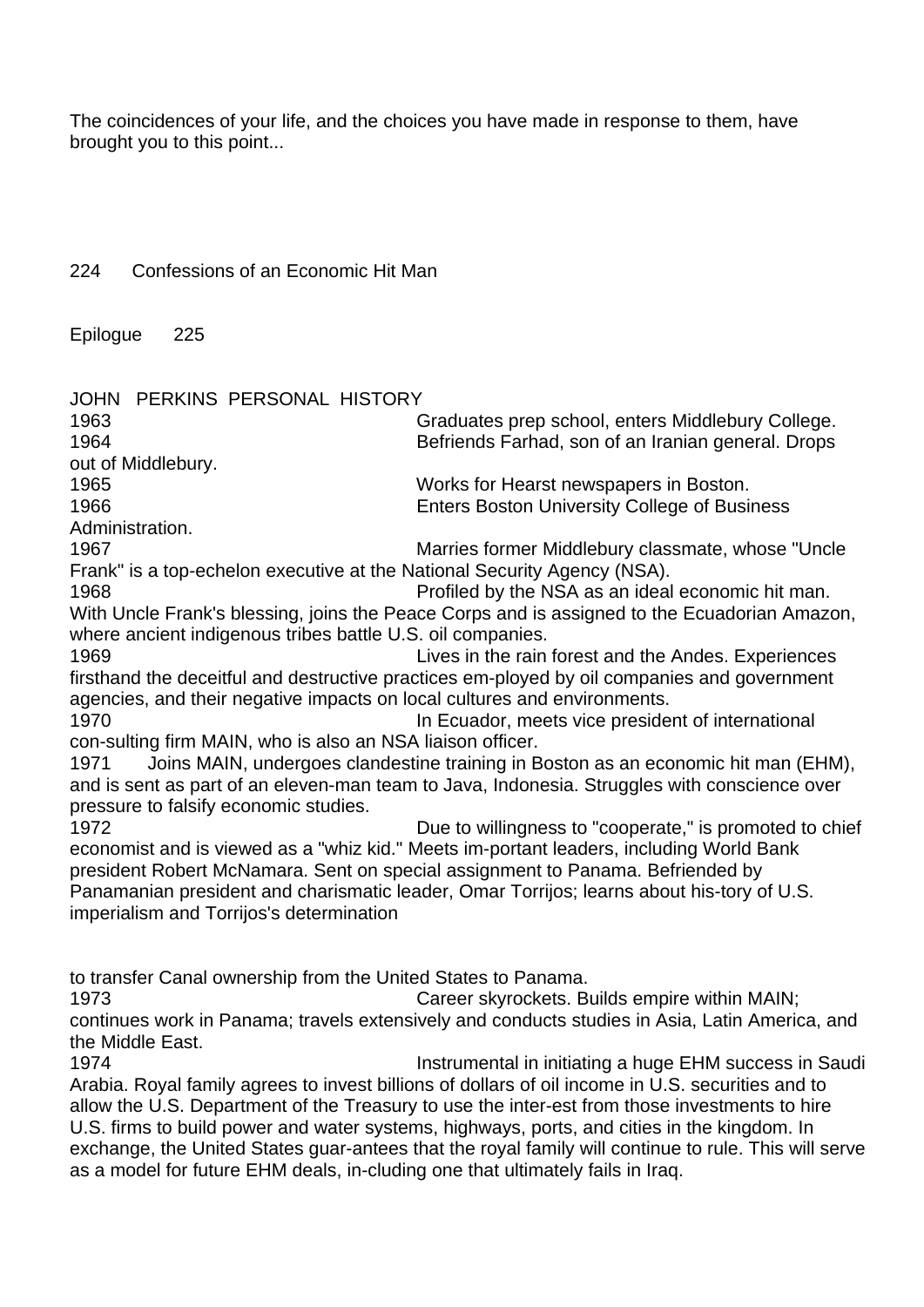The coincidences of your life, and the choices you have made in response to them, have brought you to this point...

## JOHN PERKINS PERSONAL HISTORY

1963 Graduates prep school, enters Middlebury College.

1964 Befriends Farhad, son of an Iranian general. Drops out of Middlebury.

1965 Works for Hearst newspapers in Boston.

1966 Enters Boston University College of Business Administration.

1967 Marries former Middlebury classmate, whose "Uncle Frank" is a top-echelon executive at the National Security Agency (NSA).

1968 Profiled by the NSA as an ideal economic hit man. With Uncle Frank's blessing, joins the Peace Corps and is assigned to the Ecuadorian Amazon, where ancient indigenous tribes battle U.S. oil companies.

1969 Lives in the rain forest and the Andes. Experiences firsthand the deceitful and destructive practices em-ployed by oil companies and government agencies, and their negative impacts on local cultures and environments.

1970 In Ecuador, meets vice president of international con-sulting firm MAIN, who is also an NSA liaison officer.

1971 Joins MAIN, undergoes clandestine training in Boston as an economic hit man (EHM), and is sent as part of an eleven-man team to Java, Indonesia. Struggles with conscience over pressure to falsify economic studies.

1972 Due to willingness to "cooperate," is promoted to chief economist and is viewed as a "whiz kid." Meets im-portant leaders, including World Bank president Robert McNamara. Sent on special assignment to Panama. Befriended by Panamanian president and charismatic leader, Omar Torrijos; learns about his-tory of U.S. imperialism and Torrijos's determination to transfer Canal ownership from the United States to Panama.

1973 Career skyrockets. Builds empire within MAIN; continues work in Panama; travels extensively and conducts studies in Asia, Latin America, and the Middle East.

1974 Instrumental in initiating a huge EHM success in Saudi Arabia. Royal family agrees to invest billions of dollars of oil income in U.S. securities and to allow the U.S. Department of the Treasury to use the inter-est from those investments to hire U.S. firms to build power and water systems, highways, ports, and cities in the kingdom. In exchange, the United States guar-antees that the royal family will continue to rule. This will serve as a model for future EHM deals, in-cluding one that ultimately fails in Iraq.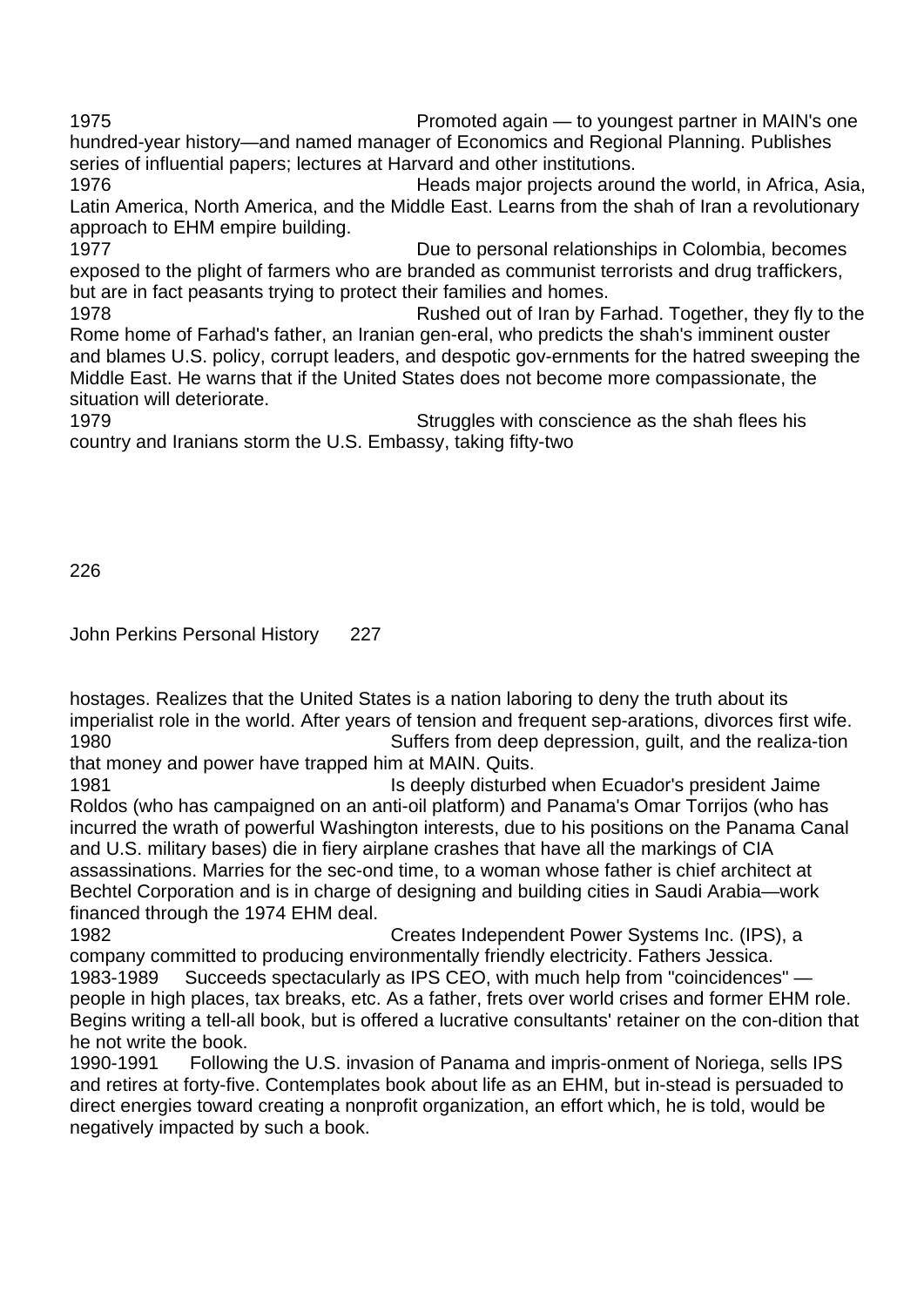1975 Promoted again — to youngest partner in MAIN's one hundred-year history—and named manager of Economics and Regional Planning. Publishes series of influential papers; lectures at Harvard and other institutions.

1976 Heads major projects around the world, in Africa, Asia, Latin America, North America, and the Middle East. Learns from the shah of Iran a revolutionary approach to EHM empire building.

1977 Due to personal relationships in Colombia, becomes exposed to the plight of farmers who are branded as communist terrorists and drug traffickers, but are in fact peasants trying to protect their families and homes.

1978 Rushed out of Iran by Farhad. Together, they fly to the Rome home of Farhad's father, an Iranian gen-eral, who predicts the shah's imminent ouster and blames U.S. policy, corrupt leaders, and despotic gov-ernments for the hatred sweeping the Middle East. He warns that if the United States does not become more compassionate, the situation will deteriorate.

1979 Struggles with conscience as the shah flees his country and Iranians storm the U.S. Embassy, taking fifty-two hostages. Realizes that the United States is a nation laboring to deny the truth about its imperialist role in the world. After years of tension and frequent sep-arations, divorces first wife.

1980 Suffers from deep depression, guilt, and the realiza-tion that money and power have trapped him at MAIN. Quits.

1981 Is deeply disturbed when Ecuador's president Jaime Roldos (who has campaigned on an anti-oil platform) and Panama's Omar Torrijos (who has incurred the wrath of powerful Washington interests, due to his positions on the Panama Canal and U.S. military bases) die in fiery airplane crashes that have all the markings of CIA assassinations. Marries for the sec-ond time, to a woman whose father is chief architect at Bechtel Corporation and is in charge of designing and building cities in Saudi Arabia—work financed through the 1974 EHM deal.

1982 Creates Independent Power Systems Inc. (IPS), a company committed to producing environmentally friendly electricity. Fathers Jessica.

1983-1989 Succeeds spectacularly as IPS CEO, with much help from "coincidences" — people in high places, tax breaks, etc. As a father, frets over world crises and former EHM role. Begins writing a tell-all book, but is offered a lucrative consultants' retainer on the con-dition that he not write the book.

1990-1991 Following the U.S. invasion of Panama and impris-onment of Noriega, sells IPS and retires at forty-five. Contemplates book about life as an EHM, but in-stead is persuaded to direct energies toward creating a nonprofit organization, an effort which, he is told, would be negatively impacted by such a book.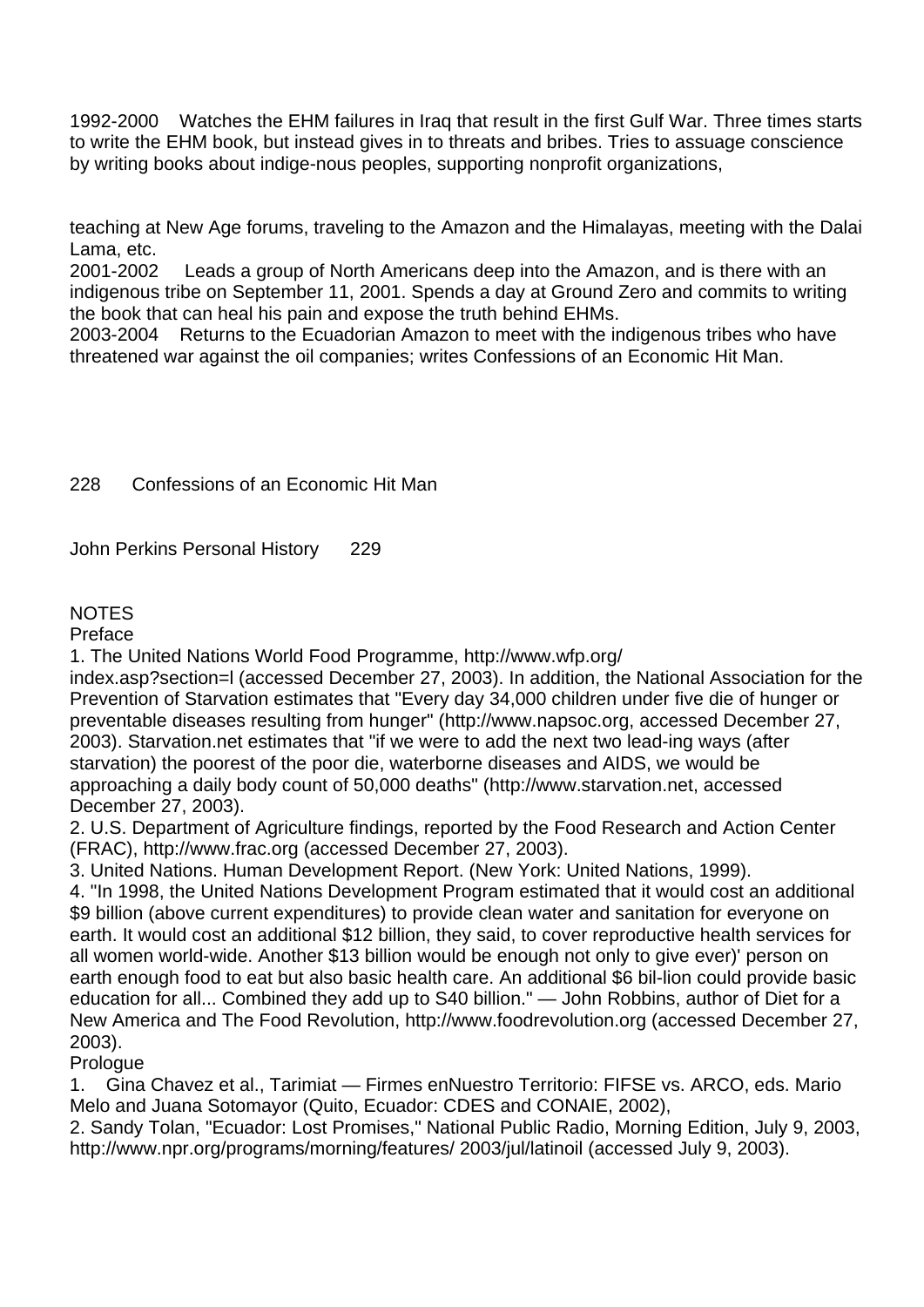1992-2000 Watches the EHM failures in Iraq that result in the first Gulf War. Three times starts to write the EHM book, but instead gives in to threats and bribes. Tries to assuage conscience by writing books about indige-nous peoples, supporting nonprofit organizations,

teaching at New Age forums, traveling to the Amazon and the Himalayas, meeting with the Dalai Lama, etc.

2001-2002 Leads a group of North Americans deep into the Amazon, and is there with an indigenous tribe on September 11, 2001. Spends a day at Ground Zero and commits to writing the book that can heal his pain and expose the truth behind EHMs.

2003-2004 Returns to the Ecuadorian Amazon to meet with the indigenous tribes who have threatened war against the oil companies; writes Confessions of an Economic Hit Man.

# NOTES

## Preface

1. The United Nations World Food Programme, http://www.wfp.org/index.asp?section=l (accessed December 27, 2003). In addition, the National Association for the Prevention of Starvation estimates that "Every day 34,000 children under five die of hunger or preventable diseases resulting from hunger" (http://www.napsoc.org, accessed December 27, 2003). Starvation.net estimates that "if we were to add the next two lead-ing ways (after starvation) the poorest of the poor die, waterborne diseases and AIDS, we would be approaching a daily body count of 50,000 deaths" (http://www.starvation.net, accessed December 27, 2003).
2. U.S. Department of Agriculture findings, reported by the Food Research and Action Center (FRAC), http://www.frac.org (accessed December 27, 2003).
3. United Nations. Human Development Report. (New York: United Nations, 1999).
4. "In 1998, the United Nations Development Program estimated that it would cost an additional $9 billion (above current expenditures) to provide clean water and sanitation for everyone on earth. It would cost an additional $12 billion, they said, to cover reproductive health services for all women world-wide. Another $13 billion would be enough not only to give ever)' person on earth enough food to eat but also basic health care. An additional $6 bil-lion could provide basic education for all... Combined they add up to S40 billion." — John Robbins, author of Diet for a New America and The Food Revolution, http://www.foodrevolution.org (accessed December 27, 2003).

## Prologue

1. Gina Chavez et al., Tarimiat — Firmes enNuestro Territorio: FIFSE vs. ARCO, eds. Mario Melo and Juana Sotomayor (Quito, Ecuador: CDES and CONAIE, 2002),
2. Sandy Tolan, "Ecuador: Lost Promises," National Public Radio, Morning Edition, July 9, 2003, http://www.npr.org/programs/morning/features/ 2003/jul/latinoil (accessed July 9, 2003).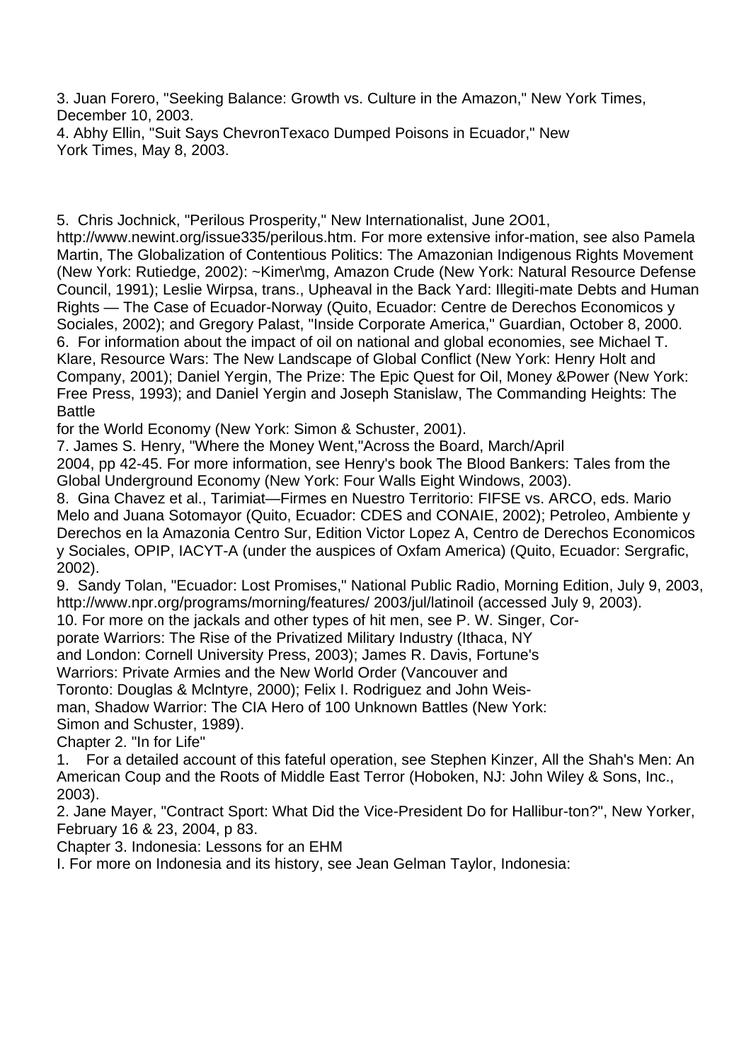3. Juan Forero, "Seeking Balance: Growth vs. Culture in the Amazon," New York Times, December 10, 2003.
4. Abhy Ellin, "Suit Says ChevronTexaco Dumped Poisons in Ecuador," New York Times, May 8, 2003.

5. Chris Jochnick, "Perilous Prosperity," New Internationalist, June 2O01, http://www.newint.org/issue335/perilous.htm. For more extensive infor-mation, see also Pamela Martin, The Globalization of Contentious Politics: The Amazonian Indigenous Rights Movement (New York: Rutiedge, 2002): ~Kimer\mg, Amazon Crude (New York: Natural Resource Defense Council, 1991); Leslie Wirpsa, trans., Upheaval in the Back Yard: Illegiti-mate Debts and Human Rights — The Case of Ecuador-Norway (Quito, Ecuador: Centre de Derechos Economicos y Sociales, 2002); and Gregory Palast, "Inside Corporate America," Guardian, October 8, 2000.
6. For information about the impact of oil on national and global economies, see Michael T. Klare, Resource Wars: The New Landscape of Global Conflict (New York: Henry Holt and Company, 2001); Daniel Yergin, The Prize: The Epic Quest for Oil, Money &Power (New York: Free Press, 1993); and Daniel Yergin and Joseph Stanislaw, The Commanding Heights: The Battle
for the World Economy (New York: Simon & Schuster, 2001).
7. James S. Henry, "Where the Money Went,"Across the Board, March/April 2004, pp 42-45. For more information, see Henry's book The Blood Bankers: Tales from the Global Underground Economy (New York: Four Walls Eight Windows, 2003).
8. Gina Chavez et al., Tarimiat—Firmes en Nuestro Territorio: FIFSE vs. ARCO, eds. Mario Melo and Juana Sotomayor (Quito, Ecuador: CDES and CONAIE, 2002); Petroleo, Ambiente y Derechos en la Amazonia Centro Sur, Edition Victor Lopez A, Centro de Derechos Economicos y Sociales, OPIP, IACYT-A (under the auspices of Oxfam America) (Quito, Ecuador: Sergrafic, 2002).
9. Sandy Tolan, "Ecuador: Lost Promises," National Public Radio, Morning Edition, July 9, 2003, http://www.npr.org/programs/morning/features/ 2003/jul/latinoil (accessed July 9, 2003).
10. For more on the jackals and other types of hit men, see P. W. Singer, Cor-porate Warriors: The Rise of the Privatized Military Industry (Ithaca, NY and London: Cornell University Press, 2003); James R. Davis, Fortune's Warriors: Private Armies and the New World Order (Vancouver and Toronto: Douglas & Mclntyre, 2000); Felix I. Rodriguez and John Weis-man, Shadow Warrior: The CIA Hero of 100 Unknown Battles (New York: Simon and Schuster, 1989).

Chapter 2. "In for Life"

1. For a detailed account of this fateful operation, see Stephen Kinzer, All the Shah's Men: An American Coup and the Roots of Middle East Terror (Hoboken, NJ: John Wiley & Sons, Inc., 2003).
2. Jane Mayer, "Contract Sport: What Did the Vice-President Do for Hallibur-ton?", New Yorker, February 16 & 23, 2004, p 83.

Chapter 3. Indonesia: Lessons for an EHM

I. For more on Indonesia and its history, see Jean Gelman Taylor, Indonesia: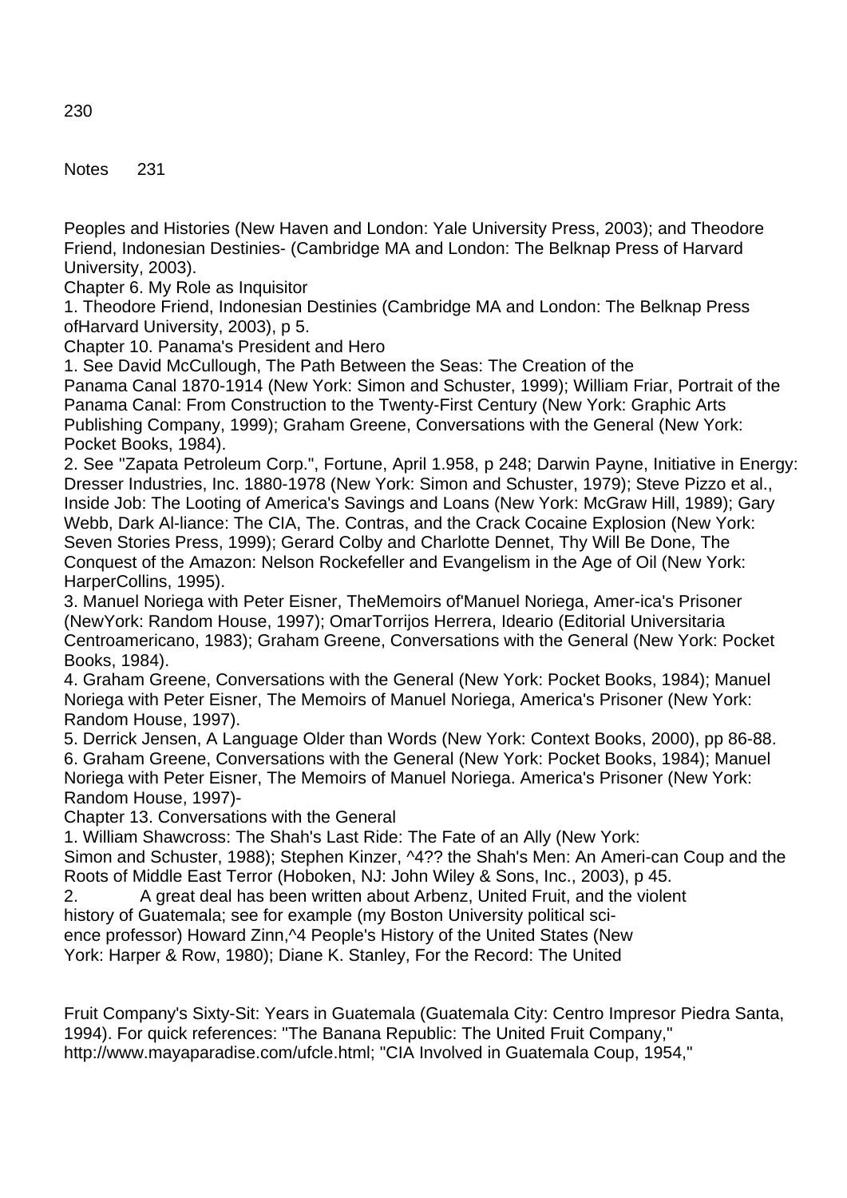Peoples and Histories (New Haven and London: Yale University Press, 2003); and Theodore Friend, Indonesian Destinies- (Cambridge MA and London: The Belknap Press of Harvard University, 2003).

## Chapter 6. My Role as Inquisitor

1. Theodore Friend, Indonesian Destinies (Cambridge MA and London: The Belknap Press ofHarvard University, 2003), p 5.

## Chapter 10. Panama's President and Hero

1. See David McCullough, The Path Between the Seas: The Creation of the Panama Canal 1870-1914 (New York: Simon and Schuster, 1999); William Friar, Portrait of the Panama Canal: From Construction to the Twenty-First Century (New York: Graphic Arts Publishing Company, 1999); Graham Greene, Conversations with the General (New York: Pocket Books, 1984).
2. See "Zapata Petroleum Corp.", Fortune, April 1.958, p 248; Darwin Payne, Initiative in Energy: Dresser Industries, Inc. 1880-1978 (New York: Simon and Schuster, 1979); Steve Pizzo et al., Inside Job: The Looting of America's Savings and Loans (New York: McGraw Hill, 1989); Gary Webb, Dark Al-liance: The CIA, The. Contras, and the Crack Cocaine Explosion (New York: Seven Stories Press, 1999); Gerard Colby and Charlotte Dennet, Thy Will Be Done, The Conquest of the Amazon: Nelson Rockefeller and Evangelism in the Age of Oil (New York: HarperCollins, 1995).
3. Manuel Noriega with Peter Eisner, TheMemoirs of'Manuel Noriega, Amer-ica's Prisoner (NewYork: Random House, 1997); OmarTorrijos Herrera, Ideario (Editorial Universitaria Centroamericano, 1983); Graham Greene, Conversations with the General (New York: Pocket Books, 1984).
4. Graham Greene, Conversations with the General (New York: Pocket Books, 1984); Manuel Noriega with Peter Eisner, The Memoirs of Manuel Noriega, America's Prisoner (New York: Random House, 1997).
5. Derrick Jensen, A Language Older than Words (New York: Context Books, 2000), pp 86-88.
6. Graham Greene, Conversations with the General (New York: Pocket Books, 1984); Manuel Noriega with Peter Eisner, The Memoirs of Manuel Noriega. America's Prisoner (New York: Random House, 1997)-

## Chapter 13. Conversations with the General

1. William Shawcross: The Shah's Last Ride: The Fate of an Ally (New York: Simon and Schuster, 1988); Stephen Kinzer, ^4?? the Shah's Men: An Ameri-can Coup and the Roots of Middle East Terror (Hoboken, NJ: John Wiley & Sons, Inc., 2003), p 45.
2. A great deal has been written about Arbenz, United Fruit, and the violent history of Guatemala; see for example (my Boston University political sci-ence professor) Howard Zinn,^4 People's History of the United States (New York: Harper & Row, 1980); Diane K. Stanley, For the Record: The United Fruit Company's Sixty-Sit: Years in Guatemala (Guatemala City: Centro Impresor Piedra Santa, 1994). For quick references: "The Banana Republic: The United Fruit Company," http://www.mayaparadise.com/ufcle.html; "CIA Involved in Guatemala Coup, 1954,"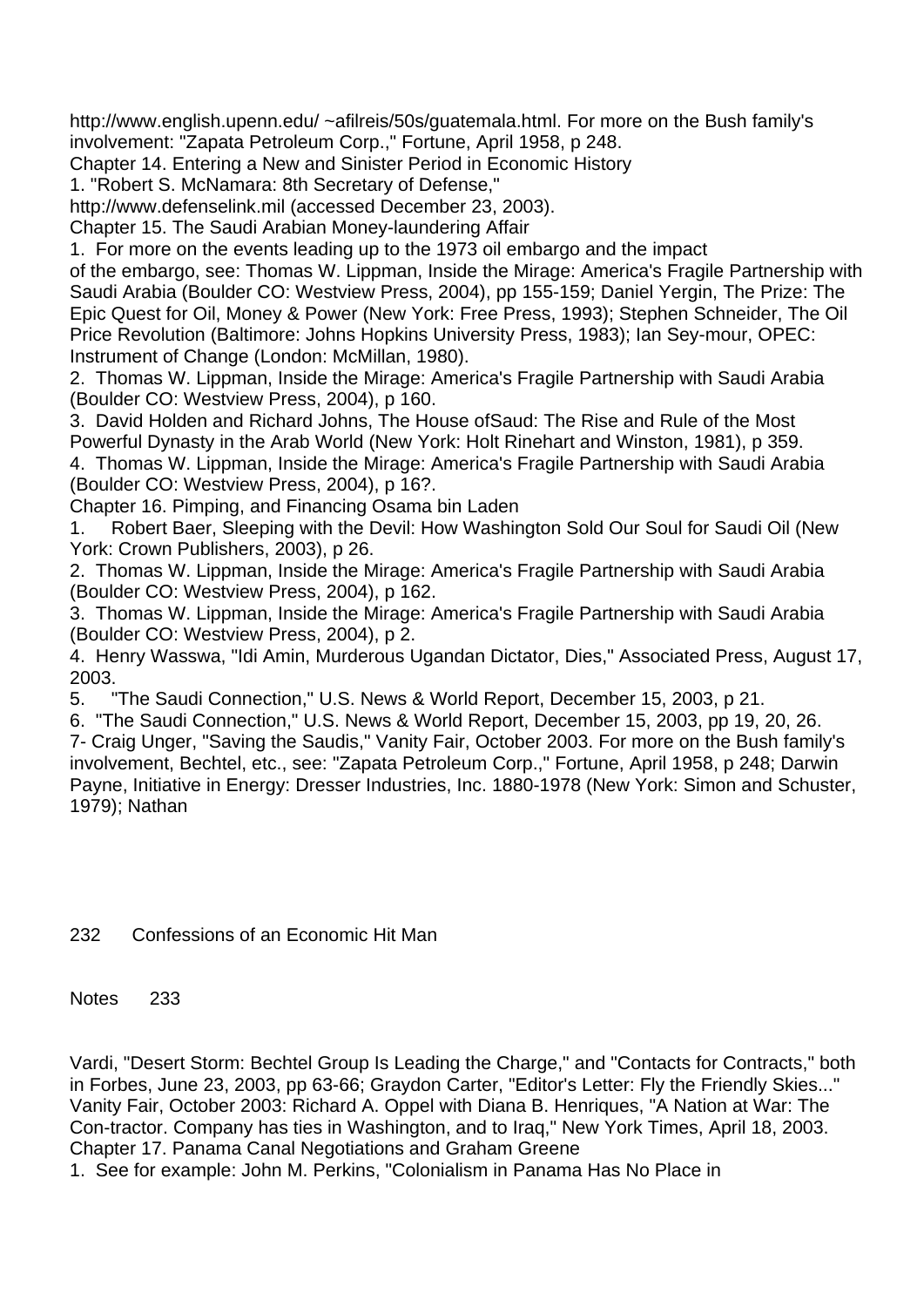http://www.english.upenn.edu/ ~afilreis/50s/guatemala.html. For more on the Bush family's involvement: "Zapata Petroleum Corp.," Fortune, April 1958, p 248.

## Chapter 14. Entering a New and Sinister Period in Economic History

1. "Robert S. McNamara: 8th Secretary of Defense," http://www.defenselink.mil (accessed December 23, 2003).

## Chapter 15. The Saudi Arabian Money-laundering Affair

1. For more on the events leading up to the 1973 oil embargo and the impact of the embargo, see: Thomas W. Lippman, Inside the Mirage: America's Fragile Partnership with Saudi Arabia (Boulder CO: Westview Press, 2004), pp 155-159; Daniel Yergin, The Prize: The Epic Quest for Oil, Money & Power (New York: Free Press, 1993); Stephen Schneider, The Oil Price Revolution (Baltimore: Johns Hopkins University Press, 1983); Ian Sey-mour, OPEC: Instrument of Change (London: McMillan, 1980).
2. Thomas W. Lippman, Inside the Mirage: America's Fragile Partnership with Saudi Arabia (Boulder CO: Westview Press, 2004), p 160.
3. David Holden and Richard Johns, The House ofSaud: The Rise and Rule of the Most Powerful Dynasty in the Arab World (New York: Holt Rinehart and Winston, 1981), p 359.
4. Thomas W. Lippman, Inside the Mirage: America's Fragile Partnership with Saudi Arabia (Boulder CO: Westview Press, 2004), p 16?.

## Chapter 16. Pimping, and Financing Osama bin Laden

1. Robert Baer, Sleeping with the Devil: How Washington Sold Our Soul for Saudi Oil (New York: Crown Publishers, 2003), p 26.
2. Thomas W. Lippman, Inside the Mirage: America's Fragile Partnership with Saudi Arabia (Boulder CO: Westview Press, 2004), p 162.
3. Thomas W. Lippman, Inside the Mirage: America's Fragile Partnership with Saudi Arabia (Boulder CO: Westview Press, 2004), p 2.
4. Henry Wasswa, "Idi Amin, Murderous Ugandan Dictator, Dies," Associated Press, August 17, 2003.
5. "The Saudi Connection," U.S. News & World Report, December 15, 2003, p 21.
6. "The Saudi Connection," U.S. News & World Report, December 15, 2003, pp 19, 20, 26.
7- Craig Unger, "Saving the Saudis," Vanity Fair, October 2003. For more on the Bush family's involvement, Bechtel, etc., see: "Zapata Petroleum Corp.," Fortune, April 1958, p 248; Darwin Payne, Initiative in Energy: Dresser Industries, Inc. 1880-1978 (New York: Simon and Schuster, 1979); Nathan Vardi, "Desert Storm: Bechtel Group Is Leading the Charge," and "Contacts for Contracts," both in Forbes, June 23, 2003, pp 63-66; Graydon Carter, "Editor's Letter: Fly the Friendly Skies..." Vanity Fair, October 2003: Richard A. Oppel with Diana B. Henriques, "A Nation at War: The Con-tractor. Company has ties in Washington, and to Iraq," New York Times, April 18, 2003.

## Chapter 17. Panama Canal Negotiations and Graham Greene

1. See for example: John M. Perkins, "Colonialism in Panama Has No Place in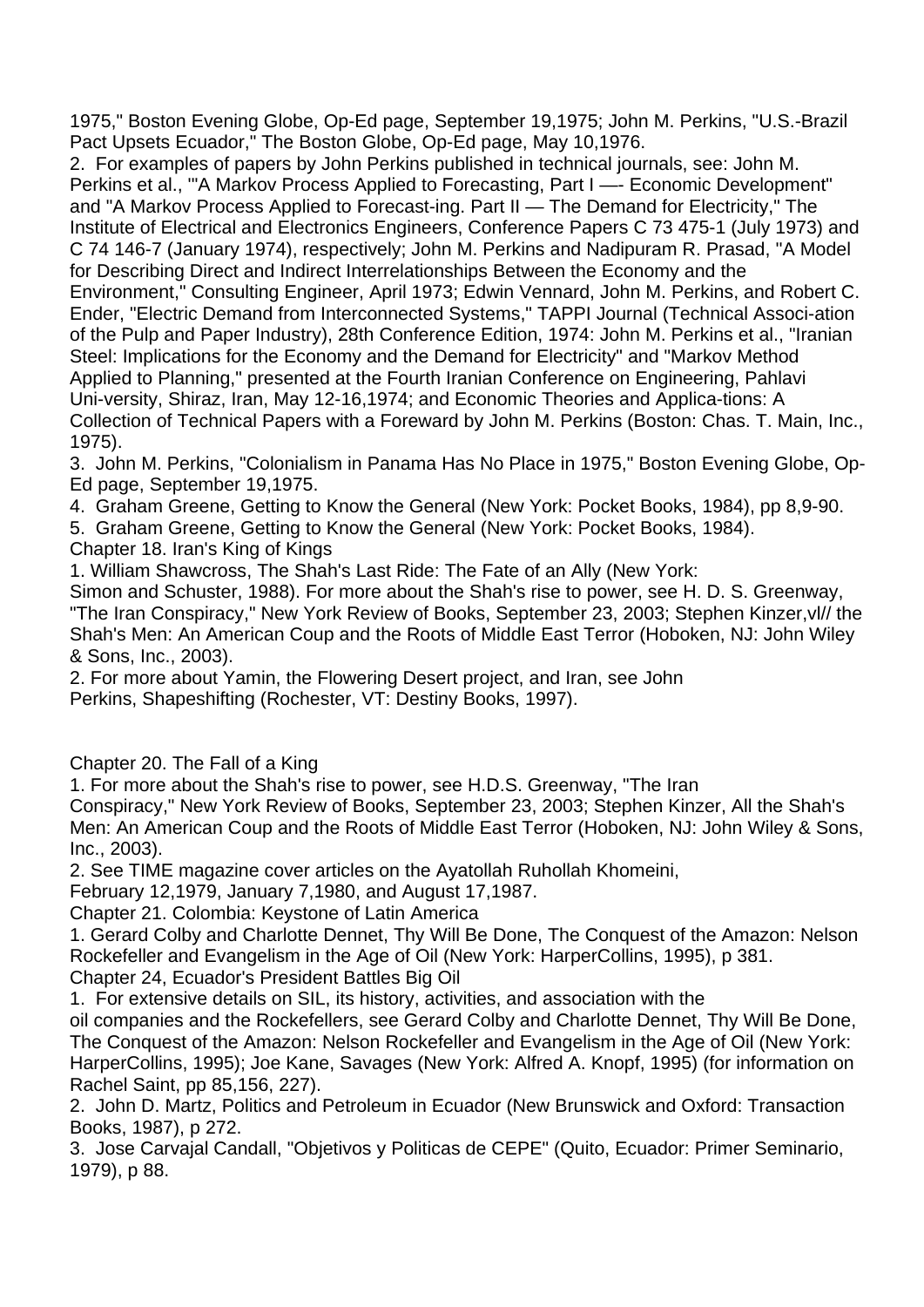1975," Boston Evening Globe, Op-Ed page, September 19,1975; John M. Perkins, "U.S.-Brazil Pact Upsets Ecuador," The Boston Globe, Op-Ed page, May 10,1976.

2. For examples of papers by John Perkins published in technical journals, see: John M. Perkins et al., '"A Markov Process Applied to Forecasting, Part I —- Economic Development" and "A Markov Process Applied to Forecast-ing. Part II — The Demand for Electricity," The Institute of Electrical and Electronics Engineers, Conference Papers C 73 475-1 (July 1973) and C 74 146-7 (January 1974), respectively; John M. Perkins and Nadipuram R. Prasad, "A Model for Describing Direct and Indirect Interrelationships Between the Economy and the Environment," Consulting Engineer, April 1973; Edwin Vennard, John M. Perkins, and Robert C. Ender, "Electric Demand from Interconnected Systems," TAPPI Journal (Technical Associ-ation of the Pulp and Paper Industry), 28th Conference Edition, 1974: John M. Perkins et al., "Iranian Steel: Implications for the Economy and the Demand for Electricity" and "Markov Method Applied to Planning," presented at the Fourth Iranian Conference on Engineering, Pahlavi Uni-versity, Shiraz, Iran, May 12-16,1974; and Economic Theories and Applica-tions: A Collection of Technical Papers with a Foreward by John M. Perkins (Boston: Chas. T. Main, Inc., 1975).

3. John M. Perkins, "Colonialism in Panama Has No Place in 1975," Boston Evening Globe, Op-Ed page, September 19,1975.

4. Graham Greene, Getting to Know the General (New York: Pocket Books, 1984), pp 8,9-90.

5. Graham Greene, Getting to Know the General (New York: Pocket Books, 1984).

Chapter 18. Iran's King of Kings

1. William Shawcross, The Shah's Last Ride: The Fate of an Ally (New York: Simon and Schuster, 1988). For more about the Shah's rise to power, see H. D. S. Greenway, "The Iran Conspiracy," New York Review of Books, September 23, 2003; Stephen Kinzer,vl// the Shah's Men: An American Coup and the Roots of Middle East Terror (Hoboken, NJ: John Wiley & Sons, Inc., 2003).

2. For more about Yamin, the Flowering Desert project, and Iran, see John Perkins, Shapeshifting (Rochester, VT: Destiny Books, 1997).

Chapter 20. The Fall of a King

1. For more about the Shah's rise to power, see H.D.S. Greenway, "The Iran Conspiracy," New York Review of Books, September 23, 2003; Stephen Kinzer, All the Shah's Men: An American Coup and the Roots of Middle East Terror (Hoboken, NJ: John Wiley & Sons, Inc., 2003).

2. See TIME magazine cover articles on the Ayatollah Ruhollah Khomeini, February 12,1979, January 7,1980, and August 17,1987.

Chapter 21. Colombia: Keystone of Latin America

1. Gerard Colby and Charlotte Dennet, Thy Will Be Done, The Conquest of the Amazon: Nelson Rockefeller and Evangelism in the Age of Oil (New York: HarperCollins, 1995), p 381.

Chapter 24, Ecuador's President Battles Big Oil

1. For extensive details on SIL, its history, activities, and association with the oil companies and the Rockefellers, see Gerard Colby and Charlotte Dennet, Thy Will Be Done, The Conquest of the Amazon: Nelson Rockefeller and Evangelism in the Age of Oil (New York: HarperCollins, 1995); Joe Kane, Savages (New York: Alfred A. Knopf, 1995) (for information on Rachel Saint, pp 85,156, 227).

2. John D. Martz, Politics and Petroleum in Ecuador (New Brunswick and Oxford: Transaction Books, 1987), p 272.

3. Jose Carvajal Candall, "Objetivos y Politicas de CEPE" (Quito, Ecuador: Primer Seminario, 1979), p 88.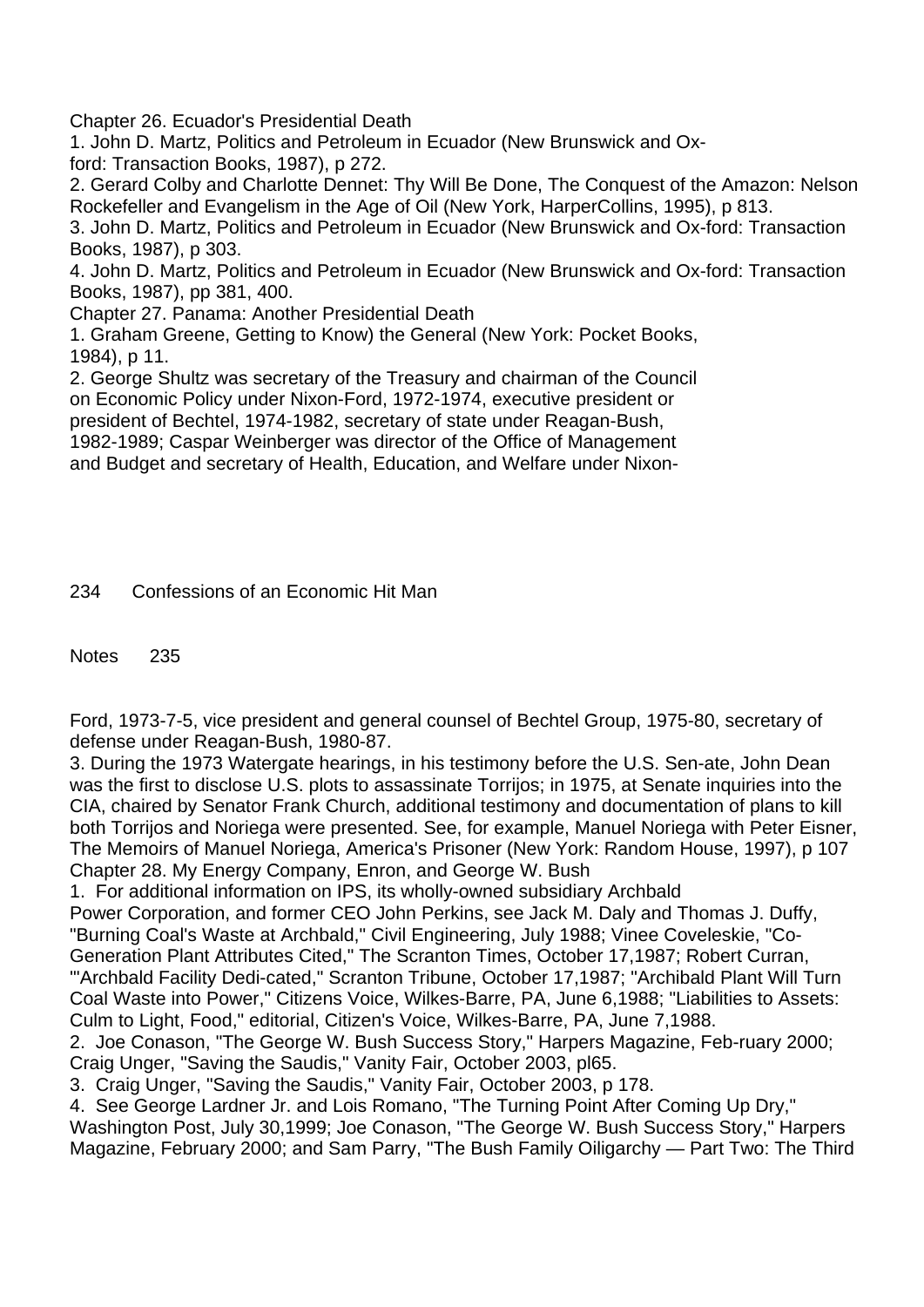Chapter 26. Ecuador's Presidential Death

1. John D. Martz, Politics and Petroleum in Ecuador (New Brunswick and Ox-ford: Transaction Books, 1987), p 272.
2. Gerard Colby and Charlotte Dennet: Thy Will Be Done, The Conquest of the Amazon: Nelson Rockefeller and Evangelism in the Age of Oil (New York, HarperCollins, 1995), p 813.
3. John D. Martz, Politics and Petroleum in Ecuador (New Brunswick and Ox-ford: Transaction Books, 1987), p 303.
4. John D. Martz, Politics and Petroleum in Ecuador (New Brunswick and Ox-ford: Transaction Books, 1987), pp 381, 400.

Chapter 27. Panama: Another Presidential Death

1. Graham Greene, Getting to Know) the General (New York: Pocket Books, 1984), p 11.
2. George Shultz was secretary of the Treasury and chairman of the Council on Economic Policy under Nixon-Ford, 1972-1974, executive president or president of Bechtel, 1974-1982, secretary of state under Reagan-Bush, 1982-1989; Caspar Weinberger was director of the Office of Management and Budget and secretary of Health, Education, and Welfare under Nixon-Ford, 1973-7-5, vice president and general counsel of Bechtel Group, 1975-80, secretary of defense under Reagan-Bush, 1980-87.
3. During the 1973 Watergate hearings, in his testimony before the U.S. Sen-ate, John Dean was the first to disclose U.S. plots to assassinate Torrijos; in 1975, at Senate inquiries into the CIA, chaired by Senator Frank Church, additional testimony and documentation of plans to kill both Torrijos and Noriega were presented. See, for example, Manuel Noriega with Peter Eisner, The Memoirs of Manuel Noriega, America's Prisoner (New York: Random House, 1997), p 107

Chapter 28. My Energy Company, Enron, and George W. Bush

1. For additional information on IPS, its wholly-owned subsidiary Archbald Power Corporation, and former CEO John Perkins, see Jack M. Daly and Thomas J. Duffy, "Burning Coal's Waste at Archbald," Civil Engineering, July 1988; Vinee Coveleskie, "Co-Generation Plant Attributes Cited," The Scranton Times, October 17,1987; Robert Curran, '"Archbald Facility Dedi-cated," Scranton Tribune, October 17,1987; "Archibald Plant Will Turn Coal Waste into Power," Citizens Voice, Wilkes-Barre, PA, June 6,1988; "Liabilities to Assets: Culm to Light, Food," editorial, Citizen's Voice, Wilkes-Barre, PA, June 7,1988.
2. Joe Conason, "The George W. Bush Success Story," Harpers Magazine, Feb-ruary 2000; Craig Unger, "Saving the Saudis," Vanity Fair, October 2003, pl65.
3. Craig Unger, "Saving the Saudis," Vanity Fair, October 2003, p 178.
4. See George Lardner Jr. and Lois Romano, "The Turning Point After Coming Up Dry," Washington Post, July 30,1999; Joe Conason, "The George W. Bush Success Story," Harpers Magazine, February 2000; and Sam Parry, "The Bush Family Oiligarchy — Part Two: The Third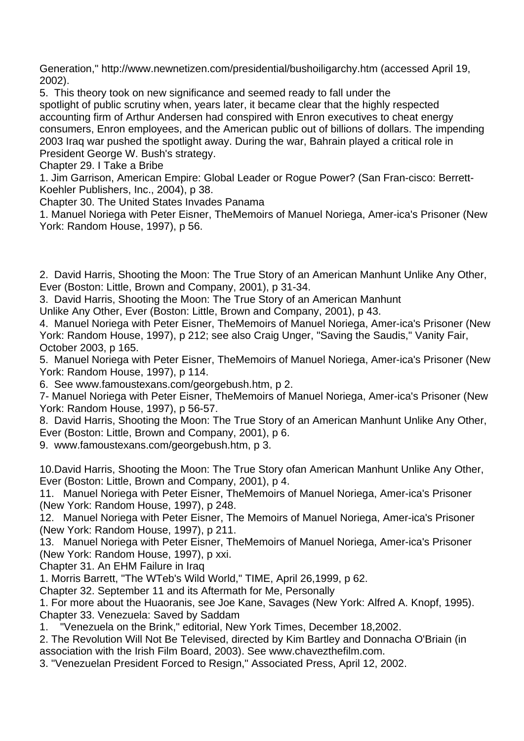Generation," http://www.newnetizen.com/presidential/bushoiligarchy.htm (accessed April 19, 2002).

5. This theory took on new significance and seemed ready to fall under the spotlight of public scrutiny when, years later, it became clear that the highly respected accounting firm of Arthur Andersen had conspired with Enron executives to cheat energy consumers, Enron employees, and the American public out of billions of dollars. The impending 2003 Iraq war pushed the spotlight away. During the war, Bahrain played a critical role in President George W. Bush's strategy.

Chapter 29. I Take a Bribe

1. Jim Garrison, American Empire: Global Leader or Rogue Power? (San Fran-cisco: Berrett-Koehler Publishers, Inc., 2004), p 38.

Chapter 30. The United States Invades Panama

1. Manuel Noriega with Peter Eisner, TheMemoirs of Manuel Noriega, Amer-ica's Prisoner (New York: Random House, 1997), p 56.

2. David Harris, Shooting the Moon: The True Story of an American Manhunt Unlike Any Other, Ever (Boston: Little, Brown and Company, 2001), p 31-34.
3. David Harris, Shooting the Moon: The True Story of an American Manhunt Unlike Any Other, Ever (Boston: Little, Brown and Company, 2001), p 43.
4. Manuel Noriega with Peter Eisner, TheMemoirs of Manuel Noriega, Amer-ica's Prisoner (New York: Random House, 1997), p 212; see also Craig Unger, "Saving the Saudis," Vanity Fair, October 2003, p 165.
5. Manuel Noriega with Peter Eisner, TheMemoirs of Manuel Noriega, Amer-ica's Prisoner (New York: Random House, 1997), p 114.
6. See www.famoustexans.com/georgebush.htm, p 2.
7- Manuel Noriega with Peter Eisner, TheMemoirs of Manuel Noriega, Amer-ica's Prisoner (New York: Random House, 1997), p 56-57.
8. David Harris, Shooting the Moon: The True Story of an American Manhunt Unlike Any Other, Ever (Boston: Little, Brown and Company, 2001), p 6.
9. www.famoustexans.com/georgebush.htm, p 3.

10.David Harris, Shooting the Moon: The True Story ofan American Manhunt Unlike Any Other, Ever (Boston: Little, Brown and Company, 2001), p 4.
11. Manuel Noriega with Peter Eisner, TheMemoirs of Manuel Noriega, Amer-ica's Prisoner (New York: Random House, 1997), p 248.
12. Manuel Noriega with Peter Eisner, The Memoirs of Manuel Noriega, Amer-ica's Prisoner (New York: Random House, 1997), p 211.
13. Manuel Noriega with Peter Eisner, TheMemoirs of Manuel Noriega, Amer-ica's Prisoner (New York: Random House, 1997), p xxi.

Chapter 31. An EHM Failure in Iraq

1. Morris Barrett, "The WTeb's Wild World," TIME, April 26,1999, p 62.

Chapter 32. September 11 and its Aftermath for Me, Personally

1. For more about the Huaoranis, see Joe Kane, Savages (New York: Alfred A. Knopf, 1995).

Chapter 33. Venezuela: Saved by Saddam

1. "Venezuela on the Brink," editorial, New York Times, December 18,2002.
2. The Revolution Will Not Be Televised, directed by Kim Bartley and Donnacha O'Briain (in association with the Irish Film Board, 2003). See www.chavezthefilm.com.
3. "Venezuelan President Forced to Resign," Associated Press, April 12, 2002.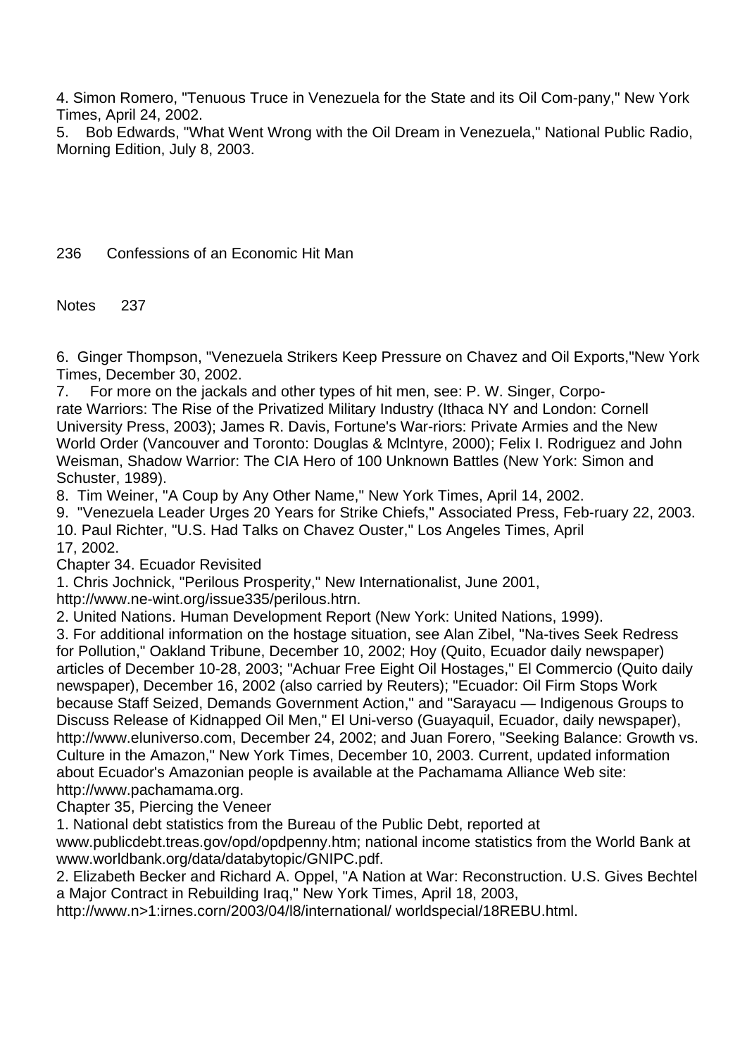4. Simon Romero, "Tenuous Truce in Venezuela for the State and its Oil Com-pany," New York Times, April 24, 2002.

5. Bob Edwards, "What Went Wrong with the Oil Dream in Venezuela," National Public Radio, Morning Edition, July 8, 2003.

6. Ginger Thompson, "Venezuela Strikers Keep Pressure on Chavez and Oil Exports,"New York Times, December 30, 2002.

7. For more on the jackals and other types of hit men, see: P. W. Singer, Corpo-rate Warriors: The Rise of the Privatized Military Industry (Ithaca NY and London: Cornell University Press, 2003); James R. Davis, Fortune's War-riors: Private Armies and the New World Order (Vancouver and Toronto: Douglas & Mclntyre, 2000); Felix I. Rodriguez and John Weisman, Shadow Warrior: The CIA Hero of 100 Unknown Battles (New York: Simon and Schuster, 1989).

8. Tim Weiner, "A Coup by Any Other Name," New York Times, April 14, 2002.

9. "Venezuela Leader Urges 20 Years for Strike Chiefs," Associated Press, Feb-ruary 22, 2003.

10. Paul Richter, "U.S. Had Talks on Chavez Ouster," Los Angeles Times, April 17, 2002.

Chapter 34. Ecuador Revisited

1. Chris Jochnick, "Perilous Prosperity," New Internationalist, June 2001, http://www.ne-wint.org/issue335/perilous.htrn.

2. United Nations. Human Development Report (New York: United Nations, 1999).

3. For additional information on the hostage situation, see Alan Zibel, "Na-tives Seek Redress for Pollution," Oakland Tribune, December 10, 2002; Hoy (Quito, Ecuador daily newspaper) articles of December 10-28, 2003; "Achuar Free Eight Oil Hostages," El Commercio (Quito daily newspaper), December 16, 2002 (also carried by Reuters); "Ecuador: Oil Firm Stops Work because Staff Seized, Demands Government Action," and "Sarayacu — Indigenous Groups to Discuss Release of Kidnapped Oil Men," El Uni-verso (Guayaquil, Ecuador, daily newspaper), http://www.eluniverso.com, December 24, 2002; and Juan Forero, "Seeking Balance: Growth vs. Culture in the Amazon," New York Times, December 10, 2003. Current, updated information about Ecuador's Amazonian people is available at the Pachamama Alliance Web site: http://www.pachamama.org.

Chapter 35, Piercing the Veneer

1. National debt statistics from the Bureau of the Public Debt, reported at www.publicdebt.treas.gov/opd/opdpenny.htm; national income statistics from the World Bank at www.worldbank.org/data/databytopic/GNIPC.pdf.

2. Elizabeth Becker and Richard A. Oppel, "A Nation at War: Reconstruction. U.S. Gives Bechtel a Major Contract in Rebuilding Iraq," New York Times, April 18, 2003, http://www.n>1:irnes.corn/2003/04/l8/international/ worldspecial/18REBU.html.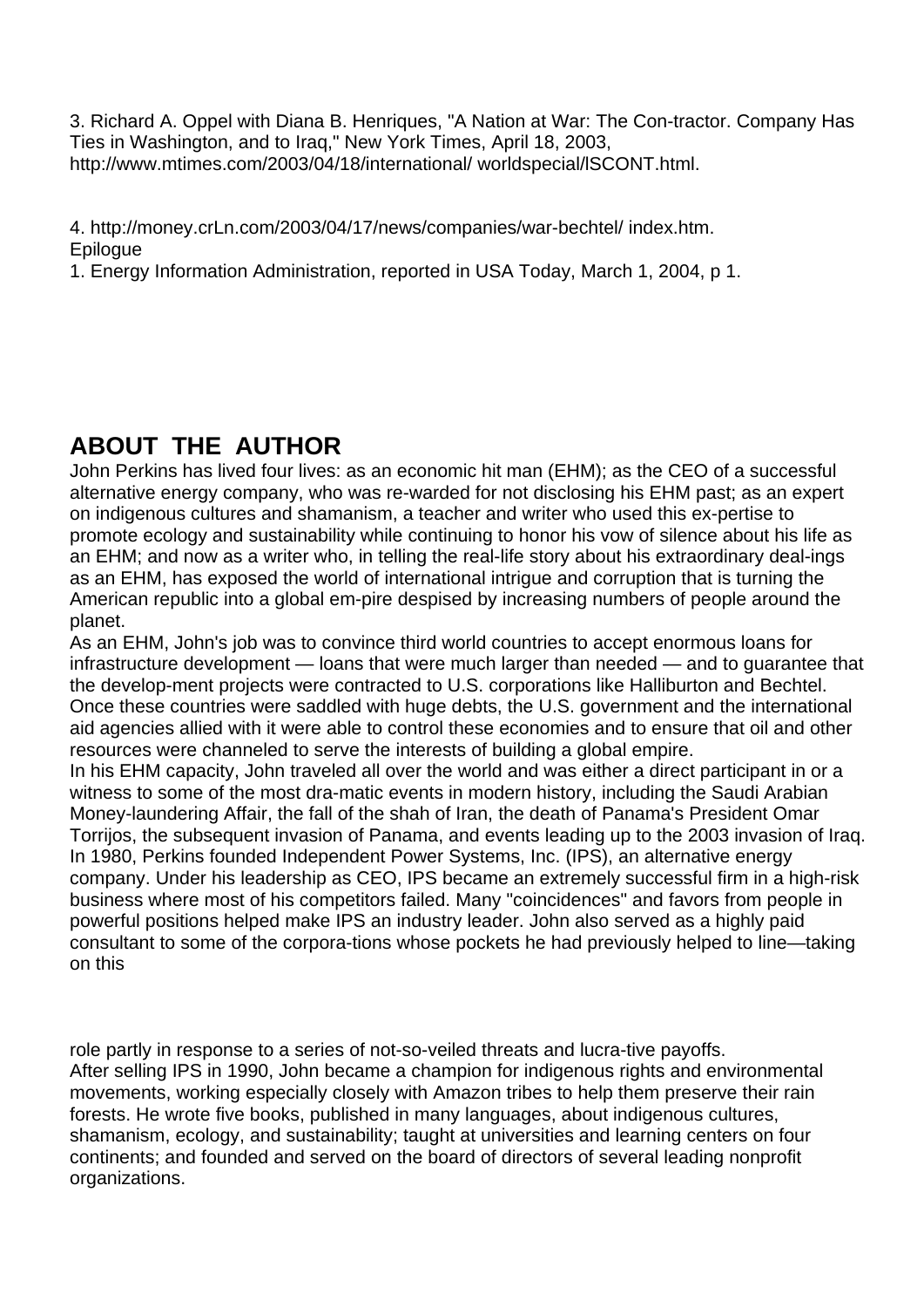3. Richard A. Oppel with Diana B. Henriques, "A Nation at War: The Con-tractor. Company Has Ties in Washington, and to Iraq," New York Times, April 18, 2003, http://www.mtimes.com/2003/04/18/international/ worldspecial/lSCONT.html.

4. http://money.crLn.com/2003/04/17/news/companies/war-bechtel/ index.htm.

Epilogue

1. Energy Information Administration, reported in USA Today, March 1, 2004, p 1.

## ABOUT THE AUTHOR

John Perkins has lived four lives: as an economic hit man (EHM); as the CEO of a successful alternative energy company, who was re-warded for not disclosing his EHM past; as an expert on indigenous cultures and shamanism, a teacher and writer who used this ex-pertise to promote ecology and sustainability while continuing to honor his vow of silence about his life as an EHM; and now as a writer who, in telling the real-life story about his extraordinary deal-ings as an EHM, has exposed the world of international intrigue and corruption that is turning the American republic into a global em-pire despised by increasing numbers of people around the planet.

As an EHM, John's job was to convince third world countries to accept enormous loans for infrastructure development — loans that were much larger than needed — and to guarantee that the develop-ment projects were contracted to U.S. corporations like Halliburton and Bechtel. Once these countries were saddled with huge debts, the U.S. government and the international aid agencies allied with it were able to control these economies and to ensure that oil and other resources were channeled to serve the interests of building a global empire.

In his EHM capacity, John traveled all over the world and was either a direct participant in or a witness to some of the most dra-matic events in modern history, including the Saudi Arabian Money-laundering Affair, the fall of the shah of Iran, the death of Panama's President Omar Torrijos, the subsequent invasion of Panama, and events leading up to the 2003 invasion of Iraq.

In 1980, Perkins founded Independent Power Systems, Inc. (IPS), an alternative energy company. Under his leadership as CEO, IPS became an extremely successful firm in a high-risk business where most of his competitors failed. Many "coincidences" and favors from people in powerful positions helped make IPS an industry leader. John also served as a highly paid consultant to some of the corpora-tions whose pockets he had previously helped to line—taking on this role partly in response to a series of not-so-veiled threats and lucra-tive payoffs.

After selling IPS in 1990, John became a champion for indigenous rights and environmental movements, working especially closely with Amazon tribes to help them preserve their rain forests. He wrote five books, published in many languages, about indigenous cultures, shamanism, ecology, and sustainability; taught at universities and learning centers on four continents; and founded and served on the board of directors of several leading nonprofit organizations.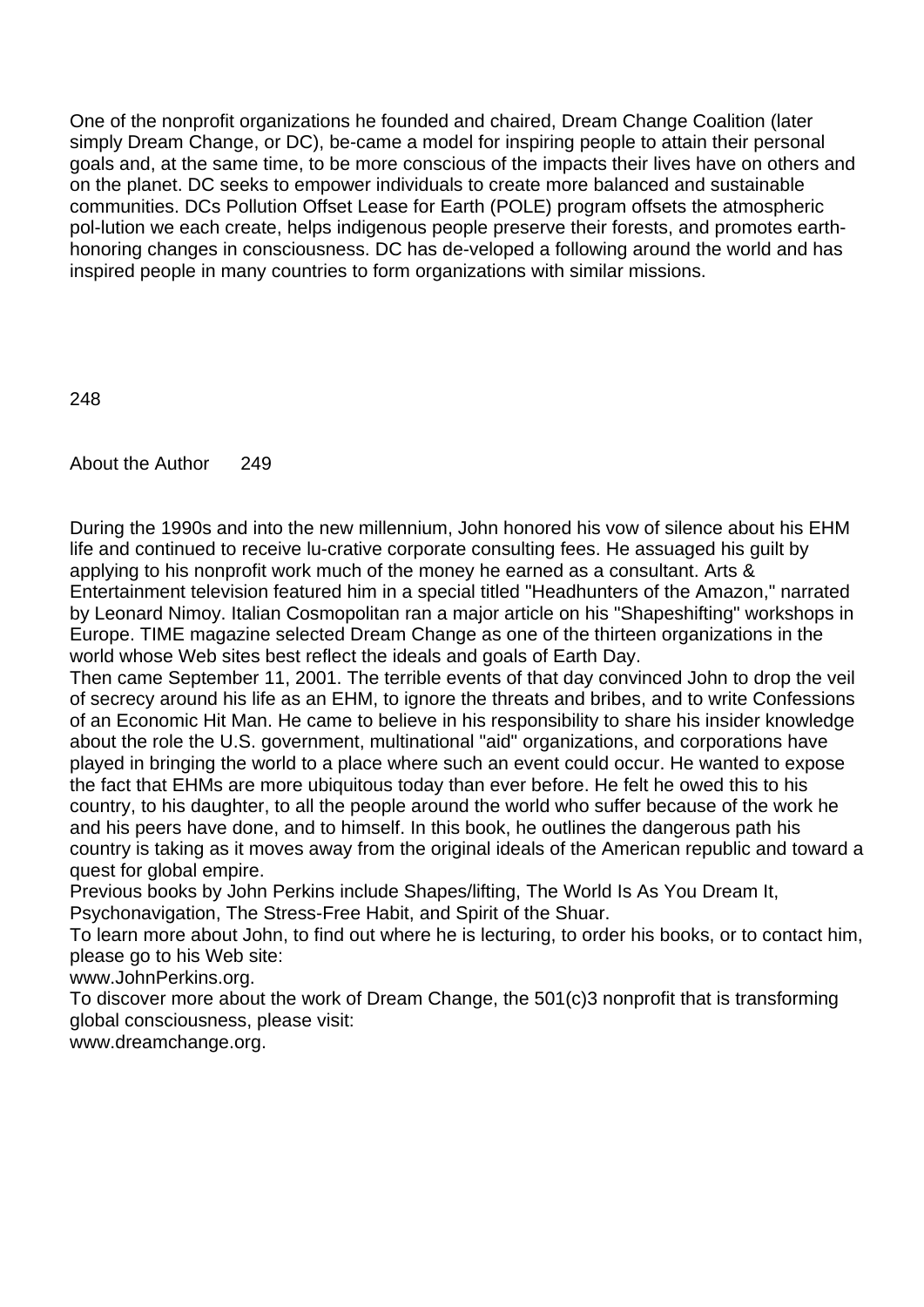One of the nonprofit organizations he founded and chaired, Dream Change Coalition (later simply Dream Change, or DC), be-came a model for inspiring people to attain their personal goals and, at the same time, to be more conscious of the impacts their lives have on others and on the planet. DC seeks to empower individuals to create more balanced and sustainable communities. DCs Pollution Offset Lease for Earth (POLE) program offsets the atmospheric pol-lution we each create, helps indigenous people preserve their forests, and promotes earth-honoring changes in consciousness. DC has de-veloped a following around the world and has inspired people in many countries to form organizations with similar missions.

During the 1990s and into the new millennium, John honored his vow of silence about his EHM life and continued to receive lu-crative corporate consulting fees. He assuaged his guilt by applying to his nonprofit work much of the money he earned as a consultant. Arts & Entertainment television featured him in a special titled "Headhunters of the Amazon," narrated by Leonard Nimoy. Italian Cosmopolitan ran a major article on his "Shapeshifting" workshops in Europe. TIME magazine selected Dream Change as one of the thirteen organizations in the world whose Web sites best reflect the ideals and goals of Earth Day.

Then came September 11, 2001. The terrible events of that day convinced John to drop the veil of secrecy around his life as an EHM, to ignore the threats and bribes, and to write Confessions of an Economic Hit Man. He came to believe in his responsibility to share his insider knowledge about the role the U.S. government, multinational "aid" organizations, and corporations have played in bringing the world to a place where such an event could occur. He wanted to expose the fact that EHMs are more ubiquitous today than ever before. He felt he owed this to his country, to his daughter, to all the people around the world who suffer because of the work he and his peers have done, and to himself. In this book, he outlines the dangerous path his country is taking as it moves away from the original ideals of the American republic and toward a quest for global empire.

Previous books by John Perkins include Shapes/lifting, The World Is As You Dream It, Psychonavigation, The Stress-Free Habit, and Spirit of the Shuar.

To learn more about John, to find out where he is lecturing, to order his books, or to contact him, please go to his Web site:

www.JohnPerkins.org.

To discover more about the work of Dream Change, the 501(c)3 nonprofit that is transforming global consciousness, please visit:

www.dreamchange.org.